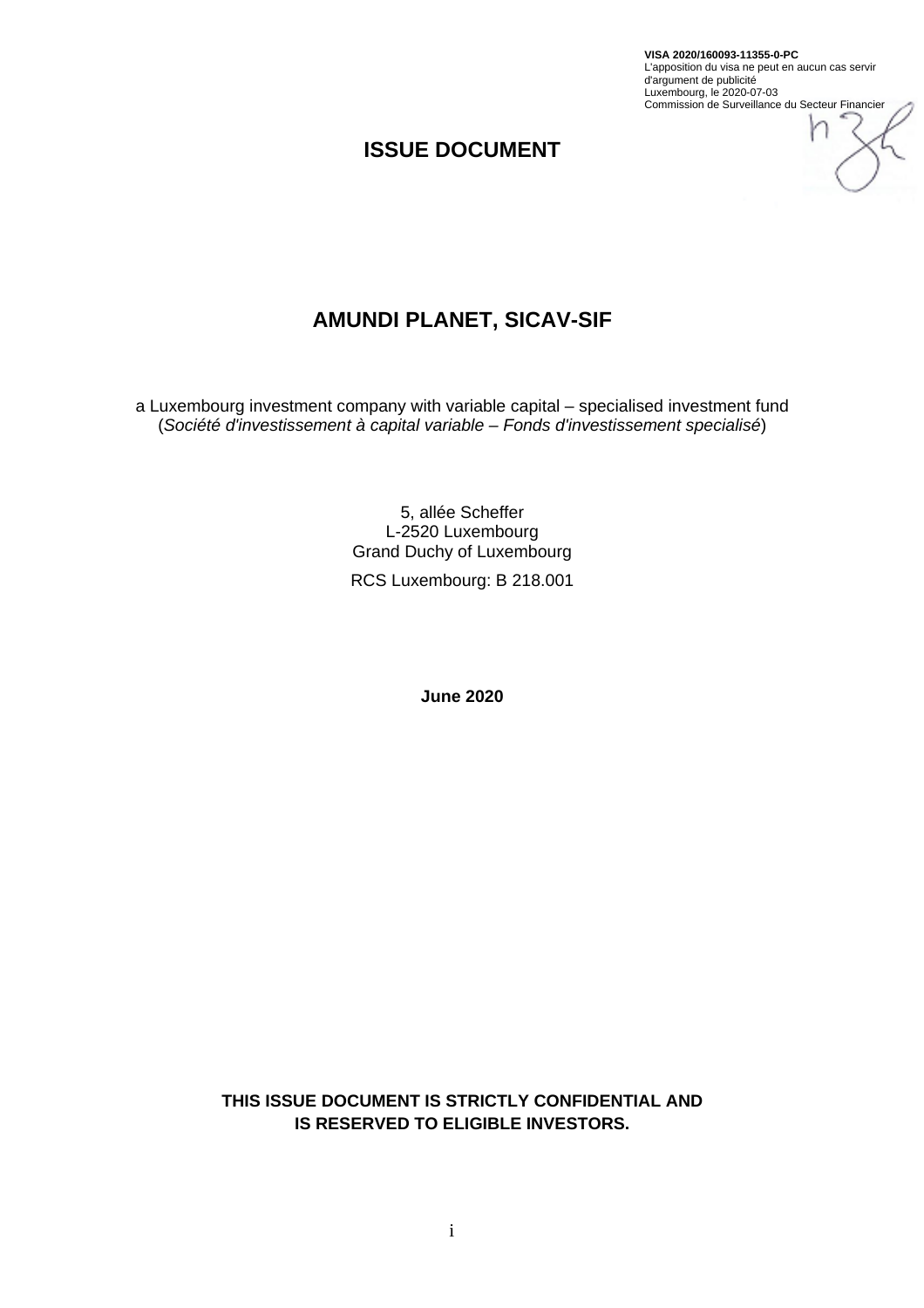**VISA 2020/160093-11355-0-PC**
L'apposition du visa ne peut en aucun cas servir d'argument de publicité
Luxembourg, le 2020-07-03
Commission de Surveillance du Secteur Financier

# ISSUE DOCUMENT

# AMUNDI PLANET, SICAV-SIF

a Luxembourg investment company with variable capital – specialised investment fund
(*Société d'investissement à capital variable – Fonds d'investissement specialisé*)

5, allée Scheffer
L-2520 Luxembourg
Grand Duchy of Luxembourg

RCS Luxembourg: B 218.001

**June 2020**

**THIS ISSUE DOCUMENT IS STRICTLY CONFIDENTIAL AND IS RESERVED TO ELIGIBLE INVESTORS.**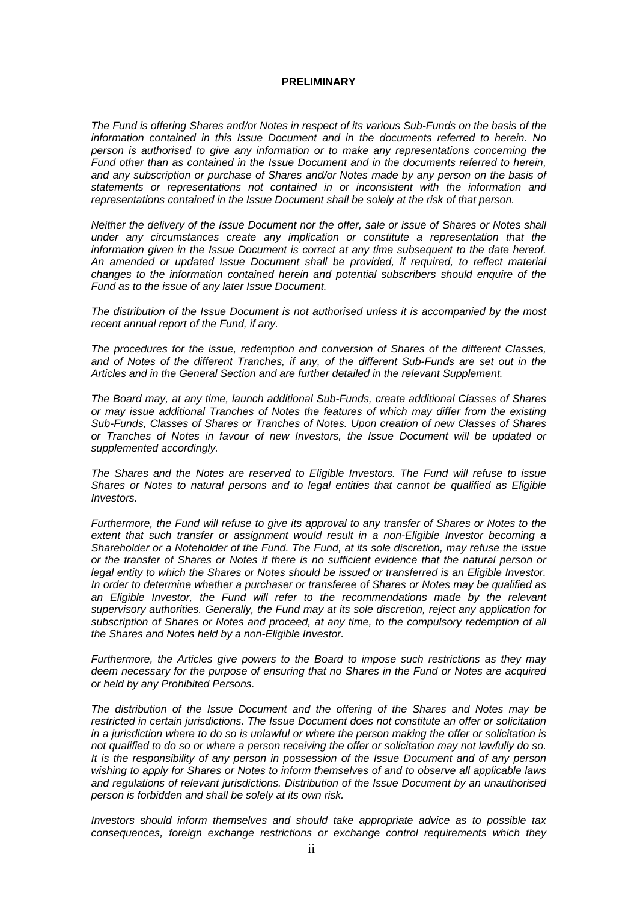**PRELIMINARY**

*The Fund is offering Shares and/or Notes in respect of its various Sub-Funds on the basis of the information contained in this Issue Document and in the documents referred to herein. No person is authorised to give any information or to make any representations concerning the Fund other than as contained in the Issue Document and in the documents referred to herein, and any subscription or purchase of Shares and/or Notes made by any person on the basis of statements or representations not contained in or inconsistent with the information and representations contained in the Issue Document shall be solely at the risk of that person.*

*Neither the delivery of the Issue Document nor the offer, sale or issue of Shares or Notes shall under any circumstances create any implication or constitute a representation that the information given in the Issue Document is correct at any time subsequent to the date hereof. An amended or updated Issue Document shall be provided, if required, to reflect material changes to the information contained herein and potential subscribers should enquire of the Fund as to the issue of any later Issue Document.*

*The distribution of the Issue Document is not authorised unless it is accompanied by the most recent annual report of the Fund, if any.*

*The procedures for the issue, redemption and conversion of Shares of the different Classes, and of Notes of the different Tranches, if any, of the different Sub-Funds are set out in the Articles and in the General Section and are further detailed in the relevant Supplement.*

*The Board may, at any time, launch additional Sub-Funds, create additional Classes of Shares or may issue additional Tranches of Notes the features of which may differ from the existing Sub-Funds, Classes of Shares or Tranches of Notes. Upon creation of new Classes of Shares or Tranches of Notes in favour of new Investors, the Issue Document will be updated or supplemented accordingly.*

*The Shares and the Notes are reserved to Eligible Investors. The Fund will refuse to issue Shares or Notes to natural persons and to legal entities that cannot be qualified as Eligible Investors.*

*Furthermore, the Fund will refuse to give its approval to any transfer of Shares or Notes to the extent that such transfer or assignment would result in a non-Eligible Investor becoming a Shareholder or a Noteholder of the Fund. The Fund, at its sole discretion, may refuse the issue or the transfer of Shares or Notes if there is no sufficient evidence that the natural person or legal entity to which the Shares or Notes should be issued or transferred is an Eligible Investor. In order to determine whether a purchaser or transferee of Shares or Notes may be qualified as an Eligible Investor, the Fund will refer to the recommendations made by the relevant supervisory authorities. Generally, the Fund may at its sole discretion, reject any application for subscription of Shares or Notes and proceed, at any time, to the compulsory redemption of all the Shares and Notes held by a non-Eligible Investor.*

*Furthermore, the Articles give powers to the Board to impose such restrictions as they may deem necessary for the purpose of ensuring that no Shares in the Fund or Notes are acquired or held by any Prohibited Persons.*

*The distribution of the Issue Document and the offering of the Shares and Notes may be restricted in certain jurisdictions. The Issue Document does not constitute an offer or solicitation in a jurisdiction where to do so is unlawful or where the person making the offer or solicitation is not qualified to do so or where a person receiving the offer or solicitation may not lawfully do so. It is the responsibility of any person in possession of the Issue Document and of any person wishing to apply for Shares or Notes to inform themselves of and to observe all applicable laws and regulations of relevant jurisdictions. Distribution of the Issue Document by an unauthorised person is forbidden and shall be solely at its own risk.*

*Investors should inform themselves and should take appropriate advice as to possible tax consequences, foreign exchange restrictions or exchange control requirements which they*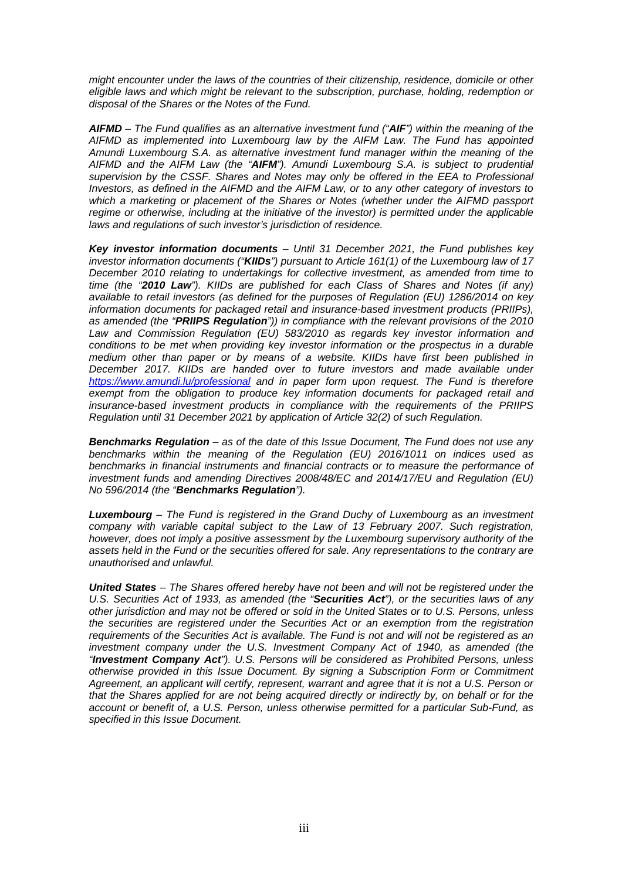*might encounter under the laws of the countries of their citizenship, residence, domicile or other eligible laws and which might be relevant to the subscription, purchase, holding, redemption or disposal of the Shares or the Notes of the Fund.*

***AIFMD*** *– The Fund qualifies as an alternative investment fund ("**AIF**") within the meaning of the AIFMD as implemented into Luxembourg law by the AIFM Law. The Fund has appointed Amundi Luxembourg S.A. as alternative investment fund manager within the meaning of the AIFMD and the AIFM Law (the "**AIFM**"). Amundi Luxembourg S.A. is subject to prudential supervision by the CSSF. Shares and Notes may only be offered in the EEA to Professional Investors, as defined in the AIFMD and the AIFM Law, or to any other category of investors to which a marketing or placement of the Shares or Notes (whether under the AIFMD passport regime or otherwise, including at the initiative of the investor) is permitted under the applicable laws and regulations of such investor's jurisdiction of residence.*

***Key investor information documents*** *– Until 31 December 2021, the Fund publishes key investor information documents ("**KIIDs**") pursuant to Article 161(1) of the Luxembourg law of 17 December 2010 relating to undertakings for collective investment, as amended from time to time (the "**2010 Law**"). KIIDs are published for each Class of Shares and Notes (if any) available to retail investors (as defined for the purposes of Regulation (EU) 1286/2014 on key information documents for packaged retail and insurance-based investment products (PRIIPs), as amended (the "**PRIIPS Regulation**")) in compliance with the relevant provisions of the 2010 Law and Commission Regulation (EU) 583/2010 as regards key investor information and conditions to be met when providing key investor information or the prospectus in a durable medium other than paper or by means of a website. KIIDs have first been published in December 2017. KIIDs are handed over to future investors and made available under https://www.amundi.lu/professional and in paper form upon request. The Fund is therefore exempt from the obligation to produce key information documents for packaged retail and insurance-based investment products in compliance with the requirements of the PRIIPS Regulation until 31 December 2021 by application of Article 32(2) of such Regulation.*

***Benchmarks Regulation*** *– as of the date of this Issue Document, The Fund does not use any benchmarks within the meaning of the Regulation (EU) 2016/1011 on indices used as benchmarks in financial instruments and financial contracts or to measure the performance of investment funds and amending Directives 2008/48/EC and 2014/17/EU and Regulation (EU) No 596/2014 (the "**Benchmarks Regulation**").*

***Luxembourg*** *– The Fund is registered in the Grand Duchy of Luxembourg as an investment company with variable capital subject to the Law of 13 February 2007. Such registration, however, does not imply a positive assessment by the Luxembourg supervisory authority of the assets held in the Fund or the securities offered for sale. Any representations to the contrary are unauthorised and unlawful.*

***United States*** *– The Shares offered hereby have not been and will not be registered under the U.S. Securities Act of 1933, as amended (the "**Securities Act**"), or the securities laws of any other jurisdiction and may not be offered or sold in the United States or to U.S. Persons, unless the securities are registered under the Securities Act or an exemption from the registration requirements of the Securities Act is available. The Fund is not and will not be registered as an investment company under the U.S. Investment Company Act of 1940, as amended (the "**Investment Company Act**"). U.S. Persons will be considered as Prohibited Persons, unless otherwise provided in this Issue Document. By signing a Subscription Form or Commitment Agreement, an applicant will certify, represent, warrant and agree that it is not a U.S. Person or that the Shares applied for are not being acquired directly or indirectly by, on behalf or for the account or benefit of, a U.S. Person, unless otherwise permitted for a particular Sub-Fund, as specified in this Issue Document.*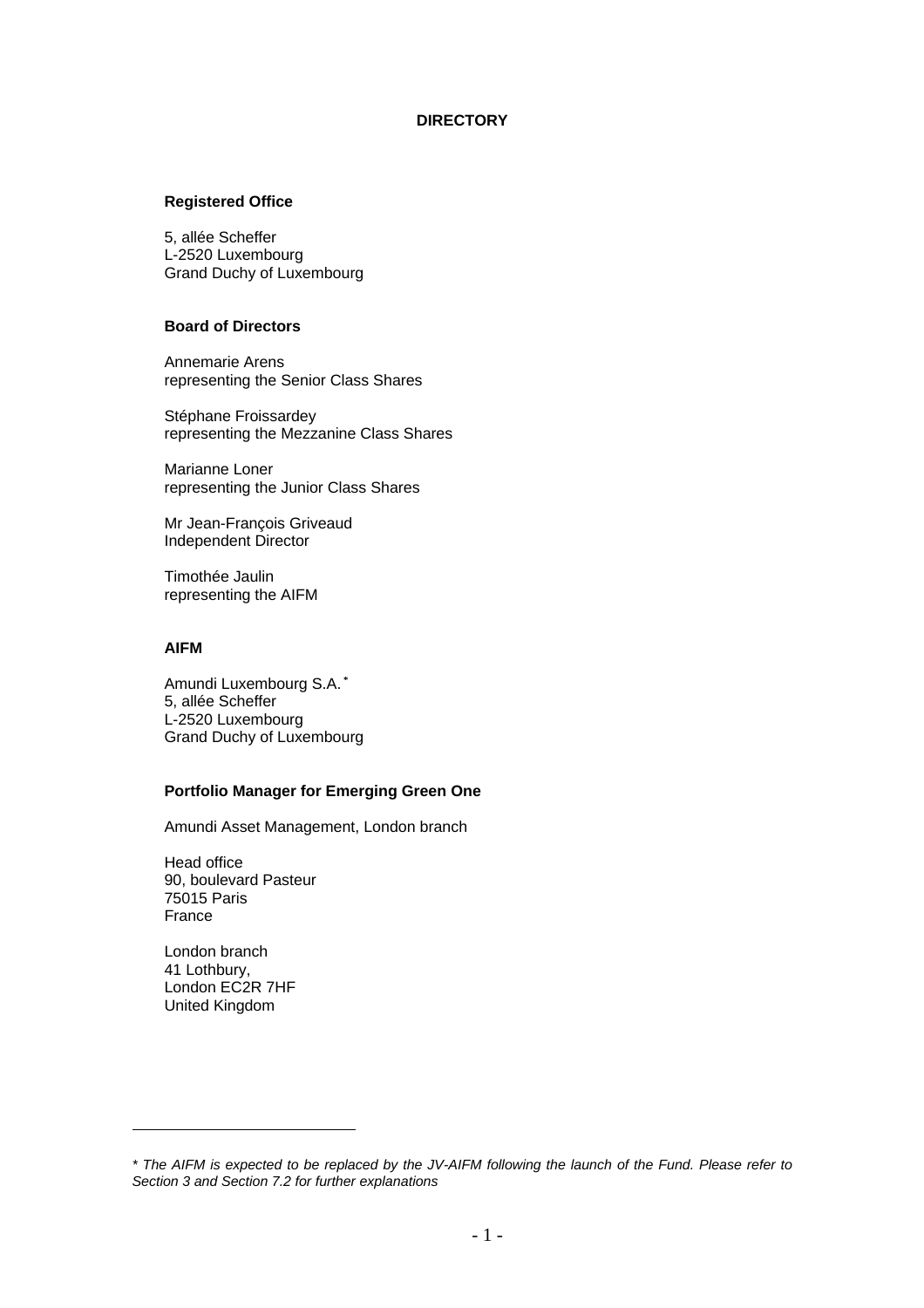# DIRECTORY

**Registered Office**

5, allée Scheffer
L-2520 Luxembourg
Grand Duchy of Luxembourg

**Board of Directors**

Annemarie Arens
representing the Senior Class Shares

Stéphane Froissardey
representing the Mezzanine Class Shares

Marianne Loner
representing the Junior Class Shares

Mr Jean-François Griveaud
Independent Director

Timothée Jaulin
representing the AIFM

**AIFM**

Amundi Luxembourg S.A.*
5, allée Scheffer
L-2520 Luxembourg
Grand Duchy of Luxembourg

**Portfolio Manager for Emerging Green One**

Amundi Asset Management, London branch

Head office
90, boulevard Pasteur
75015 Paris
France

London branch
41 Lothbury,
London EC2R 7HF
United Kingdom

---

*\* The AIFM is expected to be replaced by the JV-AIFM following the launch of the Fund. Please refer to Section 3 and Section 7.2 for further explanations*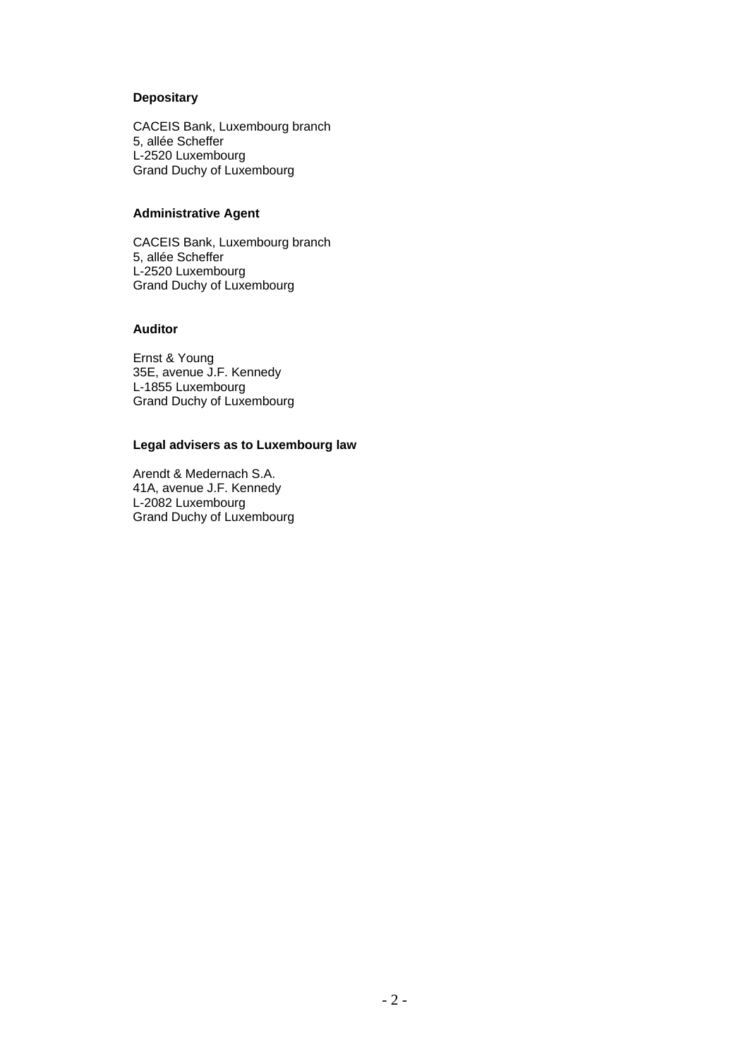**Depositary**

CACEIS Bank, Luxembourg branch
5, allée Scheffer
L-2520 Luxembourg
Grand Duchy of Luxembourg

**Administrative Agent**

CACEIS Bank, Luxembourg branch
5, allée Scheffer
L-2520 Luxembourg
Grand Duchy of Luxembourg

**Auditor**

Ernst & Young
35E, avenue J.F. Kennedy
L-1855 Luxembourg
Grand Duchy of Luxembourg

**Legal advisers as to Luxembourg law**

Arendt & Medernach S.A.
41A, avenue J.F. Kennedy
L-2082 Luxembourg
Grand Duchy of Luxembourg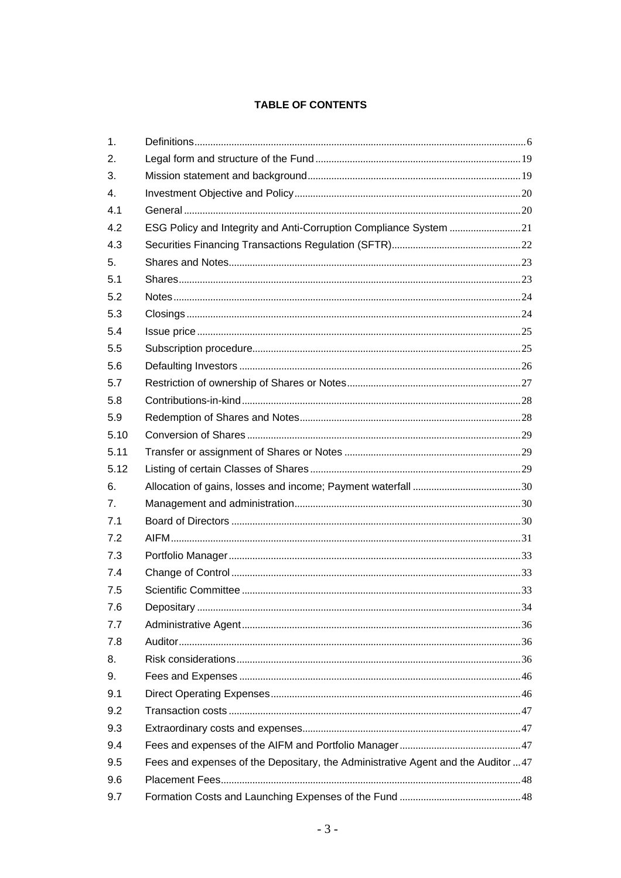**TABLE OF CONTENTS**

| | | |
|---|---|---|
| 1. | Definitions | 6 |
| 2. | Legal form and structure of the Fund | 19 |
| 3. | Mission statement and background | 19 |
| 4. | Investment Objective and Policy | 20 |
| 4.1 | General | 20 |
| 4.2 | ESG Policy and Integrity and Anti-Corruption Compliance System | 21 |
| 4.3 | Securities Financing Transactions Regulation (SFTR) | 22 |
| 5. | Shares and Notes | 23 |
| 5.1 | Shares | 23 |
| 5.2 | Notes | 24 |
| 5.3 | Closings | 24 |
| 5.4 | Issue price | 25 |
| 5.5 | Subscription procedure | 25 |
| 5.6 | Defaulting Investors | 26 |
| 5.7 | Restriction of ownership of Shares or Notes | 27 |
| 5.8 | Contributions-in-kind | 28 |
| 5.9 | Redemption of Shares and Notes | 28 |
| 5.10 | Conversion of Shares | 29 |
| 5.11 | Transfer or assignment of Shares or Notes | 29 |
| 5.12 | Listing of certain Classes of Shares | 29 |
| 6. | Allocation of gains, losses and income; Payment waterfall | 30 |
| 7. | Management and administration | 30 |
| 7.1 | Board of Directors | 30 |
| 7.2 | AIFM | 31 |
| 7.3 | Portfolio Manager | 33 |
| 7.4 | Change of Control | 33 |
| 7.5 | Scientific Committee | 33 |
| 7.6 | Depositary | 34 |
| 7.7 | Administrative Agent | 36 |
| 7.8 | Auditor | 36 |
| 8. | Risk considerations | 36 |
| 9. | Fees and Expenses | 46 |
| 9.1 | Direct Operating Expenses | 46 |
| 9.2 | Transaction costs | 47 |
| 9.3 | Extraordinary costs and expenses | 47 |
| 9.4 | Fees and expenses of the AIFM and Portfolio Manager | 47 |
| 9.5 | Fees and expenses of the Depositary, the Administrative Agent and the Auditor | 47 |
| 9.6 | Placement Fees | 48 |
| 9.7 | Formation Costs and Launching Expenses of the Fund | 48 |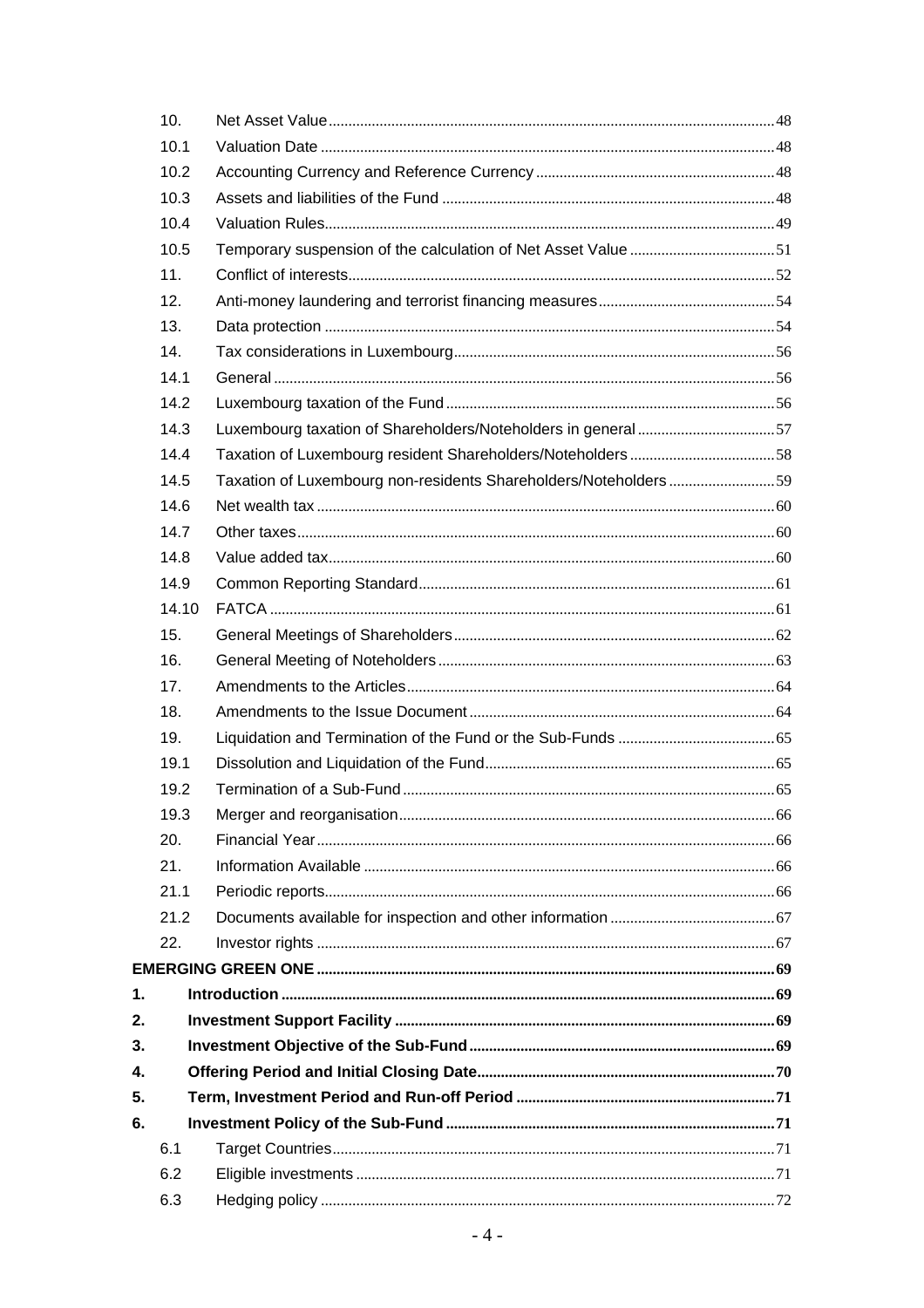| | | |
|---|---|---|
| 10. | Net Asset Value | 48 |
| 10.1 | Valuation Date | 48 |
| 10.2 | Accounting Currency and Reference Currency | 48 |
| 10.3 | Assets and liabilities of the Fund | 48 |
| 10.4 | Valuation Rules | 49 |
| 10.5 | Temporary suspension of the calculation of Net Asset Value | 51 |
| 11. | Conflict of interests | 52 |
| 12. | Anti-money laundering and terrorist financing measures | 54 |
| 13. | Data protection | 54 |
| 14. | Tax considerations in Luxembourg | 56 |
| 14.1 | General | 56 |
| 14.2 | Luxembourg taxation of the Fund | 56 |
| 14.3 | Luxembourg taxation of Shareholders/Noteholders in general | 57 |
| 14.4 | Taxation of Luxembourg resident Shareholders/Noteholders | 58 |
| 14.5 | Taxation of Luxembourg non-residents Shareholders/Noteholders | 59 |
| 14.6 | Net wealth tax | 60 |
| 14.7 | Other taxes | 60 |
| 14.8 | Value added tax | 60 |
| 14.9 | Common Reporting Standard | 61 |
| 14.10 | FATCA | 61 |
| 15. | General Meetings of Shareholders | 62 |
| 16. | General Meeting of Noteholders | 63 |
| 17. | Amendments to the Articles | 64 |
| 18. | Amendments to the Issue Document | 64 |
| 19. | Liquidation and Termination of the Fund or the Sub-Funds | 65 |
| 19.1 | Dissolution and Liquidation of the Fund | 65 |
| 19.2 | Termination of a Sub-Fund | 65 |
| 19.3 | Merger and reorganisation | 66 |
| 20. | Financial Year | 66 |
| 21. | Information Available | 66 |
| 21.1 | Periodic reports | 66 |
| 21.2 | Documents available for inspection and other information | 67 |
| 22. | Investor rights | 67 |
| **EMERGING GREEN ONE** | | **69** |
| **1.** | **Introduction** | **69** |
| **2.** | **Investment Support Facility** | **69** |
| **3.** | **Investment Objective of the Sub-Fund** | **69** |
| **4.** | **Offering Period and Initial Closing Date** | **70** |
| **5.** | **Term, Investment Period and Run-off Period** | **71** |
| **6.** | **Investment Policy of the Sub-Fund** | **71** |
| 6.1 | Target Countries | 71 |
| 6.2 | Eligible investments | 71 |
| 6.3 | Hedging policy | 72 |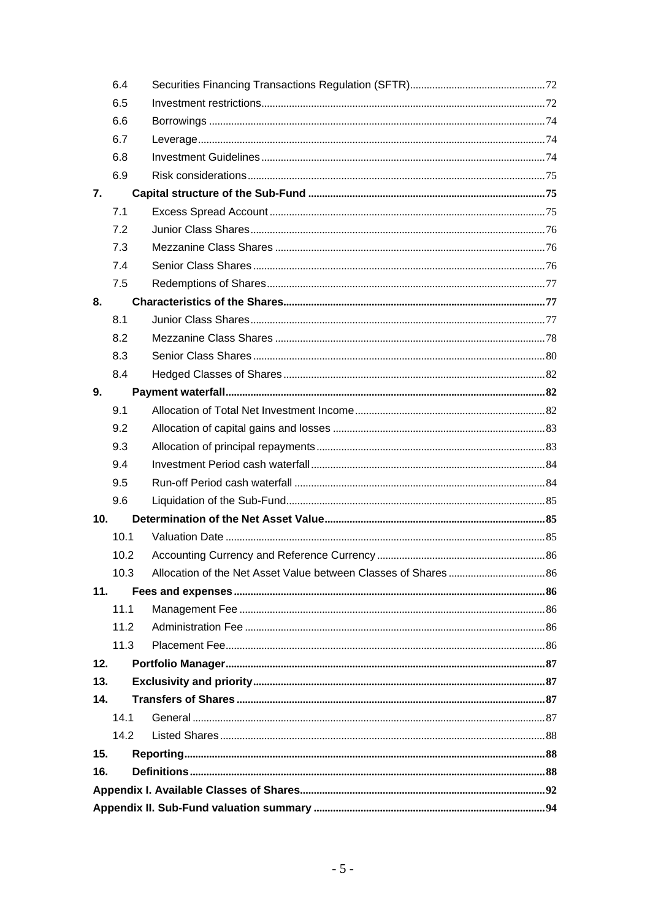| | | |
|---|---|---|
| 6.4 | Securities Financing Transactions Regulation (SFTR) | 72 |
| 6.5 | Investment restrictions | 72 |
| 6.6 | Borrowings | 74 |
| 6.7 | Leverage | 74 |
| 6.8 | Investment Guidelines | 74 |
| 6.9 | Risk considerations | 75 |
| **7.** | **Capital structure of the Sub-Fund** | **75** |
| 7.1 | Excess Spread Account | 75 |
| 7.2 | Junior Class Shares | 76 |
| 7.3 | Mezzanine Class Shares | 76 |
| 7.4 | Senior Class Shares | 76 |
| 7.5 | Redemptions of Shares | 77 |
| **8.** | **Characteristics of the Shares** | **77** |
| 8.1 | Junior Class Shares | 77 |
| 8.2 | Mezzanine Class Shares | 78 |
| 8.3 | Senior Class Shares | 80 |
| 8.4 | Hedged Classes of Shares | 82 |
| **9.** | **Payment waterfall** | **82** |
| 9.1 | Allocation of Total Net Investment Income | 82 |
| 9.2 | Allocation of capital gains and losses | 83 |
| 9.3 | Allocation of principal repayments | 83 |
| 9.4 | Investment Period cash waterfall | 84 |
| 9.5 | Run-off Period cash waterfall | 84 |
| 9.6 | Liquidation of the Sub-Fund | 85 |
| **10.** | **Determination of the Net Asset Value** | **85** |
| 10.1 | Valuation Date | 85 |
| 10.2 | Accounting Currency and Reference Currency | 86 |
| 10.3 | Allocation of the Net Asset Value between Classes of Shares | 86 |
| **11.** | **Fees and expenses** | **86** |
| 11.1 | Management Fee | 86 |
| 11.2 | Administration Fee | 86 |
| 11.3 | Placement Fee | 86 |
| **12.** | **Portfolio Manager** | **87** |
| **13.** | **Exclusivity and priority** | **87** |
| **14.** | **Transfers of Shares** | **87** |
| 14.1 | General | 87 |
| 14.2 | Listed Shares | 88 |
| **15.** | **Reporting** | **88** |
| **16.** | **Definitions** | **88** |
| | **Appendix I. Available Classes of Shares** | **92** |
| | **Appendix II. Sub-Fund valuation summary** | **94** |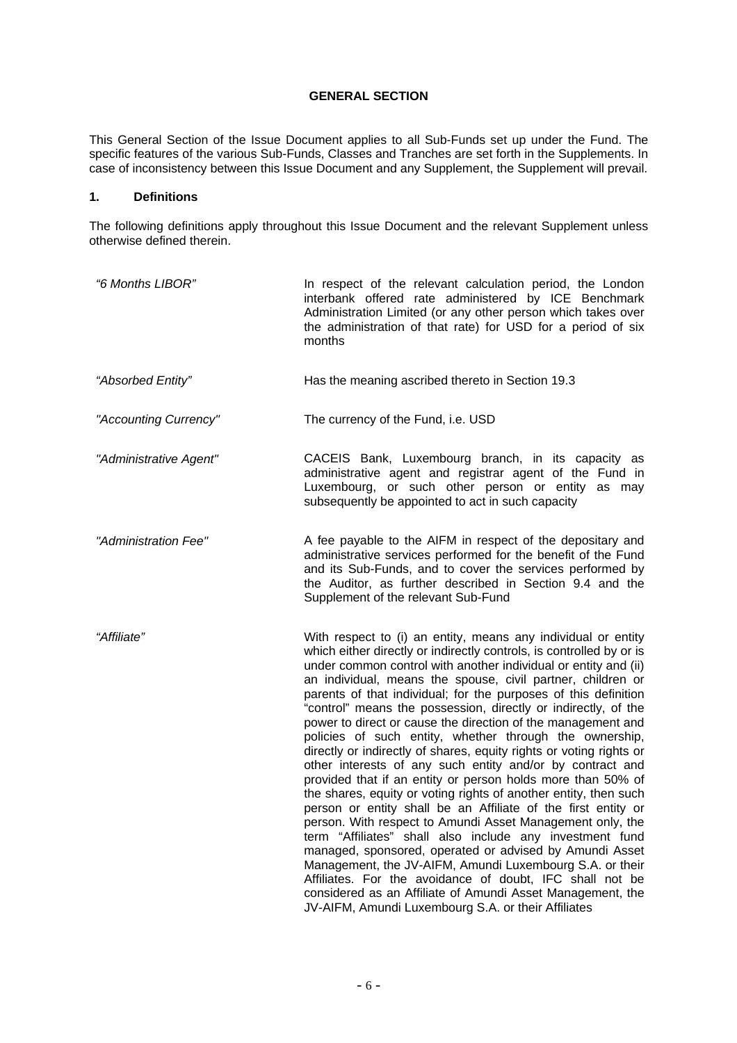## GENERAL SECTION

This General Section of the Issue Document applies to all Sub-Funds set up under the Fund. The specific features of the various Sub-Funds, Classes and Tranches are set forth in the Supplements. In case of inconsistency between this Issue Document and any Supplement, the Supplement will prevail.

### 1. Definitions

The following definitions apply throughout this Issue Document and the relevant Supplement unless otherwise defined therein.

| | |
|---|---|
| *"6 Months LIBOR"* | In respect of the relevant calculation period, the London interbank offered rate administered by ICE Benchmark Administration Limited (or any other person which takes over the administration of that rate) for USD for a period of six months |
| *"Absorbed Entity"* | Has the meaning ascribed thereto in Section 19.3 |
| *"Accounting Currency"* | The currency of the Fund, i.e. USD |
| *"Administrative Agent"* | CACEIS Bank, Luxembourg branch, in its capacity as administrative agent and registrar agent of the Fund in Luxembourg, or such other person or entity as may subsequently be appointed to act in such capacity |
| *"Administration Fee"* | A fee payable to the AIFM in respect of the depositary and administrative services performed for the benefit of the Fund and its Sub-Funds, and to cover the services performed by the Auditor, as further described in Section 9.4 and the Supplement of the relevant Sub-Fund |
| *"Affiliate"* | With respect to (i) an entity, means any individual or entity which either directly or indirectly controls, is controlled by or is under common control with another individual or entity and (ii) an individual, means the spouse, civil partner, children or parents of that individual; for the purposes of this definition "control" means the possession, directly or indirectly, of the power to direct or cause the direction of the management and policies of such entity, whether through the ownership, directly or indirectly of shares, equity rights or voting rights or other interests of any such entity and/or by contract and provided that if an entity or person holds more than 50% of the shares, equity or voting rights of another entity, then such person or entity shall be an Affiliate of the first entity or person. With respect to Amundi Asset Management only, the term "Affiliates" shall also include any investment fund managed, sponsored, operated or advised by Amundi Asset Management, the JV-AIFM, Amundi Luxembourg S.A. or their Affiliates. For the avoidance of doubt, IFC shall not be considered as an Affiliate of Amundi Asset Management, the JV-AIFM, Amundi Luxembourg S.A. or their Affiliates |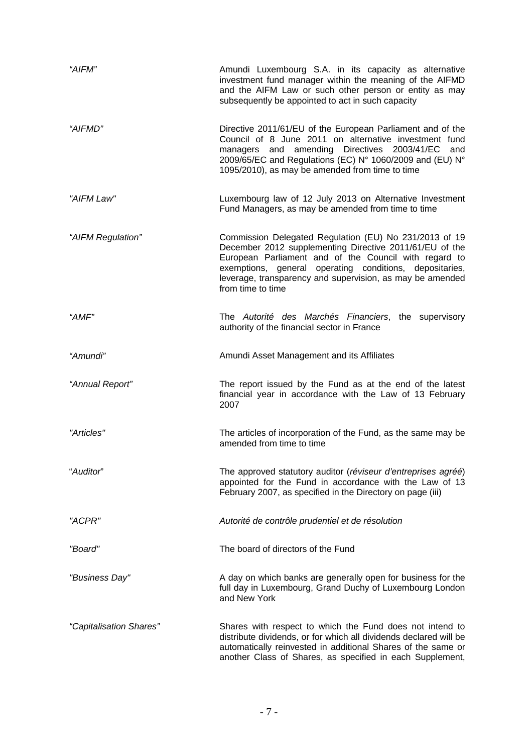| | |
|---|---|
| *"AIFM"* | Amundi Luxembourg S.A. in its capacity as alternative investment fund manager within the meaning of the AIFMD and the AIFM Law or such other person or entity as may subsequently be appointed to act in such capacity |
| *"AIFMD"* | Directive 2011/61/EU of the European Parliament and of the Council of 8 June 2011 on alternative investment fund managers and amending Directives 2003/41/EC and 2009/65/EC and Regulations (EC) N° 1060/2009 and (EU) N° 1095/2010), as may be amended from time to time |
| *"AIFM Law"* | Luxembourg law of 12 July 2013 on Alternative Investment Fund Managers, as may be amended from time to time |
| *"AIFM Regulation"* | Commission Delegated Regulation (EU) No 231/2013 of 19 December 2012 supplementing Directive 2011/61/EU of the European Parliament and of the Council with regard to exemptions, general operating conditions, depositaries, leverage, transparency and supervision, as may be amended from time to time |
| *"AMF"* | The *Autorité des Marchés Financiers*, the supervisory authority of the financial sector in France |
| *"Amundi"* | Amundi Asset Management and its Affiliates |
| *"Annual Report"* | The report issued by the Fund as at the end of the latest financial year in accordance with the Law of 13 February 2007 |
| *"Articles"* | The articles of incorporation of the Fund, as the same may be amended from time to time |
| "*Auditor*" | The approved statutory auditor (*réviseur d'entreprises agréé*) appointed for the Fund in accordance with the Law of 13 February 2007, as specified in the Directory on page (iii) |
| *"ACPR"* | *Autorité de contrôle prudentiel et de résolution* |
| *"Board"* | The board of directors of the Fund |
| *"Business Day"* | A day on which banks are generally open for business for the full day in Luxembourg, Grand Duchy of Luxembourg London and New York |
| *"Capitalisation Shares"* | Shares with respect to which the Fund does not intend to distribute dividends, or for which all dividends declared will be automatically reinvested in additional Shares of the same or another Class of Shares, as specified in each Supplement, |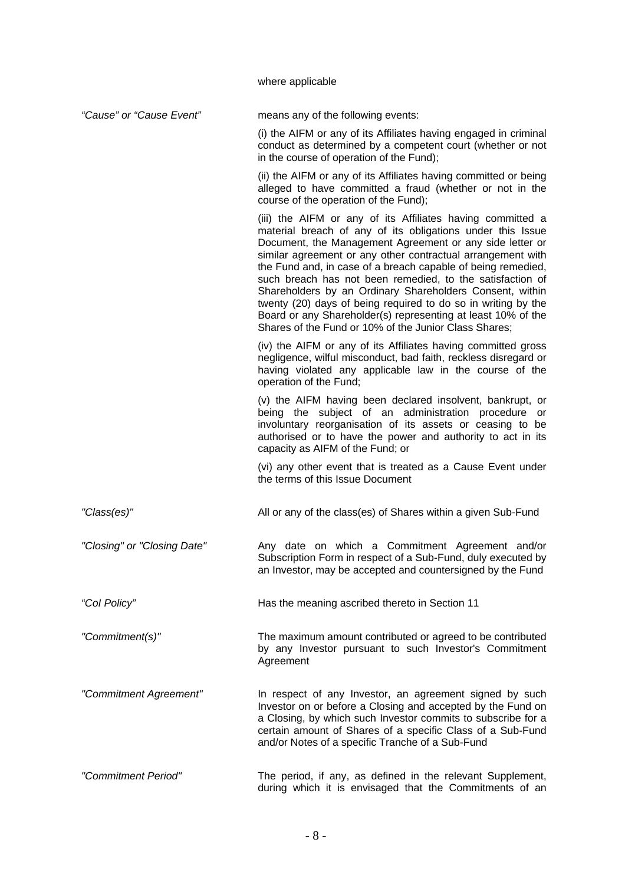where applicable

| | |
|---|---|
| *"Cause" or "Cause Event"* | means any of the following events:<br><br>(i) the AIFM or any of its Affiliates having engaged in criminal conduct as determined by a competent court (whether or not in the course of operation of the Fund);<br><br>(ii) the AIFM or any of its Affiliates having committed or being alleged to have committed a fraud (whether or not in the course of the operation of the Fund);<br><br>(iii) the AIFM or any of its Affiliates having committed a material breach of any of its obligations under this Issue Document, the Management Agreement or any side letter or similar agreement or any other contractual arrangement with the Fund and, in case of a breach capable of being remedied, such breach has not been remedied, to the satisfaction of Shareholders by an Ordinary Shareholders Consent, within twenty (20) days of being required to do so in writing by the Board or any Shareholder(s) representing at least 10% of the Shares of the Fund or 10% of the Junior Class Shares;<br><br>(iv) the AIFM or any of its Affiliates having committed gross negligence, wilful misconduct, bad faith, reckless disregard or having violated any applicable law in the course of the operation of the Fund;<br><br>(v) the AIFM having been declared insolvent, bankrupt, or being the subject of an administration procedure or involuntary reorganisation of its assets or ceasing to be authorised or to have the power and authority to act in its capacity as AIFM of the Fund; or<br><br>(vi) any other event that is treated as a Cause Event under the terms of this Issue Document |
| *"Class(es)"* | All or any of the class(es) of Shares within a given Sub-Fund |
| *"Closing" or "Closing Date"* | Any date on which a Commitment Agreement and/or Subscription Form in respect of a Sub-Fund, duly executed by an Investor, may be accepted and countersigned by the Fund |
| *"CoI Policy"* | Has the meaning ascribed thereto in Section 11 |
| *"Commitment(s)"* | The maximum amount contributed or agreed to be contributed by any Investor pursuant to such Investor's Commitment Agreement |
| *"Commitment Agreement"* | In respect of any Investor, an agreement signed by such Investor on or before a Closing and accepted by the Fund on a Closing, by which such Investor commits to subscribe for a certain amount of Shares of a specific Class of a Sub-Fund and/or Notes of a specific Tranche of a Sub-Fund |
| *"Commitment Period"* | The period, if any, as defined in the relevant Supplement, during which it is envisaged that the Commitments of an |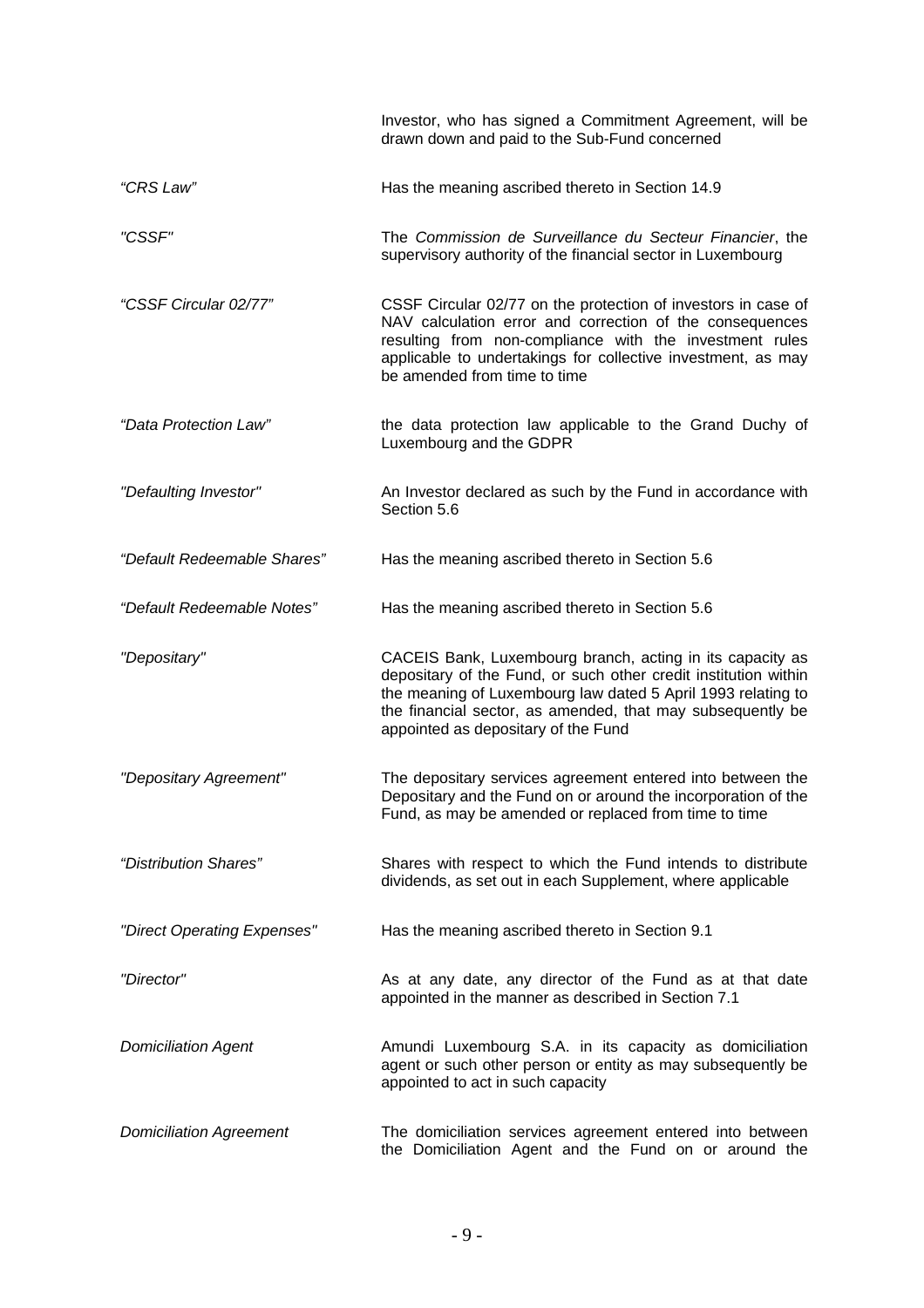| | |
|---|---|
| | Investor, who has signed a Commitment Agreement, will be drawn down and paid to the Sub-Fund concerned |
| *"CRS Law"* | Has the meaning ascribed thereto in Section 14.9 |
| *"CSSF"* | The *Commission de Surveillance du Secteur Financier*, the supervisory authority of the financial sector in Luxembourg |
| *"CSSF Circular 02/77"* | CSSF Circular 02/77 on the protection of investors in case of NAV calculation error and correction of the consequences resulting from non-compliance with the investment rules applicable to undertakings for collective investment, as may be amended from time to time |
| *"Data Protection Law"* | the data protection law applicable to the Grand Duchy of Luxembourg and the GDPR |
| *"Defaulting Investor"* | An Investor declared as such by the Fund in accordance with Section 5.6 |
| *"Default Redeemable Shares"* | Has the meaning ascribed thereto in Section 5.6 |
| *"Default Redeemable Notes"* | Has the meaning ascribed thereto in Section 5.6 |
| *"Depositary"* | CACEIS Bank, Luxembourg branch, acting in its capacity as depositary of the Fund, or such other credit institution within the meaning of Luxembourg law dated 5 April 1993 relating to the financial sector, as amended, that may subsequently be appointed as depositary of the Fund |
| *"Depositary Agreement"* | The depositary services agreement entered into between the Depositary and the Fund on or around the incorporation of the Fund, as may be amended or replaced from time to time |
| *"Distribution Shares"* | Shares with respect to which the Fund intends to distribute dividends, as set out in each Supplement, where applicable |
| *"Direct Operating Expenses"* | Has the meaning ascribed thereto in Section 9.1 |
| *"Director"* | As at any date, any director of the Fund as at that date appointed in the manner as described in Section 7.1 |
| *Domiciliation Agent* | Amundi Luxembourg S.A. in its capacity as domiciliation agent or such other person or entity as may subsequently be appointed to act in such capacity |
| *Domiciliation Agreement* | The domiciliation services agreement entered into between the Domiciliation Agent and the Fund on or around the |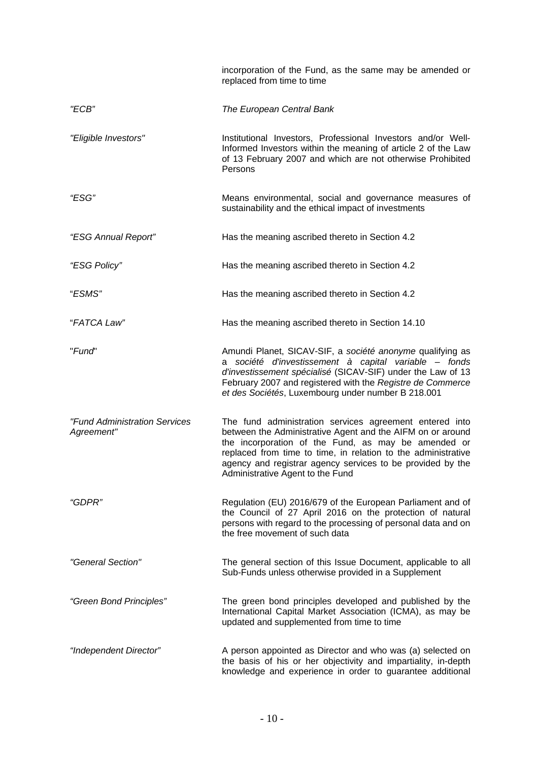| | |
|---|---|
| | incorporation of the Fund, as the same may be amended or replaced from time to time |
| *"ECB"* | *The European Central Bank* |
| *"Eligible Investors"* | Institutional Investors, Professional Investors and/or Well-Informed Investors within the meaning of article 2 of the Law of 13 February 2007 and which are not otherwise Prohibited Persons |
| *"ESG"* | Means environmental, social and governance measures of sustainability and the ethical impact of investments |
| *"ESG Annual Report"* | Has the meaning ascribed thereto in Section 4.2 |
| *"ESG Policy"* | Has the meaning ascribed thereto in Section 4.2 |
| "*ESMS*" | Has the meaning ascribed thereto in Section 4.2 |
| "*FATCA Law*" | Has the meaning ascribed thereto in Section 14.10 |
| "*Fund*" | Amundi Planet, SICAV-SIF, a *société anonyme* qualifying as a *société d'investissement à capital variable – fonds d'investissement spécialisé* (SICAV-SIF) under the Law of 13 February 2007 and registered with the *Registre de Commerce et des Sociétés*, Luxembourg under number B 218.001 |
| *"Fund Administration Services Agreement"* | The fund administration services agreement entered into between the Administrative Agent and the AIFM on or around the incorporation of the Fund, as may be amended or replaced from time to time, in relation to the administrative agency and registrar agency services to be provided by the Administrative Agent to the Fund |
| *"GDPR"* | Regulation (EU) 2016/679 of the European Parliament and of the Council of 27 April 2016 on the protection of natural persons with regard to the processing of personal data and on the free movement of such data |
| *"General Section"* | The general section of this Issue Document, applicable to all Sub-Funds unless otherwise provided in a Supplement |
| *"Green Bond Principles"* | The green bond principles developed and published by the International Capital Market Association (ICMA), as may be updated and supplemented from time to time |
| *"Independent Director"* | A person appointed as Director and who was (a) selected on the basis of his or her objectivity and impartiality, in-depth knowledge and experience in order to guarantee additional |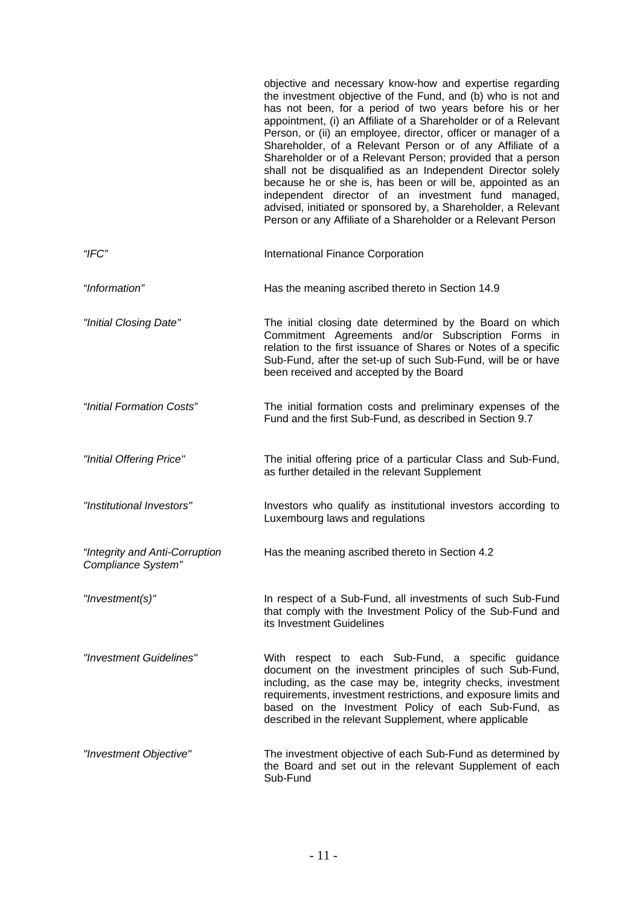objective and necessary know-how and expertise regarding the investment objective of the Fund, and (b) who is not and has not been, for a period of two years before his or her appointment, (i) an Affiliate of a Shareholder or of a Relevant Person, or (ii) an employee, director, officer or manager of a Shareholder, of a Relevant Person or of any Affiliate of a Shareholder or of a Relevant Person; provided that a person shall not be disqualified as an Independent Director solely because he or she is, has been or will be, appointed as an independent director of an investment fund managed, advised, initiated or sponsored by, a Shareholder, a Relevant Person or any Affiliate of a Shareholder or a Relevant Person

| | |
|---|---|
| *"IFC"* | International Finance Corporation |
| *"Information"* | Has the meaning ascribed thereto in Section 14.9 |
| *"Initial Closing Date"* | The initial closing date determined by the Board on which Commitment Agreements and/or Subscription Forms in relation to the first issuance of Shares or Notes of a specific Sub-Fund, after the set-up of such Sub-Fund, will be or have been received and accepted by the Board |
| *"Initial Formation Costs"* | The initial formation costs and preliminary expenses of the Fund and the first Sub-Fund, as described in Section 9.7 |
| *"Initial Offering Price"* | The initial offering price of a particular Class and Sub-Fund, as further detailed in the relevant Supplement |
| *"Institutional Investors"* | Investors who qualify as institutional investors according to Luxembourg laws and regulations |
| *"Integrity and Anti-Corruption Compliance System"* | Has the meaning ascribed thereto in Section 4.2 |
| *"Investment(s)"* | In respect of a Sub-Fund, all investments of such Sub-Fund that comply with the Investment Policy of the Sub-Fund and its Investment Guidelines |
| *"Investment Guidelines"* | With respect to each Sub-Fund, a specific guidance document on the investment principles of such Sub-Fund, including, as the case may be, integrity checks, investment requirements, investment restrictions, and exposure limits and based on the Investment Policy of each Sub-Fund, as described in the relevant Supplement, where applicable |
| *"Investment Objective"* | The investment objective of each Sub-Fund as determined by the Board and set out in the relevant Supplement of each Sub-Fund |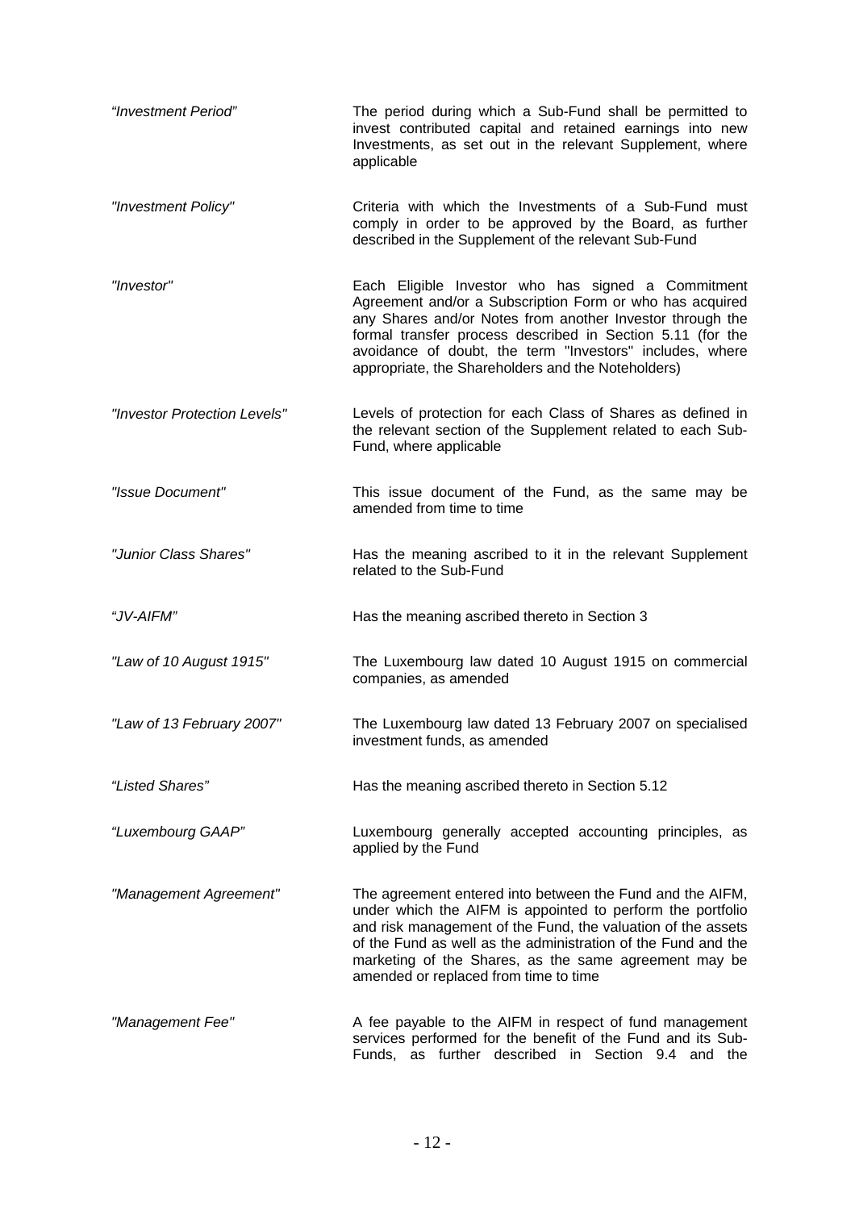| | |
|---|---|
| *"Investment Period"* | The period during which a Sub-Fund shall be permitted to invest contributed capital and retained earnings into new Investments, as set out in the relevant Supplement, where applicable |
| *"Investment Policy"* | Criteria with which the Investments of a Sub-Fund must comply in order to be approved by the Board, as further described in the Supplement of the relevant Sub-Fund |
| *"Investor"* | Each Eligible Investor who has signed a Commitment Agreement and/or a Subscription Form or who has acquired any Shares and/or Notes from another Investor through the formal transfer process described in Section 5.11 (for the avoidance of doubt, the term "Investors" includes, where appropriate, the Shareholders and the Noteholders) |
| *"Investor Protection Levels"* | Levels of protection for each Class of Shares as defined in the relevant section of the Supplement related to each Sub-Fund, where applicable |
| *"Issue Document"* | This issue document of the Fund, as the same may be amended from time to time |
| *"Junior Class Shares"* | Has the meaning ascribed to it in the relevant Supplement related to the Sub-Fund |
| *"JV-AIFM"* | Has the meaning ascribed thereto in Section 3 |
| *"Law of 10 August 1915"* | The Luxembourg law dated 10 August 1915 on commercial companies, as amended |
| *"Law of 13 February 2007"* | The Luxembourg law dated 13 February 2007 on specialised investment funds, as amended |
| *"Listed Shares"* | Has the meaning ascribed thereto in Section 5.12 |
| *"Luxembourg GAAP"* | Luxembourg generally accepted accounting principles, as applied by the Fund |
| *"Management Agreement"* | The agreement entered into between the Fund and the AIFM, under which the AIFM is appointed to perform the portfolio and risk management of the Fund, the valuation of the assets of the Fund as well as the administration of the Fund and the marketing of the Shares, as the same agreement may be amended or replaced from time to time |
| *"Management Fee"* | A fee payable to the AIFM in respect of fund management services performed for the benefit of the Fund and its Sub-Funds, as further described in Section 9.4 and the |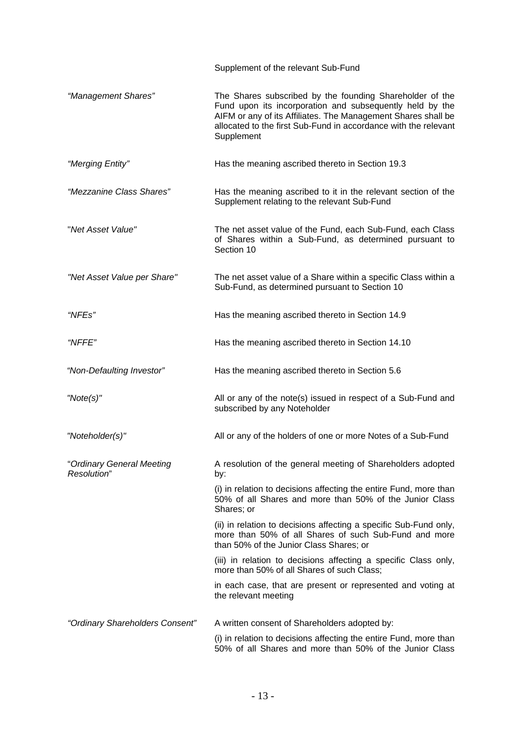Supplement of the relevant Sub-Fund

| | |
|---|---|
| *"Management Shares"* | The Shares subscribed by the founding Shareholder of the Fund upon its incorporation and subsequently held by the AIFM or any of its Affiliates. The Management Shares shall be allocated to the first Sub-Fund in accordance with the relevant Supplement |
| *"Merging Entity"* | Has the meaning ascribed thereto in Section 19.3 |
| *"Mezzanine Class Shares"* | Has the meaning ascribed to it in the relevant section of the Supplement relating to the relevant Sub-Fund |
| "*Net Asset Value"* | The net asset value of the Fund, each Sub-Fund, each Class of Shares within a Sub-Fund, as determined pursuant to Section 10 |
| *"Net Asset Value per Share"* | The net asset value of a Share within a specific Class within a Sub-Fund, as determined pursuant to Section 10 |
| *"NFEs"* | Has the meaning ascribed thereto in Section 14.9 |
| *"NFFE"* | Has the meaning ascribed thereto in Section 14.10 |
| *"Non-Defaulting Investor"* | Has the meaning ascribed thereto in Section 5.6 |
| *"Note(s)"* | All or any of the note(s) issued in respect of a Sub-Fund and subscribed by any Noteholder |
| *"Noteholder(s)"* | All or any of the holders of one or more Notes of a Sub-Fund |
| "*Ordinary General Meeting Resolution*" | A resolution of the general meeting of Shareholders adopted by:<br>(i) in relation to decisions affecting the entire Fund, more than 50% of all Shares and more than 50% of the Junior Class Shares; or<br>(ii) in relation to decisions affecting a specific Sub-Fund only, more than 50% of all Shares of such Sub-Fund and more than 50% of the Junior Class Shares; or<br>(iii) in relation to decisions affecting a specific Class only, more than 50% of all Shares of such Class;<br>in each case, that are present or represented and voting at the relevant meeting |
| *"Ordinary Shareholders Consent"* | A written consent of Shareholders adopted by:<br>(i) in relation to decisions affecting the entire Fund, more than 50% of all Shares and more than 50% of the Junior Class |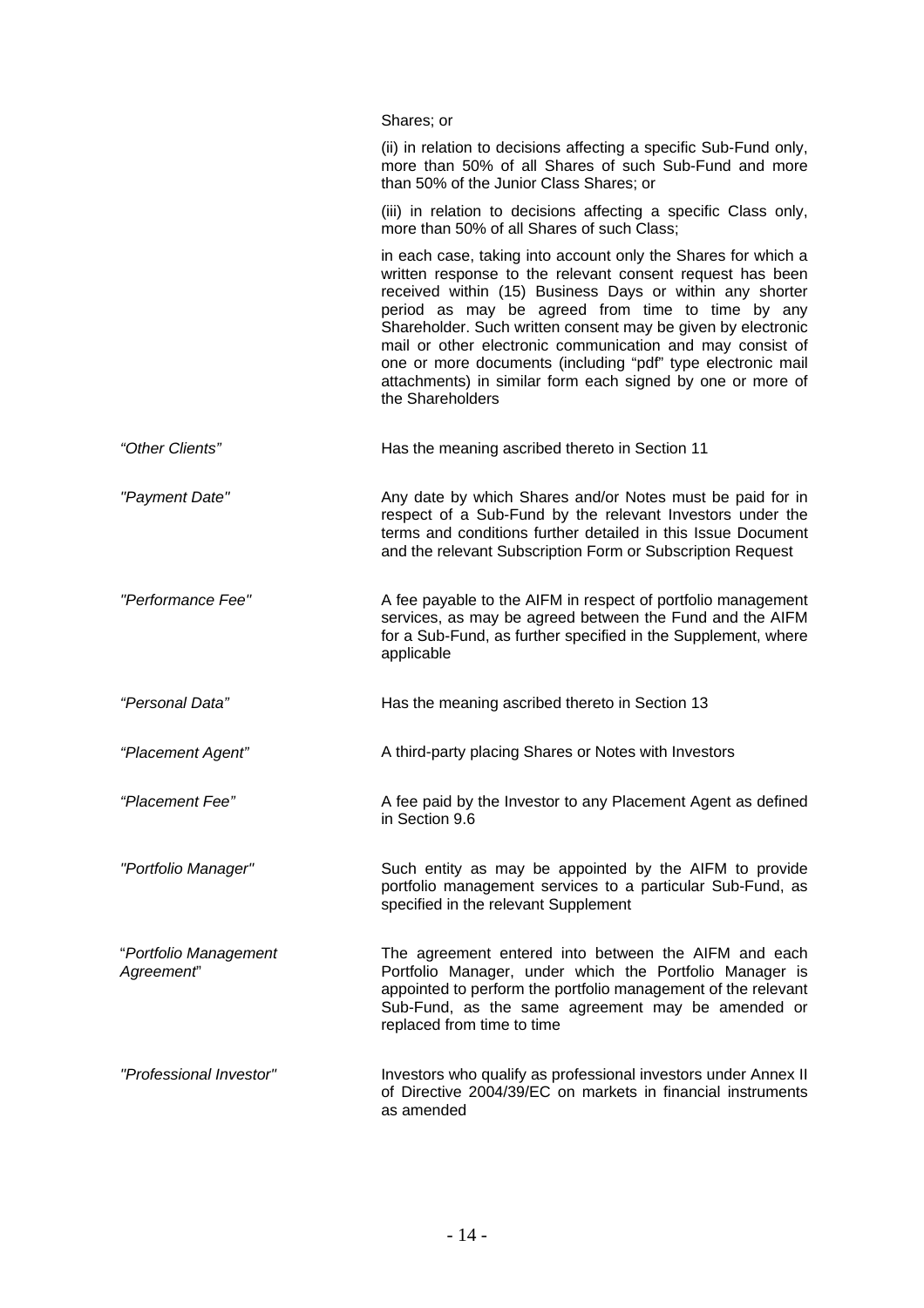| | |
|---|---|
| | Shares; or<br><br>(ii) in relation to decisions affecting a specific Sub-Fund only, more than 50% of all Shares of such Sub-Fund and more than 50% of the Junior Class Shares; or<br><br>(iii) in relation to decisions affecting a specific Class only, more than 50% of all Shares of such Class;<br><br>in each case, taking into account only the Shares for which a written response to the relevant consent request has been received within (15) Business Days or within any shorter period as may be agreed from time to time by any Shareholder. Such written consent may be given by electronic mail or other electronic communication and may consist of one or more documents (including "pdf" type electronic mail attachments) in similar form each signed by one or more of the Shareholders |
| *"Other Clients"* | Has the meaning ascribed thereto in Section 11 |
| *"Payment Date"* | Any date by which Shares and/or Notes must be paid for in respect of a Sub-Fund by the relevant Investors under the terms and conditions further detailed in this Issue Document and the relevant Subscription Form or Subscription Request |
| *"Performance Fee"* | A fee payable to the AIFM in respect of portfolio management services, as may be agreed between the Fund and the AIFM for a Sub-Fund, as further specified in the Supplement, where applicable |
| *"Personal Data"* | Has the meaning ascribed thereto in Section 13 |
| *"Placement Agent"* | A third-party placing Shares or Notes with Investors |
| *"Placement Fee"* | A fee paid by the Investor to any Placement Agent as defined in Section 9.6 |
| *"Portfolio Manager"* | Such entity as may be appointed by the AIFM to provide portfolio management services to a particular Sub-Fund, as specified in the relevant Supplement |
| "*Portfolio Management Agreement*" | The agreement entered into between the AIFM and each Portfolio Manager, under which the Portfolio Manager is appointed to perform the portfolio management of the relevant Sub-Fund, as the same agreement may be amended or replaced from time to time |
| *"Professional Investor"* | Investors who qualify as professional investors under Annex II of Directive 2004/39/EC on markets in financial instruments as amended |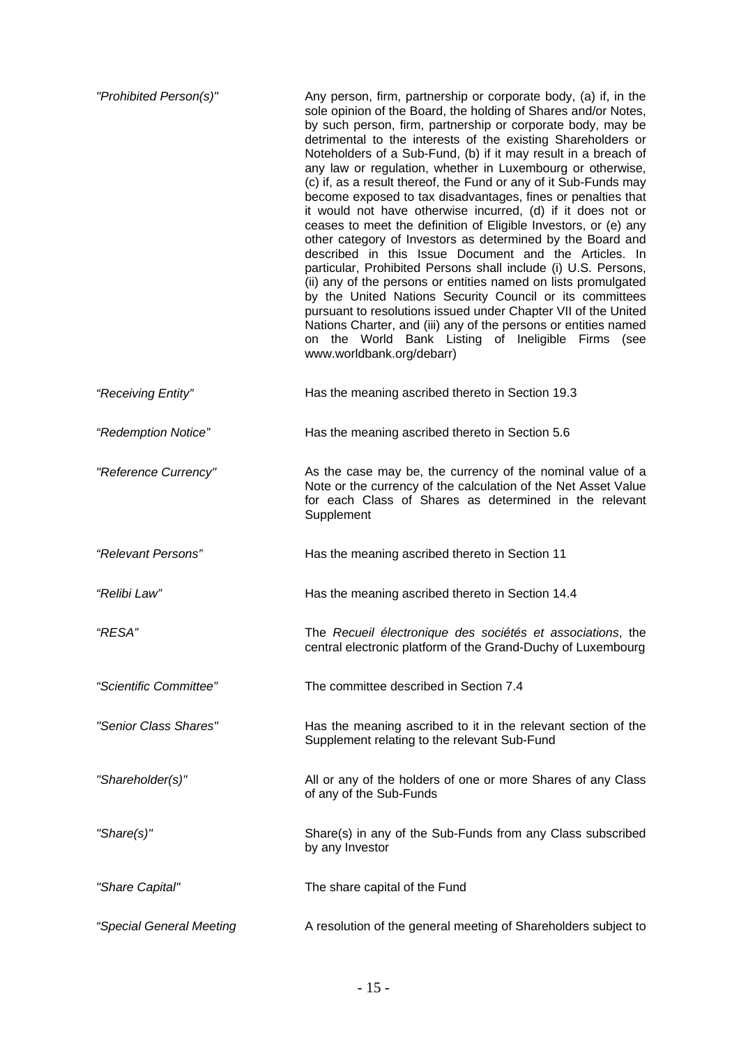| | |
|---|---|
| *"Prohibited Person(s)"* | Any person, firm, partnership or corporate body, (a) if, in the sole opinion of the Board, the holding of Shares and/or Notes, by such person, firm, partnership or corporate body, may be detrimental to the interests of the existing Shareholders or Noteholders of a Sub-Fund, (b) if it may result in a breach of any law or regulation, whether in Luxembourg or otherwise, (c) if, as a result thereof, the Fund or any of it Sub-Funds may become exposed to tax disadvantages, fines or penalties that it would not have otherwise incurred, (d) if it does not or ceases to meet the definition of Eligible Investors, or (e) any other category of Investors as determined by the Board and described in this Issue Document and the Articles. In particular, Prohibited Persons shall include (i) U.S. Persons, (ii) any of the persons or entities named on lists promulgated by the United Nations Security Council or its committees pursuant to resolutions issued under Chapter VII of the United Nations Charter, and (iii) any of the persons or entities named on the World Bank Listing of Ineligible Firms (see www.worldbank.org/debarr) |
| *"Receiving Entity"* | Has the meaning ascribed thereto in Section 19.3 |
| *"Redemption Notice"* | Has the meaning ascribed thereto in Section 5.6 |
| *"Reference Currency"* | As the case may be, the currency of the nominal value of a Note or the currency of the calculation of the Net Asset Value for each Class of Shares as determined in the relevant Supplement |
| *"Relevant Persons"* | Has the meaning ascribed thereto in Section 11 |
| *"Relibi Law"* | Has the meaning ascribed thereto in Section 14.4 |
| *"RESA"* | The *Recueil électronique des sociétés et associations*, the central electronic platform of the Grand-Duchy of Luxembourg |
| *"Scientific Committee"* | The committee described in Section 7.4 |
| *"Senior Class Shares"* | Has the meaning ascribed to it in the relevant section of the Supplement relating to the relevant Sub-Fund |
| *"Shareholder(s)"* | All or any of the holders of one or more Shares of any Class of any of the Sub-Funds |
| *"Share(s)"* | Share(s) in any of the Sub-Funds from any Class subscribed by any Investor |
| *"Share Capital"* | The share capital of the Fund |
| *"Special General Meeting* | A resolution of the general meeting of Shareholders subject to |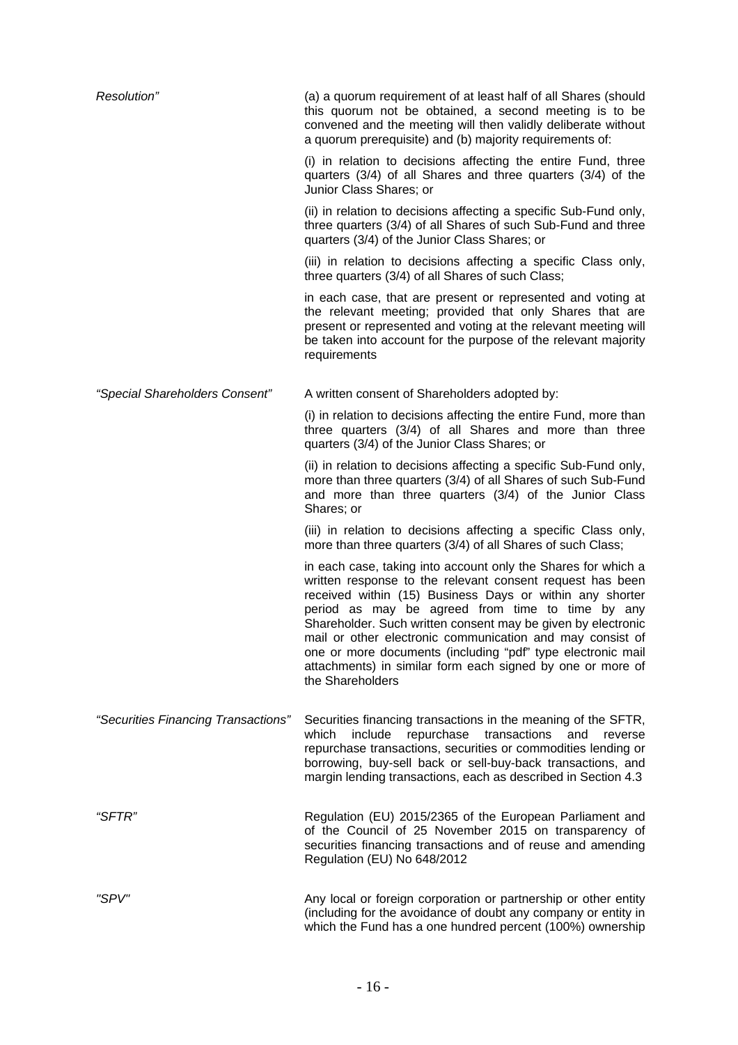| | |
|---|---|
| *Resolution"* | (a) a quorum requirement of at least half of all Shares (should this quorum not be obtained, a second meeting is to be convened and the meeting will then validly deliberate without a quorum prerequisite) and (b) majority requirements of:<br><br>(i) in relation to decisions affecting the entire Fund, three quarters (3/4) of all Shares and three quarters (3/4) of the Junior Class Shares; or<br><br>(ii) in relation to decisions affecting a specific Sub-Fund only, three quarters (3/4) of all Shares of such Sub-Fund and three quarters (3/4) of the Junior Class Shares; or<br><br>(iii) in relation to decisions affecting a specific Class only, three quarters (3/4) of all Shares of such Class;<br><br>in each case, that are present or represented and voting at the relevant meeting; provided that only Shares that are present or represented and voting at the relevant meeting will be taken into account for the purpose of the relevant majority requirements |
| *"Special Shareholders Consent"* | A written consent of Shareholders adopted by:<br><br>(i) in relation to decisions affecting the entire Fund, more than three quarters (3/4) of all Shares and more than three quarters (3/4) of the Junior Class Shares; or<br><br>(ii) in relation to decisions affecting a specific Sub-Fund only, more than three quarters (3/4) of all Shares of such Sub-Fund and more than three quarters (3/4) of the Junior Class Shares; or<br><br>(iii) in relation to decisions affecting a specific Class only, more than three quarters (3/4) of all Shares of such Class;<br><br>in each case, taking into account only the Shares for which a written response to the relevant consent request has been received within (15) Business Days or within any shorter period as may be agreed from time to time by any Shareholder. Such written consent may be given by electronic mail or other electronic communication and may consist of one or more documents (including "pdf" type electronic mail attachments) in similar form each signed by one or more of the Shareholders |
| *"Securities Financing Transactions"* | Securities financing transactions in the meaning of the SFTR, which include repurchase transactions and reverse repurchase transactions, securities or commodities lending or borrowing, buy-sell back or sell-buy-back transactions, and margin lending transactions, each as described in Section 4.3 |
| *"SFTR"* | Regulation (EU) 2015/2365 of the European Parliament and of the Council of 25 November 2015 on transparency of securities financing transactions and of reuse and amending Regulation (EU) No 648/2012 |
| *"SPV"* | Any local or foreign corporation or partnership or other entity (including for the avoidance of doubt any company or entity in which the Fund has a one hundred percent (100%) ownership |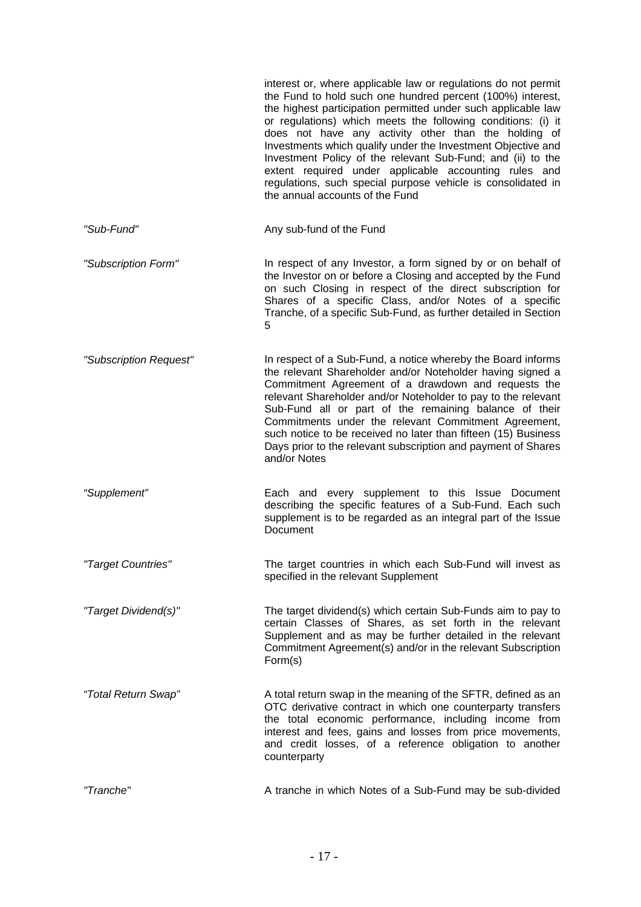interest or, where applicable law or regulations do not permit the Fund to hold such one hundred percent (100%) interest, the highest participation permitted under such applicable law or regulations) which meets the following conditions: (i) it does not have any activity other than the holding of Investments which qualify under the Investment Objective and Investment Policy of the relevant Sub-Fund; and (ii) to the extent required under applicable accounting rules and regulations, such special purpose vehicle is consolidated in the annual accounts of the Fund

*"Sub-Fund"* Any sub-fund of the Fund

*"Subscription Form"* In respect of any Investor, a form signed by or on behalf of the Investor on or before a Closing and accepted by the Fund on such Closing in respect of the direct subscription for Shares of a specific Class, and/or Notes of a specific Tranche, of a specific Sub-Fund, as further detailed in Section 5

*"Subscription Request"* In respect of a Sub-Fund, a notice whereby the Board informs the relevant Shareholder and/or Noteholder having signed a Commitment Agreement of a drawdown and requests the relevant Shareholder and/or Noteholder to pay to the relevant Sub-Fund all or part of the remaining balance of their Commitments under the relevant Commitment Agreement, such notice to be received no later than fifteen (15) Business Days prior to the relevant subscription and payment of Shares and/or Notes

*"Supplement"* Each and every supplement to this Issue Document describing the specific features of a Sub-Fund. Each such supplement is to be regarded as an integral part of the Issue Document

*"Target Countries"* The target countries in which each Sub-Fund will invest as specified in the relevant Supplement

*"Target Dividend(s)"* The target dividend(s) which certain Sub-Funds aim to pay to certain Classes of Shares, as set forth in the relevant Supplement and as may be further detailed in the relevant Commitment Agreement(s) and/or in the relevant Subscription Form(s)

*"Total Return Swap"* A total return swap in the meaning of the SFTR, defined as an OTC derivative contract in which one counterparty transfers the total economic performance, including income from interest and fees, gains and losses from price movements, and credit losses, of a reference obligation to another counterparty

*"Tranche"* A tranche in which Notes of a Sub-Fund may be sub-divided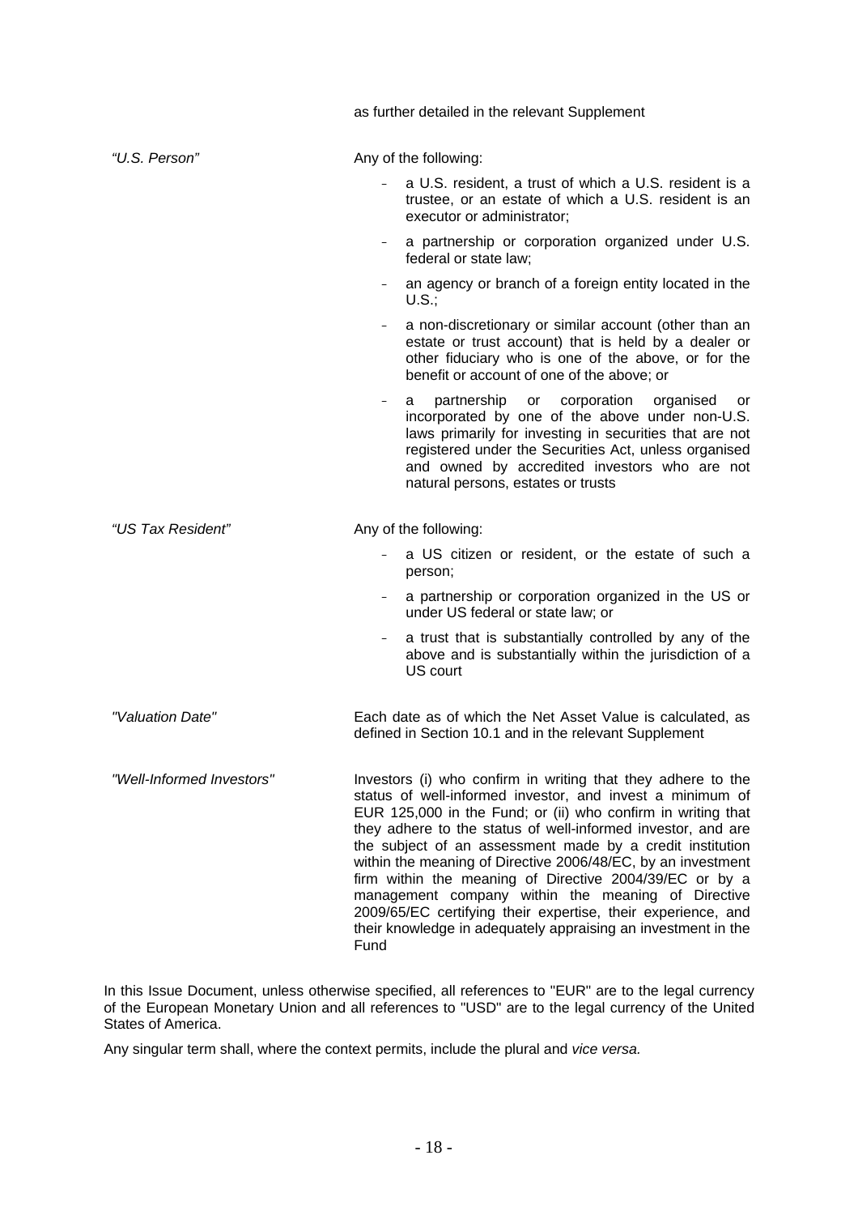as further detailed in the relevant Supplement

| | |
|---|---|
| *"U.S. Person"* | Any of the following:<br>- a U.S. resident, a trust of which a U.S. resident is a trustee, or an estate of which a U.S. resident is an executor or administrator;<br>- a partnership or corporation organized under U.S. federal or state law;<br>- an agency or branch of a foreign entity located in the U.S.;<br>- a non-discretionary or similar account (other than an estate or trust account) that is held by a dealer or other fiduciary who is one of the above, or for the benefit or account of one of the above; or<br>- a partnership or corporation organised or incorporated by one of the above under non-U.S. laws primarily for investing in securities that are not registered under the Securities Act, unless organised and owned by accredited investors who are not natural persons, estates or trusts |
| *"US Tax Resident"* | Any of the following:<br>- a US citizen or resident, or the estate of such a person;<br>- a partnership or corporation organized in the US or under US federal or state law; or<br>- a trust that is substantially controlled by any of the above and is substantially within the jurisdiction of a US court |
| *"Valuation Date"* | Each date as of which the Net Asset Value is calculated, as defined in Section 10.1 and in the relevant Supplement |
| *"Well-Informed Investors"* | Investors (i) who confirm in writing that they adhere to the status of well-informed investor, and invest a minimum of EUR 125,000 in the Fund; or (ii) who confirm in writing that they adhere to the status of well-informed investor, and are the subject of an assessment made by a credit institution within the meaning of Directive 2006/48/EC, by an investment firm within the meaning of Directive 2004/39/EC or by a management company within the meaning of Directive 2009/65/EC certifying their expertise, their experience, and their knowledge in adequately appraising an investment in the Fund |

In this Issue Document, unless otherwise specified, all references to "EUR" are to the legal currency of the European Monetary Union and all references to "USD" are to the legal currency of the United States of America.

Any singular term shall, where the context permits, include the plural and *vice versa.*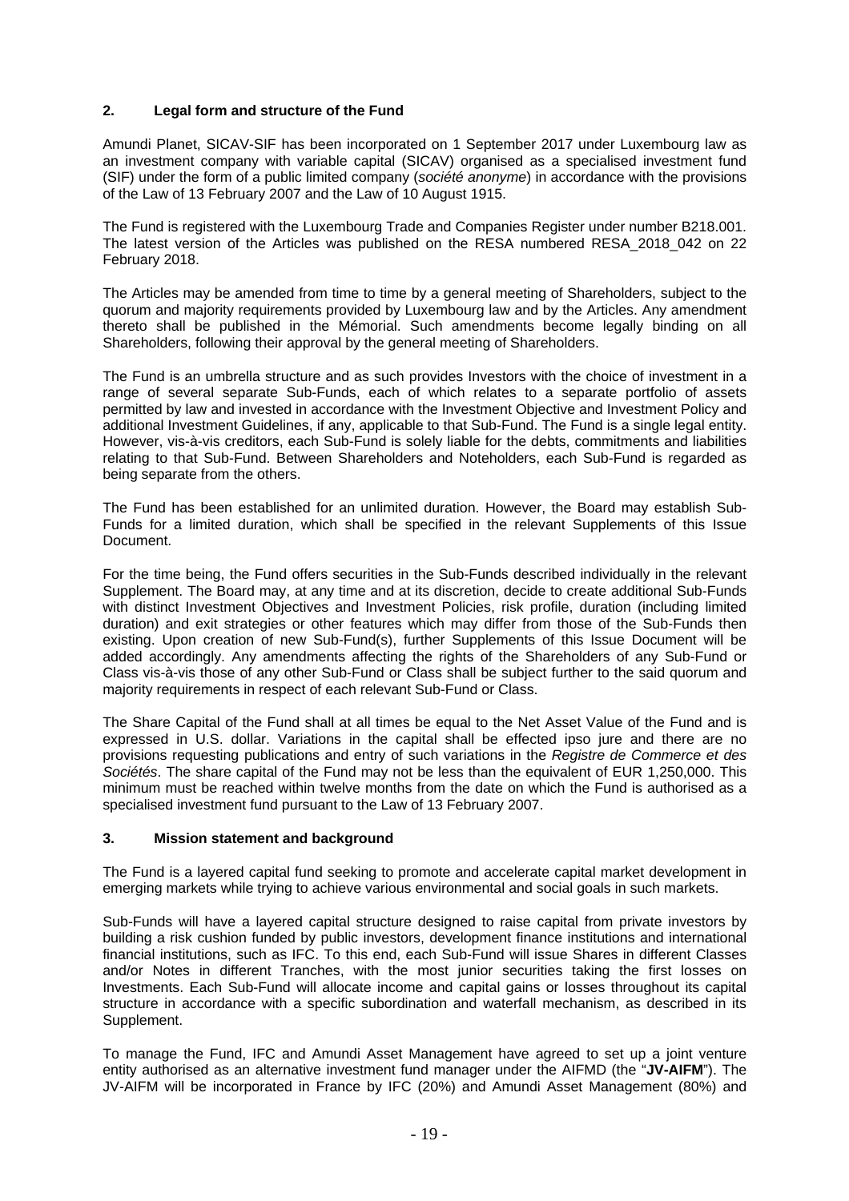## 2. Legal form and structure of the Fund

Amundi Planet, SICAV-SIF has been incorporated on 1 September 2017 under Luxembourg law as an investment company with variable capital (SICAV) organised as a specialised investment fund (SIF) under the form of a public limited company (*société anonyme*) in accordance with the provisions of the Law of 13 February 2007 and the Law of 10 August 1915.

The Fund is registered with the Luxembourg Trade and Companies Register under number B218.001. The latest version of the Articles was published on the RESA numbered RESA_2018_042 on 22 February 2018.

The Articles may be amended from time to time by a general meeting of Shareholders, subject to the quorum and majority requirements provided by Luxembourg law and by the Articles. Any amendment thereto shall be published in the Mémorial. Such amendments become legally binding on all Shareholders, following their approval by the general meeting of Shareholders.

The Fund is an umbrella structure and as such provides Investors with the choice of investment in a range of several separate Sub-Funds, each of which relates to a separate portfolio of assets permitted by law and invested in accordance with the Investment Objective and Investment Policy and additional Investment Guidelines, if any, applicable to that Sub-Fund. The Fund is a single legal entity. However, vis-à-vis creditors, each Sub-Fund is solely liable for the debts, commitments and liabilities relating to that Sub-Fund. Between Shareholders and Noteholders, each Sub-Fund is regarded as being separate from the others.

The Fund has been established for an unlimited duration. However, the Board may establish Sub-Funds for a limited duration, which shall be specified in the relevant Supplements of this Issue Document.

For the time being, the Fund offers securities in the Sub-Funds described individually in the relevant Supplement. The Board may, at any time and at its discretion, decide to create additional Sub-Funds with distinct Investment Objectives and Investment Policies, risk profile, duration (including limited duration) and exit strategies or other features which may differ from those of the Sub-Funds then existing. Upon creation of new Sub-Fund(s), further Supplements of this Issue Document will be added accordingly. Any amendments affecting the rights of the Shareholders of any Sub-Fund or Class vis-à-vis those of any other Sub-Fund or Class shall be subject further to the said quorum and majority requirements in respect of each relevant Sub-Fund or Class.

The Share Capital of the Fund shall at all times be equal to the Net Asset Value of the Fund and is expressed in U.S. dollar. Variations in the capital shall be effected ipso jure and there are no provisions requesting publications and entry of such variations in the *Registre de Commerce et des Sociétés*. The share capital of the Fund may not be less than the equivalent of EUR 1,250,000. This minimum must be reached within twelve months from the date on which the Fund is authorised as a specialised investment fund pursuant to the Law of 13 February 2007.

## 3. Mission statement and background

The Fund is a layered capital fund seeking to promote and accelerate capital market development in emerging markets while trying to achieve various environmental and social goals in such markets.

Sub-Funds will have a layered capital structure designed to raise capital from private investors by building a risk cushion funded by public investors, development finance institutions and international financial institutions, such as IFC. To this end, each Sub-Fund will issue Shares in different Classes and/or Notes in different Tranches, with the most junior securities taking the first losses on Investments. Each Sub-Fund will allocate income and capital gains or losses throughout its capital structure in accordance with a specific subordination and waterfall mechanism, as described in its Supplement.

To manage the Fund, IFC and Amundi Asset Management have agreed to set up a joint venture entity authorised as an alternative investment fund manager under the AIFMD (the "**JV-AIFM**"). The JV-AIFM will be incorporated in France by IFC (20%) and Amundi Asset Management (80%) and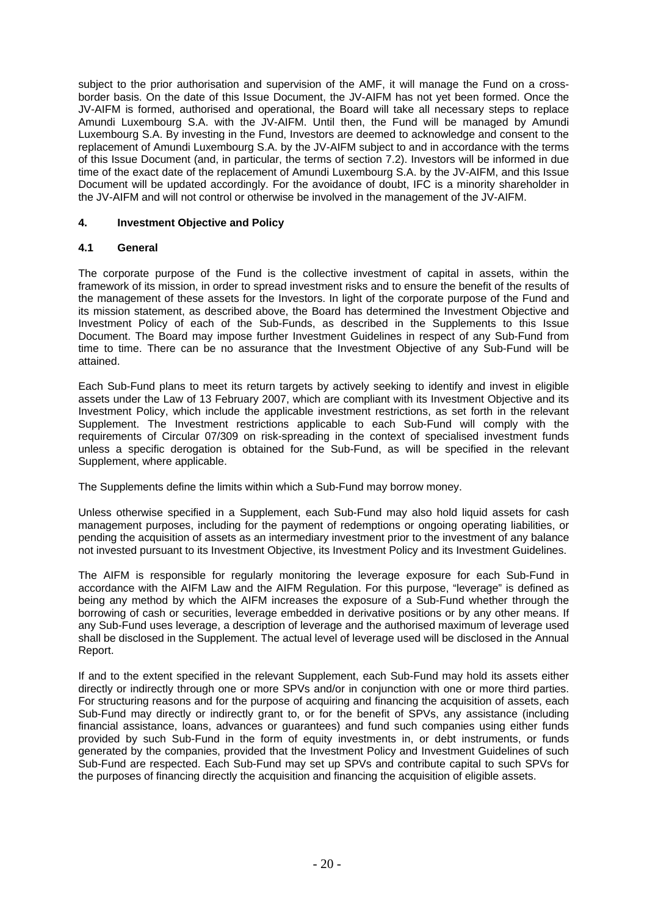subject to the prior authorisation and supervision of the AMF, it will manage the Fund on a cross-border basis. On the date of this Issue Document, the JV-AIFM has not yet been formed. Once the JV-AIFM is formed, authorised and operational, the Board will take all necessary steps to replace Amundi Luxembourg S.A. with the JV-AIFM. Until then, the Fund will be managed by Amundi Luxembourg S.A. By investing in the Fund, Investors are deemed to acknowledge and consent to the replacement of Amundi Luxembourg S.A. by the JV-AIFM subject to and in accordance with the terms of this Issue Document (and, in particular, the terms of section 7.2). Investors will be informed in due time of the exact date of the replacement of Amundi Luxembourg S.A. by the JV-AIFM, and this Issue Document will be updated accordingly. For the avoidance of doubt, IFC is a minority shareholder in the JV-AIFM and will not control or otherwise be involved in the management of the JV-AIFM.

## 4. Investment Objective and Policy

### 4.1 General

The corporate purpose of the Fund is the collective investment of capital in assets, within the framework of its mission, in order to spread investment risks and to ensure the benefit of the results of the management of these assets for the Investors. In light of the corporate purpose of the Fund and its mission statement, as described above, the Board has determined the Investment Objective and Investment Policy of each of the Sub-Funds, as described in the Supplements to this Issue Document. The Board may impose further Investment Guidelines in respect of any Sub-Fund from time to time. There can be no assurance that the Investment Objective of any Sub-Fund will be attained.

Each Sub-Fund plans to meet its return targets by actively seeking to identify and invest in eligible assets under the Law of 13 February 2007, which are compliant with its Investment Objective and its Investment Policy, which include the applicable investment restrictions, as set forth in the relevant Supplement. The Investment restrictions applicable to each Sub-Fund will comply with the requirements of Circular 07/309 on risk-spreading in the context of specialised investment funds unless a specific derogation is obtained for the Sub-Fund, as will be specified in the relevant Supplement, where applicable.

The Supplements define the limits within which a Sub-Fund may borrow money.

Unless otherwise specified in a Supplement, each Sub-Fund may also hold liquid assets for cash management purposes, including for the payment of redemptions or ongoing operating liabilities, or pending the acquisition of assets as an intermediary investment prior to the investment of any balance not invested pursuant to its Investment Objective, its Investment Policy and its Investment Guidelines.

The AIFM is responsible for regularly monitoring the leverage exposure for each Sub-Fund in accordance with the AIFM Law and the AIFM Regulation. For this purpose, "leverage" is defined as being any method by which the AIFM increases the exposure of a Sub-Fund whether through the borrowing of cash or securities, leverage embedded in derivative positions or by any other means. If any Sub-Fund uses leverage, a description of leverage and the authorised maximum of leverage used shall be disclosed in the Supplement. The actual level of leverage used will be disclosed in the Annual Report.

If and to the extent specified in the relevant Supplement, each Sub-Fund may hold its assets either directly or indirectly through one or more SPVs and/or in conjunction with one or more third parties. For structuring reasons and for the purpose of acquiring and financing the acquisition of assets, each Sub-Fund may directly or indirectly grant to, or for the benefit of SPVs, any assistance (including financial assistance, loans, advances or guarantees) and fund such companies using either funds provided by such Sub-Fund in the form of equity investments in, or debt instruments, or funds generated by the companies, provided that the Investment Policy and Investment Guidelines of such Sub-Fund are respected. Each Sub-Fund may set up SPVs and contribute capital to such SPVs for the purposes of financing directly the acquisition and financing the acquisition of eligible assets.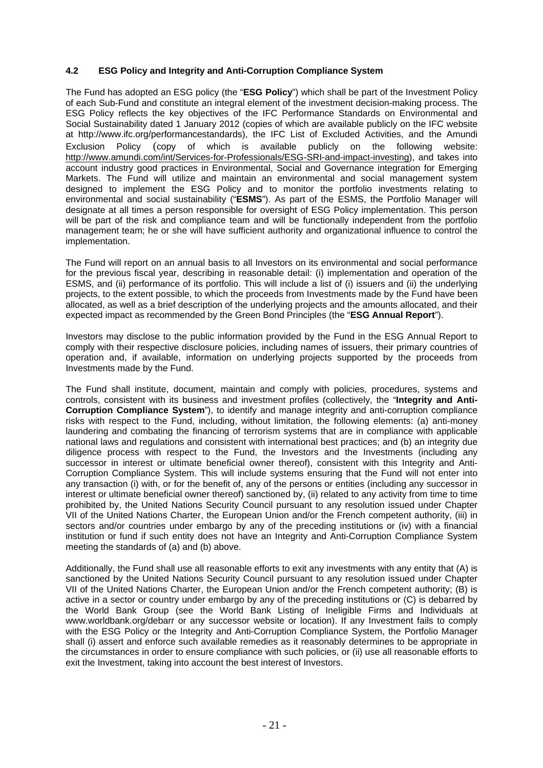### 4.2 ESG Policy and Integrity and Anti-Corruption Compliance System

The Fund has adopted an ESG policy (the "**ESG Policy**") which shall be part of the Investment Policy of each Sub-Fund and constitute an integral element of the investment decision-making process. The ESG Policy reflects the key objectives of the IFC Performance Standards on Environmental and Social Sustainability dated 1 January 2012 (copies of which are available publicly on the IFC website at http://www.ifc.org/performancestandards), the IFC List of Excluded Activities, and the Amundi Exclusion Policy (copy of which is available publicly on the following website: http://www.amundi.com/int/Services-for-Professionals/ESG-SRI-and-impact-investing), and takes into account industry good practices in Environmental, Social and Governance integration for Emerging Markets. The Fund will utilize and maintain an environmental and social management system designed to implement the ESG Policy and to monitor the portfolio investments relating to environmental and social sustainability ("**ESMS**"). As part of the ESMS, the Portfolio Manager will designate at all times a person responsible for oversight of ESG Policy implementation. This person will be part of the risk and compliance team and will be functionally independent from the portfolio management team; he or she will have sufficient authority and organizational influence to control the implementation.

The Fund will report on an annual basis to all Investors on its environmental and social performance for the previous fiscal year, describing in reasonable detail: (i) implementation and operation of the ESMS, and (ii) performance of its portfolio. This will include a list of (i) issuers and (ii) the underlying projects, to the extent possible, to which the proceeds from Investments made by the Fund have been allocated, as well as a brief description of the underlying projects and the amounts allocated, and their expected impact as recommended by the Green Bond Principles (the "**ESG Annual Report**").

Investors may disclose to the public information provided by the Fund in the ESG Annual Report to comply with their respective disclosure policies, including names of issuers, their primary countries of operation and, if available, information on underlying projects supported by the proceeds from Investments made by the Fund.

The Fund shall institute, document, maintain and comply with policies, procedures, systems and controls, consistent with its business and investment profiles (collectively, the "**Integrity and Anti-Corruption Compliance System**"), to identify and manage integrity and anti-corruption compliance risks with respect to the Fund, including, without limitation, the following elements: (a) anti-money laundering and combating the financing of terrorism systems that are in compliance with applicable national laws and regulations and consistent with international best practices; and (b) an integrity due diligence process with respect to the Fund, the Investors and the Investments (including any successor in interest or ultimate beneficial owner thereof), consistent with this Integrity and Anti-Corruption Compliance System. This will include systems ensuring that the Fund will not enter into any transaction (i) with, or for the benefit of, any of the persons or entities (including any successor in interest or ultimate beneficial owner thereof) sanctioned by, (ii) related to any activity from time to time prohibited by, the United Nations Security Council pursuant to any resolution issued under Chapter VII of the United Nations Charter, the European Union and/or the French competent authority, (iii) in sectors and/or countries under embargo by any of the preceding institutions or (iv) with a financial institution or fund if such entity does not have an Integrity and Anti-Corruption Compliance System meeting the standards of (a) and (b) above.

Additionally, the Fund shall use all reasonable efforts to exit any investments with any entity that (A) is sanctioned by the United Nations Security Council pursuant to any resolution issued under Chapter VII of the United Nations Charter, the European Union and/or the French competent authority; (B) is active in a sector or country under embargo by any of the preceding institutions or (C) is debarred by the World Bank Group (see the World Bank Listing of Ineligible Firms and Individuals at www.worldbank.org/debarr or any successor website or location). If any Investment fails to comply with the ESG Policy or the Integrity and Anti-Corruption Compliance System, the Portfolio Manager shall (i) assert and enforce such available remedies as it reasonably determines to be appropriate in the circumstances in order to ensure compliance with such policies, or (ii) use all reasonable efforts to exit the Investment, taking into account the best interest of Investors.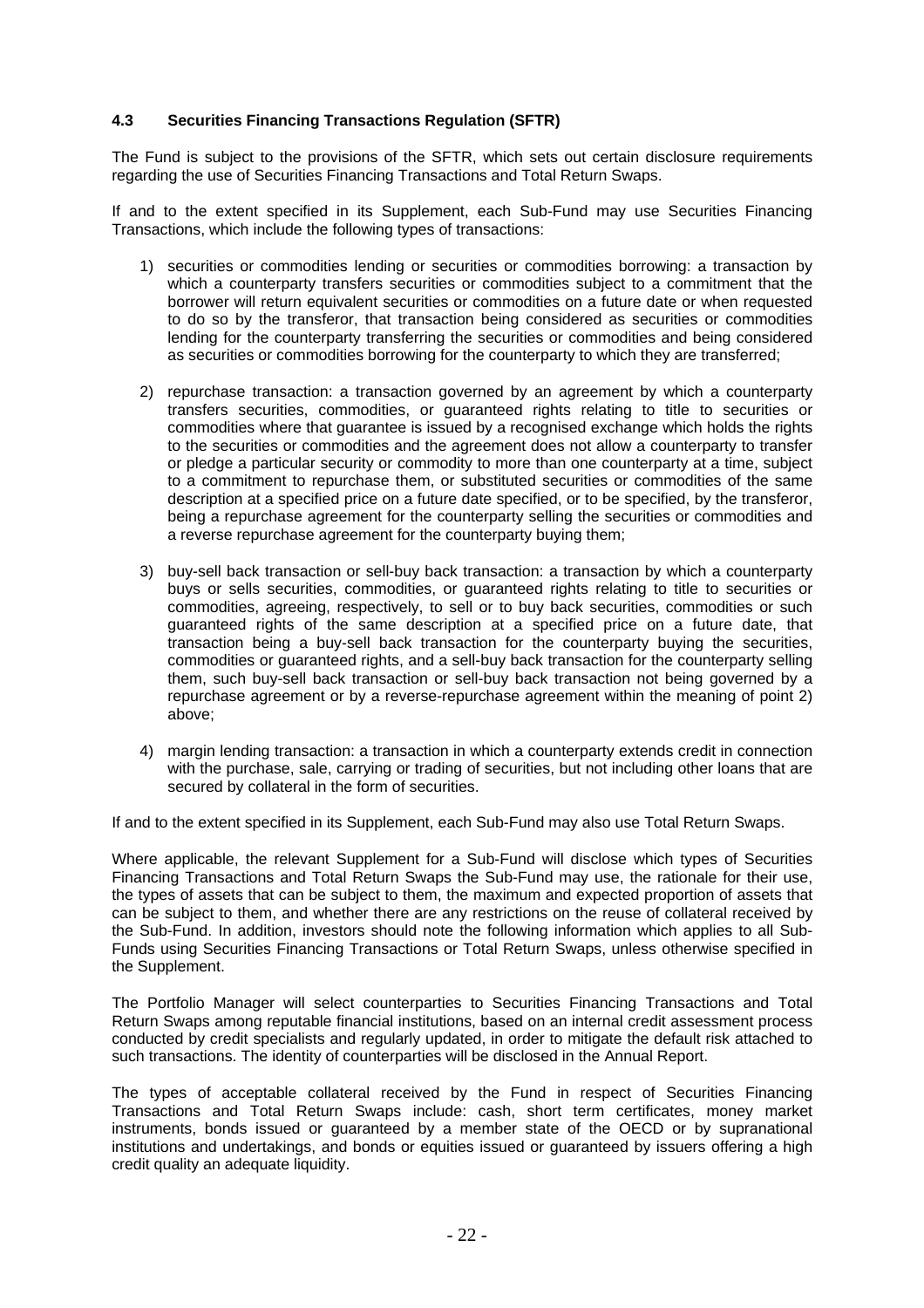### 4.3 Securities Financing Transactions Regulation (SFTR)

The Fund is subject to the provisions of the SFTR, which sets out certain disclosure requirements regarding the use of Securities Financing Transactions and Total Return Swaps.

If and to the extent specified in its Supplement, each Sub-Fund may use Securities Financing Transactions, which include the following types of transactions:

1) securities or commodities lending or securities or commodities borrowing: a transaction by which a counterparty transfers securities or commodities subject to a commitment that the borrower will return equivalent securities or commodities on a future date or when requested to do so by the transferor, that transaction being considered as securities or commodities lending for the counterparty transferring the securities or commodities and being considered as securities or commodities borrowing for the counterparty to which they are transferred;

2) repurchase transaction: a transaction governed by an agreement by which a counterparty transfers securities, commodities, or guaranteed rights relating to title to securities or commodities where that guarantee is issued by a recognised exchange which holds the rights to the securities or commodities and the agreement does not allow a counterparty to transfer or pledge a particular security or commodity to more than one counterparty at a time, subject to a commitment to repurchase them, or substituted securities or commodities of the same description at a specified price on a future date specified, or to be specified, by the transferor, being a repurchase agreement for the counterparty selling the securities or commodities and a reverse repurchase agreement for the counterparty buying them;

3) buy-sell back transaction or sell-buy back transaction: a transaction by which a counterparty buys or sells securities, commodities, or guaranteed rights relating to title to securities or commodities, agreeing, respectively, to sell or to buy back securities, commodities or such guaranteed rights of the same description at a specified price on a future date, that transaction being a buy-sell back transaction for the counterparty buying the securities, commodities or guaranteed rights, and a sell-buy back transaction for the counterparty selling them, such buy-sell back transaction or sell-buy back transaction not being governed by a repurchase agreement or by a reverse-repurchase agreement within the meaning of point 2) above;

4) margin lending transaction: a transaction in which a counterparty extends credit in connection with the purchase, sale, carrying or trading of securities, but not including other loans that are secured by collateral in the form of securities.

If and to the extent specified in its Supplement, each Sub-Fund may also use Total Return Swaps.

Where applicable, the relevant Supplement for a Sub-Fund will disclose which types of Securities Financing Transactions and Total Return Swaps the Sub-Fund may use, the rationale for their use, the types of assets that can be subject to them, the maximum and expected proportion of assets that can be subject to them, and whether there are any restrictions on the reuse of collateral received by the Sub-Fund. In addition, investors should note the following information which applies to all Sub-Funds using Securities Financing Transactions or Total Return Swaps, unless otherwise specified in the Supplement.

The Portfolio Manager will select counterparties to Securities Financing Transactions and Total Return Swaps among reputable financial institutions, based on an internal credit assessment process conducted by credit specialists and regularly updated, in order to mitigate the default risk attached to such transactions. The identity of counterparties will be disclosed in the Annual Report.

The types of acceptable collateral received by the Fund in respect of Securities Financing Transactions and Total Return Swaps include: cash, short term certificates, money market instruments, bonds issued or guaranteed by a member state of the OECD or by supranational institutions and undertakings, and bonds or equities issued or guaranteed by issuers offering a high credit quality an adequate liquidity.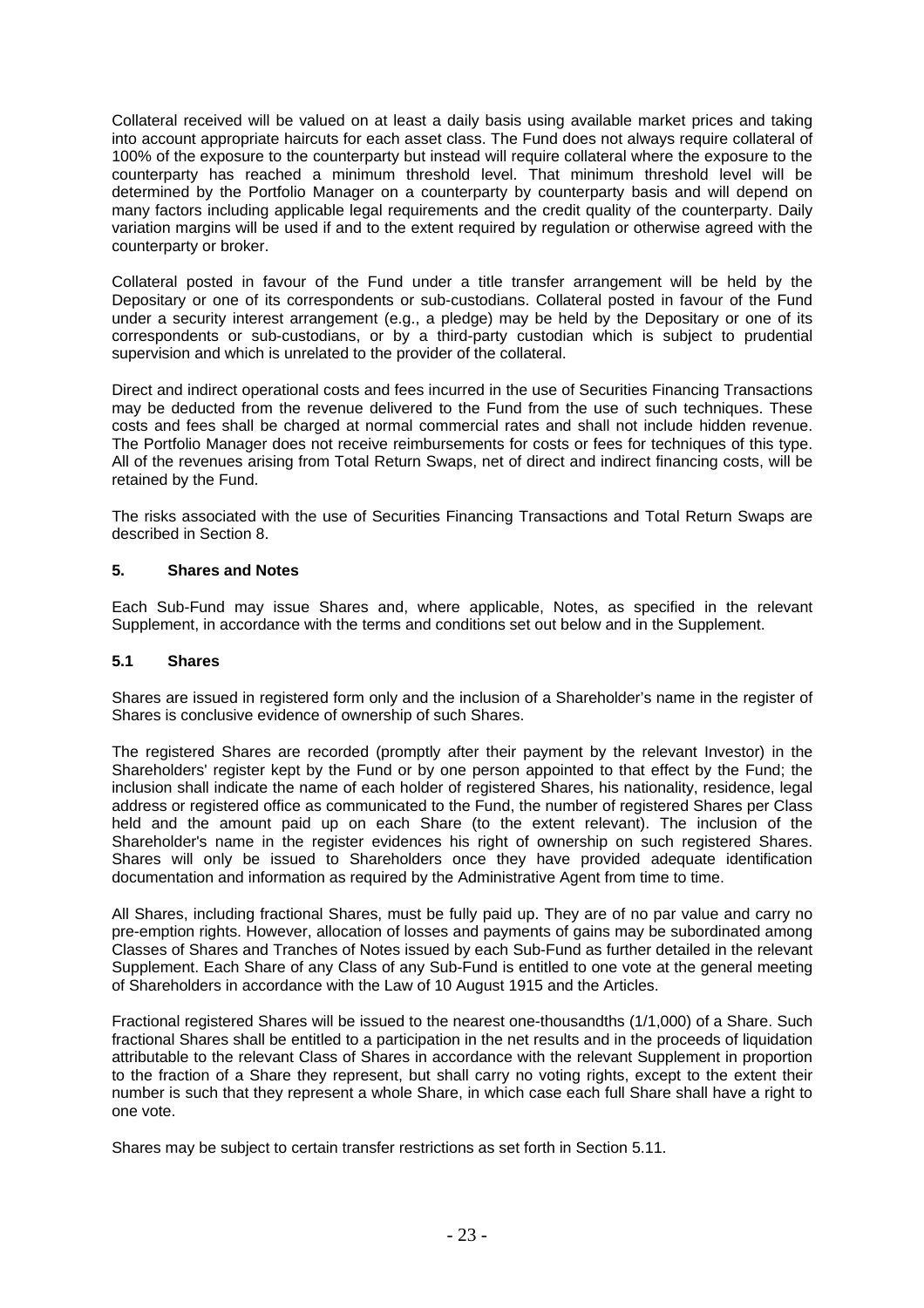Collateral received will be valued on at least a daily basis using available market prices and taking into account appropriate haircuts for each asset class. The Fund does not always require collateral of 100% of the exposure to the counterparty but instead will require collateral where the exposure to the counterparty has reached a minimum threshold level. That minimum threshold level will be determined by the Portfolio Manager on a counterparty by counterparty basis and will depend on many factors including applicable legal requirements and the credit quality of the counterparty. Daily variation margins will be used if and to the extent required by regulation or otherwise agreed with the counterparty or broker.

Collateral posted in favour of the Fund under a title transfer arrangement will be held by the Depositary or one of its correspondents or sub-custodians. Collateral posted in favour of the Fund under a security interest arrangement (e.g., a pledge) may be held by the Depositary or one of its correspondents or sub-custodians, or by a third-party custodian which is subject to prudential supervision and which is unrelated to the provider of the collateral.

Direct and indirect operational costs and fees incurred in the use of Securities Financing Transactions may be deducted from the revenue delivered to the Fund from the use of such techniques. These costs and fees shall be charged at normal commercial rates and shall not include hidden revenue. The Portfolio Manager does not receive reimbursements for costs or fees for techniques of this type. All of the revenues arising from Total Return Swaps, net of direct and indirect financing costs, will be retained by the Fund.

The risks associated with the use of Securities Financing Transactions and Total Return Swaps are described in Section 8.

## 5. Shares and Notes

Each Sub-Fund may issue Shares and, where applicable, Notes, as specified in the relevant Supplement, in accordance with the terms and conditions set out below and in the Supplement.

### 5.1 Shares

Shares are issued in registered form only and the inclusion of a Shareholder's name in the register of Shares is conclusive evidence of ownership of such Shares.

The registered Shares are recorded (promptly after their payment by the relevant Investor) in the Shareholders' register kept by the Fund or by one person appointed to that effect by the Fund; the inclusion shall indicate the name of each holder of registered Shares, his nationality, residence, legal address or registered office as communicated to the Fund, the number of registered Shares per Class held and the amount paid up on each Share (to the extent relevant). The inclusion of the Shareholder's name in the register evidences his right of ownership on such registered Shares. Shares will only be issued to Shareholders once they have provided adequate identification documentation and information as required by the Administrative Agent from time to time.

All Shares, including fractional Shares, must be fully paid up. They are of no par value and carry no pre-emption rights. However, allocation of losses and payments of gains may be subordinated among Classes of Shares and Tranches of Notes issued by each Sub-Fund as further detailed in the relevant Supplement. Each Share of any Class of any Sub-Fund is entitled to one vote at the general meeting of Shareholders in accordance with the Law of 10 August 1915 and the Articles.

Fractional registered Shares will be issued to the nearest one-thousandths (1/1,000) of a Share. Such fractional Shares shall be entitled to a participation in the net results and in the proceeds of liquidation attributable to the relevant Class of Shares in accordance with the relevant Supplement in proportion to the fraction of a Share they represent, but shall carry no voting rights, except to the extent their number is such that they represent a whole Share, in which case each full Share shall have a right to one vote.

Shares may be subject to certain transfer restrictions as set forth in Section 5.11.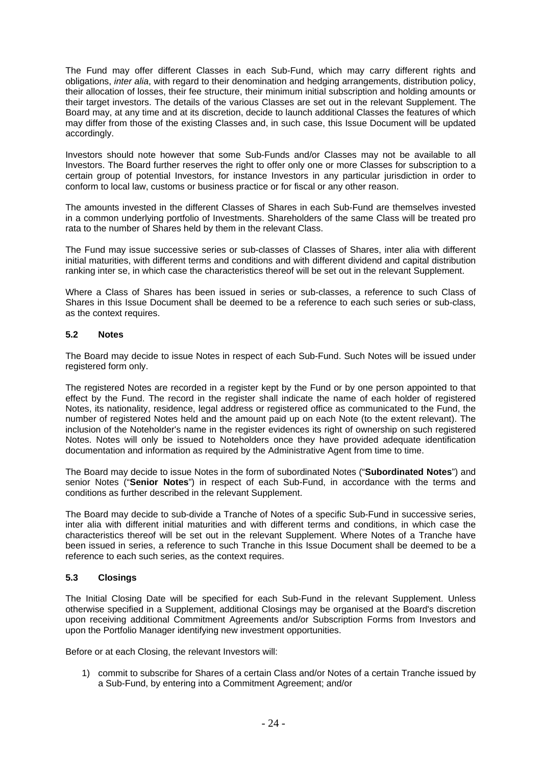The Fund may offer different Classes in each Sub-Fund, which may carry different rights and obligations, *inter alia*, with regard to their denomination and hedging arrangements, distribution policy, their allocation of losses, their fee structure, their minimum initial subscription and holding amounts or their target investors. The details of the various Classes are set out in the relevant Supplement. The Board may, at any time and at its discretion, decide to launch additional Classes the features of which may differ from those of the existing Classes and, in such case, this Issue Document will be updated accordingly.

Investors should note however that some Sub-Funds and/or Classes may not be available to all Investors. The Board further reserves the right to offer only one or more Classes for subscription to a certain group of potential Investors, for instance Investors in any particular jurisdiction in order to conform to local law, customs or business practice or for fiscal or any other reason.

The amounts invested in the different Classes of Shares in each Sub-Fund are themselves invested in a common underlying portfolio of Investments. Shareholders of the same Class will be treated pro rata to the number of Shares held by them in the relevant Class.

The Fund may issue successive series or sub-classes of Classes of Shares, inter alia with different initial maturities, with different terms and conditions and with different dividend and capital distribution ranking inter se, in which case the characteristics thereof will be set out in the relevant Supplement.

Where a Class of Shares has been issued in series or sub-classes, a reference to such Class of Shares in this Issue Document shall be deemed to be a reference to each such series or sub-class, as the context requires.

### 5.2 Notes

The Board may decide to issue Notes in respect of each Sub-Fund. Such Notes will be issued under registered form only.

The registered Notes are recorded in a register kept by the Fund or by one person appointed to that effect by the Fund. The record in the register shall indicate the name of each holder of registered Notes, its nationality, residence, legal address or registered office as communicated to the Fund, the number of registered Notes held and the amount paid up on each Note (to the extent relevant). The inclusion of the Noteholder's name in the register evidences its right of ownership on such registered Notes. Notes will only be issued to Noteholders once they have provided adequate identification documentation and information as required by the Administrative Agent from time to time.

The Board may decide to issue Notes in the form of subordinated Notes ("**Subordinated Notes**") and senior Notes ("**Senior Notes**") in respect of each Sub-Fund, in accordance with the terms and conditions as further described in the relevant Supplement.

The Board may decide to sub-divide a Tranche of Notes of a specific Sub-Fund in successive series, inter alia with different initial maturities and with different terms and conditions, in which case the characteristics thereof will be set out in the relevant Supplement. Where Notes of a Tranche have been issued in series, a reference to such Tranche in this Issue Document shall be deemed to be a reference to each such series, as the context requires.

### 5.3 Closings

The Initial Closing Date will be specified for each Sub-Fund in the relevant Supplement. Unless otherwise specified in a Supplement, additional Closings may be organised at the Board's discretion upon receiving additional Commitment Agreements and/or Subscription Forms from Investors and upon the Portfolio Manager identifying new investment opportunities.

Before or at each Closing, the relevant Investors will:

1) commit to subscribe for Shares of a certain Class and/or Notes of a certain Tranche issued by a Sub-Fund, by entering into a Commitment Agreement; and/or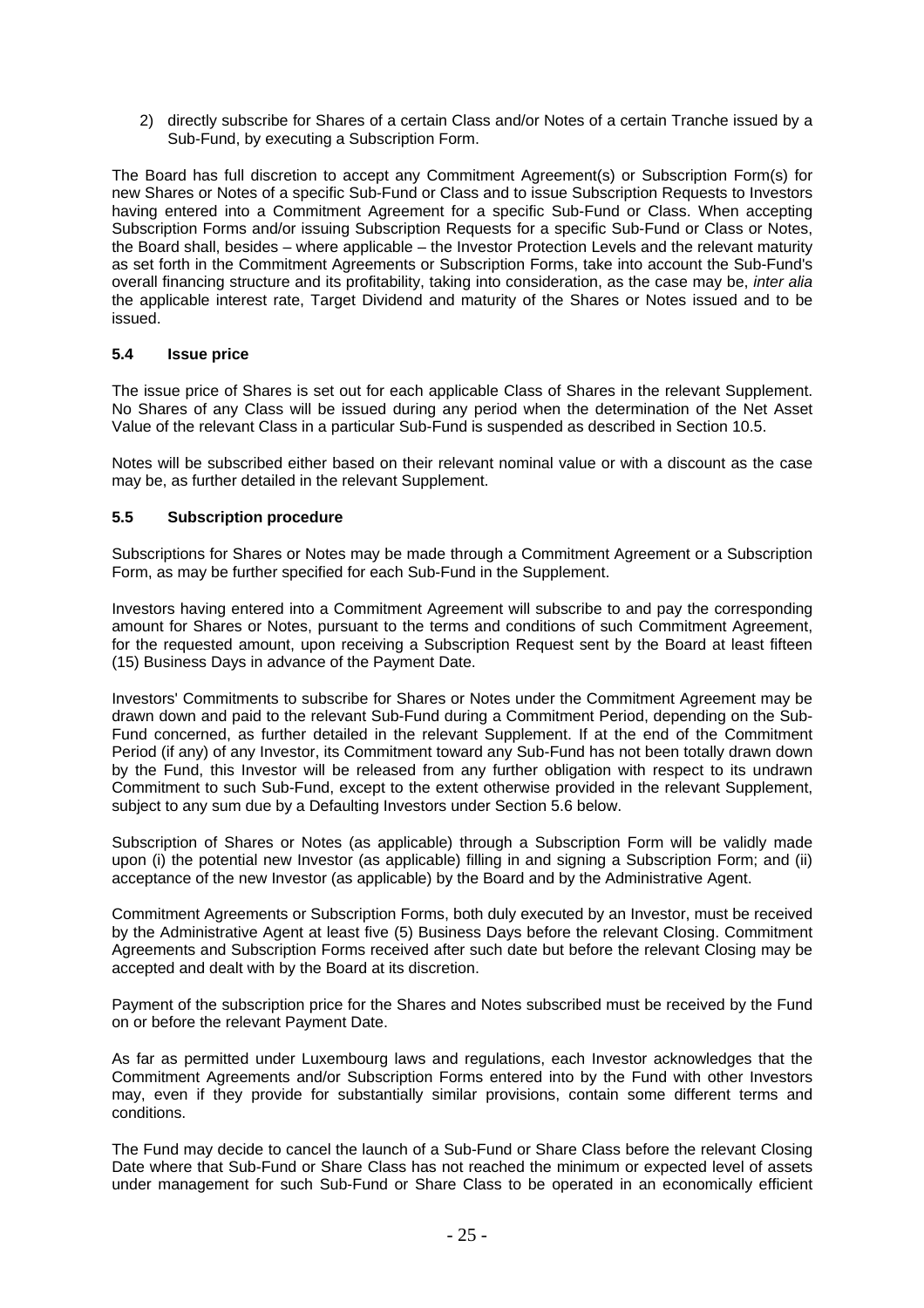2) directly subscribe for Shares of a certain Class and/or Notes of a certain Tranche issued by a Sub-Fund, by executing a Subscription Form.

The Board has full discretion to accept any Commitment Agreement(s) or Subscription Form(s) for new Shares or Notes of a specific Sub-Fund or Class and to issue Subscription Requests to Investors having entered into a Commitment Agreement for a specific Sub-Fund or Class. When accepting Subscription Forms and/or issuing Subscription Requests for a specific Sub-Fund or Class or Notes, the Board shall, besides – where applicable – the Investor Protection Levels and the relevant maturity as set forth in the Commitment Agreements or Subscription Forms, take into account the Sub-Fund's overall financing structure and its profitability, taking into consideration, as the case may be, *inter alia* the applicable interest rate, Target Dividend and maturity of the Shares or Notes issued and to be issued.

### 5.4 Issue price

The issue price of Shares is set out for each applicable Class of Shares in the relevant Supplement. No Shares of any Class will be issued during any period when the determination of the Net Asset Value of the relevant Class in a particular Sub-Fund is suspended as described in Section 10.5.

Notes will be subscribed either based on their relevant nominal value or with a discount as the case may be, as further detailed in the relevant Supplement.

### 5.5 Subscription procedure

Subscriptions for Shares or Notes may be made through a Commitment Agreement or a Subscription Form, as may be further specified for each Sub-Fund in the Supplement.

Investors having entered into a Commitment Agreement will subscribe to and pay the corresponding amount for Shares or Notes, pursuant to the terms and conditions of such Commitment Agreement, for the requested amount, upon receiving a Subscription Request sent by the Board at least fifteen (15) Business Days in advance of the Payment Date.

Investors' Commitments to subscribe for Shares or Notes under the Commitment Agreement may be drawn down and paid to the relevant Sub-Fund during a Commitment Period, depending on the Sub-Fund concerned, as further detailed in the relevant Supplement. If at the end of the Commitment Period (if any) of any Investor, its Commitment toward any Sub-Fund has not been totally drawn down by the Fund, this Investor will be released from any further obligation with respect to its undrawn Commitment to such Sub-Fund, except to the extent otherwise provided in the relevant Supplement, subject to any sum due by a Defaulting Investors under Section 5.6 below.

Subscription of Shares or Notes (as applicable) through a Subscription Form will be validly made upon (i) the potential new Investor (as applicable) filling in and signing a Subscription Form; and (ii) acceptance of the new Investor (as applicable) by the Board and by the Administrative Agent.

Commitment Agreements or Subscription Forms, both duly executed by an Investor, must be received by the Administrative Agent at least five (5) Business Days before the relevant Closing. Commitment Agreements and Subscription Forms received after such date but before the relevant Closing may be accepted and dealt with by the Board at its discretion.

Payment of the subscription price for the Shares and Notes subscribed must be received by the Fund on or before the relevant Payment Date.

As far as permitted under Luxembourg laws and regulations, each Investor acknowledges that the Commitment Agreements and/or Subscription Forms entered into by the Fund with other Investors may, even if they provide for substantially similar provisions, contain some different terms and conditions.

The Fund may decide to cancel the launch of a Sub-Fund or Share Class before the relevant Closing Date where that Sub-Fund or Share Class has not reached the minimum or expected level of assets under management for such Sub-Fund or Share Class to be operated in an economically efficient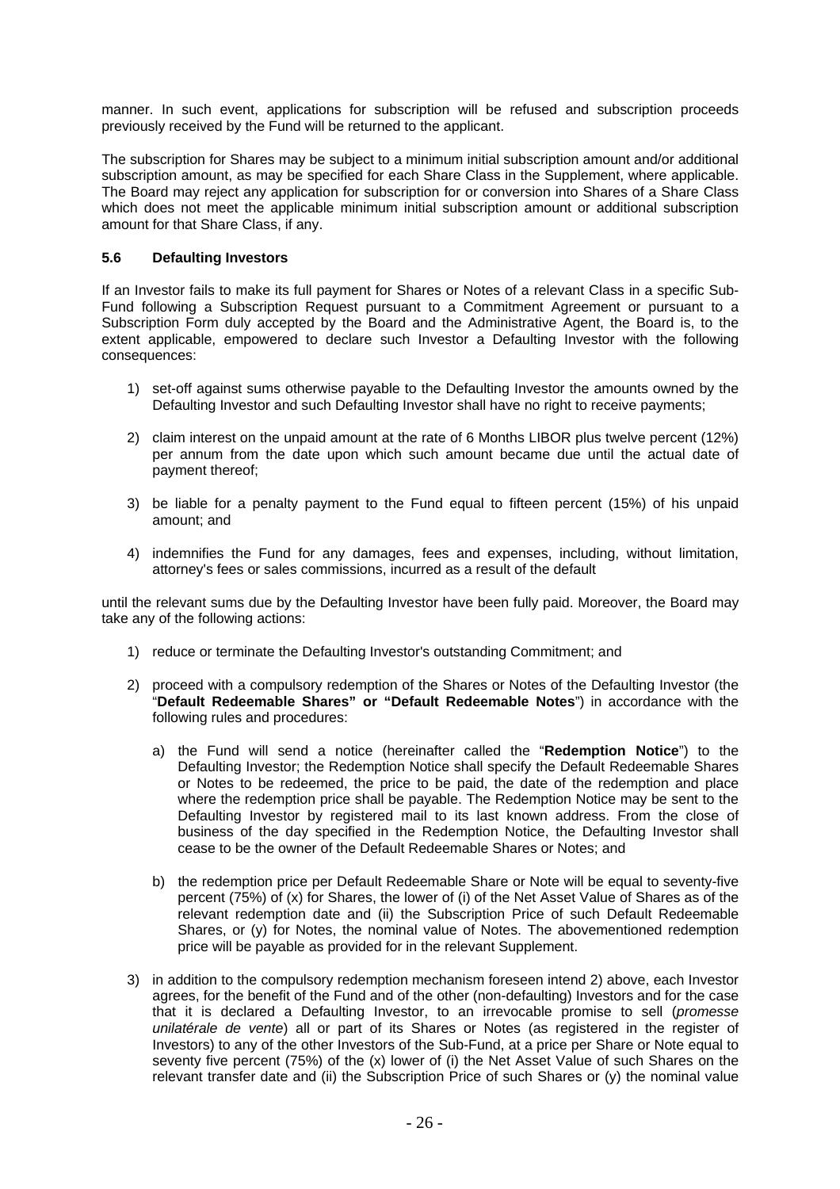manner. In such event, applications for subscription will be refused and subscription proceeds previously received by the Fund will be returned to the applicant.

The subscription for Shares may be subject to a minimum initial subscription amount and/or additional subscription amount, as may be specified for each Share Class in the Supplement, where applicable. The Board may reject any application for subscription for or conversion into Shares of a Share Class which does not meet the applicable minimum initial subscription amount or additional subscription amount for that Share Class, if any.

### 5.6 Defaulting Investors

If an Investor fails to make its full payment for Shares or Notes of a relevant Class in a specific Sub-Fund following a Subscription Request pursuant to a Commitment Agreement or pursuant to a Subscription Form duly accepted by the Board and the Administrative Agent, the Board is, to the extent applicable, empowered to declare such Investor a Defaulting Investor with the following consequences:

1) set-off against sums otherwise payable to the Defaulting Investor the amounts owned by the Defaulting Investor and such Defaulting Investor shall have no right to receive payments;

2) claim interest on the unpaid amount at the rate of 6 Months LIBOR plus twelve percent (12%) per annum from the date upon which such amount became due until the actual date of payment thereof;

3) be liable for a penalty payment to the Fund equal to fifteen percent (15%) of his unpaid amount; and

4) indemnifies the Fund for any damages, fees and expenses, including, without limitation, attorney's fees or sales commissions, incurred as a result of the default

until the relevant sums due by the Defaulting Investor have been fully paid. Moreover, the Board may take any of the following actions:

1) reduce or terminate the Defaulting Investor's outstanding Commitment; and

2) proceed with a compulsory redemption of the Shares or Notes of the Defaulting Investor (the "**Default Redeemable Shares" or "Default Redeemable Notes**") in accordance with the following rules and procedures:

   a) the Fund will send a notice (hereinafter called the "**Redemption Notice**") to the Defaulting Investor; the Redemption Notice shall specify the Default Redeemable Shares or Notes to be redeemed, the price to be paid, the date of the redemption and place where the redemption price shall be payable. The Redemption Notice may be sent to the Defaulting Investor by registered mail to its last known address. From the close of business of the day specified in the Redemption Notice, the Defaulting Investor shall cease to be the owner of the Default Redeemable Shares or Notes; and

   b) the redemption price per Default Redeemable Share or Note will be equal to seventy-five percent (75%) of (x) for Shares, the lower of (i) of the Net Asset Value of Shares as of the relevant redemption date and (ii) the Subscription Price of such Default Redeemable Shares, or (y) for Notes, the nominal value of Notes. The abovementioned redemption price will be payable as provided for in the relevant Supplement.

3) in addition to the compulsory redemption mechanism foreseen intend 2) above, each Investor agrees, for the benefit of the Fund and of the other (non-defaulting) Investors and for the case that it is declared a Defaulting Investor, to an irrevocable promise to sell (*promesse unilatérale de vente*) all or part of its Shares or Notes (as registered in the register of Investors) to any of the other Investors of the Sub-Fund, at a price per Share or Note equal to seventy five percent (75%) of the (x) lower of (i) the Net Asset Value of such Shares on the relevant transfer date and (ii) the Subscription Price of such Shares or (y) the nominal value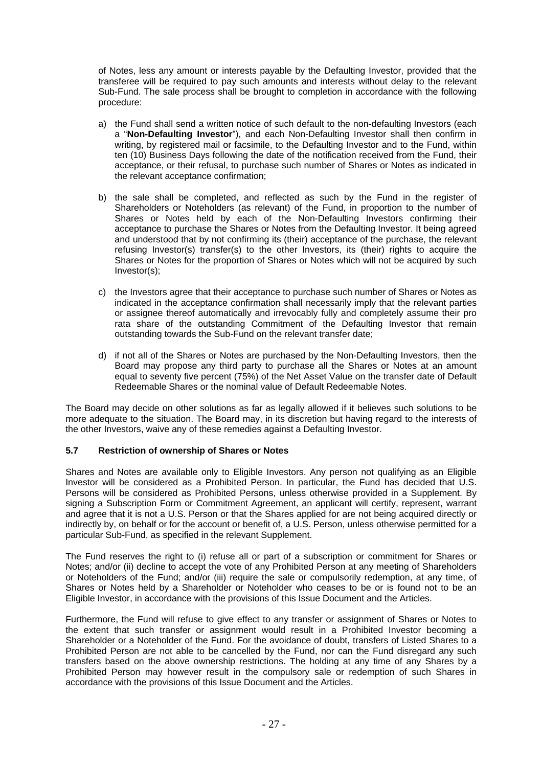of Notes, less any amount or interests payable by the Defaulting Investor, provided that the transferee will be required to pay such amounts and interests without delay to the relevant Sub-Fund. The sale process shall be brought to completion in accordance with the following procedure:

a) the Fund shall send a written notice of such default to the non-defaulting Investors (each a "**Non-Defaulting Investor**"), and each Non-Defaulting Investor shall then confirm in writing, by registered mail or facsimile, to the Defaulting Investor and to the Fund, within ten (10) Business Days following the date of the notification received from the Fund, their acceptance, or their refusal, to purchase such number of Shares or Notes as indicated in the relevant acceptance confirmation;

b) the sale shall be completed, and reflected as such by the Fund in the register of Shareholders or Noteholders (as relevant) of the Fund, in proportion to the number of Shares or Notes held by each of the Non-Defaulting Investors confirming their acceptance to purchase the Shares or Notes from the Defaulting Investor. It being agreed and understood that by not confirming its (their) acceptance of the purchase, the relevant refusing Investor(s) transfer(s) to the other Investors, its (their) rights to acquire the Shares or Notes for the proportion of Shares or Notes which will not be acquired by such Investor(s);

c) the Investors agree that their acceptance to purchase such number of Shares or Notes as indicated in the acceptance confirmation shall necessarily imply that the relevant parties or assignee thereof automatically and irrevocably fully and completely assume their pro rata share of the outstanding Commitment of the Defaulting Investor that remain outstanding towards the Sub-Fund on the relevant transfer date;

d) if not all of the Shares or Notes are purchased by the Non-Defaulting Investors, then the Board may propose any third party to purchase all the Shares or Notes at an amount equal to seventy five percent (75%) of the Net Asset Value on the transfer date of Default Redeemable Shares or the nominal value of Default Redeemable Notes.

The Board may decide on other solutions as far as legally allowed if it believes such solutions to be more adequate to the situation. The Board may, in its discretion but having regard to the interests of the other Investors, waive any of these remedies against a Defaulting Investor.

### 5.7 Restriction of ownership of Shares or Notes

Shares and Notes are available only to Eligible Investors. Any person not qualifying as an Eligible Investor will be considered as a Prohibited Person. In particular, the Fund has decided that U.S. Persons will be considered as Prohibited Persons, unless otherwise provided in a Supplement. By signing a Subscription Form or Commitment Agreement, an applicant will certify, represent, warrant and agree that it is not a U.S. Person or that the Shares applied for are not being acquired directly or indirectly by, on behalf or for the account or benefit of, a U.S. Person, unless otherwise permitted for a particular Sub-Fund, as specified in the relevant Supplement.

The Fund reserves the right to (i) refuse all or part of a subscription or commitment for Shares or Notes; and/or (ii) decline to accept the vote of any Prohibited Person at any meeting of Shareholders or Noteholders of the Fund; and/or (iii) require the sale or compulsorily redemption, at any time, of Shares or Notes held by a Shareholder or Noteholder who ceases to be or is found not to be an Eligible Investor, in accordance with the provisions of this Issue Document and the Articles.

Furthermore, the Fund will refuse to give effect to any transfer or assignment of Shares or Notes to the extent that such transfer or assignment would result in a Prohibited Investor becoming a Shareholder or a Noteholder of the Fund. For the avoidance of doubt, transfers of Listed Shares to a Prohibited Person are not able to be cancelled by the Fund, nor can the Fund disregard any such transfers based on the above ownership restrictions. The holding at any time of any Shares by a Prohibited Person may however result in the compulsory sale or redemption of such Shares in accordance with the provisions of this Issue Document and the Articles.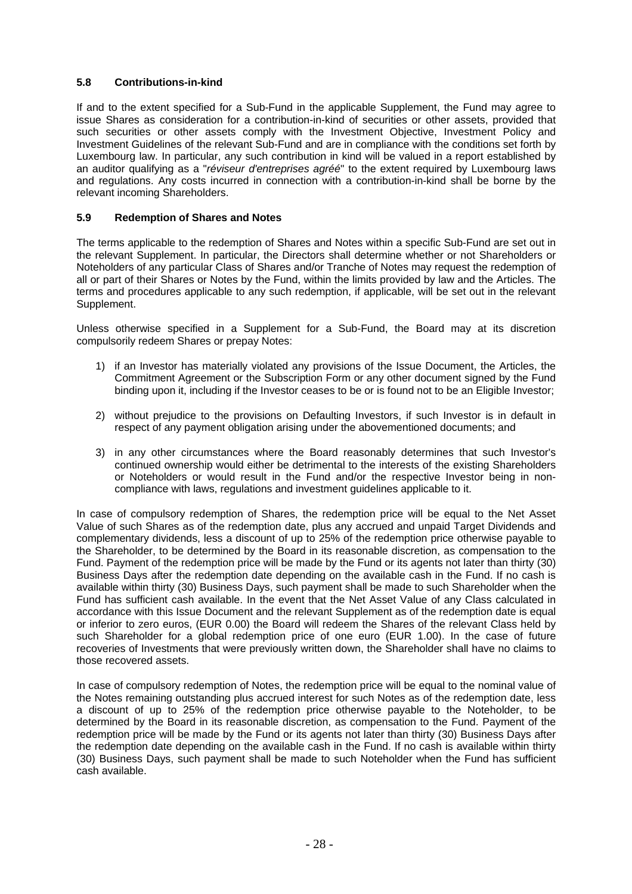### 5.8 Contributions-in-kind

If and to the extent specified for a Sub-Fund in the applicable Supplement, the Fund may agree to issue Shares as consideration for a contribution-in-kind of securities or other assets, provided that such securities or other assets comply with the Investment Objective, Investment Policy and Investment Guidelines of the relevant Sub-Fund and are in compliance with the conditions set forth by Luxembourg law. In particular, any such contribution in kind will be valued in a report established by an auditor qualifying as a "*réviseur d'entreprises agréé*" to the extent required by Luxembourg laws and regulations. Any costs incurred in connection with a contribution-in-kind shall be borne by the relevant incoming Shareholders.

### 5.9 Redemption of Shares and Notes

The terms applicable to the redemption of Shares and Notes within a specific Sub-Fund are set out in the relevant Supplement. In particular, the Directors shall determine whether or not Shareholders or Noteholders of any particular Class of Shares and/or Tranche of Notes may request the redemption of all or part of their Shares or Notes by the Fund, within the limits provided by law and the Articles. The terms and procedures applicable to any such redemption, if applicable, will be set out in the relevant Supplement.

Unless otherwise specified in a Supplement for a Sub-Fund, the Board may at its discretion compulsorily redeem Shares or prepay Notes:

1) if an Investor has materially violated any provisions of the Issue Document, the Articles, the Commitment Agreement or the Subscription Form or any other document signed by the Fund binding upon it, including if the Investor ceases to be or is found not to be an Eligible Investor;

2) without prejudice to the provisions on Defaulting Investors, if such Investor is in default in respect of any payment obligation arising under the abovementioned documents; and

3) in any other circumstances where the Board reasonably determines that such Investor's continued ownership would either be detrimental to the interests of the existing Shareholders or Noteholders or would result in the Fund and/or the respective Investor being in non-compliance with laws, regulations and investment guidelines applicable to it.

In case of compulsory redemption of Shares, the redemption price will be equal to the Net Asset Value of such Shares as of the redemption date, plus any accrued and unpaid Target Dividends and complementary dividends, less a discount of up to 25% of the redemption price otherwise payable to the Shareholder, to be determined by the Board in its reasonable discretion, as compensation to the Fund. Payment of the redemption price will be made by the Fund or its agents not later than thirty (30) Business Days after the redemption date depending on the available cash in the Fund. If no cash is available within thirty (30) Business Days, such payment shall be made to such Shareholder when the Fund has sufficient cash available. In the event that the Net Asset Value of any Class calculated in accordance with this Issue Document and the relevant Supplement as of the redemption date is equal or inferior to zero euros, (EUR 0.00) the Board will redeem the Shares of the relevant Class held by such Shareholder for a global redemption price of one euro (EUR 1.00). In the case of future recoveries of Investments that were previously written down, the Shareholder shall have no claims to those recovered assets.

In case of compulsory redemption of Notes, the redemption price will be equal to the nominal value of the Notes remaining outstanding plus accrued interest for such Notes as of the redemption date, less a discount of up to 25% of the redemption price otherwise payable to the Noteholder, to be determined by the Board in its reasonable discretion, as compensation to the Fund. Payment of the redemption price will be made by the Fund or its agents not later than thirty (30) Business Days after the redemption date depending on the available cash in the Fund. If no cash is available within thirty (30) Business Days, such payment shall be made to such Noteholder when the Fund has sufficient cash available.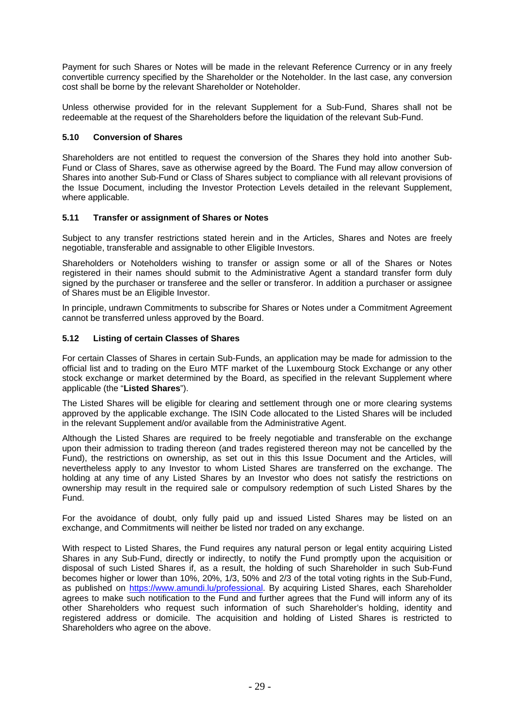Payment for such Shares or Notes will be made in the relevant Reference Currency or in any freely convertible currency specified by the Shareholder or the Noteholder. In the last case, any conversion cost shall be borne by the relevant Shareholder or Noteholder.

Unless otherwise provided for in the relevant Supplement for a Sub-Fund, Shares shall not be redeemable at the request of the Shareholders before the liquidation of the relevant Sub-Fund.

### 5.10 Conversion of Shares

Shareholders are not entitled to request the conversion of the Shares they hold into another Sub-Fund or Class of Shares, save as otherwise agreed by the Board. The Fund may allow conversion of Shares into another Sub-Fund or Class of Shares subject to compliance with all relevant provisions of the Issue Document, including the Investor Protection Levels detailed in the relevant Supplement, where applicable.

### 5.11 Transfer or assignment of Shares or Notes

Subject to any transfer restrictions stated herein and in the Articles, Shares and Notes are freely negotiable, transferable and assignable to other Eligible Investors.

Shareholders or Noteholders wishing to transfer or assign some or all of the Shares or Notes registered in their names should submit to the Administrative Agent a standard transfer form duly signed by the purchaser or transferee and the seller or transferor. In addition a purchaser or assignee of Shares must be an Eligible Investor.

In principle, undrawn Commitments to subscribe for Shares or Notes under a Commitment Agreement cannot be transferred unless approved by the Board.

### 5.12 Listing of certain Classes of Shares

For certain Classes of Shares in certain Sub-Funds, an application may be made for admission to the official list and to trading on the Euro MTF market of the Luxembourg Stock Exchange or any other stock exchange or market determined by the Board, as specified in the relevant Supplement where applicable (the "**Listed Shares**").

The Listed Shares will be eligible for clearing and settlement through one or more clearing systems approved by the applicable exchange. The ISIN Code allocated to the Listed Shares will be included in the relevant Supplement and/or available from the Administrative Agent.

Although the Listed Shares are required to be freely negotiable and transferable on the exchange upon their admission to trading thereon (and trades registered thereon may not be cancelled by the Fund), the restrictions on ownership, as set out in this this Issue Document and the Articles, will nevertheless apply to any Investor to whom Listed Shares are transferred on the exchange. The holding at any time of any Listed Shares by an Investor who does not satisfy the restrictions on ownership may result in the required sale or compulsory redemption of such Listed Shares by the Fund.

For the avoidance of doubt, only fully paid up and issued Listed Shares may be listed on an exchange, and Commitments will neither be listed nor traded on any exchange.

With respect to Listed Shares, the Fund requires any natural person or legal entity acquiring Listed Shares in any Sub-Fund, directly or indirectly, to notify the Fund promptly upon the acquisition or disposal of such Listed Shares if, as a result, the holding of such Shareholder in such Sub-Fund becomes higher or lower than 10%, 20%, 1/3, 50% and 2/3 of the total voting rights in the Sub-Fund, as published on https://www.amundi.lu/professional. By acquiring Listed Shares, each Shareholder agrees to make such notification to the Fund and further agrees that the Fund will inform any of its other Shareholders who request such information of such Shareholder's holding, identity and registered address or domicile. The acquisition and holding of Listed Shares is restricted to Shareholders who agree on the above.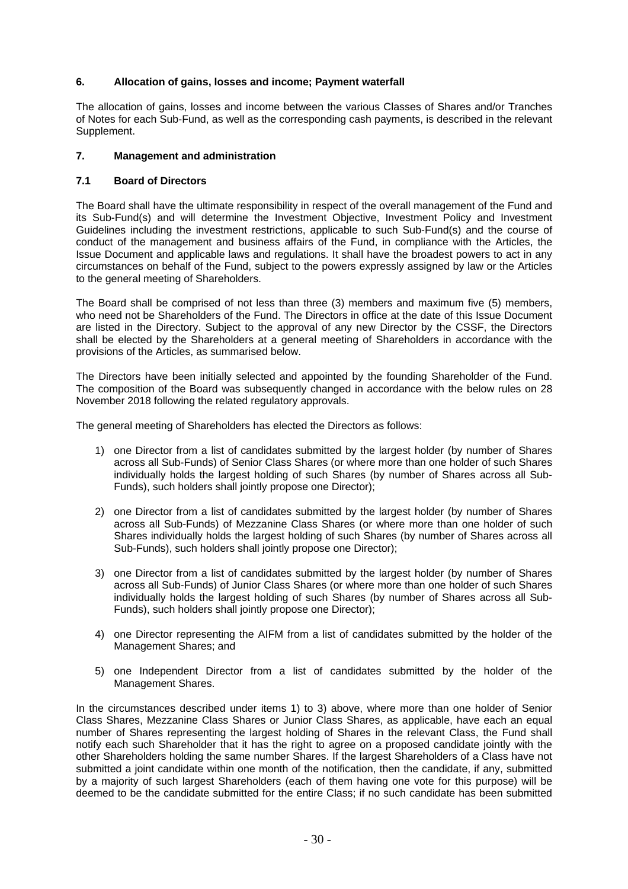## 6. Allocation of gains, losses and income; Payment waterfall

The allocation of gains, losses and income between the various Classes of Shares and/or Tranches of Notes for each Sub-Fund, as well as the corresponding cash payments, is described in the relevant Supplement.

## 7. Management and administration

### 7.1 Board of Directors

The Board shall have the ultimate responsibility in respect of the overall management of the Fund and its Sub-Fund(s) and will determine the Investment Objective, Investment Policy and Investment Guidelines including the investment restrictions, applicable to such Sub-Fund(s) and the course of conduct of the management and business affairs of the Fund, in compliance with the Articles, the Issue Document and applicable laws and regulations. It shall have the broadest powers to act in any circumstances on behalf of the Fund, subject to the powers expressly assigned by law or the Articles to the general meeting of Shareholders.

The Board shall be comprised of not less than three (3) members and maximum five (5) members, who need not be Shareholders of the Fund. The Directors in office at the date of this Issue Document are listed in the Directory. Subject to the approval of any new Director by the CSSF, the Directors shall be elected by the Shareholders at a general meeting of Shareholders in accordance with the provisions of the Articles, as summarised below.

The Directors have been initially selected and appointed by the founding Shareholder of the Fund. The composition of the Board was subsequently changed in accordance with the below rules on 28 November 2018 following the related regulatory approvals.

The general meeting of Shareholders has elected the Directors as follows:

1) one Director from a list of candidates submitted by the largest holder (by number of Shares across all Sub-Funds) of Senior Class Shares (or where more than one holder of such Shares individually holds the largest holding of such Shares (by number of Shares across all Sub-Funds), such holders shall jointly propose one Director);

2) one Director from a list of candidates submitted by the largest holder (by number of Shares across all Sub-Funds) of Mezzanine Class Shares (or where more than one holder of such Shares individually holds the largest holding of such Shares (by number of Shares across all Sub-Funds), such holders shall jointly propose one Director);

3) one Director from a list of candidates submitted by the largest holder (by number of Shares across all Sub-Funds) of Junior Class Shares (or where more than one holder of such Shares individually holds the largest holding of such Shares (by number of Shares across all Sub-Funds), such holders shall jointly propose one Director);

4) one Director representing the AIFM from a list of candidates submitted by the holder of the Management Shares; and

5) one Independent Director from a list of candidates submitted by the holder of the Management Shares.

In the circumstances described under items 1) to 3) above, where more than one holder of Senior Class Shares, Mezzanine Class Shares or Junior Class Shares, as applicable, have each an equal number of Shares representing the largest holding of Shares in the relevant Class, the Fund shall notify each such Shareholder that it has the right to agree on a proposed candidate jointly with the other Shareholders holding the same number Shares. If the largest Shareholders of a Class have not submitted a joint candidate within one month of the notification, then the candidate, if any, submitted by a majority of such largest Shareholders (each of them having one vote for this purpose) will be deemed to be the candidate submitted for the entire Class; if no such candidate has been submitted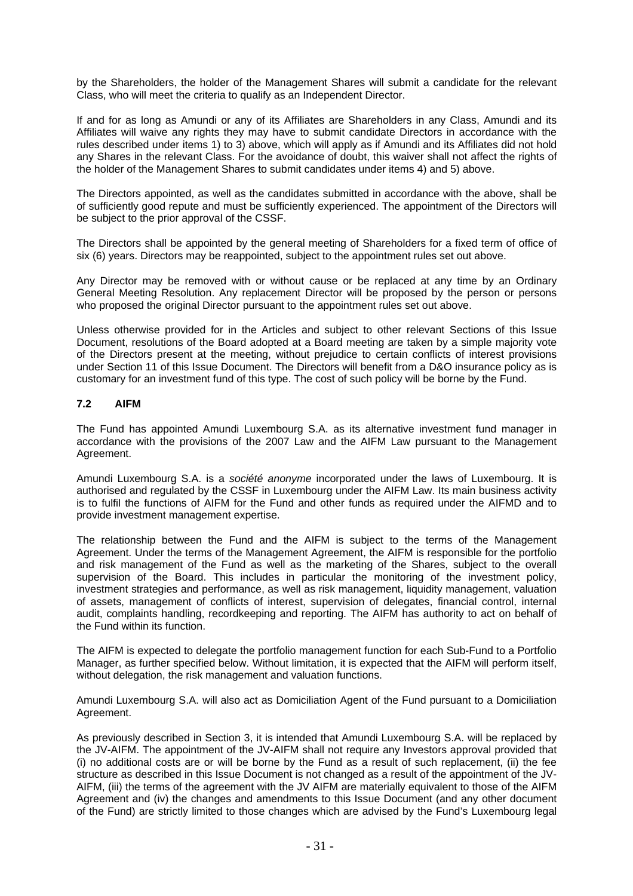by the Shareholders, the holder of the Management Shares will submit a candidate for the relevant Class, who will meet the criteria to qualify as an Independent Director.

If and for as long as Amundi or any of its Affiliates are Shareholders in any Class, Amundi and its Affiliates will waive any rights they may have to submit candidate Directors in accordance with the rules described under items 1) to 3) above, which will apply as if Amundi and its Affiliates did not hold any Shares in the relevant Class. For the avoidance of doubt, this waiver shall not affect the rights of the holder of the Management Shares to submit candidates under items 4) and 5) above.

The Directors appointed, as well as the candidates submitted in accordance with the above, shall be of sufficiently good repute and must be sufficiently experienced. The appointment of the Directors will be subject to the prior approval of the CSSF.

The Directors shall be appointed by the general meeting of Shareholders for a fixed term of office of six (6) years. Directors may be reappointed, subject to the appointment rules set out above.

Any Director may be removed with or without cause or be replaced at any time by an Ordinary General Meeting Resolution. Any replacement Director will be proposed by the person or persons who proposed the original Director pursuant to the appointment rules set out above.

Unless otherwise provided for in the Articles and subject to other relevant Sections of this Issue Document, resolutions of the Board adopted at a Board meeting are taken by a simple majority vote of the Directors present at the meeting, without prejudice to certain conflicts of interest provisions under Section 11 of this Issue Document. The Directors will benefit from a D&O insurance policy as is customary for an investment fund of this type. The cost of such policy will be borne by the Fund.

### 7.2 AIFM

The Fund has appointed Amundi Luxembourg S.A. as its alternative investment fund manager in accordance with the provisions of the 2007 Law and the AIFM Law pursuant to the Management Agreement.

Amundi Luxembourg S.A. is a *société anonyme* incorporated under the laws of Luxembourg. It is authorised and regulated by the CSSF in Luxembourg under the AIFM Law. Its main business activity is to fulfil the functions of AIFM for the Fund and other funds as required under the AIFMD and to provide investment management expertise.

The relationship between the Fund and the AIFM is subject to the terms of the Management Agreement. Under the terms of the Management Agreement, the AIFM is responsible for the portfolio and risk management of the Fund as well as the marketing of the Shares, subject to the overall supervision of the Board. This includes in particular the monitoring of the investment policy, investment strategies and performance, as well as risk management, liquidity management, valuation of assets, management of conflicts of interest, supervision of delegates, financial control, internal audit, complaints handling, recordkeeping and reporting. The AIFM has authority to act on behalf of the Fund within its function.

The AIFM is expected to delegate the portfolio management function for each Sub-Fund to a Portfolio Manager, as further specified below. Without limitation, it is expected that the AIFM will perform itself, without delegation, the risk management and valuation functions.

Amundi Luxembourg S.A. will also act as Domiciliation Agent of the Fund pursuant to a Domiciliation Agreement.

As previously described in Section 3, it is intended that Amundi Luxembourg S.A. will be replaced by the JV-AIFM. The appointment of the JV-AIFM shall not require any Investors approval provided that (i) no additional costs are or will be borne by the Fund as a result of such replacement, (ii) the fee structure as described in this Issue Document is not changed as a result of the appointment of the JV-AIFM, (iii) the terms of the agreement with the JV AIFM are materially equivalent to those of the AIFM Agreement and (iv) the changes and amendments to this Issue Document (and any other document of the Fund) are strictly limited to those changes which are advised by the Fund's Luxembourg legal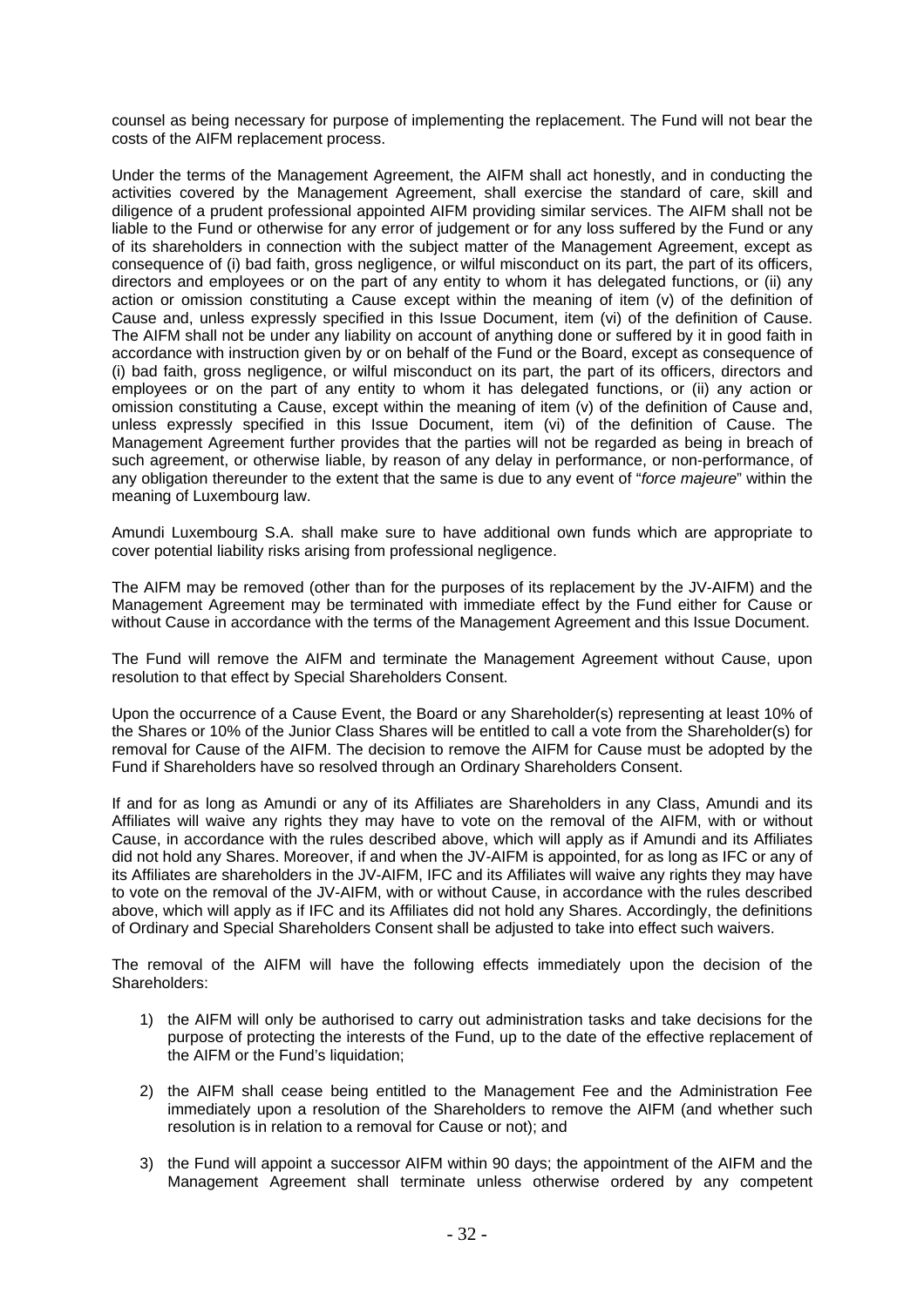counsel as being necessary for purpose of implementing the replacement. The Fund will not bear the costs of the AIFM replacement process.

Under the terms of the Management Agreement, the AIFM shall act honestly, and in conducting the activities covered by the Management Agreement, shall exercise the standard of care, skill and diligence of a prudent professional appointed AIFM providing similar services. The AIFM shall not be liable to the Fund or otherwise for any error of judgement or for any loss suffered by the Fund or any of its shareholders in connection with the subject matter of the Management Agreement, except as consequence of (i) bad faith, gross negligence, or wilful misconduct on its part, the part of its officers, directors and employees or on the part of any entity to whom it has delegated functions, or (ii) any action or omission constituting a Cause except within the meaning of item (v) of the definition of Cause and, unless expressly specified in this Issue Document, item (vi) of the definition of Cause. The AIFM shall not be under any liability on account of anything done or suffered by it in good faith in accordance with instruction given by or on behalf of the Fund or the Board, except as consequence of (i) bad faith, gross negligence, or wilful misconduct on its part, the part of its officers, directors and employees or on the part of any entity to whom it has delegated functions, or (ii) any action or omission constituting a Cause, except within the meaning of item (v) of the definition of Cause and, unless expressly specified in this Issue Document, item (vi) of the definition of Cause. The Management Agreement further provides that the parties will not be regarded as being in breach of such agreement, or otherwise liable, by reason of any delay in performance, or non-performance, of any obligation thereunder to the extent that the same is due to any event of "*force majeure*" within the meaning of Luxembourg law.

Amundi Luxembourg S.A. shall make sure to have additional own funds which are appropriate to cover potential liability risks arising from professional negligence.

The AIFM may be removed (other than for the purposes of its replacement by the JV-AIFM) and the Management Agreement may be terminated with immediate effect by the Fund either for Cause or without Cause in accordance with the terms of the Management Agreement and this Issue Document.

The Fund will remove the AIFM and terminate the Management Agreement without Cause, upon resolution to that effect by Special Shareholders Consent.

Upon the occurrence of a Cause Event, the Board or any Shareholder(s) representing at least 10% of the Shares or 10% of the Junior Class Shares will be entitled to call a vote from the Shareholder(s) for removal for Cause of the AIFM. The decision to remove the AIFM for Cause must be adopted by the Fund if Shareholders have so resolved through an Ordinary Shareholders Consent.

If and for as long as Amundi or any of its Affiliates are Shareholders in any Class, Amundi and its Affiliates will waive any rights they may have to vote on the removal of the AIFM, with or without Cause, in accordance with the rules described above, which will apply as if Amundi and its Affiliates did not hold any Shares. Moreover, if and when the JV-AIFM is appointed, for as long as IFC or any of its Affiliates are shareholders in the JV-AIFM, IFC and its Affiliates will waive any rights they may have to vote on the removal of the JV-AIFM, with or without Cause, in accordance with the rules described above, which will apply as if IFC and its Affiliates did not hold any Shares. Accordingly, the definitions of Ordinary and Special Shareholders Consent shall be adjusted to take into effect such waivers.

The removal of the AIFM will have the following effects immediately upon the decision of the Shareholders:

1) the AIFM will only be authorised to carry out administration tasks and take decisions for the purpose of protecting the interests of the Fund, up to the date of the effective replacement of the AIFM or the Fund's liquidation;

2) the AIFM shall cease being entitled to the Management Fee and the Administration Fee immediately upon a resolution of the Shareholders to remove the AIFM (and whether such resolution is in relation to a removal for Cause or not); and

3) the Fund will appoint a successor AIFM within 90 days; the appointment of the AIFM and the Management Agreement shall terminate unless otherwise ordered by any competent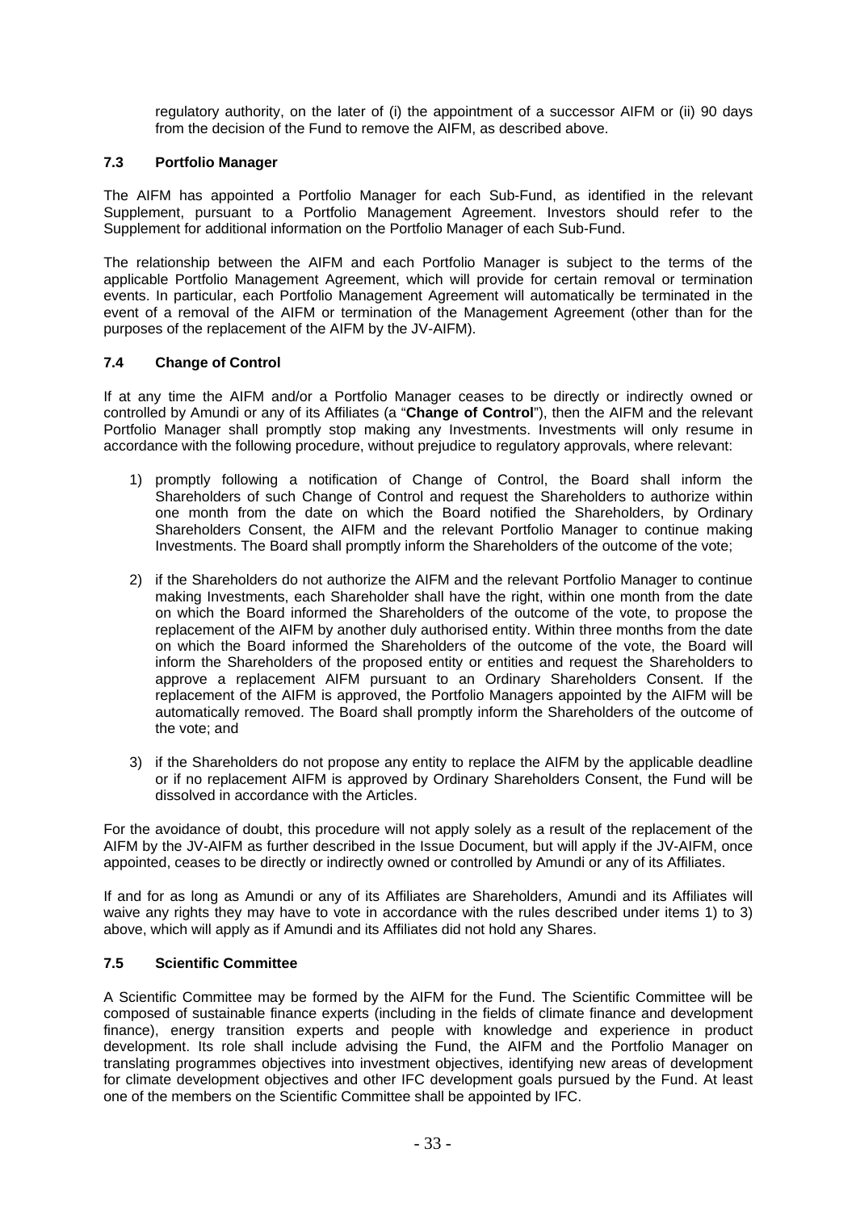regulatory authority, on the later of (i) the appointment of a successor AIFM or (ii) 90 days from the decision of the Fund to remove the AIFM, as described above.

### 7.3 Portfolio Manager

The AIFM has appointed a Portfolio Manager for each Sub-Fund, as identified in the relevant Supplement, pursuant to a Portfolio Management Agreement. Investors should refer to the Supplement for additional information on the Portfolio Manager of each Sub-Fund.

The relationship between the AIFM and each Portfolio Manager is subject to the terms of the applicable Portfolio Management Agreement, which will provide for certain removal or termination events. In particular, each Portfolio Management Agreement will automatically be terminated in the event of a removal of the AIFM or termination of the Management Agreement (other than for the purposes of the replacement of the AIFM by the JV-AIFM).

### 7.4 Change of Control

If at any time the AIFM and/or a Portfolio Manager ceases to be directly or indirectly owned or controlled by Amundi or any of its Affiliates (a "**Change of Control**"), then the AIFM and the relevant Portfolio Manager shall promptly stop making any Investments. Investments will only resume in accordance with the following procedure, without prejudice to regulatory approvals, where relevant:

1) promptly following a notification of Change of Control, the Board shall inform the Shareholders of such Change of Control and request the Shareholders to authorize within one month from the date on which the Board notified the Shareholders, by Ordinary Shareholders Consent, the AIFM and the relevant Portfolio Manager to continue making Investments. The Board shall promptly inform the Shareholders of the outcome of the vote;

2) if the Shareholders do not authorize the AIFM and the relevant Portfolio Manager to continue making Investments, each Shareholder shall have the right, within one month from the date on which the Board informed the Shareholders of the outcome of the vote, to propose the replacement of the AIFM by another duly authorised entity. Within three months from the date on which the Board informed the Shareholders of the outcome of the vote, the Board will inform the Shareholders of the proposed entity or entities and request the Shareholders to approve a replacement AIFM pursuant to an Ordinary Shareholders Consent. If the replacement of the AIFM is approved, the Portfolio Managers appointed by the AIFM will be automatically removed. The Board shall promptly inform the Shareholders of the outcome of the vote; and

3) if the Shareholders do not propose any entity to replace the AIFM by the applicable deadline or if no replacement AIFM is approved by Ordinary Shareholders Consent, the Fund will be dissolved in accordance with the Articles.

For the avoidance of doubt, this procedure will not apply solely as a result of the replacement of the AIFM by the JV-AIFM as further described in the Issue Document, but will apply if the JV-AIFM, once appointed, ceases to be directly or indirectly owned or controlled by Amundi or any of its Affiliates.

If and for as long as Amundi or any of its Affiliates are Shareholders, Amundi and its Affiliates will waive any rights they may have to vote in accordance with the rules described under items 1) to 3) above, which will apply as if Amundi and its Affiliates did not hold any Shares.

### 7.5 Scientific Committee

A Scientific Committee may be formed by the AIFM for the Fund. The Scientific Committee will be composed of sustainable finance experts (including in the fields of climate finance and development finance), energy transition experts and people with knowledge and experience in product development. Its role shall include advising the Fund, the AIFM and the Portfolio Manager on translating programmes objectives into investment objectives, identifying new areas of development for climate development objectives and other IFC development goals pursued by the Fund. At least one of the members on the Scientific Committee shall be appointed by IFC.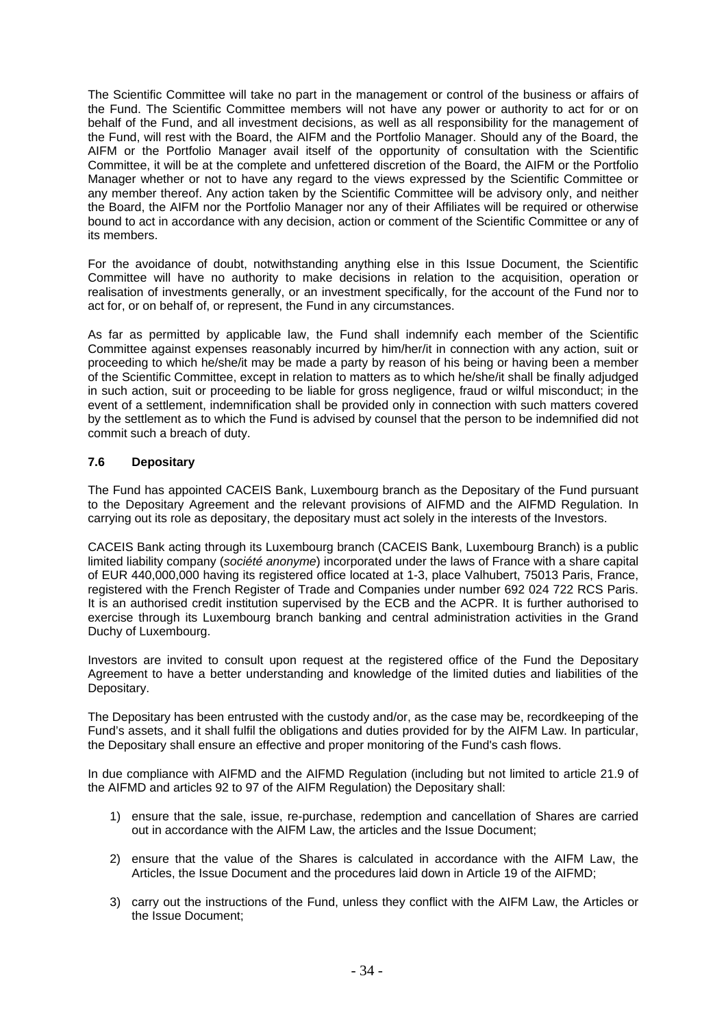The Scientific Committee will take no part in the management or control of the business or affairs of the Fund. The Scientific Committee members will not have any power or authority to act for or on behalf of the Fund, and all investment decisions, as well as all responsibility for the management of the Fund, will rest with the Board, the AIFM and the Portfolio Manager. Should any of the Board, the AIFM or the Portfolio Manager avail itself of the opportunity of consultation with the Scientific Committee, it will be at the complete and unfettered discretion of the Board, the AIFM or the Portfolio Manager whether or not to have any regard to the views expressed by the Scientific Committee or any member thereof. Any action taken by the Scientific Committee will be advisory only, and neither the Board, the AIFM nor the Portfolio Manager nor any of their Affiliates will be required or otherwise bound to act in accordance with any decision, action or comment of the Scientific Committee or any of its members.

For the avoidance of doubt, notwithstanding anything else in this Issue Document, the Scientific Committee will have no authority to make decisions in relation to the acquisition, operation or realisation of investments generally, or an investment specifically, for the account of the Fund nor to act for, or on behalf of, or represent, the Fund in any circumstances.

As far as permitted by applicable law, the Fund shall indemnify each member of the Scientific Committee against expenses reasonably incurred by him/her/it in connection with any action, suit or proceeding to which he/she/it may be made a party by reason of his being or having been a member of the Scientific Committee, except in relation to matters as to which he/she/it shall be finally adjudged in such action, suit or proceeding to be liable for gross negligence, fraud or wilful misconduct; in the event of a settlement, indemnification shall be provided only in connection with such matters covered by the settlement as to which the Fund is advised by counsel that the person to be indemnified did not commit such a breach of duty.

### 7.6 Depositary

The Fund has appointed CACEIS Bank, Luxembourg branch as the Depositary of the Fund pursuant to the Depositary Agreement and the relevant provisions of AIFMD and the AIFMD Regulation. In carrying out its role as depositary, the depositary must act solely in the interests of the Investors.

CACEIS Bank acting through its Luxembourg branch (CACEIS Bank, Luxembourg Branch) is a public limited liability company (*société anonyme*) incorporated under the laws of France with a share capital of EUR 440,000,000 having its registered office located at 1-3, place Valhubert, 75013 Paris, France, registered with the French Register of Trade and Companies under number 692 024 722 RCS Paris. It is an authorised credit institution supervised by the ECB and the ACPR. It is further authorised to exercise through its Luxembourg branch banking and central administration activities in the Grand Duchy of Luxembourg.

Investors are invited to consult upon request at the registered office of the Fund the Depositary Agreement to have a better understanding and knowledge of the limited duties and liabilities of the Depositary.

The Depositary has been entrusted with the custody and/or, as the case may be, recordkeeping of the Fund's assets, and it shall fulfil the obligations and duties provided for by the AIFM Law. In particular, the Depositary shall ensure an effective and proper monitoring of the Fund's cash flows.

In due compliance with AIFMD and the AIFMD Regulation (including but not limited to article 21.9 of the AIFMD and articles 92 to 97 of the AIFM Regulation) the Depositary shall:

1) ensure that the sale, issue, re-purchase, redemption and cancellation of Shares are carried out in accordance with the AIFM Law, the articles and the Issue Document;

2) ensure that the value of the Shares is calculated in accordance with the AIFM Law, the Articles, the Issue Document and the procedures laid down in Article 19 of the AIFMD;

3) carry out the instructions of the Fund, unless they conflict with the AIFM Law, the Articles or the Issue Document;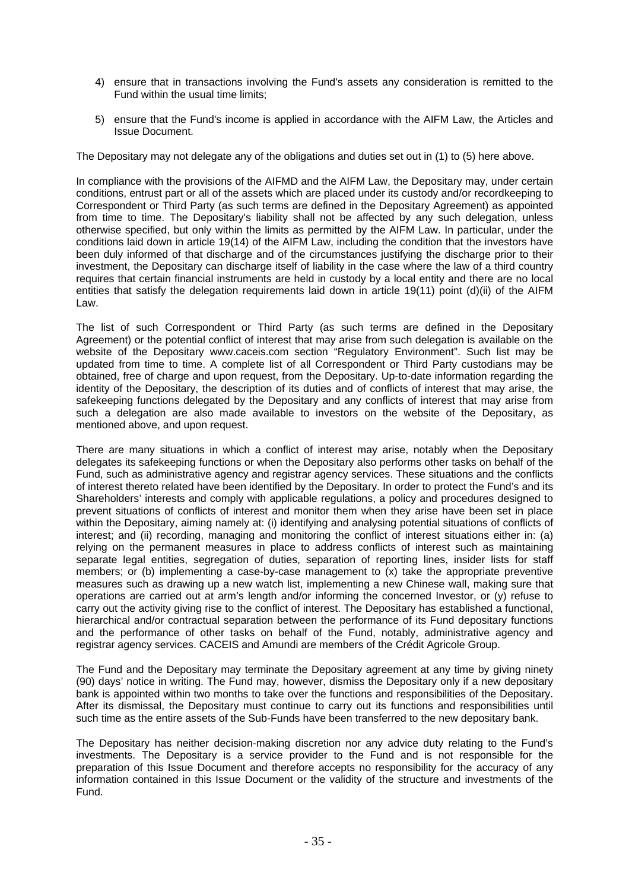4) ensure that in transactions involving the Fund's assets any consideration is remitted to the Fund within the usual time limits;

5) ensure that the Fund's income is applied in accordance with the AIFM Law, the Articles and Issue Document.

The Depositary may not delegate any of the obligations and duties set out in (1) to (5) here above.

In compliance with the provisions of the AIFMD and the AIFM Law, the Depositary may, under certain conditions, entrust part or all of the assets which are placed under its custody and/or recordkeeping to Correspondent or Third Party (as such terms are defined in the Depositary Agreement) as appointed from time to time. The Depositary's liability shall not be affected by any such delegation, unless otherwise specified, but only within the limits as permitted by the AIFM Law. In particular, under the conditions laid down in article 19(14) of the AIFM Law, including the condition that the investors have been duly informed of that discharge and of the circumstances justifying the discharge prior to their investment, the Depositary can discharge itself of liability in the case where the law of a third country requires that certain financial instruments are held in custody by a local entity and there are no local entities that satisfy the delegation requirements laid down in article 19(11) point (d)(ii) of the AIFM Law.

The list of such Correspondent or Third Party (as such terms are defined in the Depositary Agreement) or the potential conflict of interest that may arise from such delegation is available on the website of the Depositary www.caceis.com section "Regulatory Environment". Such list may be updated from time to time. A complete list of all Correspondent or Third Party custodians may be obtained, free of charge and upon request, from the Depositary. Up-to-date information regarding the identity of the Depositary, the description of its duties and of conflicts of interest that may arise, the safekeeping functions delegated by the Depositary and any conflicts of interest that may arise from such a delegation are also made available to investors on the website of the Depositary, as mentioned above, and upon request.

There are many situations in which a conflict of interest may arise, notably when the Depositary delegates its safekeeping functions or when the Depositary also performs other tasks on behalf of the Fund, such as administrative agency and registrar agency services. These situations and the conflicts of interest thereto related have been identified by the Depositary. In order to protect the Fund's and its Shareholders' interests and comply with applicable regulations, a policy and procedures designed to prevent situations of conflicts of interest and monitor them when they arise have been set in place within the Depositary, aiming namely at: (i) identifying and analysing potential situations of conflicts of interest; and (ii) recording, managing and monitoring the conflict of interest situations either in: (a) relying on the permanent measures in place to address conflicts of interest such as maintaining separate legal entities, segregation of duties, separation of reporting lines, insider lists for staff members; or (b) implementing a case-by-case management to (x) take the appropriate preventive measures such as drawing up a new watch list, implementing a new Chinese wall, making sure that operations are carried out at arm's length and/or informing the concerned Investor, or (y) refuse to carry out the activity giving rise to the conflict of interest. The Depositary has established a functional, hierarchical and/or contractual separation between the performance of its Fund depositary functions and the performance of other tasks on behalf of the Fund, notably, administrative agency and registrar agency services. CACEIS and Amundi are members of the Crédit Agricole Group.

The Fund and the Depositary may terminate the Depositary agreement at any time by giving ninety (90) days' notice in writing. The Fund may, however, dismiss the Depositary only if a new depositary bank is appointed within two months to take over the functions and responsibilities of the Depositary. After its dismissal, the Depositary must continue to carry out its functions and responsibilities until such time as the entire assets of the Sub-Funds have been transferred to the new depositary bank.

The Depositary has neither decision-making discretion nor any advice duty relating to the Fund's investments. The Depositary is a service provider to the Fund and is not responsible for the preparation of this Issue Document and therefore accepts no responsibility for the accuracy of any information contained in this Issue Document or the validity of the structure and investments of the Fund.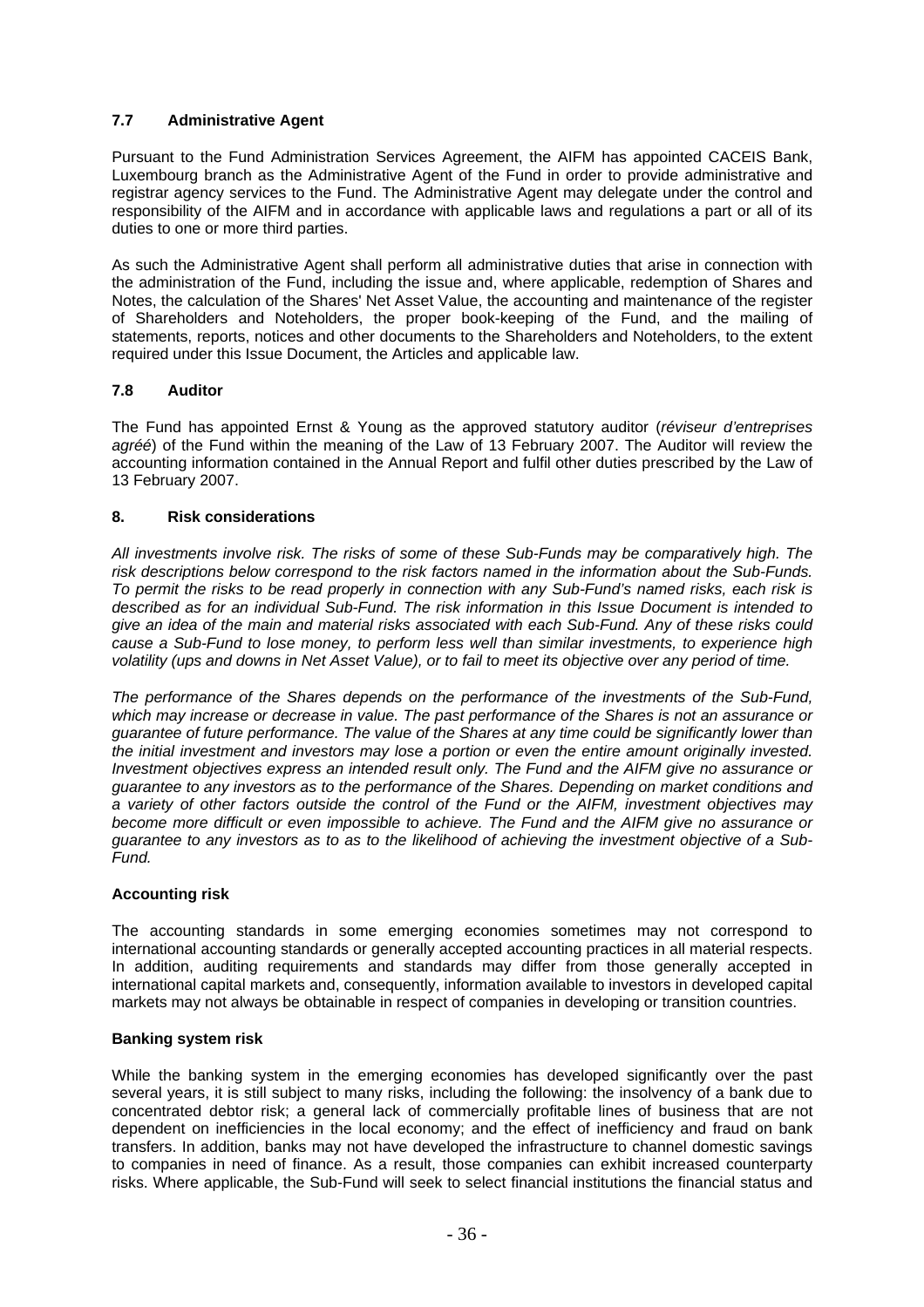### 7.7 Administrative Agent

Pursuant to the Fund Administration Services Agreement, the AIFM has appointed CACEIS Bank, Luxembourg branch as the Administrative Agent of the Fund in order to provide administrative and registrar agency services to the Fund. The Administrative Agent may delegate under the control and responsibility of the AIFM and in accordance with applicable laws and regulations a part or all of its duties to one or more third parties.

As such the Administrative Agent shall perform all administrative duties that arise in connection with the administration of the Fund, including the issue and, where applicable, redemption of Shares and Notes, the calculation of the Shares' Net Asset Value, the accounting and maintenance of the register of Shareholders and Noteholders, the proper book-keeping of the Fund, and the mailing of statements, reports, notices and other documents to the Shareholders and Noteholders, to the extent required under this Issue Document, the Articles and applicable law.

### 7.8 Auditor

The Fund has appointed Ernst & Young as the approved statutory auditor (*réviseur d'entreprises agréé*) of the Fund within the meaning of the Law of 13 February 2007. The Auditor will review the accounting information contained in the Annual Report and fulfil other duties prescribed by the Law of 13 February 2007.

## 8. Risk considerations

*All investments involve risk. The risks of some of these Sub-Funds may be comparatively high. The risk descriptions below correspond to the risk factors named in the information about the Sub-Funds. To permit the risks to be read properly in connection with any Sub-Fund's named risks, each risk is described as for an individual Sub-Fund. The risk information in this Issue Document is intended to give an idea of the main and material risks associated with each Sub-Fund. Any of these risks could cause a Sub-Fund to lose money, to perform less well than similar investments, to experience high volatility (ups and downs in Net Asset Value), or to fail to meet its objective over any period of time.*

*The performance of the Shares depends on the performance of the investments of the Sub-Fund, which may increase or decrease in value. The past performance of the Shares is not an assurance or guarantee of future performance. The value of the Shares at any time could be significantly lower than the initial investment and investors may lose a portion or even the entire amount originally invested. Investment objectives express an intended result only. The Fund and the AIFM give no assurance or guarantee to any investors as to the performance of the Shares. Depending on market conditions and a variety of other factors outside the control of the Fund or the AIFM, investment objectives may become more difficult or even impossible to achieve. The Fund and the AIFM give no assurance or guarantee to any investors as to as to the likelihood of achieving the investment objective of a Sub-Fund.*

**Accounting risk**

The accounting standards in some emerging economies sometimes may not correspond to international accounting standards or generally accepted accounting practices in all material respects. In addition, auditing requirements and standards may differ from those generally accepted in international capital markets and, consequently, information available to investors in developed capital markets may not always be obtainable in respect of companies in developing or transition countries.

**Banking system risk**

While the banking system in the emerging economies has developed significantly over the past several years, it is still subject to many risks, including the following: the insolvency of a bank due to concentrated debtor risk; a general lack of commercially profitable lines of business that are not dependent on inefficiencies in the local economy; and the effect of inefficiency and fraud on bank transfers. In addition, banks may not have developed the infrastructure to channel domestic savings to companies in need of finance. As a result, those companies can exhibit increased counterparty risks. Where applicable, the Sub-Fund will seek to select financial institutions the financial status and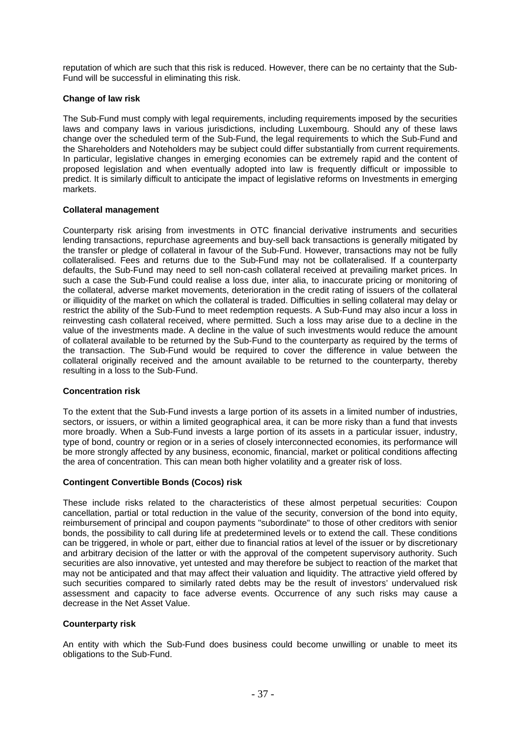reputation of which are such that this risk is reduced. However, there can be no certainty that the Sub-Fund will be successful in eliminating this risk.

**Change of law risk**

The Sub-Fund must comply with legal requirements, including requirements imposed by the securities laws and company laws in various jurisdictions, including Luxembourg. Should any of these laws change over the scheduled term of the Sub-Fund, the legal requirements to which the Sub-Fund and the Shareholders and Noteholders may be subject could differ substantially from current requirements. In particular, legislative changes in emerging economies can be extremely rapid and the content of proposed legislation and when eventually adopted into law is frequently difficult or impossible to predict. It is similarly difficult to anticipate the impact of legislative reforms on Investments in emerging markets.

**Collateral management**

Counterparty risk arising from investments in OTC financial derivative instruments and securities lending transactions, repurchase agreements and buy-sell back transactions is generally mitigated by the transfer or pledge of collateral in favour of the Sub-Fund. However, transactions may not be fully collateralised. Fees and returns due to the Sub-Fund may not be collateralised. If a counterparty defaults, the Sub-Fund may need to sell non-cash collateral received at prevailing market prices. In such a case the Sub-Fund could realise a loss due, inter alia, to inaccurate pricing or monitoring of the collateral, adverse market movements, deterioration in the credit rating of issuers of the collateral or illiquidity of the market on which the collateral is traded. Difficulties in selling collateral may delay or restrict the ability of the Sub-Fund to meet redemption requests. A Sub-Fund may also incur a loss in reinvesting cash collateral received, where permitted. Such a loss may arise due to a decline in the value of the investments made. A decline in the value of such investments would reduce the amount of collateral available to be returned by the Sub-Fund to the counterparty as required by the terms of the transaction. The Sub-Fund would be required to cover the difference in value between the collateral originally received and the amount available to be returned to the counterparty, thereby resulting in a loss to the Sub-Fund.

**Concentration risk**

To the extent that the Sub-Fund invests a large portion of its assets in a limited number of industries, sectors, or issuers, or within a limited geographical area, it can be more risky than a fund that invests more broadly. When a Sub-Fund invests a large portion of its assets in a particular issuer, industry, type of bond, country or region or in a series of closely interconnected economies, its performance will be more strongly affected by any business, economic, financial, market or political conditions affecting the area of concentration. This can mean both higher volatility and a greater risk of loss.

**Contingent Convertible Bonds (Cocos) risk**

These include risks related to the characteristics of these almost perpetual securities: Coupon cancellation, partial or total reduction in the value of the security, conversion of the bond into equity, reimbursement of principal and coupon payments "subordinate" to those of other creditors with senior bonds, the possibility to call during life at predetermined levels or to extend the call. These conditions can be triggered, in whole or part, either due to financial ratios at level of the issuer or by discretionary and arbitrary decision of the latter or with the approval of the competent supervisory authority. Such securities are also innovative, yet untested and may therefore be subject to reaction of the market that may not be anticipated and that may affect their valuation and liquidity. The attractive yield offered by such securities compared to similarly rated debts may be the result of investors' undervalued risk assessment and capacity to face adverse events. Occurrence of any such risks may cause a decrease in the Net Asset Value.

**Counterparty risk**

An entity with which the Sub-Fund does business could become unwilling or unable to meet its obligations to the Sub-Fund.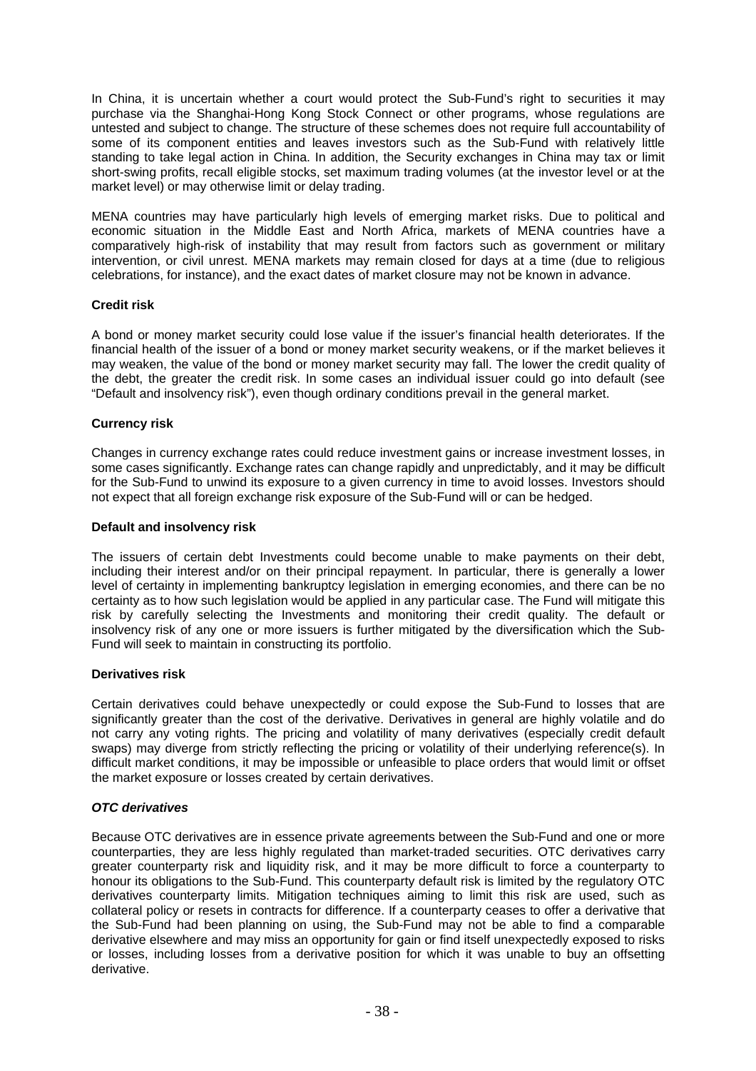In China, it is uncertain whether a court would protect the Sub-Fund's right to securities it may purchase via the Shanghai-Hong Kong Stock Connect or other programs, whose regulations are untested and subject to change. The structure of these schemes does not require full accountability of some of its component entities and leaves investors such as the Sub-Fund with relatively little standing to take legal action in China. In addition, the Security exchanges in China may tax or limit short-swing profits, recall eligible stocks, set maximum trading volumes (at the investor level or at the market level) or may otherwise limit or delay trading.

MENA countries may have particularly high levels of emerging market risks. Due to political and economic situation in the Middle East and North Africa, markets of MENA countries have a comparatively high-risk of instability that may result from factors such as government or military intervention, or civil unrest. MENA markets may remain closed for days at a time (due to religious celebrations, for instance), and the exact dates of market closure may not be known in advance.

**Credit risk**

A bond or money market security could lose value if the issuer's financial health deteriorates. If the financial health of the issuer of a bond or money market security weakens, or if the market believes it may weaken, the value of the bond or money market security may fall. The lower the credit quality of the debt, the greater the credit risk. In some cases an individual issuer could go into default (see "Default and insolvency risk"), even though ordinary conditions prevail in the general market.

**Currency risk**

Changes in currency exchange rates could reduce investment gains or increase investment losses, in some cases significantly. Exchange rates can change rapidly and unpredictably, and it may be difficult for the Sub-Fund to unwind its exposure to a given currency in time to avoid losses. Investors should not expect that all foreign exchange risk exposure of the Sub-Fund will or can be hedged.

**Default and insolvency risk**

The issuers of certain debt Investments could become unable to make payments on their debt, including their interest and/or on their principal repayment. In particular, there is generally a lower level of certainty in implementing bankruptcy legislation in emerging economies, and there can be no certainty as to how such legislation would be applied in any particular case. The Fund will mitigate this risk by carefully selecting the Investments and monitoring their credit quality. The default or insolvency risk of any one or more issuers is further mitigated by the diversification which the Sub-Fund will seek to maintain in constructing its portfolio.

**Derivatives risk**

Certain derivatives could behave unexpectedly or could expose the Sub-Fund to losses that are significantly greater than the cost of the derivative. Derivatives in general are highly volatile and do not carry any voting rights. The pricing and volatility of many derivatives (especially credit default swaps) may diverge from strictly reflecting the pricing or volatility of their underlying reference(s). In difficult market conditions, it may be impossible or unfeasible to place orders that would limit or offset the market exposure or losses created by certain derivatives.

***OTC derivatives***

Because OTC derivatives are in essence private agreements between the Sub-Fund and one or more counterparties, they are less highly regulated than market-traded securities. OTC derivatives carry greater counterparty risk and liquidity risk, and it may be more difficult to force a counterparty to honour its obligations to the Sub-Fund. This counterparty default risk is limited by the regulatory OTC derivatives counterparty limits. Mitigation techniques aiming to limit this risk are used, such as collateral policy or resets in contracts for difference. If a counterparty ceases to offer a derivative that the Sub-Fund had been planning on using, the Sub-Fund may not be able to find a comparable derivative elsewhere and may miss an opportunity for gain or find itself unexpectedly exposed to risks or losses, including losses from a derivative position for which it was unable to buy an offsetting derivative.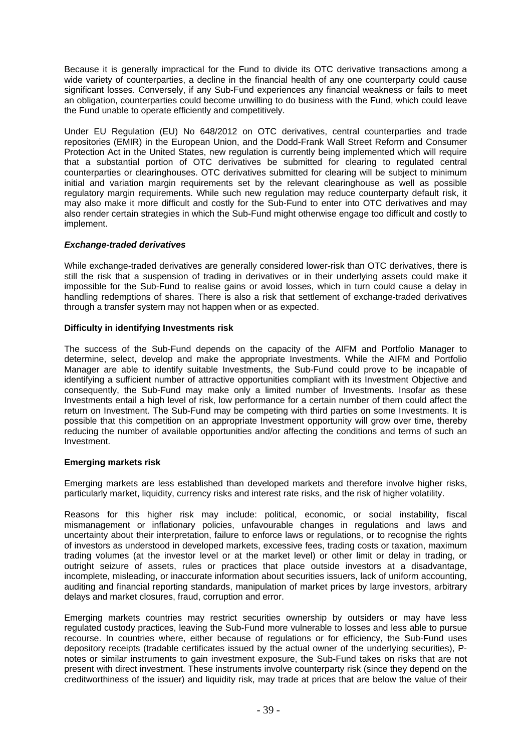Because it is generally impractical for the Fund to divide its OTC derivative transactions among a wide variety of counterparties, a decline in the financial health of any one counterparty could cause significant losses. Conversely, if any Sub-Fund experiences any financial weakness or fails to meet an obligation, counterparties could become unwilling to do business with the Fund, which could leave the Fund unable to operate efficiently and competitively.

Under EU Regulation (EU) No 648/2012 on OTC derivatives, central counterparties and trade repositories (EMIR) in the European Union, and the Dodd-Frank Wall Street Reform and Consumer Protection Act in the United States, new regulation is currently being implemented which will require that a substantial portion of OTC derivatives be submitted for clearing to regulated central counterparties or clearinghouses. OTC derivatives submitted for clearing will be subject to minimum initial and variation margin requirements set by the relevant clearinghouse as well as possible regulatory margin requirements. While such new regulation may reduce counterparty default risk, it may also make it more difficult and costly for the Sub-Fund to enter into OTC derivatives and may also render certain strategies in which the Sub-Fund might otherwise engage too difficult and costly to implement.

***Exchange-traded derivatives***

While exchange-traded derivatives are generally considered lower-risk than OTC derivatives, there is still the risk that a suspension of trading in derivatives or in their underlying assets could make it impossible for the Sub-Fund to realise gains or avoid losses, which in turn could cause a delay in handling redemptions of shares. There is also a risk that settlement of exchange-traded derivatives through a transfer system may not happen when or as expected.

**Difficulty in identifying Investments risk**

The success of the Sub-Fund depends on the capacity of the AIFM and Portfolio Manager to determine, select, develop and make the appropriate Investments. While the AIFM and Portfolio Manager are able to identify suitable Investments, the Sub-Fund could prove to be incapable of identifying a sufficient number of attractive opportunities compliant with its Investment Objective and consequently, the Sub-Fund may make only a limited number of Investments. Insofar as these Investments entail a high level of risk, low performance for a certain number of them could affect the return on Investment. The Sub-Fund may be competing with third parties on some Investments. It is possible that this competition on an appropriate Investment opportunity will grow over time, thereby reducing the number of available opportunities and/or affecting the conditions and terms of such an Investment.

**Emerging markets risk**

Emerging markets are less established than developed markets and therefore involve higher risks, particularly market, liquidity, currency risks and interest rate risks, and the risk of higher volatility.

Reasons for this higher risk may include: political, economic, or social instability, fiscal mismanagement or inflationary policies, unfavourable changes in regulations and laws and uncertainty about their interpretation, failure to enforce laws or regulations, or to recognise the rights of investors as understood in developed markets, excessive fees, trading costs or taxation, maximum trading volumes (at the investor level or at the market level) or other limit or delay in trading, or outright seizure of assets, rules or practices that place outside investors at a disadvantage, incomplete, misleading, or inaccurate information about securities issuers, lack of uniform accounting, auditing and financial reporting standards, manipulation of market prices by large investors, arbitrary delays and market closures, fraud, corruption and error.

Emerging markets countries may restrict securities ownership by outsiders or may have less regulated custody practices, leaving the Sub-Fund more vulnerable to losses and less able to pursue recourse. In countries where, either because of regulations or for efficiency, the Sub-Fund uses depository receipts (tradable certificates issued by the actual owner of the underlying securities), P-notes or similar instruments to gain investment exposure, the Sub-Fund takes on risks that are not present with direct investment. These instruments involve counterparty risk (since they depend on the creditworthiness of the issuer) and liquidity risk, may trade at prices that are below the value of their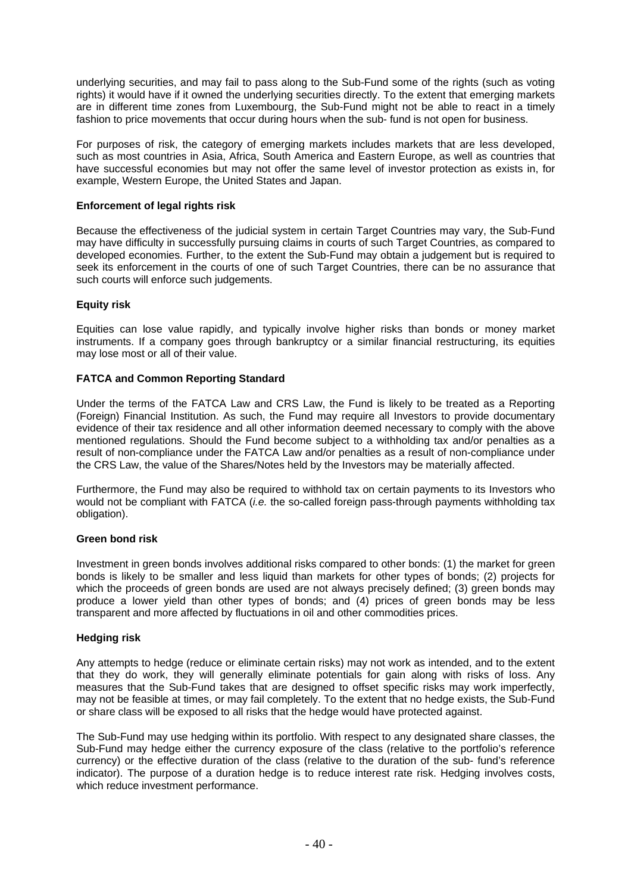underlying securities, and may fail to pass along to the Sub-Fund some of the rights (such as voting rights) it would have if it owned the underlying securities directly. To the extent that emerging markets are in different time zones from Luxembourg, the Sub-Fund might not be able to react in a timely fashion to price movements that occur during hours when the sub- fund is not open for business.

For purposes of risk, the category of emerging markets includes markets that are less developed, such as most countries in Asia, Africa, South America and Eastern Europe, as well as countries that have successful economies but may not offer the same level of investor protection as exists in, for example, Western Europe, the United States and Japan.

**Enforcement of legal rights risk**

Because the effectiveness of the judicial system in certain Target Countries may vary, the Sub-Fund may have difficulty in successfully pursuing claims in courts of such Target Countries, as compared to developed economies. Further, to the extent the Sub-Fund may obtain a judgement but is required to seek its enforcement in the courts of one of such Target Countries, there can be no assurance that such courts will enforce such judgements.

**Equity risk**

Equities can lose value rapidly, and typically involve higher risks than bonds or money market instruments. If a company goes through bankruptcy or a similar financial restructuring, its equities may lose most or all of their value.

**FATCA and Common Reporting Standard**

Under the terms of the FATCA Law and CRS Law, the Fund is likely to be treated as a Reporting (Foreign) Financial Institution. As such, the Fund may require all Investors to provide documentary evidence of their tax residence and all other information deemed necessary to comply with the above mentioned regulations. Should the Fund become subject to a withholding tax and/or penalties as a result of non-compliance under the FATCA Law and/or penalties as a result of non-compliance under the CRS Law, the value of the Shares/Notes held by the Investors may be materially affected.

Furthermore, the Fund may also be required to withhold tax on certain payments to its Investors who would not be compliant with FATCA (*i.e.* the so-called foreign pass-through payments withholding tax obligation).

**Green bond risk**

Investment in green bonds involves additional risks compared to other bonds: (1) the market for green bonds is likely to be smaller and less liquid than markets for other types of bonds; (2) projects for which the proceeds of green bonds are used are not always precisely defined; (3) green bonds may produce a lower yield than other types of bonds; and (4) prices of green bonds may be less transparent and more affected by fluctuations in oil and other commodities prices.

**Hedging risk**

Any attempts to hedge (reduce or eliminate certain risks) may not work as intended, and to the extent that they do work, they will generally eliminate potentials for gain along with risks of loss. Any measures that the Sub-Fund takes that are designed to offset specific risks may work imperfectly, may not be feasible at times, or may fail completely. To the extent that no hedge exists, the Sub-Fund or share class will be exposed to all risks that the hedge would have protected against.

The Sub-Fund may use hedging within its portfolio. With respect to any designated share classes, the Sub-Fund may hedge either the currency exposure of the class (relative to the portfolio's reference currency) or the effective duration of the class (relative to the duration of the sub- fund's reference indicator). The purpose of a duration hedge is to reduce interest rate risk. Hedging involves costs, which reduce investment performance.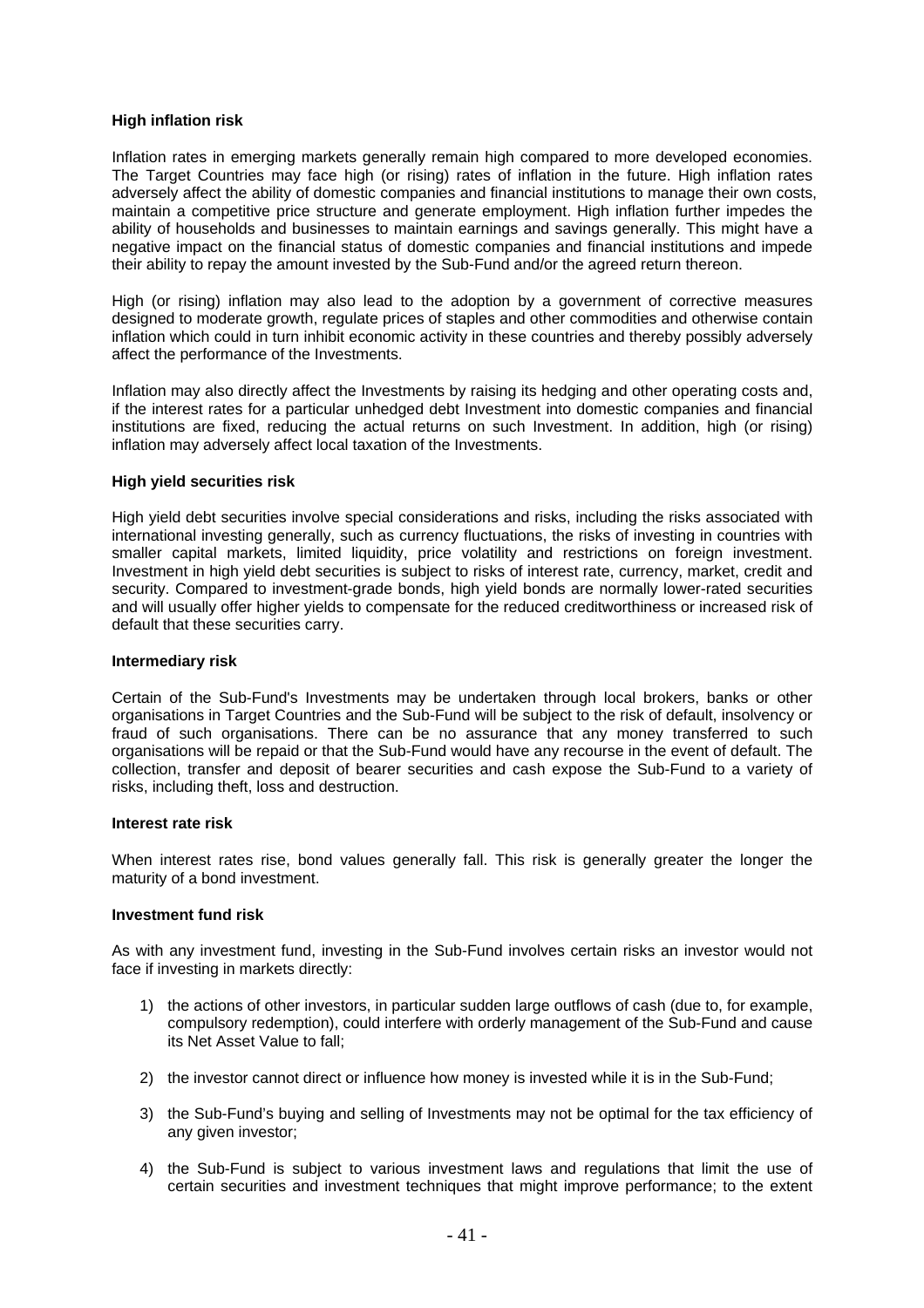**High inflation risk**

Inflation rates in emerging markets generally remain high compared to more developed economies. The Target Countries may face high (or rising) rates of inflation in the future. High inflation rates adversely affect the ability of domestic companies and financial institutions to manage their own costs, maintain a competitive price structure and generate employment. High inflation further impedes the ability of households and businesses to maintain earnings and savings generally. This might have a negative impact on the financial status of domestic companies and financial institutions and impede their ability to repay the amount invested by the Sub-Fund and/or the agreed return thereon.

High (or rising) inflation may also lead to the adoption by a government of corrective measures designed to moderate growth, regulate prices of staples and other commodities and otherwise contain inflation which could in turn inhibit economic activity in these countries and thereby possibly adversely affect the performance of the Investments.

Inflation may also directly affect the Investments by raising its hedging and other operating costs and, if the interest rates for a particular unhedged debt Investment into domestic companies and financial institutions are fixed, reducing the actual returns on such Investment. In addition, high (or rising) inflation may adversely affect local taxation of the Investments.

**High yield securities risk**

High yield debt securities involve special considerations and risks, including the risks associated with international investing generally, such as currency fluctuations, the risks of investing in countries with smaller capital markets, limited liquidity, price volatility and restrictions on foreign investment. Investment in high yield debt securities is subject to risks of interest rate, currency, market, credit and security. Compared to investment-grade bonds, high yield bonds are normally lower-rated securities and will usually offer higher yields to compensate for the reduced creditworthiness or increased risk of default that these securities carry.

**Intermediary risk**

Certain of the Sub-Fund's Investments may be undertaken through local brokers, banks or other organisations in Target Countries and the Sub-Fund will be subject to the risk of default, insolvency or fraud of such organisations. There can be no assurance that any money transferred to such organisations will be repaid or that the Sub-Fund would have any recourse in the event of default. The collection, transfer and deposit of bearer securities and cash expose the Sub-Fund to a variety of risks, including theft, loss and destruction.

**Interest rate risk**

When interest rates rise, bond values generally fall. This risk is generally greater the longer the maturity of a bond investment.

**Investment fund risk**

As with any investment fund, investing in the Sub-Fund involves certain risks an investor would not face if investing in markets directly:

1) the actions of other investors, in particular sudden large outflows of cash (due to, for example, compulsory redemption), could interfere with orderly management of the Sub-Fund and cause its Net Asset Value to fall;

2) the investor cannot direct or influence how money is invested while it is in the Sub-Fund;

3) the Sub-Fund's buying and selling of Investments may not be optimal for the tax efficiency of any given investor;

4) the Sub-Fund is subject to various investment laws and regulations that limit the use of certain securities and investment techniques that might improve performance; to the extent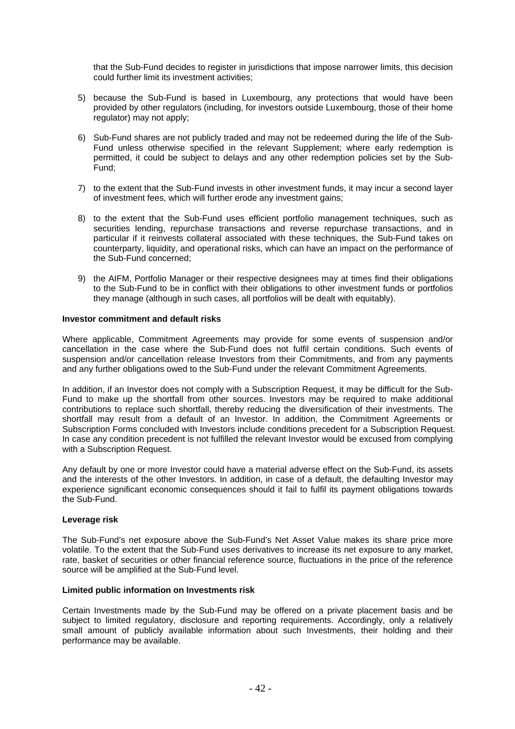that the Sub-Fund decides to register in jurisdictions that impose narrower limits, this decision could further limit its investment activities;

5) because the Sub-Fund is based in Luxembourg, any protections that would have been provided by other regulators (including, for investors outside Luxembourg, those of their home regulator) may not apply;

6) Sub-Fund shares are not publicly traded and may not be redeemed during the life of the Sub-Fund unless otherwise specified in the relevant Supplement; where early redemption is permitted, it could be subject to delays and any other redemption policies set by the Sub-Fund;

7) to the extent that the Sub-Fund invests in other investment funds, it may incur a second layer of investment fees, which will further erode any investment gains;

8) to the extent that the Sub-Fund uses efficient portfolio management techniques, such as securities lending, repurchase transactions and reverse repurchase transactions, and in particular if it reinvests collateral associated with these techniques, the Sub-Fund takes on counterparty, liquidity, and operational risks, which can have an impact on the performance of the Sub-Fund concerned;

9) the AIFM, Portfolio Manager or their respective designees may at times find their obligations to the Sub-Fund to be in conflict with their obligations to other investment funds or portfolios they manage (although in such cases, all portfolios will be dealt with equitably).

**Investor commitment and default risks**

Where applicable, Commitment Agreements may provide for some events of suspension and/or cancellation in the case where the Sub-Fund does not fulfil certain conditions. Such events of suspension and/or cancellation release Investors from their Commitments, and from any payments and any further obligations owed to the Sub-Fund under the relevant Commitment Agreements.

In addition, if an Investor does not comply with a Subscription Request, it may be difficult for the Sub-Fund to make up the shortfall from other sources. Investors may be required to make additional contributions to replace such shortfall, thereby reducing the diversification of their investments. The shortfall may result from a default of an Investor. In addition, the Commitment Agreements or Subscription Forms concluded with Investors include conditions precedent for a Subscription Request. In case any condition precedent is not fulfilled the relevant Investor would be excused from complying with a Subscription Request.

Any default by one or more Investor could have a material adverse effect on the Sub-Fund, its assets and the interests of the other Investors. In addition, in case of a default, the defaulting Investor may experience significant economic consequences should it fail to fulfil its payment obligations towards the Sub-Fund.

**Leverage risk**

The Sub-Fund's net exposure above the Sub-Fund's Net Asset Value makes its share price more volatile. To the extent that the Sub-Fund uses derivatives to increase its net exposure to any market, rate, basket of securities or other financial reference source, fluctuations in the price of the reference source will be amplified at the Sub-Fund level.

**Limited public information on Investments risk**

Certain Investments made by the Sub-Fund may be offered on a private placement basis and be subject to limited regulatory, disclosure and reporting requirements. Accordingly, only a relatively small amount of publicly available information about such Investments, their holding and their performance may be available.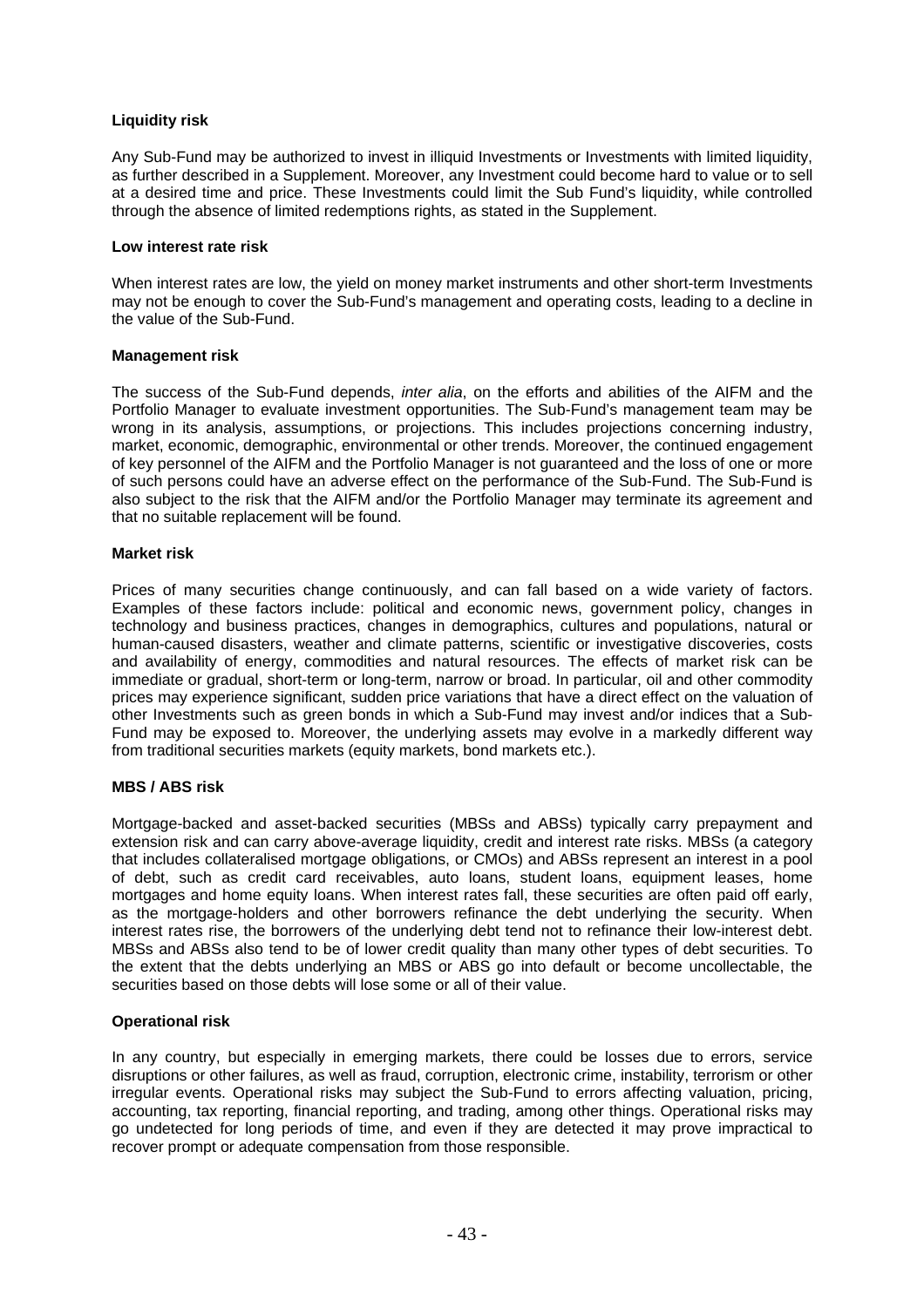**Liquidity risk**

Any Sub-Fund may be authorized to invest in illiquid Investments or Investments with limited liquidity, as further described in a Supplement. Moreover, any Investment could become hard to value or to sell at a desired time and price. These Investments could limit the Sub Fund's liquidity, while controlled through the absence of limited redemptions rights, as stated in the Supplement.

**Low interest rate risk**

When interest rates are low, the yield on money market instruments and other short-term Investments may not be enough to cover the Sub-Fund's management and operating costs, leading to a decline in the value of the Sub-Fund.

**Management risk**

The success of the Sub-Fund depends, *inter alia*, on the efforts and abilities of the AIFM and the Portfolio Manager to evaluate investment opportunities. The Sub-Fund's management team may be wrong in its analysis, assumptions, or projections. This includes projections concerning industry, market, economic, demographic, environmental or other trends. Moreover, the continued engagement of key personnel of the AIFM and the Portfolio Manager is not guaranteed and the loss of one or more of such persons could have an adverse effect on the performance of the Sub-Fund. The Sub-Fund is also subject to the risk that the AIFM and/or the Portfolio Manager may terminate its agreement and that no suitable replacement will be found.

**Market risk**

Prices of many securities change continuously, and can fall based on a wide variety of factors. Examples of these factors include: political and economic news, government policy, changes in technology and business practices, changes in demographics, cultures and populations, natural or human-caused disasters, weather and climate patterns, scientific or investigative discoveries, costs and availability of energy, commodities and natural resources. The effects of market risk can be immediate or gradual, short-term or long-term, narrow or broad. In particular, oil and other commodity prices may experience significant, sudden price variations that have a direct effect on the valuation of other Investments such as green bonds in which a Sub-Fund may invest and/or indices that a Sub-Fund may be exposed to. Moreover, the underlying assets may evolve in a markedly different way from traditional securities markets (equity markets, bond markets etc.).

**MBS / ABS risk**

Mortgage-backed and asset-backed securities (MBSs and ABSs) typically carry prepayment and extension risk and can carry above-average liquidity, credit and interest rate risks. MBSs (a category that includes collateralised mortgage obligations, or CMOs) and ABSs represent an interest in a pool of debt, such as credit card receivables, auto loans, student loans, equipment leases, home mortgages and home equity loans. When interest rates fall, these securities are often paid off early, as the mortgage-holders and other borrowers refinance the debt underlying the security. When interest rates rise, the borrowers of the underlying debt tend not to refinance their low-interest debt. MBSs and ABSs also tend to be of lower credit quality than many other types of debt securities. To the extent that the debts underlying an MBS or ABS go into default or become uncollectable, the securities based on those debts will lose some or all of their value.

**Operational risk**

In any country, but especially in emerging markets, there could be losses due to errors, service disruptions or other failures, as well as fraud, corruption, electronic crime, instability, terrorism or other irregular events. Operational risks may subject the Sub-Fund to errors affecting valuation, pricing, accounting, tax reporting, financial reporting, and trading, among other things. Operational risks may go undetected for long periods of time, and even if they are detected it may prove impractical to recover prompt or adequate compensation from those responsible.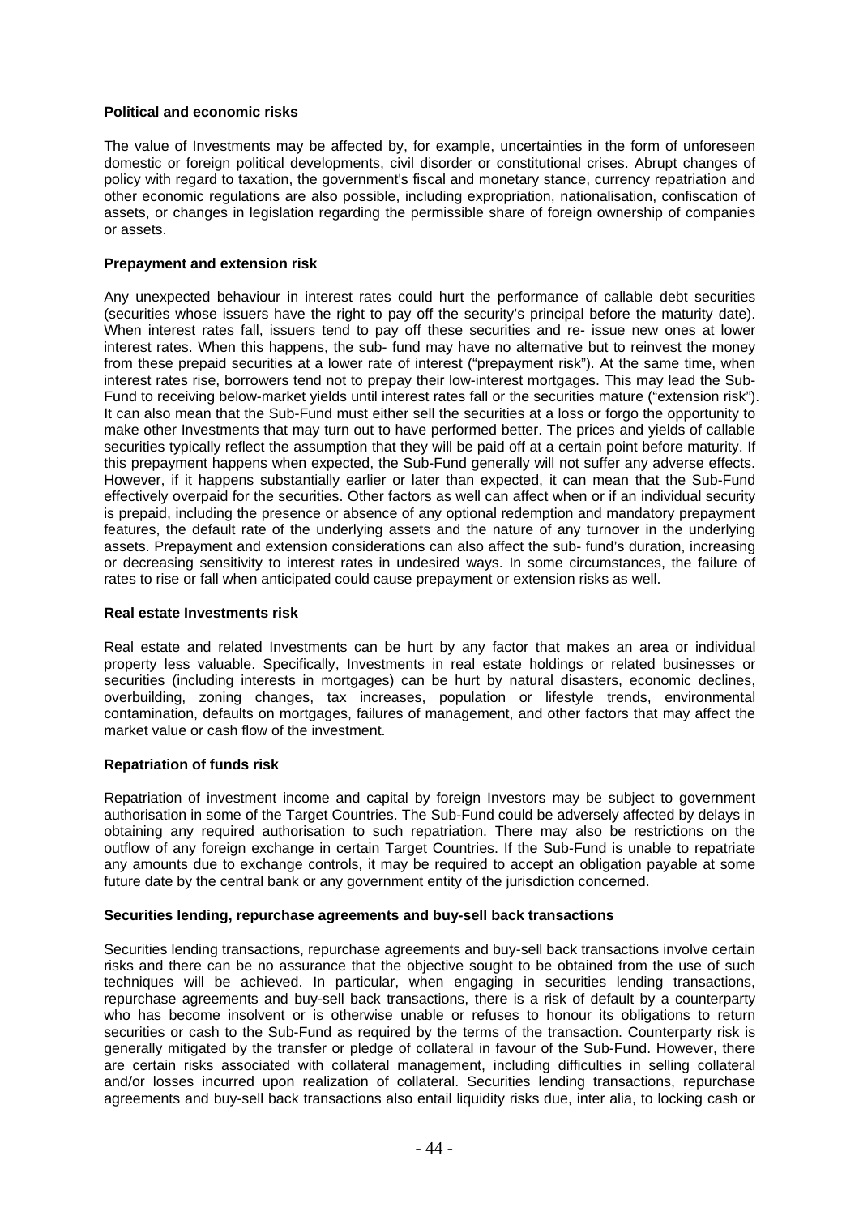**Political and economic risks**

The value of Investments may be affected by, for example, uncertainties in the form of unforeseen domestic or foreign political developments, civil disorder or constitutional crises. Abrupt changes of policy with regard to taxation, the government's fiscal and monetary stance, currency repatriation and other economic regulations are also possible, including expropriation, nationalisation, confiscation of assets, or changes in legislation regarding the permissible share of foreign ownership of companies or assets.

**Prepayment and extension risk**

Any unexpected behaviour in interest rates could hurt the performance of callable debt securities (securities whose issuers have the right to pay off the security's principal before the maturity date). When interest rates fall, issuers tend to pay off these securities and re- issue new ones at lower interest rates. When this happens, the sub- fund may have no alternative but to reinvest the money from these prepaid securities at a lower rate of interest ("prepayment risk"). At the same time, when interest rates rise, borrowers tend not to prepay their low-interest mortgages. This may lead the Sub-Fund to receiving below-market yields until interest rates fall or the securities mature ("extension risk"). It can also mean that the Sub-Fund must either sell the securities at a loss or forgo the opportunity to make other Investments that may turn out to have performed better. The prices and yields of callable securities typically reflect the assumption that they will be paid off at a certain point before maturity. If this prepayment happens when expected, the Sub-Fund generally will not suffer any adverse effects. However, if it happens substantially earlier or later than expected, it can mean that the Sub-Fund effectively overpaid for the securities. Other factors as well can affect when or if an individual security is prepaid, including the presence or absence of any optional redemption and mandatory prepayment features, the default rate of the underlying assets and the nature of any turnover in the underlying assets. Prepayment and extension considerations can also affect the sub- fund's duration, increasing or decreasing sensitivity to interest rates in undesired ways. In some circumstances, the failure of rates to rise or fall when anticipated could cause prepayment or extension risks as well.

**Real estate Investments risk**

Real estate and related Investments can be hurt by any factor that makes an area or individual property less valuable. Specifically, Investments in real estate holdings or related businesses or securities (including interests in mortgages) can be hurt by natural disasters, economic declines, overbuilding, zoning changes, tax increases, population or lifestyle trends, environmental contamination, defaults on mortgages, failures of management, and other factors that may affect the market value or cash flow of the investment.

**Repatriation of funds risk**

Repatriation of investment income and capital by foreign Investors may be subject to government authorisation in some of the Target Countries. The Sub-Fund could be adversely affected by delays in obtaining any required authorisation to such repatriation. There may also be restrictions on the outflow of any foreign exchange in certain Target Countries. If the Sub-Fund is unable to repatriate any amounts due to exchange controls, it may be required to accept an obligation payable at some future date by the central bank or any government entity of the jurisdiction concerned.

**Securities lending, repurchase agreements and buy-sell back transactions**

Securities lending transactions, repurchase agreements and buy-sell back transactions involve certain risks and there can be no assurance that the objective sought to be obtained from the use of such techniques will be achieved. In particular, when engaging in securities lending transactions, repurchase agreements and buy-sell back transactions, there is a risk of default by a counterparty who has become insolvent or is otherwise unable or refuses to honour its obligations to return securities or cash to the Sub-Fund as required by the terms of the transaction. Counterparty risk is generally mitigated by the transfer or pledge of collateral in favour of the Sub-Fund. However, there are certain risks associated with collateral management, including difficulties in selling collateral and/or losses incurred upon realization of collateral. Securities lending transactions, repurchase agreements and buy-sell back transactions also entail liquidity risks due, inter alia, to locking cash or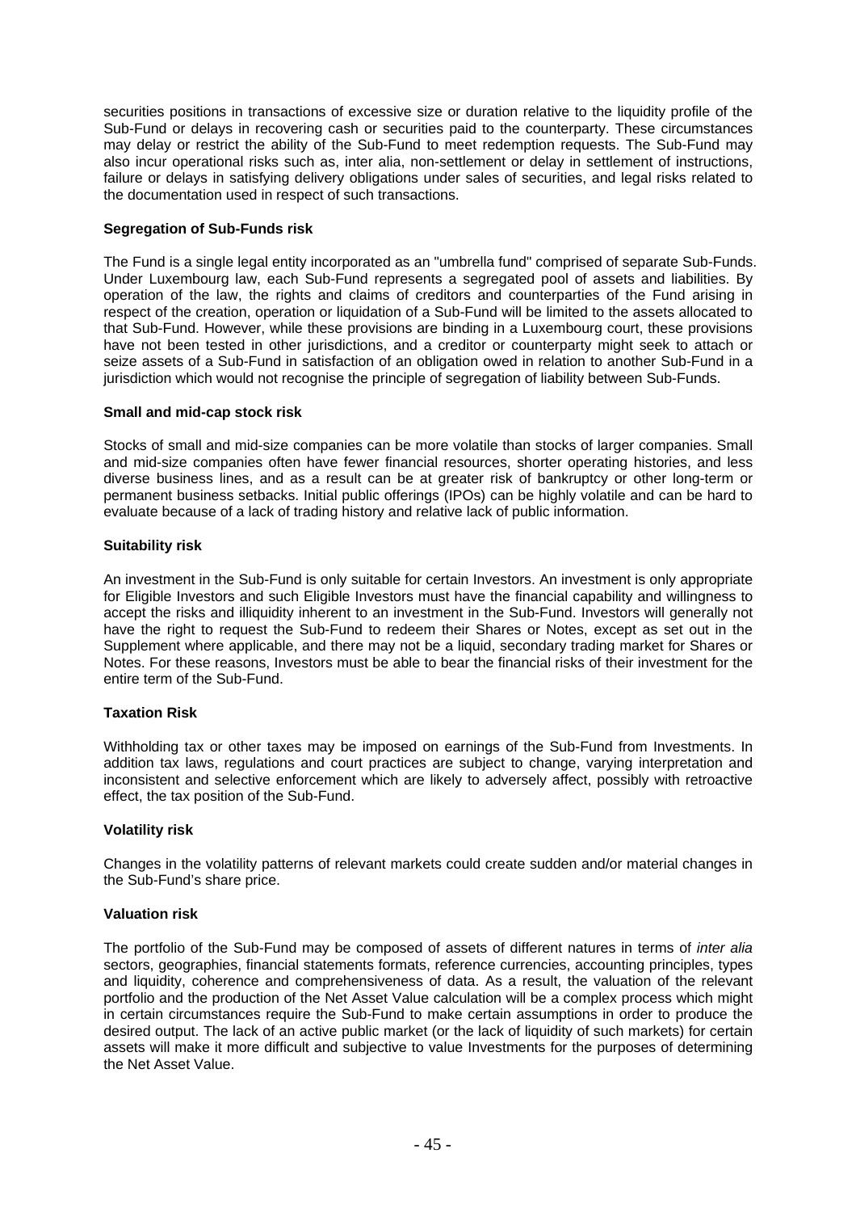securities positions in transactions of excessive size or duration relative to the liquidity profile of the Sub-Fund or delays in recovering cash or securities paid to the counterparty. These circumstances may delay or restrict the ability of the Sub-Fund to meet redemption requests. The Sub-Fund may also incur operational risks such as, inter alia, non-settlement or delay in settlement of instructions, failure or delays in satisfying delivery obligations under sales of securities, and legal risks related to the documentation used in respect of such transactions.

**Segregation of Sub-Funds risk**

The Fund is a single legal entity incorporated as an "umbrella fund" comprised of separate Sub-Funds. Under Luxembourg law, each Sub-Fund represents a segregated pool of assets and liabilities. By operation of the law, the rights and claims of creditors and counterparties of the Fund arising in respect of the creation, operation or liquidation of a Sub-Fund will be limited to the assets allocated to that Sub-Fund. However, while these provisions are binding in a Luxembourg court, these provisions have not been tested in other jurisdictions, and a creditor or counterparty might seek to attach or seize assets of a Sub-Fund in satisfaction of an obligation owed in relation to another Sub-Fund in a jurisdiction which would not recognise the principle of segregation of liability between Sub-Funds.

**Small and mid-cap stock risk**

Stocks of small and mid-size companies can be more volatile than stocks of larger companies. Small and mid-size companies often have fewer financial resources, shorter operating histories, and less diverse business lines, and as a result can be at greater risk of bankruptcy or other long-term or permanent business setbacks. Initial public offerings (IPOs) can be highly volatile and can be hard to evaluate because of a lack of trading history and relative lack of public information.

**Suitability risk**

An investment in the Sub-Fund is only suitable for certain Investors. An investment is only appropriate for Eligible Investors and such Eligible Investors must have the financial capability and willingness to accept the risks and illiquidity inherent to an investment in the Sub-Fund. Investors will generally not have the right to request the Sub-Fund to redeem their Shares or Notes, except as set out in the Supplement where applicable, and there may not be a liquid, secondary trading market for Shares or Notes. For these reasons, Investors must be able to bear the financial risks of their investment for the entire term of the Sub-Fund.

**Taxation Risk**

Withholding tax or other taxes may be imposed on earnings of the Sub-Fund from Investments. In addition tax laws, regulations and court practices are subject to change, varying interpretation and inconsistent and selective enforcement which are likely to adversely affect, possibly with retroactive effect, the tax position of the Sub-Fund.

**Volatility risk**

Changes in the volatility patterns of relevant markets could create sudden and/or material changes in the Sub-Fund's share price.

**Valuation risk**

The portfolio of the Sub-Fund may be composed of assets of different natures in terms of *inter alia* sectors, geographies, financial statements formats, reference currencies, accounting principles, types and liquidity, coherence and comprehensiveness of data. As a result, the valuation of the relevant portfolio and the production of the Net Asset Value calculation will be a complex process which might in certain circumstances require the Sub-Fund to make certain assumptions in order to produce the desired output. The lack of an active public market (or the lack of liquidity of such markets) for certain assets will make it more difficult and subjective to value Investments for the purposes of determining the Net Asset Value.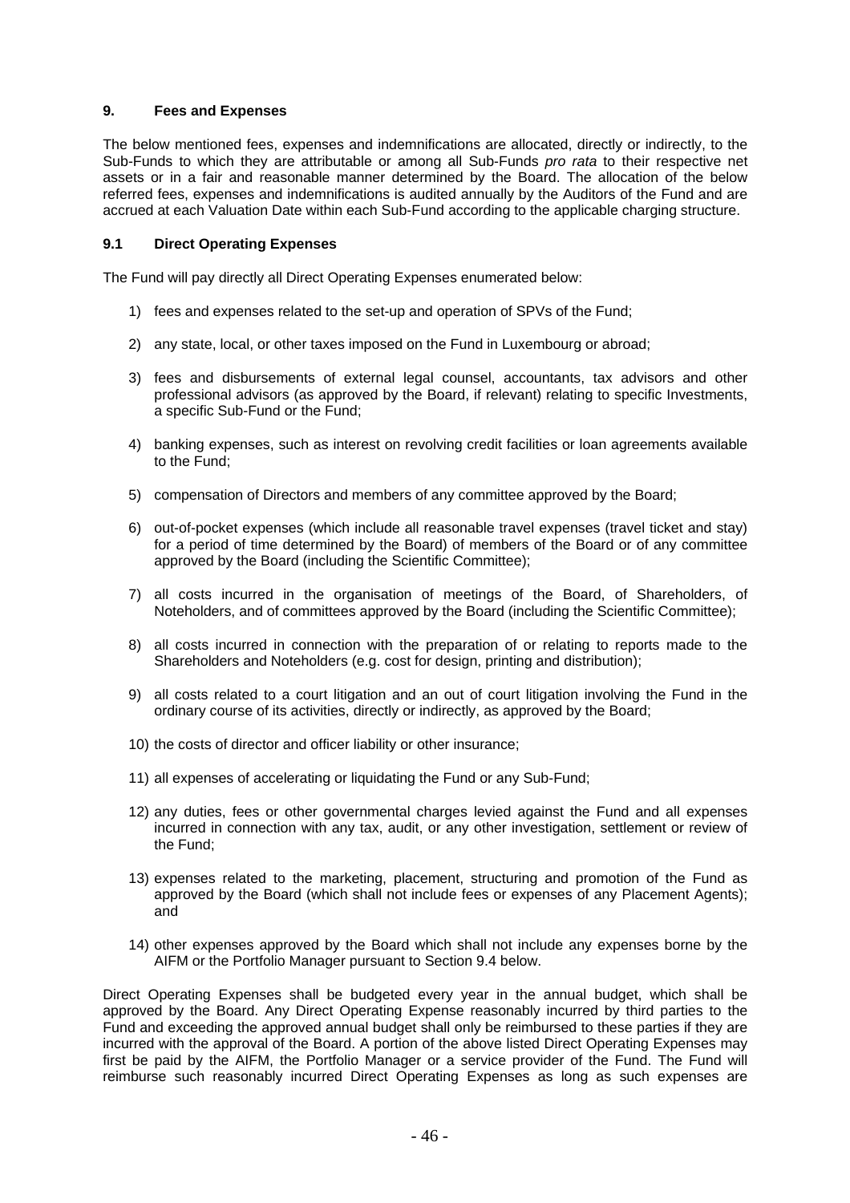## 9. Fees and Expenses

The below mentioned fees, expenses and indemnifications are allocated, directly or indirectly, to the Sub-Funds to which they are attributable or among all Sub-Funds *pro rata* to their respective net assets or in a fair and reasonable manner determined by the Board. The allocation of the below referred fees, expenses and indemnifications is audited annually by the Auditors of the Fund and are accrued at each Valuation Date within each Sub-Fund according to the applicable charging structure.

### 9.1 Direct Operating Expenses

The Fund will pay directly all Direct Operating Expenses enumerated below:

1) fees and expenses related to the set-up and operation of SPVs of the Fund;

2) any state, local, or other taxes imposed on the Fund in Luxembourg or abroad;

3) fees and disbursements of external legal counsel, accountants, tax advisors and other professional advisors (as approved by the Board, if relevant) relating to specific Investments, a specific Sub-Fund or the Fund;

4) banking expenses, such as interest on revolving credit facilities or loan agreements available to the Fund;

5) compensation of Directors and members of any committee approved by the Board;

6) out-of-pocket expenses (which include all reasonable travel expenses (travel ticket and stay) for a period of time determined by the Board) of members of the Board or of any committee approved by the Board (including the Scientific Committee);

7) all costs incurred in the organisation of meetings of the Board, of Shareholders, of Noteholders, and of committees approved by the Board (including the Scientific Committee);

8) all costs incurred in connection with the preparation of or relating to reports made to the Shareholders and Noteholders (e.g. cost for design, printing and distribution);

9) all costs related to a court litigation and an out of court litigation involving the Fund in the ordinary course of its activities, directly or indirectly, as approved by the Board;

10) the costs of director and officer liability or other insurance;

11) all expenses of accelerating or liquidating the Fund or any Sub-Fund;

12) any duties, fees or other governmental charges levied against the Fund and all expenses incurred in connection with any tax, audit, or any other investigation, settlement or review of the Fund;

13) expenses related to the marketing, placement, structuring and promotion of the Fund as approved by the Board (which shall not include fees or expenses of any Placement Agents); and

14) other expenses approved by the Board which shall not include any expenses borne by the AIFM or the Portfolio Manager pursuant to Section 9.4 below.

Direct Operating Expenses shall be budgeted every year in the annual budget, which shall be approved by the Board. Any Direct Operating Expense reasonably incurred by third parties to the Fund and exceeding the approved annual budget shall only be reimbursed to these parties if they are incurred with the approval of the Board. A portion of the above listed Direct Operating Expenses may first be paid by the AIFM, the Portfolio Manager or a service provider of the Fund. The Fund will reimburse such reasonably incurred Direct Operating Expenses as long as such expenses are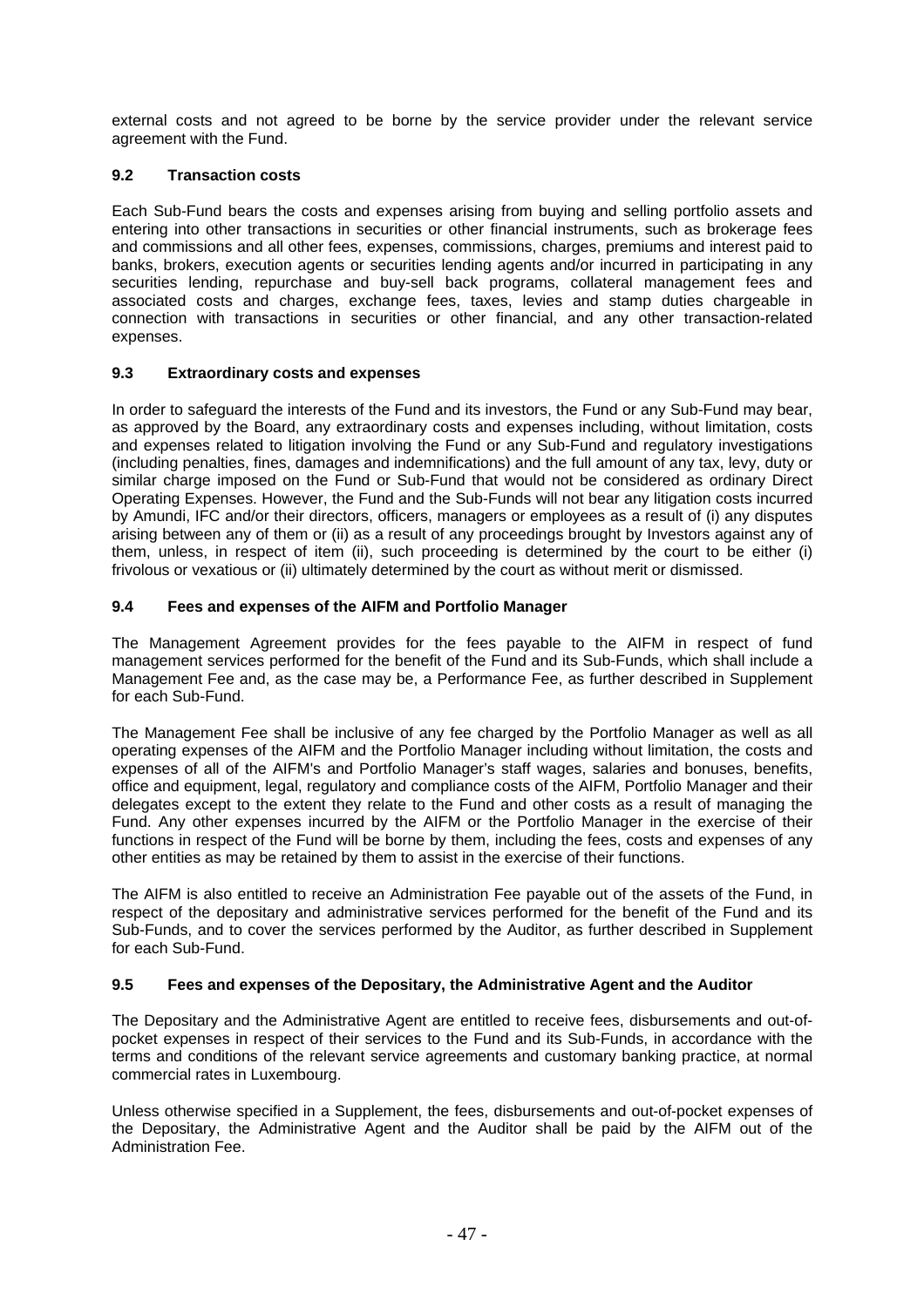external costs and not agreed to be borne by the service provider under the relevant service agreement with the Fund.

### 9.2 Transaction costs

Each Sub-Fund bears the costs and expenses arising from buying and selling portfolio assets and entering into other transactions in securities or other financial instruments, such as brokerage fees and commissions and all other fees, expenses, commissions, charges, premiums and interest paid to banks, brokers, execution agents or securities lending agents and/or incurred in participating in any securities lending, repurchase and buy-sell back programs, collateral management fees and associated costs and charges, exchange fees, taxes, levies and stamp duties chargeable in connection with transactions in securities or other financial, and any other transaction-related expenses.

### 9.3 Extraordinary costs and expenses

In order to safeguard the interests of the Fund and its investors, the Fund or any Sub-Fund may bear, as approved by the Board, any extraordinary costs and expenses including, without limitation, costs and expenses related to litigation involving the Fund or any Sub-Fund and regulatory investigations (including penalties, fines, damages and indemnifications) and the full amount of any tax, levy, duty or similar charge imposed on the Fund or Sub-Fund that would not be considered as ordinary Direct Operating Expenses. However, the Fund and the Sub-Funds will not bear any litigation costs incurred by Amundi, IFC and/or their directors, officers, managers or employees as a result of (i) any disputes arising between any of them or (ii) as a result of any proceedings brought by Investors against any of them, unless, in respect of item (ii), such proceeding is determined by the court to be either (i) frivolous or vexatious or (ii) ultimately determined by the court as without merit or dismissed.

### 9.4 Fees and expenses of the AIFM and Portfolio Manager

The Management Agreement provides for the fees payable to the AIFM in respect of fund management services performed for the benefit of the Fund and its Sub-Funds, which shall include a Management Fee and, as the case may be, a Performance Fee, as further described in Supplement for each Sub-Fund.

The Management Fee shall be inclusive of any fee charged by the Portfolio Manager as well as all operating expenses of the AIFM and the Portfolio Manager including without limitation, the costs and expenses of all of the AIFM's and Portfolio Manager's staff wages, salaries and bonuses, benefits, office and equipment, legal, regulatory and compliance costs of the AIFM, Portfolio Manager and their delegates except to the extent they relate to the Fund and other costs as a result of managing the Fund. Any other expenses incurred by the AIFM or the Portfolio Manager in the exercise of their functions in respect of the Fund will be borne by them, including the fees, costs and expenses of any other entities as may be retained by them to assist in the exercise of their functions.

The AIFM is also entitled to receive an Administration Fee payable out of the assets of the Fund, in respect of the depositary and administrative services performed for the benefit of the Fund and its Sub-Funds, and to cover the services performed by the Auditor, as further described in Supplement for each Sub-Fund.

### 9.5 Fees and expenses of the Depositary, the Administrative Agent and the Auditor

The Depositary and the Administrative Agent are entitled to receive fees, disbursements and out-of-pocket expenses in respect of their services to the Fund and its Sub-Funds, in accordance with the terms and conditions of the relevant service agreements and customary banking practice, at normal commercial rates in Luxembourg.

Unless otherwise specified in a Supplement, the fees, disbursements and out-of-pocket expenses of the Depositary, the Administrative Agent and the Auditor shall be paid by the AIFM out of the Administration Fee.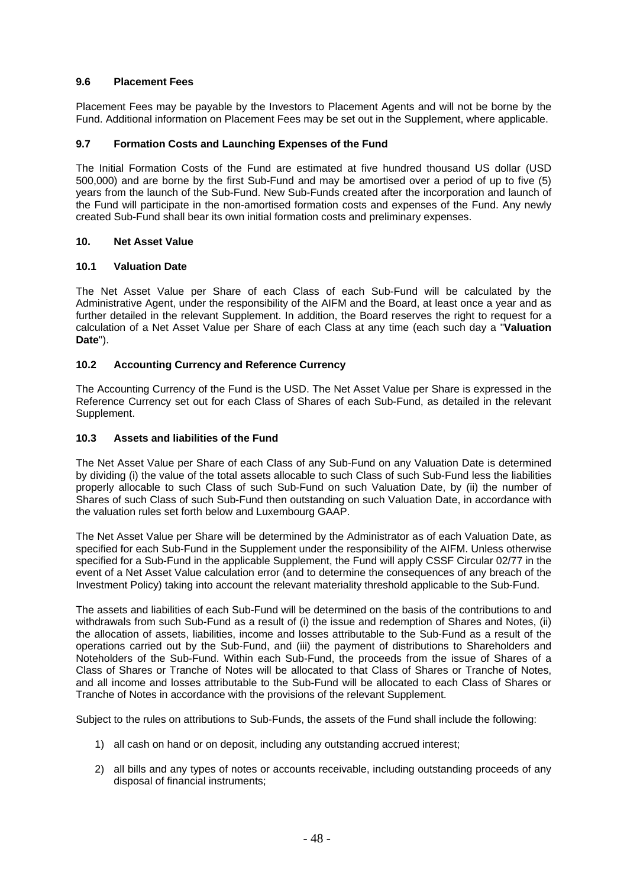### 9.6 Placement Fees

Placement Fees may be payable by the Investors to Placement Agents and will not be borne by the Fund. Additional information on Placement Fees may be set out in the Supplement, where applicable.

### 9.7 Formation Costs and Launching Expenses of the Fund

The Initial Formation Costs of the Fund are estimated at five hundred thousand US dollar (USD 500,000) and are borne by the first Sub-Fund and may be amortised over a period of up to five (5) years from the launch of the Sub-Fund. New Sub-Funds created after the incorporation and launch of the Fund will participate in the non-amortised formation costs and expenses of the Fund. Any newly created Sub-Fund shall bear its own initial formation costs and preliminary expenses.

## 10. Net Asset Value

### 10.1 Valuation Date

The Net Asset Value per Share of each Class of each Sub-Fund will be calculated by the Administrative Agent, under the responsibility of the AIFM and the Board, at least once a year and as further detailed in the relevant Supplement. In addition, the Board reserves the right to request for a calculation of a Net Asset Value per Share of each Class at any time (each such day a "**Valuation Date**").

### 10.2 Accounting Currency and Reference Currency

The Accounting Currency of the Fund is the USD. The Net Asset Value per Share is expressed in the Reference Currency set out for each Class of Shares of each Sub-Fund, as detailed in the relevant Supplement.

### 10.3 Assets and liabilities of the Fund

The Net Asset Value per Share of each Class of any Sub-Fund on any Valuation Date is determined by dividing (i) the value of the total assets allocable to such Class of such Sub-Fund less the liabilities properly allocable to such Class of such Sub-Fund on such Valuation Date, by (ii) the number of Shares of such Class of such Sub-Fund then outstanding on such Valuation Date, in accordance with the valuation rules set forth below and Luxembourg GAAP.

The Net Asset Value per Share will be determined by the Administrator as of each Valuation Date, as specified for each Sub-Fund in the Supplement under the responsibility of the AIFM. Unless otherwise specified for a Sub-Fund in the applicable Supplement, the Fund will apply CSSF Circular 02/77 in the event of a Net Asset Value calculation error (and to determine the consequences of any breach of the Investment Policy) taking into account the relevant materiality threshold applicable to the Sub-Fund.

The assets and liabilities of each Sub-Fund will be determined on the basis of the contributions to and withdrawals from such Sub-Fund as a result of (i) the issue and redemption of Shares and Notes, (ii) the allocation of assets, liabilities, income and losses attributable to the Sub-Fund as a result of the operations carried out by the Sub-Fund, and (iii) the payment of distributions to Shareholders and Noteholders of the Sub-Fund. Within each Sub-Fund, the proceeds from the issue of Shares of a Class of Shares or Tranche of Notes will be allocated to that Class of Shares or Tranche of Notes, and all income and losses attributable to the Sub-Fund will be allocated to each Class of Shares or Tranche of Notes in accordance with the provisions of the relevant Supplement.

Subject to the rules on attributions to Sub-Funds, the assets of the Fund shall include the following:

1) all cash on hand or on deposit, including any outstanding accrued interest;
2) all bills and any types of notes or accounts receivable, including outstanding proceeds of any disposal of financial instruments;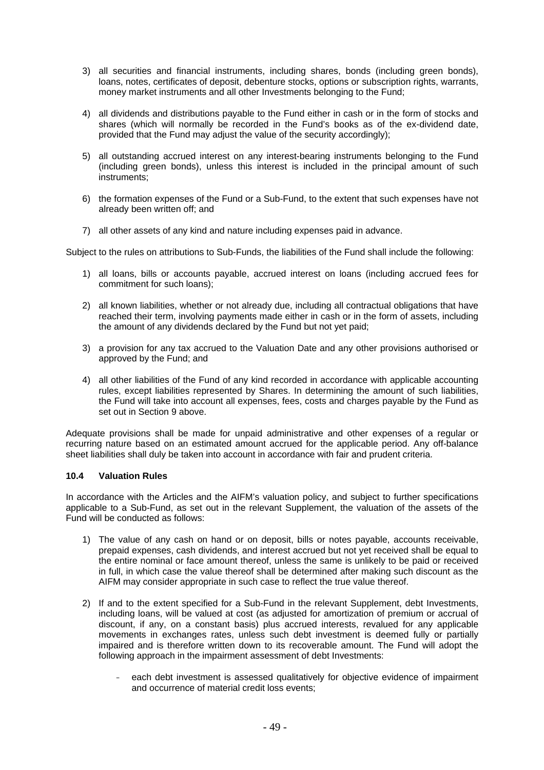3) all securities and financial instruments, including shares, bonds (including green bonds), loans, notes, certificates of deposit, debenture stocks, options or subscription rights, warrants, money market instruments and all other Investments belonging to the Fund;

4) all dividends and distributions payable to the Fund either in cash or in the form of stocks and shares (which will normally be recorded in the Fund's books as of the ex-dividend date, provided that the Fund may adjust the value of the security accordingly);

5) all outstanding accrued interest on any interest-bearing instruments belonging to the Fund (including green bonds), unless this interest is included in the principal amount of such instruments;

6) the formation expenses of the Fund or a Sub-Fund, to the extent that such expenses have not already been written off; and

7) all other assets of any kind and nature including expenses paid in advance.

Subject to the rules on attributions to Sub-Funds, the liabilities of the Fund shall include the following:

1) all loans, bills or accounts payable, accrued interest on loans (including accrued fees for commitment for such loans);

2) all known liabilities, whether or not already due, including all contractual obligations that have reached their term, involving payments made either in cash or in the form of assets, including the amount of any dividends declared by the Fund but not yet paid;

3) a provision for any tax accrued to the Valuation Date and any other provisions authorised or approved by the Fund; and

4) all other liabilities of the Fund of any kind recorded in accordance with applicable accounting rules, except liabilities represented by Shares. In determining the amount of such liabilities, the Fund will take into account all expenses, fees, costs and charges payable by the Fund as set out in Section 9 above.

Adequate provisions shall be made for unpaid administrative and other expenses of a regular or recurring nature based on an estimated amount accrued for the applicable period. Any off-balance sheet liabilities shall duly be taken into account in accordance with fair and prudent criteria.

**10.4 Valuation Rules**

In accordance with the Articles and the AIFM's valuation policy, and subject to further specifications applicable to a Sub-Fund, as set out in the relevant Supplement, the valuation of the assets of the Fund will be conducted as follows:

1) The value of any cash on hand or on deposit, bills or notes payable, accounts receivable, prepaid expenses, cash dividends, and interest accrued but not yet received shall be equal to the entire nominal or face amount thereof, unless the same is unlikely to be paid or received in full, in which case the value thereof shall be determined after making such discount as the AIFM may consider appropriate in such case to reflect the true value thereof.

2) If and to the extent specified for a Sub-Fund in the relevant Supplement, debt Investments, including loans, will be valued at cost (as adjusted for amortization of premium or accrual of discount, if any, on a constant basis) plus accrued interests, revalued for any applicable movements in exchanges rates, unless such debt investment is deemed fully or partially impaired and is therefore written down to its recoverable amount. The Fund will adopt the following approach in the impairment assessment of debt Investments:

   - each debt investment is assessed qualitatively for objective evidence of impairment and occurrence of material credit loss events;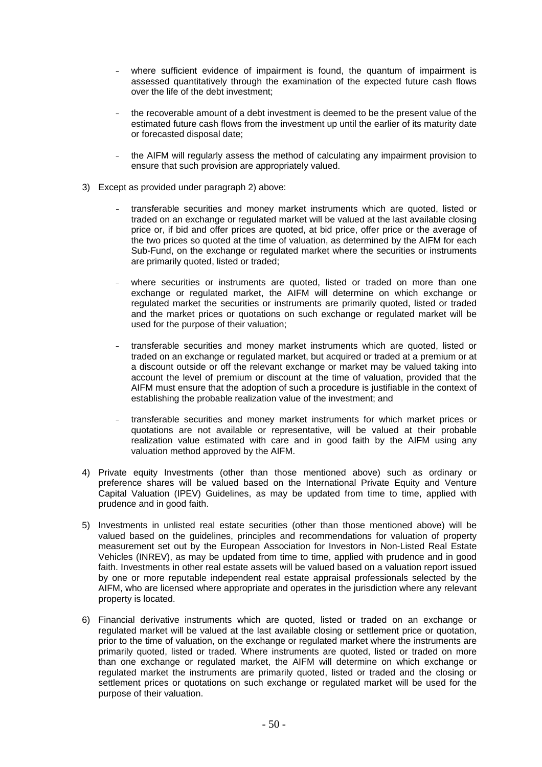- where sufficient evidence of impairment is found, the quantum of impairment is assessed quantitatively through the examination of the expected future cash flows over the life of the debt investment;

- the recoverable amount of a debt investment is deemed to be the present value of the estimated future cash flows from the investment up until the earlier of its maturity date or forecasted disposal date;

- the AIFM will regularly assess the method of calculating any impairment provision to ensure that such provision are appropriately valued.

3) Except as provided under paragraph 2) above:

   - transferable securities and money market instruments which are quoted, listed or traded on an exchange or regulated market will be valued at the last available closing price or, if bid and offer prices are quoted, at bid price, offer price or the average of the two prices so quoted at the time of valuation, as determined by the AIFM for each Sub-Fund, on the exchange or regulated market where the securities or instruments are primarily quoted, listed or traded;

   - where securities or instruments are quoted, listed or traded on more than one exchange or regulated market, the AIFM will determine on which exchange or regulated market the securities or instruments are primarily quoted, listed or traded and the market prices or quotations on such exchange or regulated market will be used for the purpose of their valuation;

   - transferable securities and money market instruments which are quoted, listed or traded on an exchange or regulated market, but acquired or traded at a premium or at a discount outside or off the relevant exchange or market may be valued taking into account the level of premium or discount at the time of valuation, provided that the AIFM must ensure that the adoption of such a procedure is justifiable in the context of establishing the probable realization value of the investment; and

   - transferable securities and money market instruments for which market prices or quotations are not available or representative, will be valued at their probable realization value estimated with care and in good faith by the AIFM using any valuation method approved by the AIFM.

4) Private equity Investments (other than those mentioned above) such as ordinary or preference shares will be valued based on the International Private Equity and Venture Capital Valuation (IPEV) Guidelines, as may be updated from time to time, applied with prudence and in good faith.

5) Investments in unlisted real estate securities (other than those mentioned above) will be valued based on the guidelines, principles and recommendations for valuation of property measurement set out by the European Association for Investors in Non-Listed Real Estate Vehicles (INREV), as may be updated from time to time, applied with prudence and in good faith. Investments in other real estate assets will be valued based on a valuation report issued by one or more reputable independent real estate appraisal professionals selected by the AIFM, who are licensed where appropriate and operates in the jurisdiction where any relevant property is located.

6) Financial derivative instruments which are quoted, listed or traded on an exchange or regulated market will be valued at the last available closing or settlement price or quotation, prior to the time of valuation, on the exchange or regulated market where the instruments are primarily quoted, listed or traded. Where instruments are quoted, listed or traded on more than one exchange or regulated market, the AIFM will determine on which exchange or regulated market the instruments are primarily quoted, listed or traded and the closing or settlement prices or quotations on such exchange or regulated market will be used for the purpose of their valuation.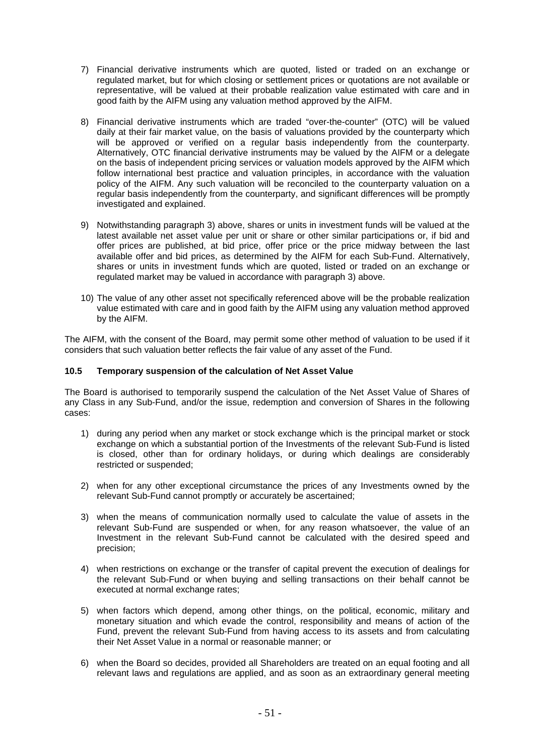7) Financial derivative instruments which are quoted, listed or traded on an exchange or regulated market, but for which closing or settlement prices or quotations are not available or representative, will be valued at their probable realization value estimated with care and in good faith by the AIFM using any valuation method approved by the AIFM.

8) Financial derivative instruments which are traded "over-the-counter" (OTC) will be valued daily at their fair market value, on the basis of valuations provided by the counterparty which will be approved or verified on a regular basis independently from the counterparty. Alternatively, OTC financial derivative instruments may be valued by the AIFM or a delegate on the basis of independent pricing services or valuation models approved by the AIFM which follow international best practice and valuation principles, in accordance with the valuation policy of the AIFM. Any such valuation will be reconciled to the counterparty valuation on a regular basis independently from the counterparty, and significant differences will be promptly investigated and explained.

9) Notwithstanding paragraph 3) above, shares or units in investment funds will be valued at the latest available net asset value per unit or share or other similar participations or, if bid and offer prices are published, at bid price, offer price or the price midway between the last available offer and bid prices, as determined by the AIFM for each Sub-Fund. Alternatively, shares or units in investment funds which are quoted, listed or traded on an exchange or regulated market may be valued in accordance with paragraph 3) above.

10) The value of any other asset not specifically referenced above will be the probable realization value estimated with care and in good faith by the AIFM using any valuation method approved by the AIFM.

The AIFM, with the consent of the Board, may permit some other method of valuation to be used if it considers that such valuation better reflects the fair value of any asset of the Fund.

### 10.5 Temporary suspension of the calculation of Net Asset Value

The Board is authorised to temporarily suspend the calculation of the Net Asset Value of Shares of any Class in any Sub-Fund, and/or the issue, redemption and conversion of Shares in the following cases:

1) during any period when any market or stock exchange which is the principal market or stock exchange on which a substantial portion of the Investments of the relevant Sub-Fund is listed is closed, other than for ordinary holidays, or during which dealings are considerably restricted or suspended;

2) when for any other exceptional circumstance the prices of any Investments owned by the relevant Sub-Fund cannot promptly or accurately be ascertained;

3) when the means of communication normally used to calculate the value of assets in the relevant Sub-Fund are suspended or when, for any reason whatsoever, the value of an Investment in the relevant Sub-Fund cannot be calculated with the desired speed and precision;

4) when restrictions on exchange or the transfer of capital prevent the execution of dealings for the relevant Sub-Fund or when buying and selling transactions on their behalf cannot be executed at normal exchange rates;

5) when factors which depend, among other things, on the political, economic, military and monetary situation and which evade the control, responsibility and means of action of the Fund, prevent the relevant Sub-Fund from having access to its assets and from calculating their Net Asset Value in a normal or reasonable manner; or

6) when the Board so decides, provided all Shareholders are treated on an equal footing and all relevant laws and regulations are applied, and as soon as an extraordinary general meeting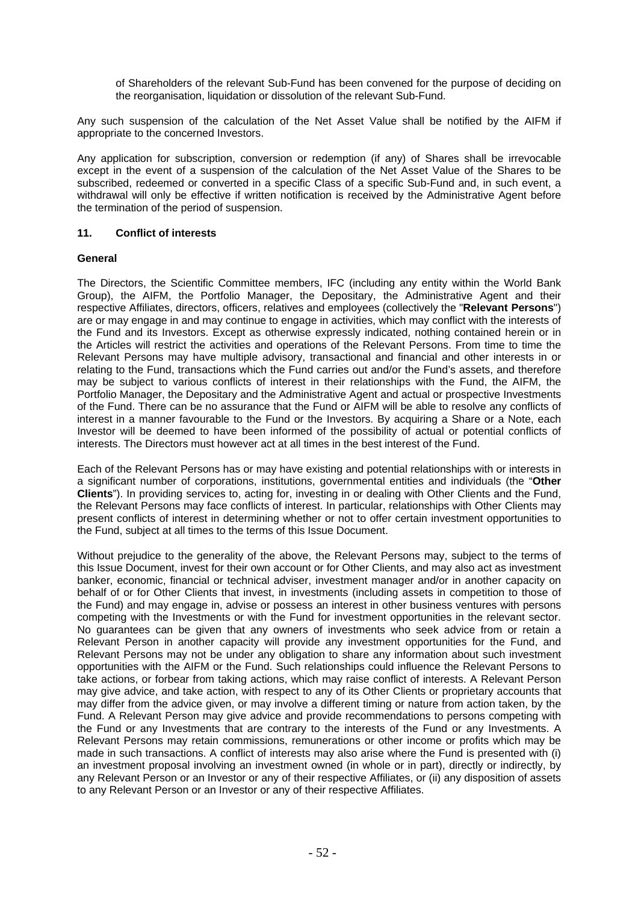of Shareholders of the relevant Sub-Fund has been convened for the purpose of deciding on the reorganisation, liquidation or dissolution of the relevant Sub-Fund.

Any such suspension of the calculation of the Net Asset Value shall be notified by the AIFM if appropriate to the concerned Investors.

Any application for subscription, conversion or redemption (if any) of Shares shall be irrevocable except in the event of a suspension of the calculation of the Net Asset Value of the Shares to be subscribed, redeemed or converted in a specific Class of a specific Sub-Fund and, in such event, a withdrawal will only be effective if written notification is received by the Administrative Agent before the termination of the period of suspension.

## 11. Conflict of interests

### General

The Directors, the Scientific Committee members, IFC (including any entity within the World Bank Group), the AIFM, the Portfolio Manager, the Depositary, the Administrative Agent and their respective Affiliates, directors, officers, relatives and employees (collectively the "**Relevant Persons**") are or may engage in and may continue to engage in activities, which may conflict with the interests of the Fund and its Investors. Except as otherwise expressly indicated, nothing contained herein or in the Articles will restrict the activities and operations of the Relevant Persons. From time to time the Relevant Persons may have multiple advisory, transactional and financial and other interests in or relating to the Fund, transactions which the Fund carries out and/or the Fund's assets, and therefore may be subject to various conflicts of interest in their relationships with the Fund, the AIFM, the Portfolio Manager, the Depositary and the Administrative Agent and actual or prospective Investments of the Fund. There can be no assurance that the Fund or AIFM will be able to resolve any conflicts of interest in a manner favourable to the Fund or the Investors. By acquiring a Share or a Note, each Investor will be deemed to have been informed of the possibility of actual or potential conflicts of interests. The Directors must however act at all times in the best interest of the Fund.

Each of the Relevant Persons has or may have existing and potential relationships with or interests in a significant number of corporations, institutions, governmental entities and individuals (the "**Other Clients**"). In providing services to, acting for, investing in or dealing with Other Clients and the Fund, the Relevant Persons may face conflicts of interest. In particular, relationships with Other Clients may present conflicts of interest in determining whether or not to offer certain investment opportunities to the Fund, subject at all times to the terms of this Issue Document.

Without prejudice to the generality of the above, the Relevant Persons may, subject to the terms of this Issue Document, invest for their own account or for Other Clients, and may also act as investment banker, economic, financial or technical adviser, investment manager and/or in another capacity on behalf of or for Other Clients that invest, in investments (including assets in competition to those of the Fund) and may engage in, advise or possess an interest in other business ventures with persons competing with the Investments or with the Fund for investment opportunities in the relevant sector. No guarantees can be given that any owners of investments who seek advice from or retain a Relevant Person in another capacity will provide any investment opportunities for the Fund, and Relevant Persons may not be under any obligation to share any information about such investment opportunities with the AIFM or the Fund. Such relationships could influence the Relevant Persons to take actions, or forbear from taking actions, which may raise conflict of interests. A Relevant Person may give advice, and take action, with respect to any of its Other Clients or proprietary accounts that may differ from the advice given, or may involve a different timing or nature from action taken, by the Fund. A Relevant Person may give advice and provide recommendations to persons competing with the Fund or any Investments that are contrary to the interests of the Fund or any Investments. A Relevant Persons may retain commissions, remunerations or other income or profits which may be made in such transactions. A conflict of interests may also arise where the Fund is presented with (i) an investment proposal involving an investment owned (in whole or in part), directly or indirectly, by any Relevant Person or an Investor or any of their respective Affiliates, or (ii) any disposition of assets to any Relevant Person or an Investor or any of their respective Affiliates.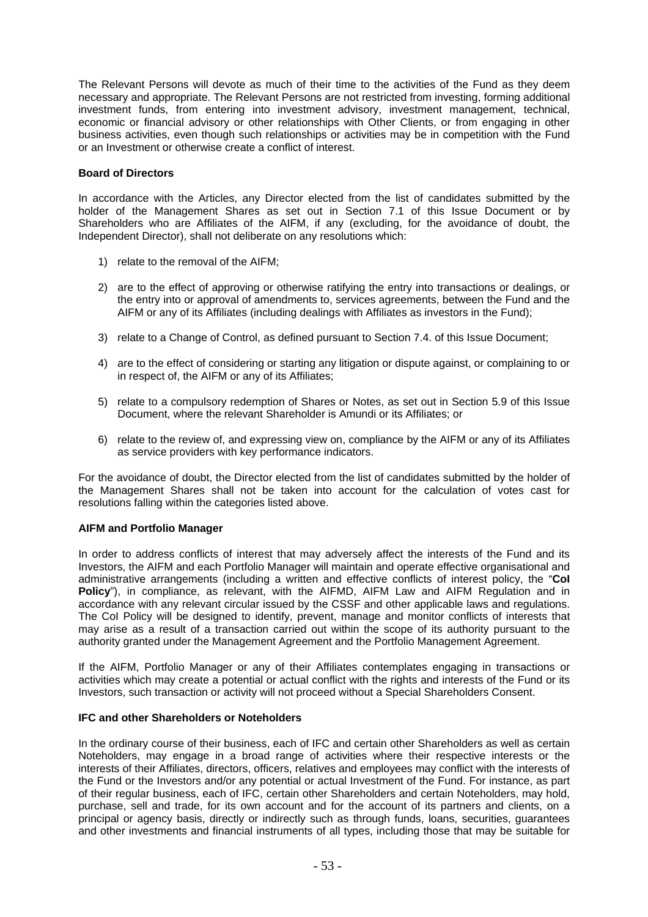The Relevant Persons will devote as much of their time to the activities of the Fund as they deem necessary and appropriate. The Relevant Persons are not restricted from investing, forming additional investment funds, from entering into investment advisory, investment management, technical, economic or financial advisory or other relationships with Other Clients, or from engaging in other business activities, even though such relationships or activities may be in competition with the Fund or an Investment or otherwise create a conflict of interest.

**Board of Directors**

In accordance with the Articles, any Director elected from the list of candidates submitted by the holder of the Management Shares as set out in Section 7.1 of this Issue Document or by Shareholders who are Affiliates of the AIFM, if any (excluding, for the avoidance of doubt, the Independent Director), shall not deliberate on any resolutions which:

1) relate to the removal of the AIFM;

2) are to the effect of approving or otherwise ratifying the entry into transactions or dealings, or the entry into or approval of amendments to, services agreements, between the Fund and the AIFM or any of its Affiliates (including dealings with Affiliates as investors in the Fund);

3) relate to a Change of Control, as defined pursuant to Section 7.4. of this Issue Document;

4) are to the effect of considering or starting any litigation or dispute against, or complaining to or in respect of, the AIFM or any of its Affiliates;

5) relate to a compulsory redemption of Shares or Notes, as set out in Section 5.9 of this Issue Document, where the relevant Shareholder is Amundi or its Affiliates; or

6) relate to the review of, and expressing view on, compliance by the AIFM or any of its Affiliates as service providers with key performance indicators.

For the avoidance of doubt, the Director elected from the list of candidates submitted by the holder of the Management Shares shall not be taken into account for the calculation of votes cast for resolutions falling within the categories listed above.

**AIFM and Portfolio Manager**

In order to address conflicts of interest that may adversely affect the interests of the Fund and its Investors, the AIFM and each Portfolio Manager will maintain and operate effective organisational and administrative arrangements (including a written and effective conflicts of interest policy, the "**CoI Policy**"), in compliance, as relevant, with the AIFMD, AIFM Law and AIFM Regulation and in accordance with any relevant circular issued by the CSSF and other applicable laws and regulations. The CoI Policy will be designed to identify, prevent, manage and monitor conflicts of interests that may arise as a result of a transaction carried out within the scope of its authority pursuant to the authority granted under the Management Agreement and the Portfolio Management Agreement.

If the AIFM, Portfolio Manager or any of their Affiliates contemplates engaging in transactions or activities which may create a potential or actual conflict with the rights and interests of the Fund or its Investors, such transaction or activity will not proceed without a Special Shareholders Consent.

**IFC and other Shareholders or Noteholders**

In the ordinary course of their business, each of IFC and certain other Shareholders as well as certain Noteholders, may engage in a broad range of activities where their respective interests or the interests of their Affiliates, directors, officers, relatives and employees may conflict with the interests of the Fund or the Investors and/or any potential or actual Investment of the Fund. For instance, as part of their regular business, each of IFC, certain other Shareholders and certain Noteholders, may hold, purchase, sell and trade, for its own account and for the account of its partners and clients, on a principal or agency basis, directly or indirectly such as through funds, loans, securities, guarantees and other investments and financial instruments of all types, including those that may be suitable for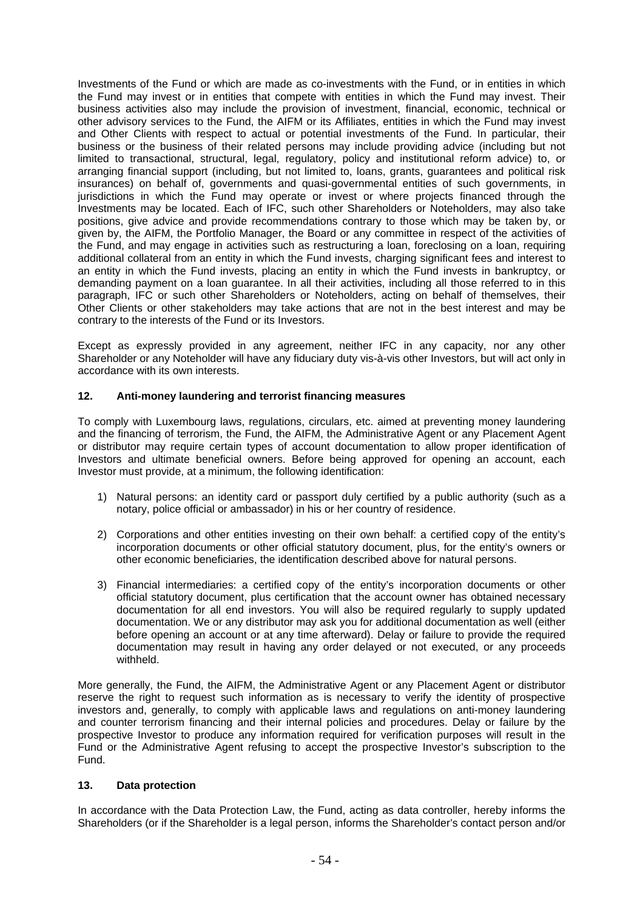Investments of the Fund or which are made as co-investments with the Fund, or in entities in which the Fund may invest or in entities that compete with entities in which the Fund may invest. Their business activities also may include the provision of investment, financial, economic, technical or other advisory services to the Fund, the AIFM or its Affiliates, entities in which the Fund may invest and Other Clients with respect to actual or potential investments of the Fund. In particular, their business or the business of their related persons may include providing advice (including but not limited to transactional, structural, legal, regulatory, policy and institutional reform advice) to, or arranging financial support (including, but not limited to, loans, grants, guarantees and political risk insurances) on behalf of, governments and quasi-governmental entities of such governments, in jurisdictions in which the Fund may operate or invest or where projects financed through the Investments may be located. Each of IFC, such other Shareholders or Noteholders, may also take positions, give advice and provide recommendations contrary to those which may be taken by, or given by, the AIFM, the Portfolio Manager, the Board or any committee in respect of the activities of the Fund, and may engage in activities such as restructuring a loan, foreclosing on a loan, requiring additional collateral from an entity in which the Fund invests, charging significant fees and interest to an entity in which the Fund invests, placing an entity in which the Fund invests in bankruptcy, or demanding payment on a loan guarantee. In all their activities, including all those referred to in this paragraph, IFC or such other Shareholders or Noteholders, acting on behalf of themselves, their Other Clients or other stakeholders may take actions that are not in the best interest and may be contrary to the interests of the Fund or its Investors.

Except as expressly provided in any agreement, neither IFC in any capacity, nor any other Shareholder or any Noteholder will have any fiduciary duty vis-à-vis other Investors, but will act only in accordance with its own interests.

### 12. Anti-money laundering and terrorist financing measures

To comply with Luxembourg laws, regulations, circulars, etc. aimed at preventing money laundering and the financing of terrorism, the Fund, the AIFM, the Administrative Agent or any Placement Agent or distributor may require certain types of account documentation to allow proper identification of Investors and ultimate beneficial owners. Before being approved for opening an account, each Investor must provide, at a minimum, the following identification:

1) Natural persons: an identity card or passport duly certified by a public authority (such as a notary, police official or ambassador) in his or her country of residence.

2) Corporations and other entities investing on their own behalf: a certified copy of the entity's incorporation documents or other official statutory document, plus, for the entity's owners or other economic beneficiaries, the identification described above for natural persons.

3) Financial intermediaries: a certified copy of the entity's incorporation documents or other official statutory document, plus certification that the account owner has obtained necessary documentation for all end investors. You will also be required regularly to supply updated documentation. We or any distributor may ask you for additional documentation as well (either before opening an account or at any time afterward). Delay or failure to provide the required documentation may result in having any order delayed or not executed, or any proceeds withheld.

More generally, the Fund, the AIFM, the Administrative Agent or any Placement Agent or distributor reserve the right to request such information as is necessary to verify the identity of prospective investors and, generally, to comply with applicable laws and regulations on anti-money laundering and counter terrorism financing and their internal policies and procedures. Delay or failure by the prospective Investor to produce any information required for verification purposes will result in the Fund or the Administrative Agent refusing to accept the prospective Investor's subscription to the Fund.

### 13. Data protection

In accordance with the Data Protection Law, the Fund, acting as data controller, hereby informs the Shareholders (or if the Shareholder is a legal person, informs the Shareholder's contact person and/or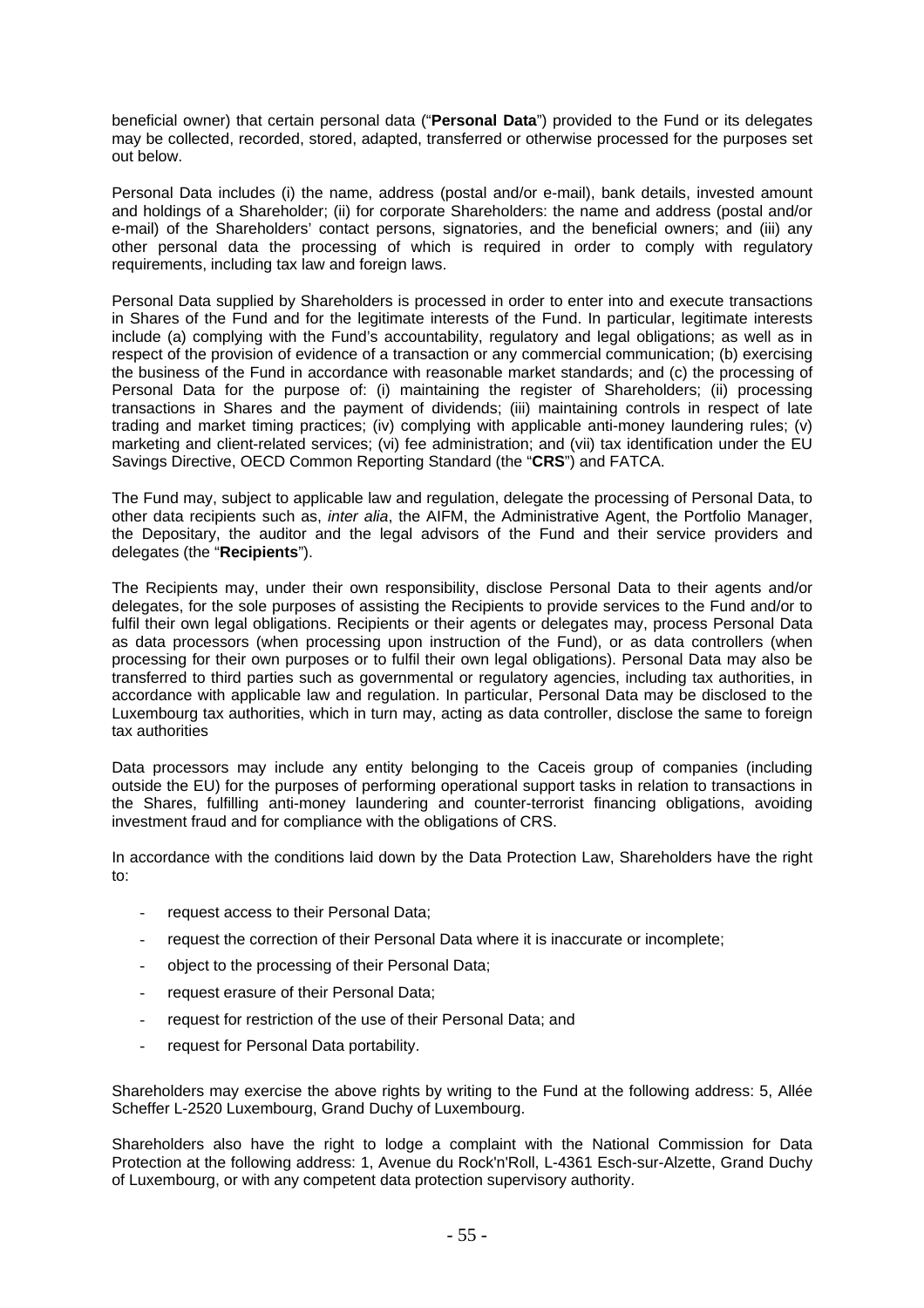beneficial owner) that certain personal data ("**Personal Data**") provided to the Fund or its delegates may be collected, recorded, stored, adapted, transferred or otherwise processed for the purposes set out below.

Personal Data includes (i) the name, address (postal and/or e-mail), bank details, invested amount and holdings of a Shareholder; (ii) for corporate Shareholders: the name and address (postal and/or e-mail) of the Shareholders' contact persons, signatories, and the beneficial owners; and (iii) any other personal data the processing of which is required in order to comply with regulatory requirements, including tax law and foreign laws.

Personal Data supplied by Shareholders is processed in order to enter into and execute transactions in Shares of the Fund and for the legitimate interests of the Fund. In particular, legitimate interests include (a) complying with the Fund's accountability, regulatory and legal obligations; as well as in respect of the provision of evidence of a transaction or any commercial communication; (b) exercising the business of the Fund in accordance with reasonable market standards; and (c) the processing of Personal Data for the purpose of: (i) maintaining the register of Shareholders; (ii) processing transactions in Shares and the payment of dividends; (iii) maintaining controls in respect of late trading and market timing practices; (iv) complying with applicable anti-money laundering rules; (v) marketing and client-related services; (vi) fee administration; and (vii) tax identification under the EU Savings Directive, OECD Common Reporting Standard (the "**CRS**") and FATCA.

The Fund may, subject to applicable law and regulation, delegate the processing of Personal Data, to other data recipients such as, *inter alia*, the AIFM, the Administrative Agent, the Portfolio Manager, the Depositary, the auditor and the legal advisors of the Fund and their service providers and delegates (the "**Recipients**").

The Recipients may, under their own responsibility, disclose Personal Data to their agents and/or delegates, for the sole purposes of assisting the Recipients to provide services to the Fund and/or to fulfil their own legal obligations. Recipients or their agents or delegates may, process Personal Data as data processors (when processing upon instruction of the Fund), or as data controllers (when processing for their own purposes or to fulfil their own legal obligations). Personal Data may also be transferred to third parties such as governmental or regulatory agencies, including tax authorities, in accordance with applicable law and regulation. In particular, Personal Data may be disclosed to the Luxembourg tax authorities, which in turn may, acting as data controller, disclose the same to foreign tax authorities

Data processors may include any entity belonging to the Caceis group of companies (including outside the EU) for the purposes of performing operational support tasks in relation to transactions in the Shares, fulfilling anti-money laundering and counter-terrorist financing obligations, avoiding investment fraud and for compliance with the obligations of CRS.

In accordance with the conditions laid down by the Data Protection Law, Shareholders have the right to:

- request access to their Personal Data;
- request the correction of their Personal Data where it is inaccurate or incomplete;
- object to the processing of their Personal Data;
- request erasure of their Personal Data;
- request for restriction of the use of their Personal Data; and
- request for Personal Data portability.

Shareholders may exercise the above rights by writing to the Fund at the following address: 5, Allée Scheffer L-2520 Luxembourg, Grand Duchy of Luxembourg.

Shareholders also have the right to lodge a complaint with the National Commission for Data Protection at the following address: 1, Avenue du Rock'n'Roll, L-4361 Esch-sur-Alzette, Grand Duchy of Luxembourg, or with any competent data protection supervisory authority.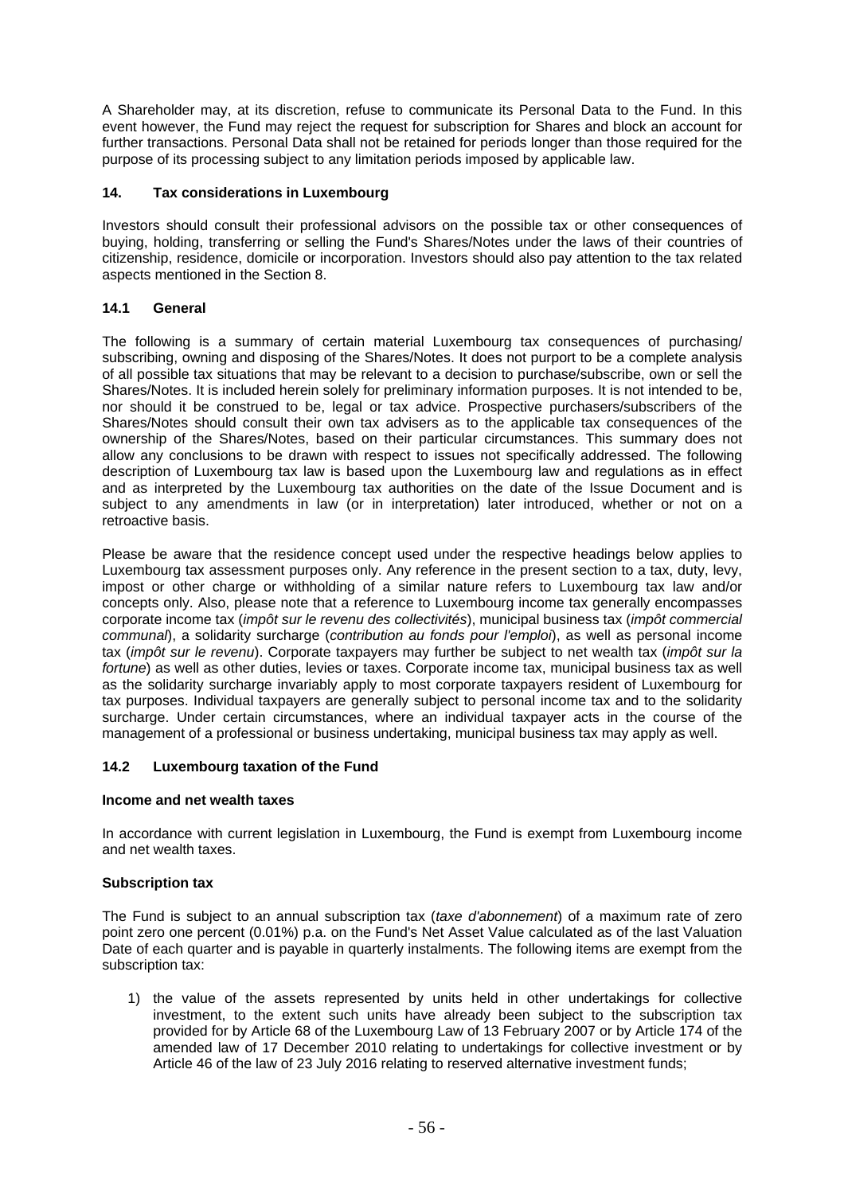A Shareholder may, at its discretion, refuse to communicate its Personal Data to the Fund. In this event however, the Fund may reject the request for subscription for Shares and block an account for further transactions. Personal Data shall not be retained for periods longer than those required for the purpose of its processing subject to any limitation periods imposed by applicable law.

## 14. Tax considerations in Luxembourg

Investors should consult their professional advisors on the possible tax or other consequences of buying, holding, transferring or selling the Fund's Shares/Notes under the laws of their countries of citizenship, residence, domicile or incorporation. Investors should also pay attention to the tax related aspects mentioned in the Section 8.

### 14.1 General

The following is a summary of certain material Luxembourg tax consequences of purchasing/ subscribing, owning and disposing of the Shares/Notes. It does not purport to be a complete analysis of all possible tax situations that may be relevant to a decision to purchase/subscribe, own or sell the Shares/Notes. It is included herein solely for preliminary information purposes. It is not intended to be, nor should it be construed to be, legal or tax advice. Prospective purchasers/subscribers of the Shares/Notes should consult their own tax advisers as to the applicable tax consequences of the ownership of the Shares/Notes, based on their particular circumstances. This summary does not allow any conclusions to be drawn with respect to issues not specifically addressed. The following description of Luxembourg tax law is based upon the Luxembourg law and regulations as in effect and as interpreted by the Luxembourg tax authorities on the date of the Issue Document and is subject to any amendments in law (or in interpretation) later introduced, whether or not on a retroactive basis.

Please be aware that the residence concept used under the respective headings below applies to Luxembourg tax assessment purposes only. Any reference in the present section to a tax, duty, levy, impost or other charge or withholding of a similar nature refers to Luxembourg tax law and/or concepts only. Also, please note that a reference to Luxembourg income tax generally encompasses corporate income tax (*impôt sur le revenu des collectivités*), municipal business tax (*impôt commercial communal*), a solidarity surcharge (*contribution au fonds pour l'emploi*), as well as personal income tax (*impôt sur le revenu*). Corporate taxpayers may further be subject to net wealth tax (*impôt sur la fortune*) as well as other duties, levies or taxes. Corporate income tax, municipal business tax as well as the solidarity surcharge invariably apply to most corporate taxpayers resident of Luxembourg for tax purposes. Individual taxpayers are generally subject to personal income tax and to the solidarity surcharge. Under certain circumstances, where an individual taxpayer acts in the course of the management of a professional or business undertaking, municipal business tax may apply as well.

### 14.2 Luxembourg taxation of the Fund

**Income and net wealth taxes**

In accordance with current legislation in Luxembourg, the Fund is exempt from Luxembourg income and net wealth taxes.

**Subscription tax**

The Fund is subject to an annual subscription tax (*taxe d'abonnement*) of a maximum rate of zero point zero one percent (0.01%) p.a. on the Fund's Net Asset Value calculated as of the last Valuation Date of each quarter and is payable in quarterly instalments. The following items are exempt from the subscription tax:

1) the value of the assets represented by units held in other undertakings for collective investment, to the extent such units have already been subject to the subscription tax provided for by Article 68 of the Luxembourg Law of 13 February 2007 or by Article 174 of the amended law of 17 December 2010 relating to undertakings for collective investment or by Article 46 of the law of 23 July 2016 relating to reserved alternative investment funds;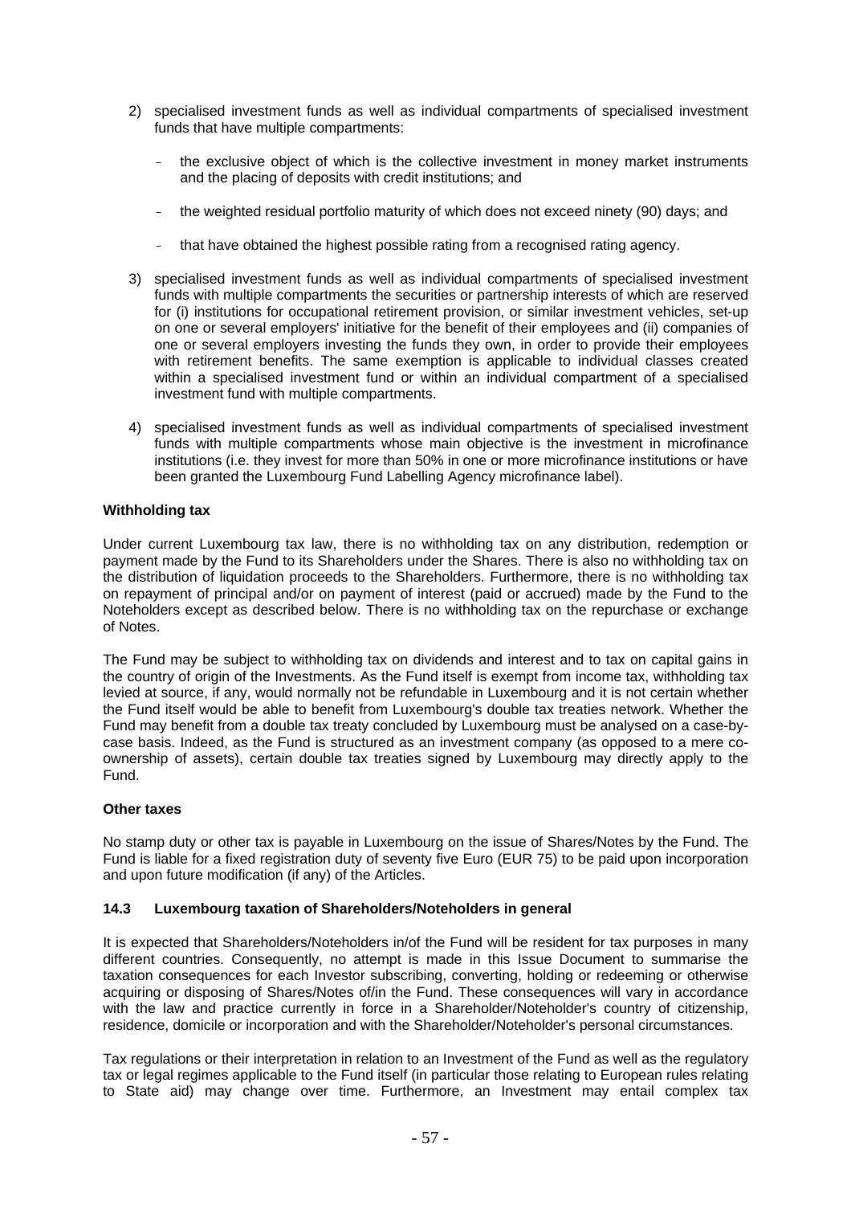2) specialised investment funds as well as individual compartments of specialised investment funds that have multiple compartments:

   - the exclusive object of which is the collective investment in money market instruments and the placing of deposits with credit institutions; and

   - the weighted residual portfolio maturity of which does not exceed ninety (90) days; and

   - that have obtained the highest possible rating from a recognised rating agency.

3) specialised investment funds as well as individual compartments of specialised investment funds with multiple compartments the securities or partnership interests of which are reserved for (i) institutions for occupational retirement provision, or similar investment vehicles, set-up on one or several employers' initiative for the benefit of their employees and (ii) companies of one or several employers investing the funds they own, in order to provide their employees with retirement benefits. The same exemption is applicable to individual classes created within a specialised investment fund or within an individual compartment of a specialised investment fund with multiple compartments.

4) specialised investment funds as well as individual compartments of specialised investment funds with multiple compartments whose main objective is the investment in microfinance institutions (i.e. they invest for more than 50% in one or more microfinance institutions or have been granted the Luxembourg Fund Labelling Agency microfinance label).

**Withholding tax**

Under current Luxembourg tax law, there is no withholding tax on any distribution, redemption or payment made by the Fund to its Shareholders under the Shares. There is also no withholding tax on the distribution of liquidation proceeds to the Shareholders. Furthermore, there is no withholding tax on repayment of principal and/or on payment of interest (paid or accrued) made by the Fund to the Noteholders except as described below. There is no withholding tax on the repurchase or exchange of Notes.

The Fund may be subject to withholding tax on dividends and interest and to tax on capital gains in the country of origin of the Investments. As the Fund itself is exempt from income tax, withholding tax levied at source, if any, would normally not be refundable in Luxembourg and it is not certain whether the Fund itself would be able to benefit from Luxembourg's double tax treaties network. Whether the Fund may benefit from a double tax treaty concluded by Luxembourg must be analysed on a case-by-case basis. Indeed, as the Fund is structured as an investment company (as opposed to a mere co-ownership of assets), certain double tax treaties signed by Luxembourg may directly apply to the Fund.

**Other taxes**

No stamp duty or other tax is payable in Luxembourg on the issue of Shares/Notes by the Fund. The Fund is liable for a fixed registration duty of seventy five Euro (EUR 75) to be paid upon incorporation and upon future modification (if any) of the Articles.

### 14.3 Luxembourg taxation of Shareholders/Noteholders in general

It is expected that Shareholders/Noteholders in/of the Fund will be resident for tax purposes in many different countries. Consequently, no attempt is made in this Issue Document to summarise the taxation consequences for each Investor subscribing, converting, holding or redeeming or otherwise acquiring or disposing of Shares/Notes of/in the Fund. These consequences will vary in accordance with the law and practice currently in force in a Shareholder/Noteholder's country of citizenship, residence, domicile or incorporation and with the Shareholder/Noteholder's personal circumstances.

Tax regulations or their interpretation in relation to an Investment of the Fund as well as the regulatory tax or legal regimes applicable to the Fund itself (in particular those relating to European rules relating to State aid) may change over time. Furthermore, an Investment may entail complex tax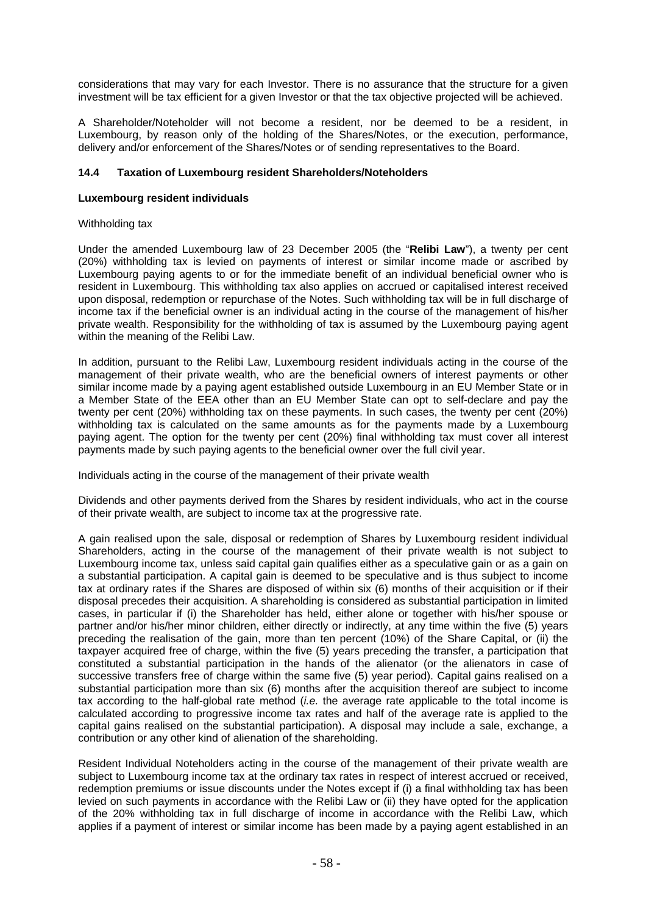considerations that may vary for each Investor. There is no assurance that the structure for a given investment will be tax efficient for a given Investor or that the tax objective projected will be achieved.

A Shareholder/Noteholder will not become a resident, nor be deemed to be a resident, in Luxembourg, by reason only of the holding of the Shares/Notes, or the execution, performance, delivery and/or enforcement of the Shares/Notes or of sending representatives to the Board.

### 14.4 Taxation of Luxembourg resident Shareholders/Noteholders

**Luxembourg resident individuals**

Withholding tax

Under the amended Luxembourg law of 23 December 2005 (the "**Relibi Law**"), a twenty per cent (20%) withholding tax is levied on payments of interest or similar income made or ascribed by Luxembourg paying agents to or for the immediate benefit of an individual beneficial owner who is resident in Luxembourg. This withholding tax also applies on accrued or capitalised interest received upon disposal, redemption or repurchase of the Notes. Such withholding tax will be in full discharge of income tax if the beneficial owner is an individual acting in the course of the management of his/her private wealth. Responsibility for the withholding of tax is assumed by the Luxembourg paying agent within the meaning of the Relibi Law.

In addition, pursuant to the Relibi Law, Luxembourg resident individuals acting in the course of the management of their private wealth, who are the beneficial owners of interest payments or other similar income made by a paying agent established outside Luxembourg in an EU Member State or in a Member State of the EEA other than an EU Member State can opt to self-declare and pay the twenty per cent (20%) withholding tax on these payments. In such cases, the twenty per cent (20%) withholding tax is calculated on the same amounts as for the payments made by a Luxembourg paying agent. The option for the twenty per cent (20%) final withholding tax must cover all interest payments made by such paying agents to the beneficial owner over the full civil year.

Individuals acting in the course of the management of their private wealth

Dividends and other payments derived from the Shares by resident individuals, who act in the course of their private wealth, are subject to income tax at the progressive rate.

A gain realised upon the sale, disposal or redemption of Shares by Luxembourg resident individual Shareholders, acting in the course of the management of their private wealth is not subject to Luxembourg income tax, unless said capital gain qualifies either as a speculative gain or as a gain on a substantial participation. A capital gain is deemed to be speculative and is thus subject to income tax at ordinary rates if the Shares are disposed of within six (6) months of their acquisition or if their disposal precedes their acquisition. A shareholding is considered as substantial participation in limited cases, in particular if (i) the Shareholder has held, either alone or together with his/her spouse or partner and/or his/her minor children, either directly or indirectly, at any time within the five (5) years preceding the realisation of the gain, more than ten percent (10%) of the Share Capital, or (ii) the taxpayer acquired free of charge, within the five (5) years preceding the transfer, a participation that constituted a substantial participation in the hands of the alienator (or the alienators in case of successive transfers free of charge within the same five (5) year period). Capital gains realised on a substantial participation more than six (6) months after the acquisition thereof are subject to income tax according to the half-global rate method (*i.e.* the average rate applicable to the total income is calculated according to progressive income tax rates and half of the average rate is applied to the capital gains realised on the substantial participation). A disposal may include a sale, exchange, a contribution or any other kind of alienation of the shareholding.

Resident Individual Noteholders acting in the course of the management of their private wealth are subject to Luxembourg income tax at the ordinary tax rates in respect of interest accrued or received, redemption premiums or issue discounts under the Notes except if (i) a final withholding tax has been levied on such payments in accordance with the Relibi Law or (ii) they have opted for the application of the 20% withholding tax in full discharge of income in accordance with the Relibi Law, which applies if a payment of interest or similar income has been made by a paying agent established in an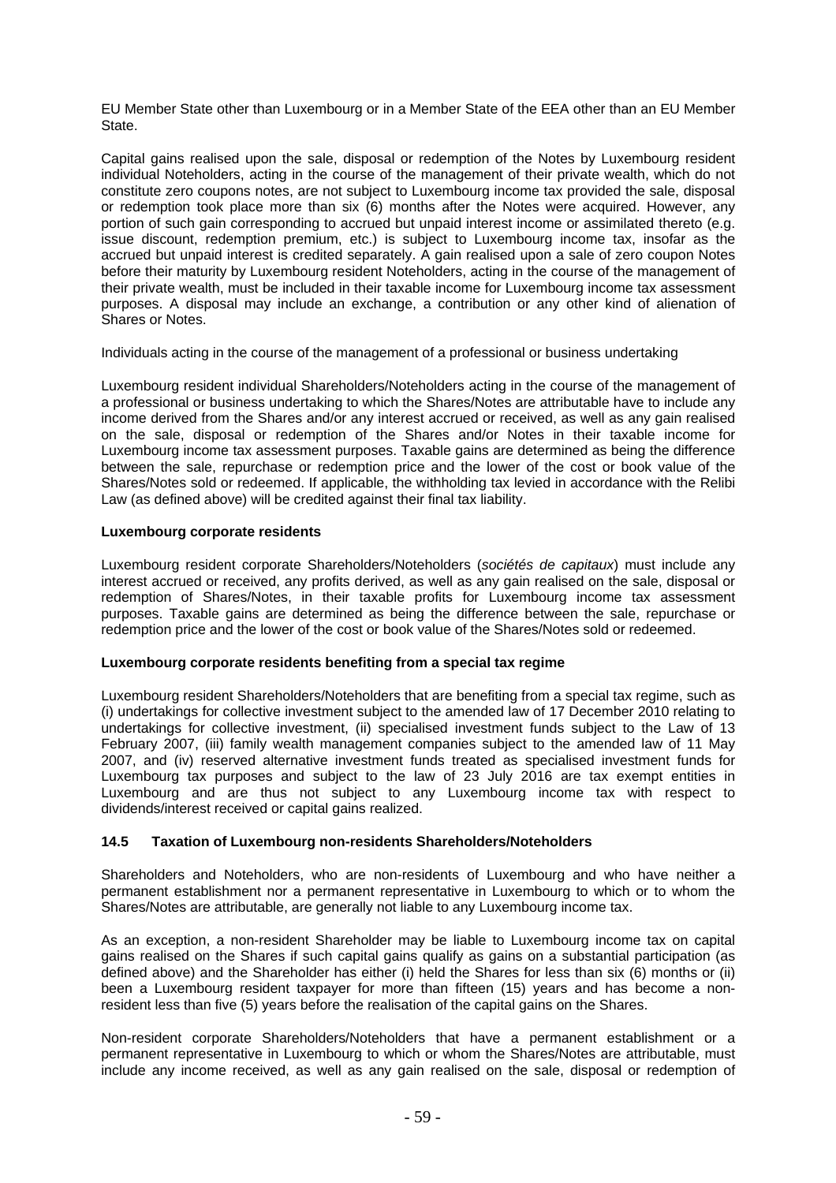EU Member State other than Luxembourg or in a Member State of the EEA other than an EU Member State.

Capital gains realised upon the sale, disposal or redemption of the Notes by Luxembourg resident individual Noteholders, acting in the course of the management of their private wealth, which do not constitute zero coupons notes, are not subject to Luxembourg income tax provided the sale, disposal or redemption took place more than six (6) months after the Notes were acquired. However, any portion of such gain corresponding to accrued but unpaid interest income or assimilated thereto (e.g. issue discount, redemption premium, etc.) is subject to Luxembourg income tax, insofar as the accrued but unpaid interest is credited separately. A gain realised upon a sale of zero coupon Notes before their maturity by Luxembourg resident Noteholders, acting in the course of the management of their private wealth, must be included in their taxable income for Luxembourg income tax assessment purposes. A disposal may include an exchange, a contribution or any other kind of alienation of Shares or Notes.

Individuals acting in the course of the management of a professional or business undertaking

Luxembourg resident individual Shareholders/Noteholders acting in the course of the management of a professional or business undertaking to which the Shares/Notes are attributable have to include any income derived from the Shares and/or any interest accrued or received, as well as any gain realised on the sale, disposal or redemption of the Shares and/or Notes in their taxable income for Luxembourg income tax assessment purposes. Taxable gains are determined as being the difference between the sale, repurchase or redemption price and the lower of the cost or book value of the Shares/Notes sold or redeemed. If applicable, the withholding tax levied in accordance with the Relibi Law (as defined above) will be credited against their final tax liability.

**Luxembourg corporate residents**

Luxembourg resident corporate Shareholders/Noteholders (*sociétés de capitaux*) must include any interest accrued or received, any profits derived, as well as any gain realised on the sale, disposal or redemption of Shares/Notes, in their taxable profits for Luxembourg income tax assessment purposes. Taxable gains are determined as being the difference between the sale, repurchase or redemption price and the lower of the cost or book value of the Shares/Notes sold or redeemed.

**Luxembourg corporate residents benefiting from a special tax regime**

Luxembourg resident Shareholders/Noteholders that are benefiting from a special tax regime, such as (i) undertakings for collective investment subject to the amended law of 17 December 2010 relating to undertakings for collective investment, (ii) specialised investment funds subject to the Law of 13 February 2007, (iii) family wealth management companies subject to the amended law of 11 May 2007, and (iv) reserved alternative investment funds treated as specialised investment funds for Luxembourg tax purposes and subject to the law of 23 July 2016 are tax exempt entities in Luxembourg and are thus not subject to any Luxembourg income tax with respect to dividends/interest received or capital gains realized.

## 14.5 Taxation of Luxembourg non-residents Shareholders/Noteholders

Shareholders and Noteholders, who are non-residents of Luxembourg and who have neither a permanent establishment nor a permanent representative in Luxembourg to which or to whom the Shares/Notes are attributable, are generally not liable to any Luxembourg income tax.

As an exception, a non-resident Shareholder may be liable to Luxembourg income tax on capital gains realised on the Shares if such capital gains qualify as gains on a substantial participation (as defined above) and the Shareholder has either (i) held the Shares for less than six (6) months or (ii) been a Luxembourg resident taxpayer for more than fifteen (15) years and has become a non-resident less than five (5) years before the realisation of the capital gains on the Shares.

Non-resident corporate Shareholders/Noteholders that have a permanent establishment or a permanent representative in Luxembourg to which or whom the Shares/Notes are attributable, must include any income received, as well as any gain realised on the sale, disposal or redemption of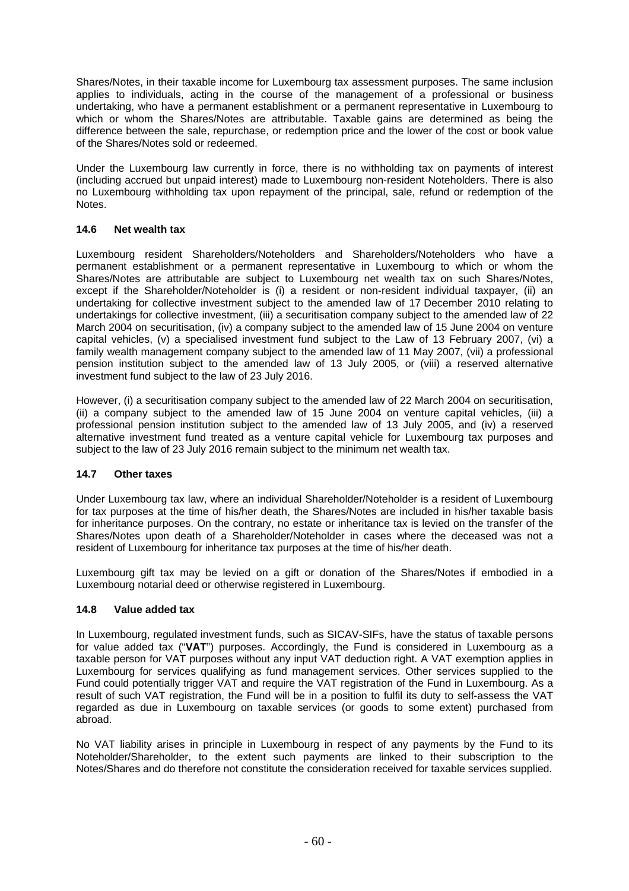Shares/Notes, in their taxable income for Luxembourg tax assessment purposes. The same inclusion applies to individuals, acting in the course of the management of a professional or business undertaking, who have a permanent establishment or a permanent representative in Luxembourg to which or whom the Shares/Notes are attributable. Taxable gains are determined as being the difference between the sale, repurchase, or redemption price and the lower of the cost or book value of the Shares/Notes sold or redeemed.

Under the Luxembourg law currently in force, there is no withholding tax on payments of interest (including accrued but unpaid interest) made to Luxembourg non-resident Noteholders. There is also no Luxembourg withholding tax upon repayment of the principal, sale, refund or redemption of the Notes.

### 14.6 Net wealth tax

Luxembourg resident Shareholders/Noteholders and Shareholders/Noteholders who have a permanent establishment or a permanent representative in Luxembourg to which or whom the Shares/Notes are attributable are subject to Luxembourg net wealth tax on such Shares/Notes, except if the Shareholder/Noteholder is (i) a resident or non-resident individual taxpayer, (ii) an undertaking for collective investment subject to the amended law of 17 December 2010 relating to undertakings for collective investment, (iii) a securitisation company subject to the amended law of 22 March 2004 on securitisation, (iv) a company subject to the amended law of 15 June 2004 on venture capital vehicles, (v) a specialised investment fund subject to the Law of 13 February 2007, (vi) a family wealth management company subject to the amended law of 11 May 2007, (vii) a professional pension institution subject to the amended law of 13 July 2005, or (viii) a reserved alternative investment fund subject to the law of 23 July 2016.

However, (i) a securitisation company subject to the amended law of 22 March 2004 on securitisation, (ii) a company subject to the amended law of 15 June 2004 on venture capital vehicles, (iii) a professional pension institution subject to the amended law of 13 July 2005, and (iv) a reserved alternative investment fund treated as a venture capital vehicle for Luxembourg tax purposes and subject to the law of 23 July 2016 remain subject to the minimum net wealth tax.

### 14.7 Other taxes

Under Luxembourg tax law, where an individual Shareholder/Noteholder is a resident of Luxembourg for tax purposes at the time of his/her death, the Shares/Notes are included in his/her taxable basis for inheritance purposes. On the contrary, no estate or inheritance tax is levied on the transfer of the Shares/Notes upon death of a Shareholder/Noteholder in cases where the deceased was not a resident of Luxembourg for inheritance tax purposes at the time of his/her death.

Luxembourg gift tax may be levied on a gift or donation of the Shares/Notes if embodied in a Luxembourg notarial deed or otherwise registered in Luxembourg.

### 14.8 Value added tax

In Luxembourg, regulated investment funds, such as SICAV-SIFs, have the status of taxable persons for value added tax ("**VAT**") purposes. Accordingly, the Fund is considered in Luxembourg as a taxable person for VAT purposes without any input VAT deduction right. A VAT exemption applies in Luxembourg for services qualifying as fund management services. Other services supplied to the Fund could potentially trigger VAT and require the VAT registration of the Fund in Luxembourg. As a result of such VAT registration, the Fund will be in a position to fulfil its duty to self-assess the VAT regarded as due in Luxembourg on taxable services (or goods to some extent) purchased from abroad.

No VAT liability arises in principle in Luxembourg in respect of any payments by the Fund to its Noteholder/Shareholder, to the extent such payments are linked to their subscription to the Notes/Shares and do therefore not constitute the consideration received for taxable services supplied.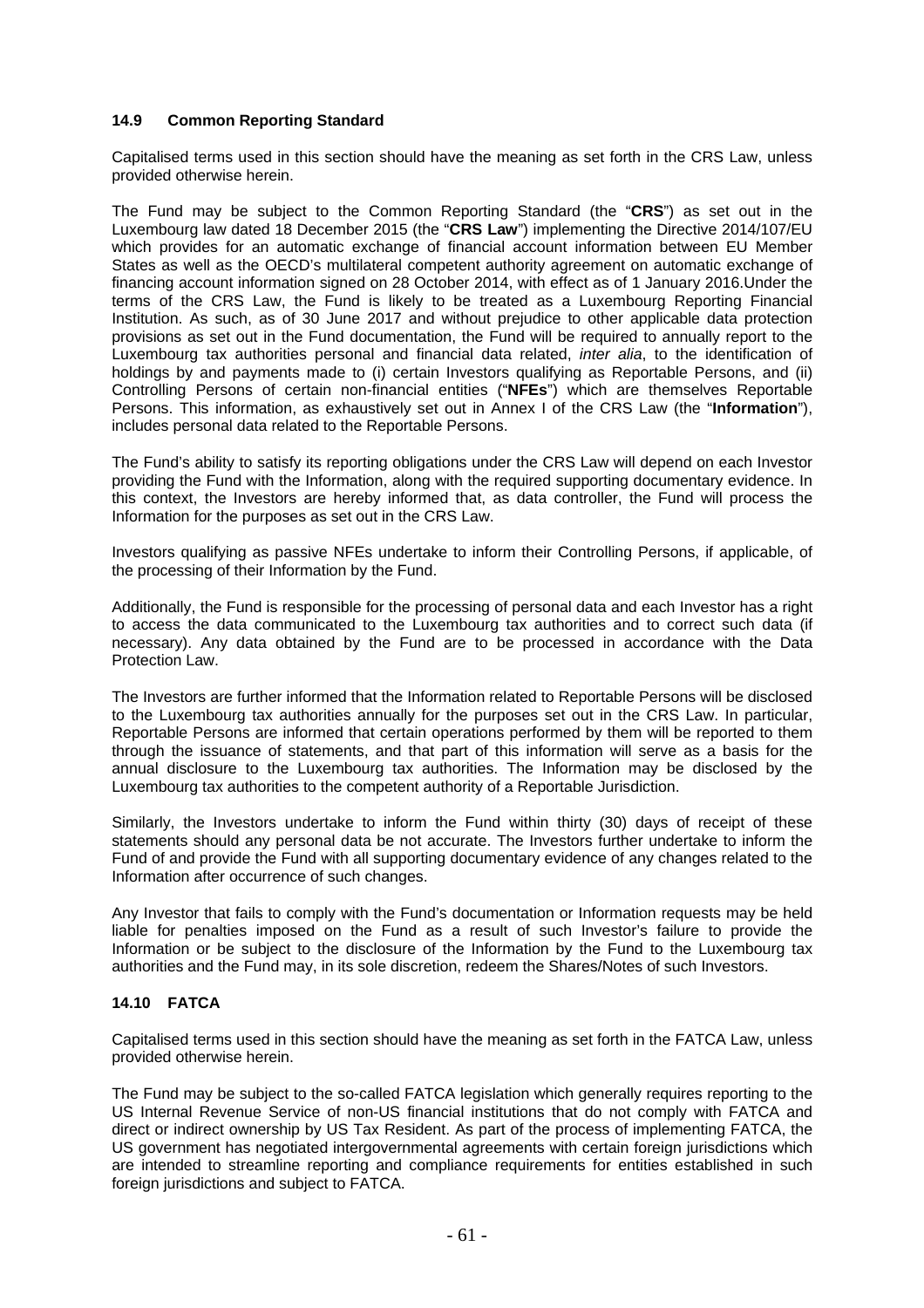### 14.9 Common Reporting Standard

Capitalised terms used in this section should have the meaning as set forth in the CRS Law, unless provided otherwise herein.

The Fund may be subject to the Common Reporting Standard (the "**CRS**") as set out in the Luxembourg law dated 18 December 2015 (the "**CRS Law**") implementing the Directive 2014/107/EU which provides for an automatic exchange of financial account information between EU Member States as well as the OECD's multilateral competent authority agreement on automatic exchange of financing account information signed on 28 October 2014, with effect as of 1 January 2016.Under the terms of the CRS Law, the Fund is likely to be treated as a Luxembourg Reporting Financial Institution. As such, as of 30 June 2017 and without prejudice to other applicable data protection provisions as set out in the Fund documentation, the Fund will be required to annually report to the Luxembourg tax authorities personal and financial data related, *inter alia*, to the identification of holdings by and payments made to (i) certain Investors qualifying as Reportable Persons, and (ii) Controlling Persons of certain non-financial entities ("**NFEs**") which are themselves Reportable Persons. This information, as exhaustively set out in Annex I of the CRS Law (the "**Information**"), includes personal data related to the Reportable Persons.

The Fund's ability to satisfy its reporting obligations under the CRS Law will depend on each Investor providing the Fund with the Information, along with the required supporting documentary evidence. In this context, the Investors are hereby informed that, as data controller, the Fund will process the Information for the purposes as set out in the CRS Law.

Investors qualifying as passive NFEs undertake to inform their Controlling Persons, if applicable, of the processing of their Information by the Fund.

Additionally, the Fund is responsible for the processing of personal data and each Investor has a right to access the data communicated to the Luxembourg tax authorities and to correct such data (if necessary). Any data obtained by the Fund are to be processed in accordance with the Data Protection Law.

The Investors are further informed that the Information related to Reportable Persons will be disclosed to the Luxembourg tax authorities annually for the purposes set out in the CRS Law. In particular, Reportable Persons are informed that certain operations performed by them will be reported to them through the issuance of statements, and that part of this information will serve as a basis for the annual disclosure to the Luxembourg tax authorities. The Information may be disclosed by the Luxembourg tax authorities to the competent authority of a Reportable Jurisdiction.

Similarly, the Investors undertake to inform the Fund within thirty (30) days of receipt of these statements should any personal data be not accurate. The Investors further undertake to inform the Fund of and provide the Fund with all supporting documentary evidence of any changes related to the Information after occurrence of such changes.

Any Investor that fails to comply with the Fund's documentation or Information requests may be held liable for penalties imposed on the Fund as a result of such Investor's failure to provide the Information or be subject to the disclosure of the Information by the Fund to the Luxembourg tax authorities and the Fund may, in its sole discretion, redeem the Shares/Notes of such Investors.

### 14.10 FATCA

Capitalised terms used in this section should have the meaning as set forth in the FATCA Law, unless provided otherwise herein.

The Fund may be subject to the so-called FATCA legislation which generally requires reporting to the US Internal Revenue Service of non-US financial institutions that do not comply with FATCA and direct or indirect ownership by US Tax Resident. As part of the process of implementing FATCA, the US government has negotiated intergovernmental agreements with certain foreign jurisdictions which are intended to streamline reporting and compliance requirements for entities established in such foreign jurisdictions and subject to FATCA.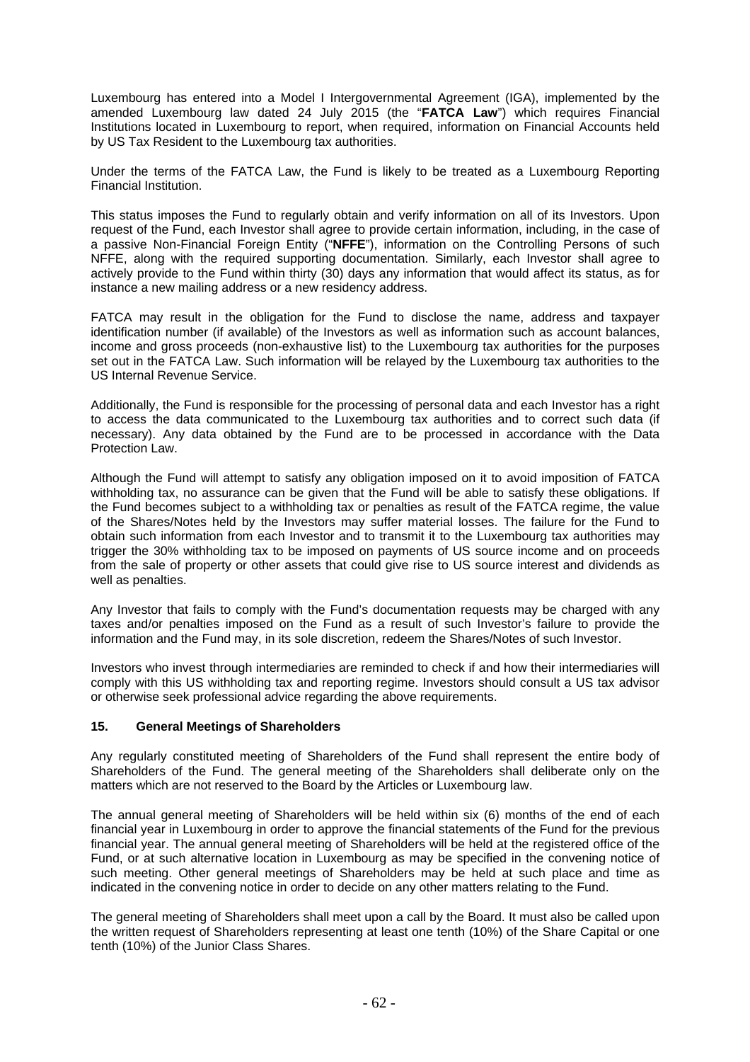Luxembourg has entered into a Model I Intergovernmental Agreement (IGA), implemented by the amended Luxembourg law dated 24 July 2015 (the "**FATCA Law**") which requires Financial Institutions located in Luxembourg to report, when required, information on Financial Accounts held by US Tax Resident to the Luxembourg tax authorities.

Under the terms of the FATCA Law, the Fund is likely to be treated as a Luxembourg Reporting Financial Institution.

This status imposes the Fund to regularly obtain and verify information on all of its Investors. Upon request of the Fund, each Investor shall agree to provide certain information, including, in the case of a passive Non-Financial Foreign Entity ("**NFFE**"), information on the Controlling Persons of such NFFE, along with the required supporting documentation. Similarly, each Investor shall agree to actively provide to the Fund within thirty (30) days any information that would affect its status, as for instance a new mailing address or a new residency address.

FATCA may result in the obligation for the Fund to disclose the name, address and taxpayer identification number (if available) of the Investors as well as information such as account balances, income and gross proceeds (non-exhaustive list) to the Luxembourg tax authorities for the purposes set out in the FATCA Law. Such information will be relayed by the Luxembourg tax authorities to the US Internal Revenue Service.

Additionally, the Fund is responsible for the processing of personal data and each Investor has a right to access the data communicated to the Luxembourg tax authorities and to correct such data (if necessary). Any data obtained by the Fund are to be processed in accordance with the Data Protection Law.

Although the Fund will attempt to satisfy any obligation imposed on it to avoid imposition of FATCA withholding tax, no assurance can be given that the Fund will be able to satisfy these obligations. If the Fund becomes subject to a withholding tax or penalties as result of the FATCA regime, the value of the Shares/Notes held by the Investors may suffer material losses. The failure for the Fund to obtain such information from each Investor and to transmit it to the Luxembourg tax authorities may trigger the 30% withholding tax to be imposed on payments of US source income and on proceeds from the sale of property or other assets that could give rise to US source interest and dividends as well as penalties.

Any Investor that fails to comply with the Fund's documentation requests may be charged with any taxes and/or penalties imposed on the Fund as a result of such Investor's failure to provide the information and the Fund may, in its sole discretion, redeem the Shares/Notes of such Investor.

Investors who invest through intermediaries are reminded to check if and how their intermediaries will comply with this US withholding tax and reporting regime. Investors should consult a US tax advisor or otherwise seek professional advice regarding the above requirements.

## 15. General Meetings of Shareholders

Any regularly constituted meeting of Shareholders of the Fund shall represent the entire body of Shareholders of the Fund. The general meeting of the Shareholders shall deliberate only on the matters which are not reserved to the Board by the Articles or Luxembourg law.

The annual general meeting of Shareholders will be held within six (6) months of the end of each financial year in Luxembourg in order to approve the financial statements of the Fund for the previous financial year. The annual general meeting of Shareholders will be held at the registered office of the Fund, or at such alternative location in Luxembourg as may be specified in the convening notice of such meeting. Other general meetings of Shareholders may be held at such place and time as indicated in the convening notice in order to decide on any other matters relating to the Fund.

The general meeting of Shareholders shall meet upon a call by the Board. It must also be called upon the written request of Shareholders representing at least one tenth (10%) of the Share Capital or one tenth (10%) of the Junior Class Shares.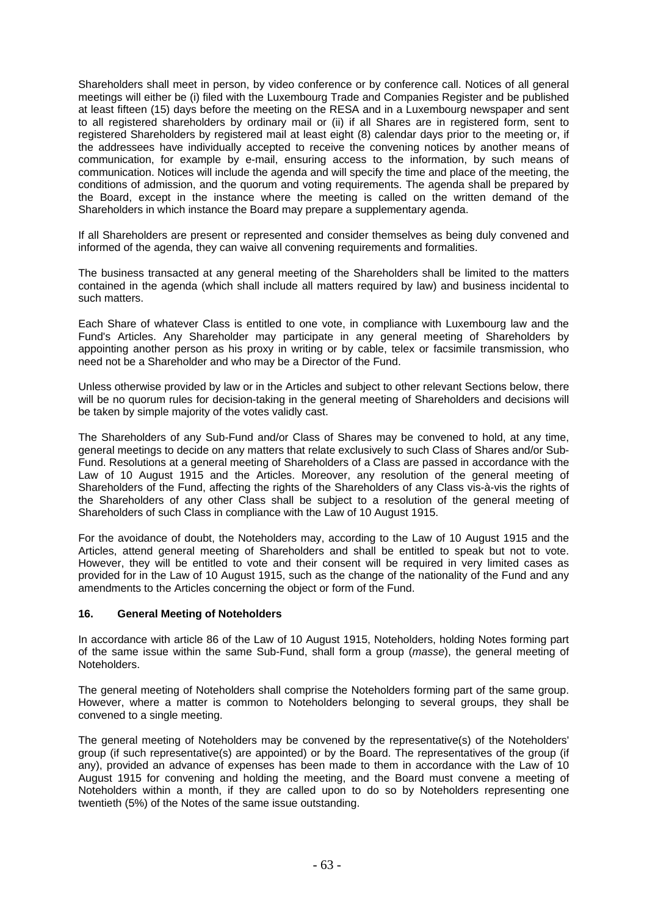Shareholders shall meet in person, by video conference or by conference call. Notices of all general meetings will either be (i) filed with the Luxembourg Trade and Companies Register and be published at least fifteen (15) days before the meeting on the RESA and in a Luxembourg newspaper and sent to all registered shareholders by ordinary mail or (ii) if all Shares are in registered form, sent to registered Shareholders by registered mail at least eight (8) calendar days prior to the meeting or, if the addressees have individually accepted to receive the convening notices by another means of communication, for example by e-mail, ensuring access to the information, by such means of communication. Notices will include the agenda and will specify the time and place of the meeting, the conditions of admission, and the quorum and voting requirements. The agenda shall be prepared by the Board, except in the instance where the meeting is called on the written demand of the Shareholders in which instance the Board may prepare a supplementary agenda.

If all Shareholders are present or represented and consider themselves as being duly convened and informed of the agenda, they can waive all convening requirements and formalities.

The business transacted at any general meeting of the Shareholders shall be limited to the matters contained in the agenda (which shall include all matters required by law) and business incidental to such matters.

Each Share of whatever Class is entitled to one vote, in compliance with Luxembourg law and the Fund's Articles. Any Shareholder may participate in any general meeting of Shareholders by appointing another person as his proxy in writing or by cable, telex or facsimile transmission, who need not be a Shareholder and who may be a Director of the Fund.

Unless otherwise provided by law or in the Articles and subject to other relevant Sections below, there will be no quorum rules for decision-taking in the general meeting of Shareholders and decisions will be taken by simple majority of the votes validly cast.

The Shareholders of any Sub-Fund and/or Class of Shares may be convened to hold, at any time, general meetings to decide on any matters that relate exclusively to such Class of Shares and/or Sub-Fund. Resolutions at a general meeting of Shareholders of a Class are passed in accordance with the Law of 10 August 1915 and the Articles. Moreover, any resolution of the general meeting of Shareholders of the Fund, affecting the rights of the Shareholders of any Class vis-à-vis the rights of the Shareholders of any other Class shall be subject to a resolution of the general meeting of Shareholders of such Class in compliance with the Law of 10 August 1915.

For the avoidance of doubt, the Noteholders may, according to the Law of 10 August 1915 and the Articles, attend general meeting of Shareholders and shall be entitled to speak but not to vote. However, they will be entitled to vote and their consent will be required in very limited cases as provided for in the Law of 10 August 1915, such as the change of the nationality of the Fund and any amendments to the Articles concerning the object or form of the Fund.

## 16. General Meeting of Noteholders

In accordance with article 86 of the Law of 10 August 1915, Noteholders, holding Notes forming part of the same issue within the same Sub-Fund, shall form a group (*masse*), the general meeting of Noteholders.

The general meeting of Noteholders shall comprise the Noteholders forming part of the same group. However, where a matter is common to Noteholders belonging to several groups, they shall be convened to a single meeting.

The general meeting of Noteholders may be convened by the representative(s) of the Noteholders' group (if such representative(s) are appointed) or by the Board. The representatives of the group (if any), provided an advance of expenses has been made to them in accordance with the Law of 10 August 1915 for convening and holding the meeting, and the Board must convene a meeting of Noteholders within a month, if they are called upon to do so by Noteholders representing one twentieth (5%) of the Notes of the same issue outstanding.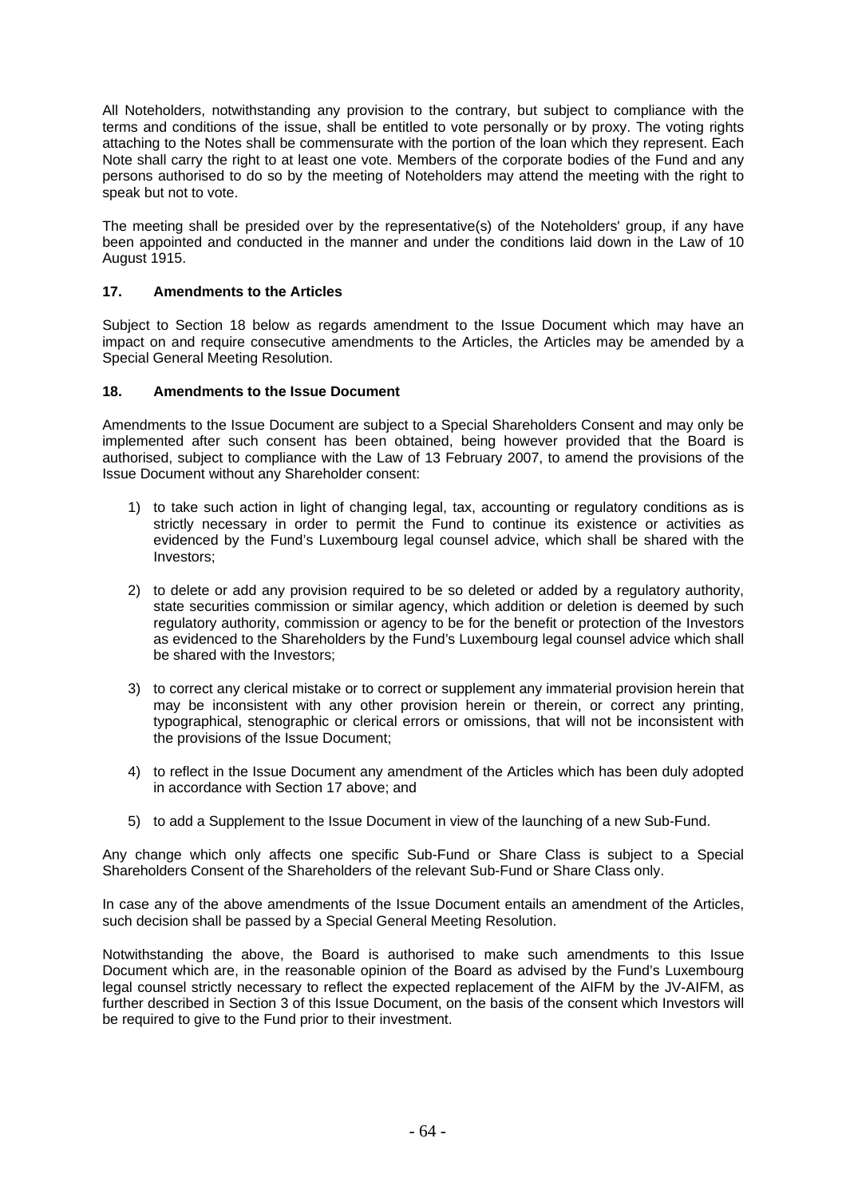All Noteholders, notwithstanding any provision to the contrary, but subject to compliance with the terms and conditions of the issue, shall be entitled to vote personally or by proxy. The voting rights attaching to the Notes shall be commensurate with the portion of the loan which they represent. Each Note shall carry the right to at least one vote. Members of the corporate bodies of the Fund and any persons authorised to do so by the meeting of Noteholders may attend the meeting with the right to speak but not to vote.

The meeting shall be presided over by the representative(s) of the Noteholders' group, if any have been appointed and conducted in the manner and under the conditions laid down in the Law of 10 August 1915.

## 17. Amendments to the Articles

Subject to Section 18 below as regards amendment to the Issue Document which may have an impact on and require consecutive amendments to the Articles, the Articles may be amended by a Special General Meeting Resolution.

## 18. Amendments to the Issue Document

Amendments to the Issue Document are subject to a Special Shareholders Consent and may only be implemented after such consent has been obtained, being however provided that the Board is authorised, subject to compliance with the Law of 13 February 2007, to amend the provisions of the Issue Document without any Shareholder consent:

1) to take such action in light of changing legal, tax, accounting or regulatory conditions as is strictly necessary in order to permit the Fund to continue its existence or activities as evidenced by the Fund's Luxembourg legal counsel advice, which shall be shared with the Investors;

2) to delete or add any provision required to be so deleted or added by a regulatory authority, state securities commission or similar agency, which addition or deletion is deemed by such regulatory authority, commission or agency to be for the benefit or protection of the Investors as evidenced to the Shareholders by the Fund's Luxembourg legal counsel advice which shall be shared with the Investors;

3) to correct any clerical mistake or to correct or supplement any immaterial provision herein that may be inconsistent with any other provision herein or therein, or correct any printing, typographical, stenographic or clerical errors or omissions, that will not be inconsistent with the provisions of the Issue Document;

4) to reflect in the Issue Document any amendment of the Articles which has been duly adopted in accordance with Section 17 above; and

5) to add a Supplement to the Issue Document in view of the launching of a new Sub-Fund.

Any change which only affects one specific Sub-Fund or Share Class is subject to a Special Shareholders Consent of the Shareholders of the relevant Sub-Fund or Share Class only.

In case any of the above amendments of the Issue Document entails an amendment of the Articles, such decision shall be passed by a Special General Meeting Resolution.

Notwithstanding the above, the Board is authorised to make such amendments to this Issue Document which are, in the reasonable opinion of the Board as advised by the Fund's Luxembourg legal counsel strictly necessary to reflect the expected replacement of the AIFM by the JV-AIFM, as further described in Section 3 of this Issue Document, on the basis of the consent which Investors will be required to give to the Fund prior to their investment.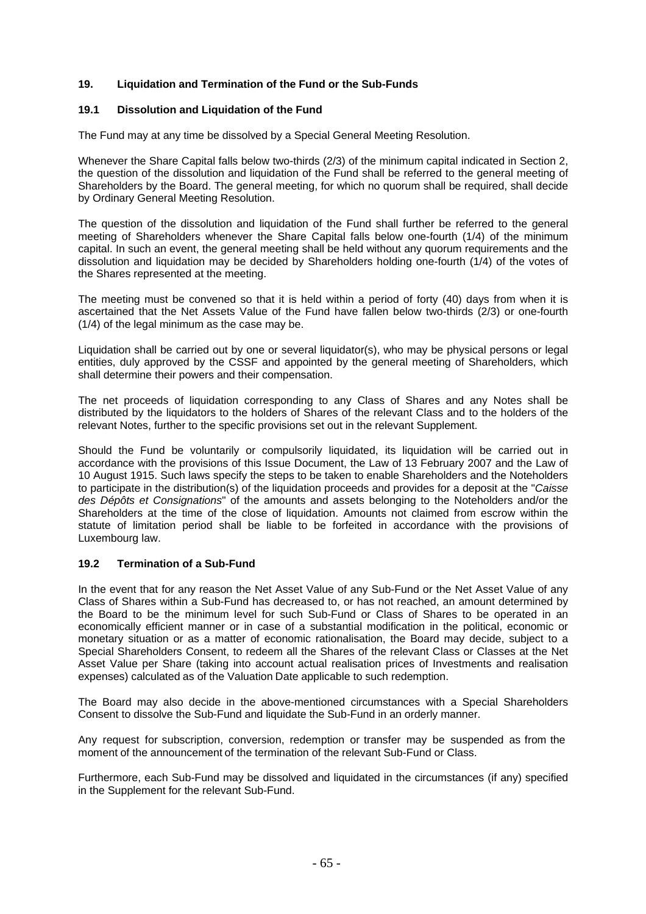## 19. Liquidation and Termination of the Fund or the Sub-Funds

### 19.1 Dissolution and Liquidation of the Fund

The Fund may at any time be dissolved by a Special General Meeting Resolution.

Whenever the Share Capital falls below two-thirds (2/3) of the minimum capital indicated in Section 2, the question of the dissolution and liquidation of the Fund shall be referred to the general meeting of Shareholders by the Board. The general meeting, for which no quorum shall be required, shall decide by Ordinary General Meeting Resolution.

The question of the dissolution and liquidation of the Fund shall further be referred to the general meeting of Shareholders whenever the Share Capital falls below one-fourth (1/4) of the minimum capital. In such an event, the general meeting shall be held without any quorum requirements and the dissolution and liquidation may be decided by Shareholders holding one-fourth (1/4) of the votes of the Shares represented at the meeting.

The meeting must be convened so that it is held within a period of forty (40) days from when it is ascertained that the Net Assets Value of the Fund have fallen below two-thirds (2/3) or one-fourth (1/4) of the legal minimum as the case may be.

Liquidation shall be carried out by one or several liquidator(s), who may be physical persons or legal entities, duly approved by the CSSF and appointed by the general meeting of Shareholders, which shall determine their powers and their compensation.

The net proceeds of liquidation corresponding to any Class of Shares and any Notes shall be distributed by the liquidators to the holders of Shares of the relevant Class and to the holders of the relevant Notes, further to the specific provisions set out in the relevant Supplement.

Should the Fund be voluntarily or compulsorily liquidated, its liquidation will be carried out in accordance with the provisions of this Issue Document, the Law of 13 February 2007 and the Law of 10 August 1915. Such laws specify the steps to be taken to enable Shareholders and the Noteholders to participate in the distribution(s) of the liquidation proceeds and provides for a deposit at the "*Caisse des Dépôts et Consignations*" of the amounts and assets belonging to the Noteholders and/or the Shareholders at the time of the close of liquidation. Amounts not claimed from escrow within the statute of limitation period shall be liable to be forfeited in accordance with the provisions of Luxembourg law.

### 19.2 Termination of a Sub-Fund

In the event that for any reason the Net Asset Value of any Sub-Fund or the Net Asset Value of any Class of Shares within a Sub-Fund has decreased to, or has not reached, an amount determined by the Board to be the minimum level for such Sub-Fund or Class of Shares to be operated in an economically efficient manner or in case of a substantial modification in the political, economic or monetary situation or as a matter of economic rationalisation, the Board may decide, subject to a Special Shareholders Consent, to redeem all the Shares of the relevant Class or Classes at the Net Asset Value per Share (taking into account actual realisation prices of Investments and realisation expenses) calculated as of the Valuation Date applicable to such redemption.

The Board may also decide in the above-mentioned circumstances with a Special Shareholders Consent to dissolve the Sub-Fund and liquidate the Sub-Fund in an orderly manner.

Any request for subscription, conversion, redemption or transfer may be suspended as from the moment of the announcement of the termination of the relevant Sub-Fund or Class.

Furthermore, each Sub-Fund may be dissolved and liquidated in the circumstances (if any) specified in the Supplement for the relevant Sub-Fund.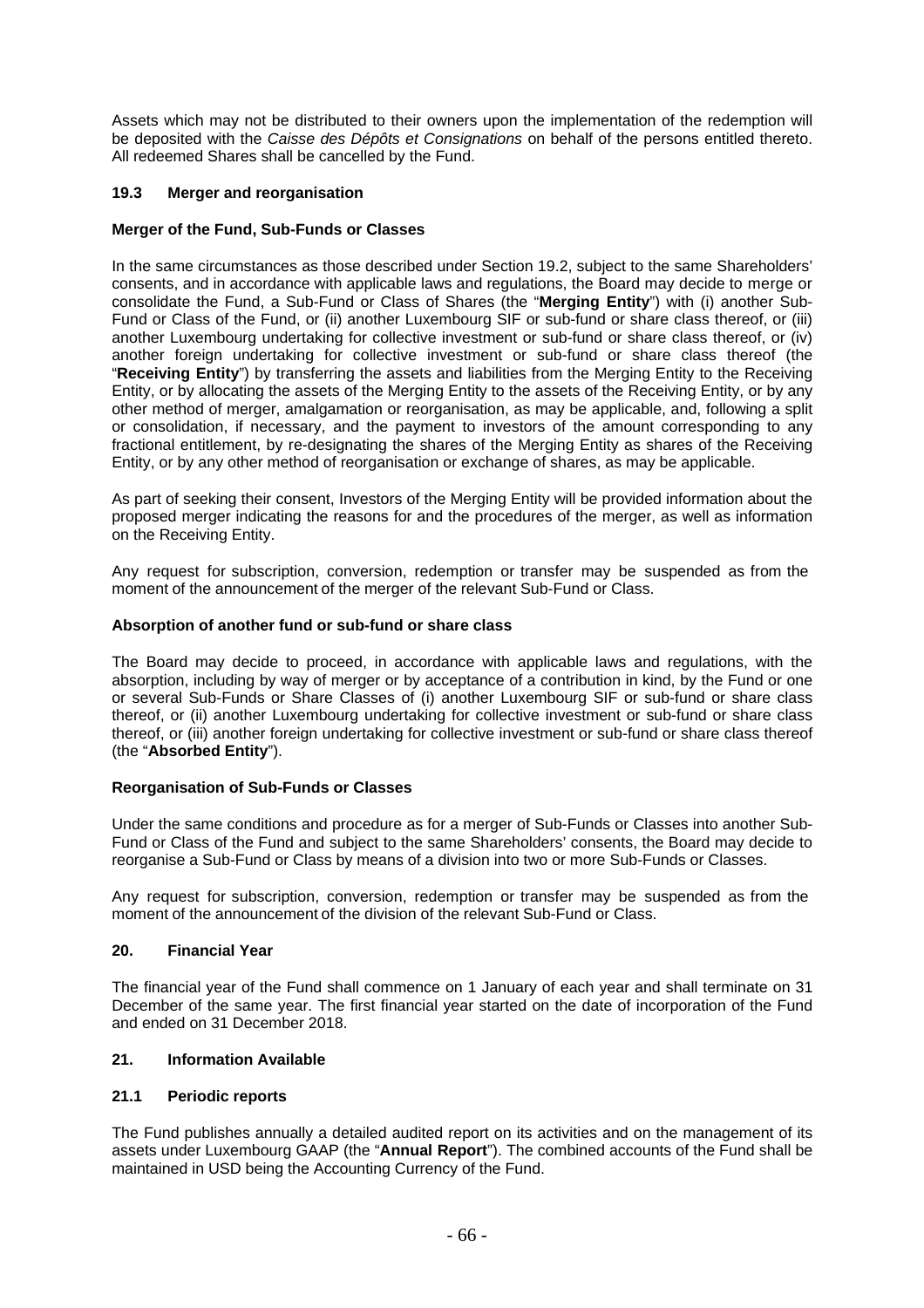Assets which may not be distributed to their owners upon the implementation of the redemption will be deposited with the *Caisse des Dépôts et Consignations* on behalf of the persons entitled thereto. All redeemed Shares shall be cancelled by the Fund.

### 19.3 Merger and reorganisation

**Merger of the Fund, Sub-Funds or Classes**

In the same circumstances as those described under Section 19.2, subject to the same Shareholders' consents, and in accordance with applicable laws and regulations, the Board may decide to merge or consolidate the Fund, a Sub-Fund or Class of Shares (the "**Merging Entity**") with (i) another Sub-Fund or Class of the Fund, or (ii) another Luxembourg SIF or sub-fund or share class thereof, or (iii) another Luxembourg undertaking for collective investment or sub-fund or share class thereof, or (iv) another foreign undertaking for collective investment or sub-fund or share class thereof (the "**Receiving Entity**") by transferring the assets and liabilities from the Merging Entity to the Receiving Entity, or by allocating the assets of the Merging Entity to the assets of the Receiving Entity, or by any other method of merger, amalgamation or reorganisation, as may be applicable, and, following a split or consolidation, if necessary, and the payment to investors of the amount corresponding to any fractional entitlement, by re-designating the shares of the Merging Entity as shares of the Receiving Entity, or by any other method of reorganisation or exchange of shares, as may be applicable.

As part of seeking their consent, Investors of the Merging Entity will be provided information about the proposed merger indicating the reasons for and the procedures of the merger, as well as information on the Receiving Entity.

Any request for subscription, conversion, redemption or transfer may be suspended as from the moment of the announcement of the merger of the relevant Sub-Fund or Class.

**Absorption of another fund or sub-fund or share class**

The Board may decide to proceed, in accordance with applicable laws and regulations, with the absorption, including by way of merger or by acceptance of a contribution in kind, by the Fund or one or several Sub-Funds or Share Classes of (i) another Luxembourg SIF or sub-fund or share class thereof, or (ii) another Luxembourg undertaking for collective investment or sub-fund or share class thereof, or (iii) another foreign undertaking for collective investment or sub-fund or share class thereof (the "**Absorbed Entity**").

**Reorganisation of Sub-Funds or Classes**

Under the same conditions and procedure as for a merger of Sub-Funds or Classes into another Sub-Fund or Class of the Fund and subject to the same Shareholders' consents, the Board may decide to reorganise a Sub-Fund or Class by means of a division into two or more Sub-Funds or Classes.

Any request for subscription, conversion, redemption or transfer may be suspended as from the moment of the announcement of the division of the relevant Sub-Fund or Class.

## 20. Financial Year

The financial year of the Fund shall commence on 1 January of each year and shall terminate on 31 December of the same year. The first financial year started on the date of incorporation of the Fund and ended on 31 December 2018.

## 21. Information Available

### 21.1 Periodic reports

The Fund publishes annually a detailed audited report on its activities and on the management of its assets under Luxembourg GAAP (the "**Annual Report**"). The combined accounts of the Fund shall be maintained in USD being the Accounting Currency of the Fund.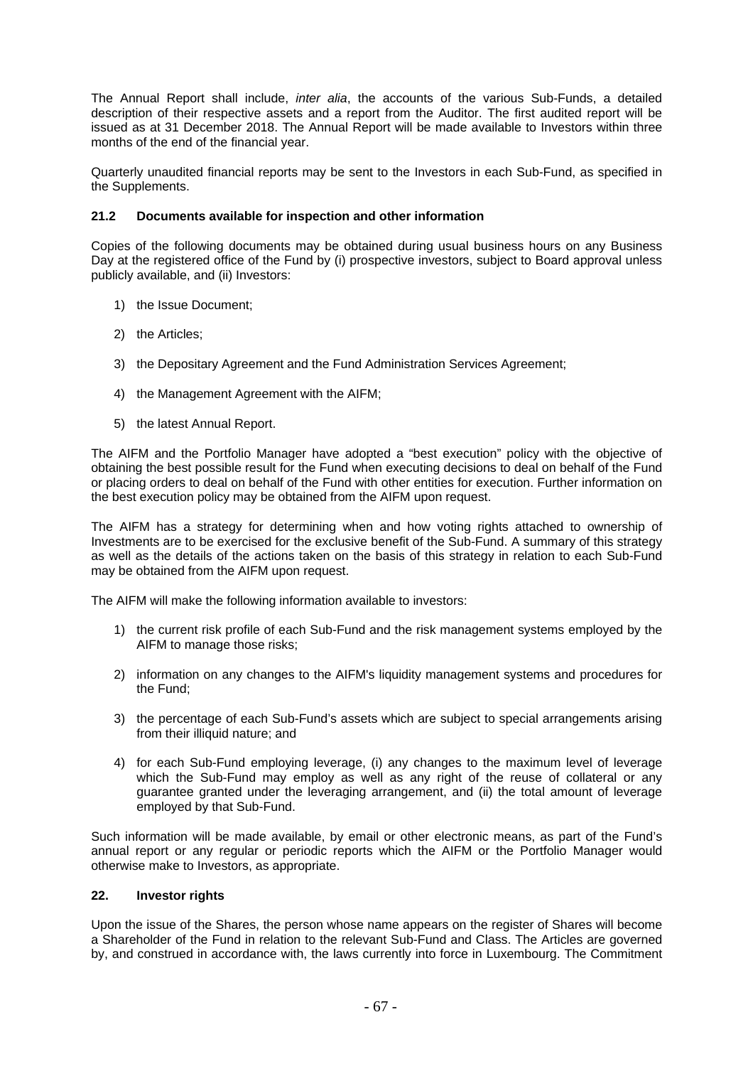The Annual Report shall include, *inter alia*, the accounts of the various Sub-Funds, a detailed description of their respective assets and a report from the Auditor. The first audited report will be issued as at 31 December 2018. The Annual Report will be made available to Investors within three months of the end of the financial year.

Quarterly unaudited financial reports may be sent to the Investors in each Sub-Fund, as specified in the Supplements.

### 21.2 Documents available for inspection and other information

Copies of the following documents may be obtained during usual business hours on any Business Day at the registered office of the Fund by (i) prospective investors, subject to Board approval unless publicly available, and (ii) Investors:

1) the Issue Document;
2) the Articles;
3) the Depositary Agreement and the Fund Administration Services Agreement;
4) the Management Agreement with the AIFM;
5) the latest Annual Report.

The AIFM and the Portfolio Manager have adopted a "best execution" policy with the objective of obtaining the best possible result for the Fund when executing decisions to deal on behalf of the Fund or placing orders to deal on behalf of the Fund with other entities for execution. Further information on the best execution policy may be obtained from the AIFM upon request.

The AIFM has a strategy for determining when and how voting rights attached to ownership of Investments are to be exercised for the exclusive benefit of the Sub-Fund. A summary of this strategy as well as the details of the actions taken on the basis of this strategy in relation to each Sub-Fund may be obtained from the AIFM upon request.

The AIFM will make the following information available to investors:

1) the current risk profile of each Sub-Fund and the risk management systems employed by the AIFM to manage those risks;
2) information on any changes to the AIFM's liquidity management systems and procedures for the Fund;
3) the percentage of each Sub-Fund's assets which are subject to special arrangements arising from their illiquid nature; and
4) for each Sub-Fund employing leverage, (i) any changes to the maximum level of leverage which the Sub-Fund may employ as well as any right of the reuse of collateral or any guarantee granted under the leveraging arrangement, and (ii) the total amount of leverage employed by that Sub-Fund.

Such information will be made available, by email or other electronic means, as part of the Fund's annual report or any regular or periodic reports which the AIFM or the Portfolio Manager would otherwise make to Investors, as appropriate.

## 22. Investor rights

Upon the issue of the Shares, the person whose name appears on the register of Shares will become a Shareholder of the Fund in relation to the relevant Sub-Fund and Class. The Articles are governed by, and construed in accordance with, the laws currently into force in Luxembourg. The Commitment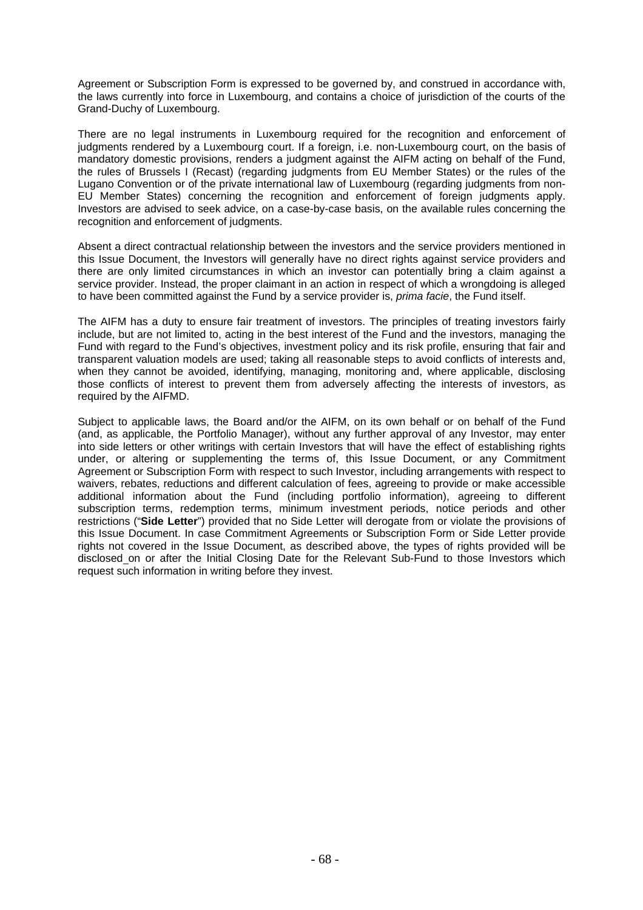Agreement or Subscription Form is expressed to be governed by, and construed in accordance with, the laws currently into force in Luxembourg, and contains a choice of jurisdiction of the courts of the Grand-Duchy of Luxembourg.

There are no legal instruments in Luxembourg required for the recognition and enforcement of judgments rendered by a Luxembourg court. If a foreign, i.e. non-Luxembourg court, on the basis of mandatory domestic provisions, renders a judgment against the AIFM acting on behalf of the Fund, the rules of Brussels I (Recast) (regarding judgments from EU Member States) or the rules of the Lugano Convention or of the private international law of Luxembourg (regarding judgments from non-EU Member States) concerning the recognition and enforcement of foreign judgments apply. Investors are advised to seek advice, on a case-by-case basis, on the available rules concerning the recognition and enforcement of judgments.

Absent a direct contractual relationship between the investors and the service providers mentioned in this Issue Document, the Investors will generally have no direct rights against service providers and there are only limited circumstances in which an investor can potentially bring a claim against a service provider. Instead, the proper claimant in an action in respect of which a wrongdoing is alleged to have been committed against the Fund by a service provider is, *prima facie*, the Fund itself.

The AIFM has a duty to ensure fair treatment of investors. The principles of treating investors fairly include, but are not limited to, acting in the best interest of the Fund and the investors, managing the Fund with regard to the Fund's objectives, investment policy and its risk profile, ensuring that fair and transparent valuation models are used; taking all reasonable steps to avoid conflicts of interests and, when they cannot be avoided, identifying, managing, monitoring and, where applicable, disclosing those conflicts of interest to prevent them from adversely affecting the interests of investors, as required by the AIFMD.

Subject to applicable laws, the Board and/or the AIFM, on its own behalf or on behalf of the Fund (and, as applicable, the Portfolio Manager), without any further approval of any Investor, may enter into side letters or other writings with certain Investors that will have the effect of establishing rights under, or altering or supplementing the terms of, this Issue Document, or any Commitment Agreement or Subscription Form with respect to such Investor, including arrangements with respect to waivers, rebates, reductions and different calculation of fees, agreeing to provide or make accessible additional information about the Fund (including portfolio information), agreeing to different subscription terms, redemption terms, minimum investment periods, notice periods and other restrictions ("**Side Letter**") provided that no Side Letter will derogate from or violate the provisions of this Issue Document. In case Commitment Agreements or Subscription Form or Side Letter provide rights not covered in the Issue Document, as described above, the types of rights provided will be disclosed on or after the Initial Closing Date for the Relevant Sub-Fund to those Investors which request such information in writing before they invest.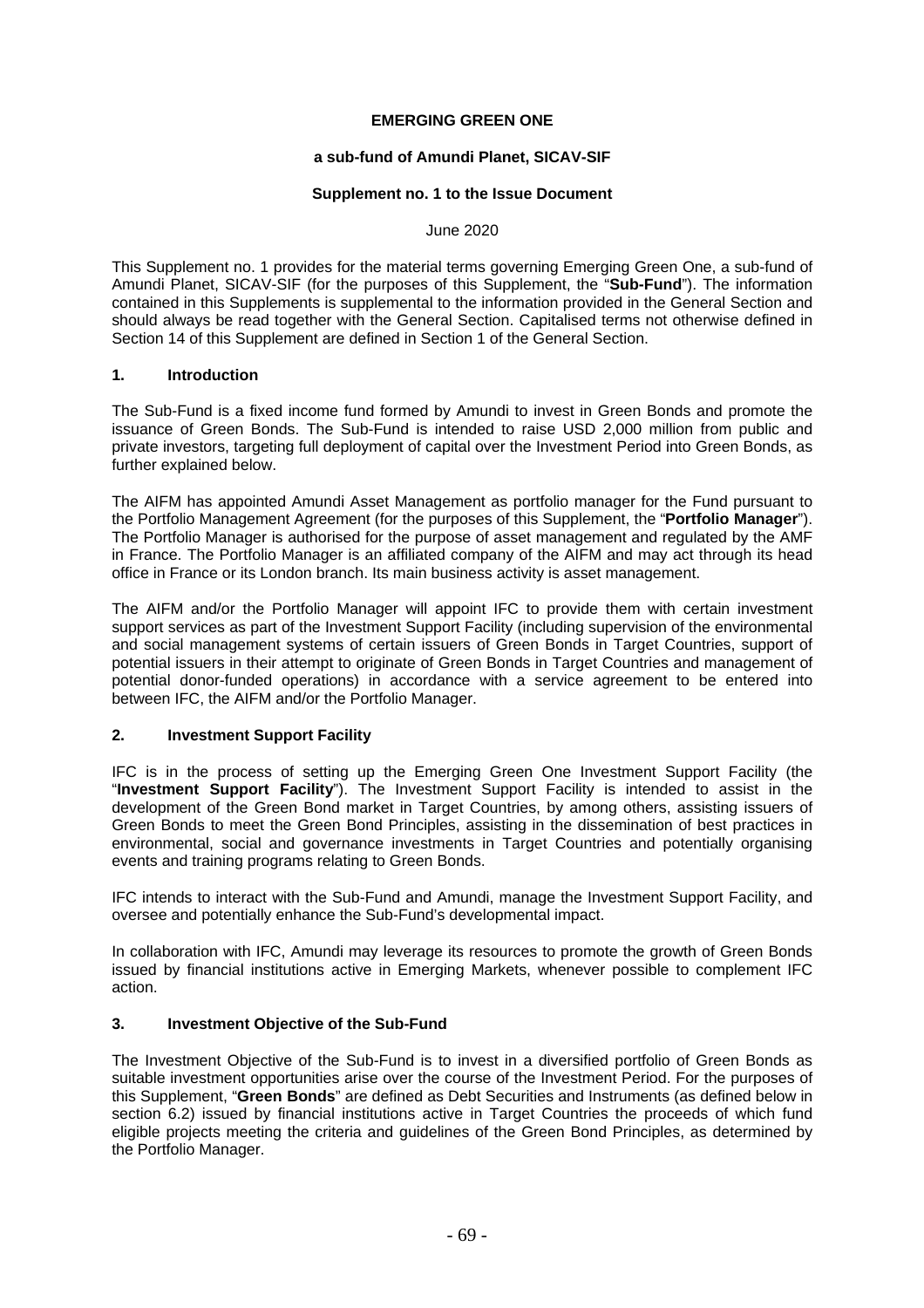**EMERGING GREEN ONE**

**a sub-fund of Amundi Planet, SICAV-SIF**

**Supplement no. 1 to the Issue Document**

June 2020

This Supplement no. 1 provides for the material terms governing Emerging Green One, a sub-fund of Amundi Planet, SICAV-SIF (for the purposes of this Supplement, the "**Sub-Fund**"). The information contained in this Supplements is supplemental to the information provided in the General Section and should always be read together with the General Section. Capitalised terms not otherwise defined in Section 14 of this Supplement are defined in Section 1 of the General Section.

## 1. Introduction

The Sub-Fund is a fixed income fund formed by Amundi to invest in Green Bonds and promote the issuance of Green Bonds. The Sub-Fund is intended to raise USD 2,000 million from public and private investors, targeting full deployment of capital over the Investment Period into Green Bonds, as further explained below.

The AIFM has appointed Amundi Asset Management as portfolio manager for the Fund pursuant to the Portfolio Management Agreement (for the purposes of this Supplement, the "**Portfolio Manager**"). The Portfolio Manager is authorised for the purpose of asset management and regulated by the AMF in France. The Portfolio Manager is an affiliated company of the AIFM and may act through its head office in France or its London branch. Its main business activity is asset management.

The AIFM and/or the Portfolio Manager will appoint IFC to provide them with certain investment support services as part of the Investment Support Facility (including supervision of the environmental and social management systems of certain issuers of Green Bonds in Target Countries, support of potential issuers in their attempt to originate of Green Bonds in Target Countries and management of potential donor-funded operations) in accordance with a service agreement to be entered into between IFC, the AIFM and/or the Portfolio Manager.

## 2. Investment Support Facility

IFC is in the process of setting up the Emerging Green One Investment Support Facility (the "**Investment Support Facility**"). The Investment Support Facility is intended to assist in the development of the Green Bond market in Target Countries, by among others, assisting issuers of Green Bonds to meet the Green Bond Principles, assisting in the dissemination of best practices in environmental, social and governance investments in Target Countries and potentially organising events and training programs relating to Green Bonds.

IFC intends to interact with the Sub-Fund and Amundi, manage the Investment Support Facility, and oversee and potentially enhance the Sub-Fund's developmental impact.

In collaboration with IFC, Amundi may leverage its resources to promote the growth of Green Bonds issued by financial institutions active in Emerging Markets, whenever possible to complement IFC action.

## 3. Investment Objective of the Sub-Fund

The Investment Objective of the Sub-Fund is to invest in a diversified portfolio of Green Bonds as suitable investment opportunities arise over the course of the Investment Period. For the purposes of this Supplement, "**Green Bonds**" are defined as Debt Securities and Instruments (as defined below in section 6.2) issued by financial institutions active in Target Countries the proceeds of which fund eligible projects meeting the criteria and guidelines of the Green Bond Principles, as determined by the Portfolio Manager.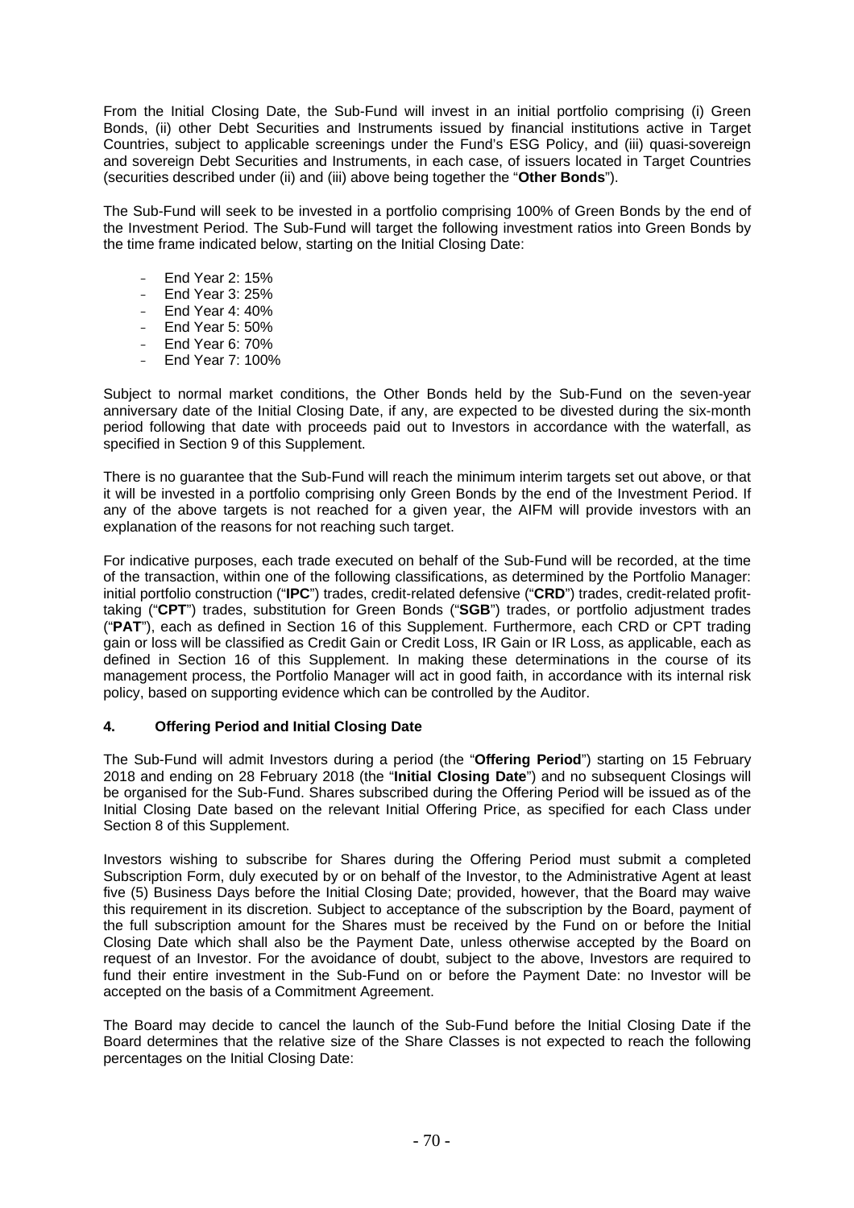From the Initial Closing Date, the Sub-Fund will invest in an initial portfolio comprising (i) Green Bonds, (ii) other Debt Securities and Instruments issued by financial institutions active in Target Countries, subject to applicable screenings under the Fund's ESG Policy, and (iii) quasi-sovereign and sovereign Debt Securities and Instruments, in each case, of issuers located in Target Countries (securities described under (ii) and (iii) above being together the "**Other Bonds**").

The Sub-Fund will seek to be invested in a portfolio comprising 100% of Green Bonds by the end of the Investment Period. The Sub-Fund will target the following investment ratios into Green Bonds by the time frame indicated below, starting on the Initial Closing Date:

- End Year 2: 15%
- End Year 3: 25%
- End Year 4: 40%
- End Year 5: 50%
- End Year 6: 70%
- End Year 7: 100%

Subject to normal market conditions, the Other Bonds held by the Sub-Fund on the seven-year anniversary date of the Initial Closing Date, if any, are expected to be divested during the six-month period following that date with proceeds paid out to Investors in accordance with the waterfall, as specified in Section 9 of this Supplement.

There is no guarantee that the Sub-Fund will reach the minimum interim targets set out above, or that it will be invested in a portfolio comprising only Green Bonds by the end of the Investment Period. If any of the above targets is not reached for a given year, the AIFM will provide investors with an explanation of the reasons for not reaching such target.

For indicative purposes, each trade executed on behalf of the Sub-Fund will be recorded, at the time of the transaction, within one of the following classifications, as determined by the Portfolio Manager: initial portfolio construction ("**IPC**") trades, credit-related defensive ("**CRD**") trades, credit-related profit-taking ("**CPT**") trades, substitution for Green Bonds ("**SGB**") trades, or portfolio adjustment trades ("**PAT**"), each as defined in Section 16 of this Supplement. Furthermore, each CRD or CPT trading gain or loss will be classified as Credit Gain or Credit Loss, IR Gain or IR Loss, as applicable, each as defined in Section 16 of this Supplement. In making these determinations in the course of its management process, the Portfolio Manager will act in good faith, in accordance with its internal risk policy, based on supporting evidence which can be controlled by the Auditor.

## 4. Offering Period and Initial Closing Date

The Sub-Fund will admit Investors during a period (the "**Offering Period**") starting on 15 February 2018 and ending on 28 February 2018 (the "**Initial Closing Date**") and no subsequent Closings will be organised for the Sub-Fund. Shares subscribed during the Offering Period will be issued as of the Initial Closing Date based on the relevant Initial Offering Price, as specified for each Class under Section 8 of this Supplement.

Investors wishing to subscribe for Shares during the Offering Period must submit a completed Subscription Form, duly executed by or on behalf of the Investor, to the Administrative Agent at least five (5) Business Days before the Initial Closing Date; provided, however, that the Board may waive this requirement in its discretion. Subject to acceptance of the subscription by the Board, payment of the full subscription amount for the Shares must be received by the Fund on or before the Initial Closing Date which shall also be the Payment Date, unless otherwise accepted by the Board on request of an Investor. For the avoidance of doubt, subject to the above, Investors are required to fund their entire investment in the Sub-Fund on or before the Payment Date: no Investor will be accepted on the basis of a Commitment Agreement.

The Board may decide to cancel the launch of the Sub-Fund before the Initial Closing Date if the Board determines that the relative size of the Share Classes is not expected to reach the following percentages on the Initial Closing Date: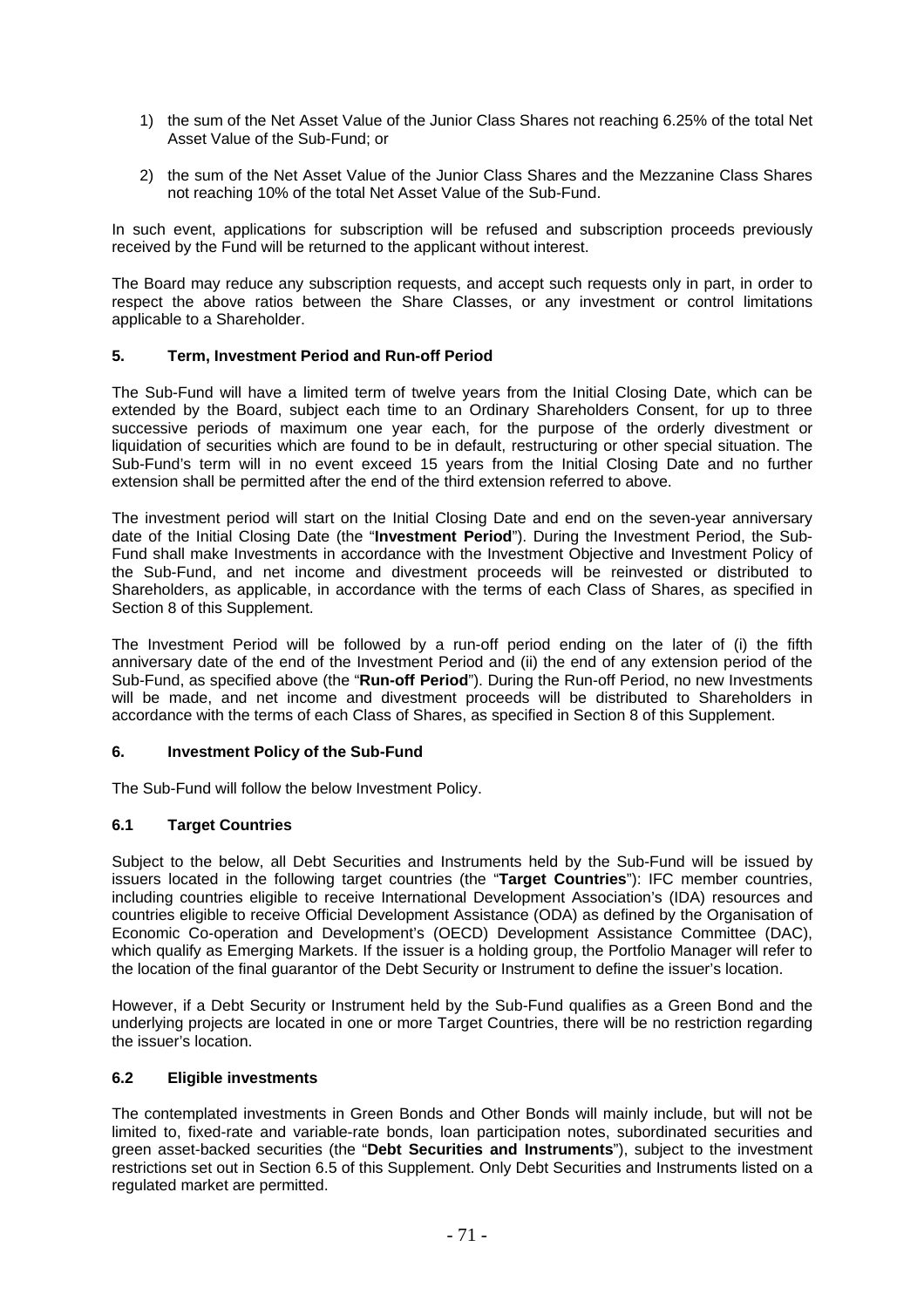1) the sum of the Net Asset Value of the Junior Class Shares not reaching 6.25% of the total Net Asset Value of the Sub-Fund; or

2) the sum of the Net Asset Value of the Junior Class Shares and the Mezzanine Class Shares not reaching 10% of the total Net Asset Value of the Sub-Fund.

In such event, applications for subscription will be refused and subscription proceeds previously received by the Fund will be returned to the applicant without interest.

The Board may reduce any subscription requests, and accept such requests only in part, in order to respect the above ratios between the Share Classes, or any investment or control limitations applicable to a Shareholder.

## 5. Term, Investment Period and Run-off Period

The Sub-Fund will have a limited term of twelve years from the Initial Closing Date, which can be extended by the Board, subject each time to an Ordinary Shareholders Consent, for up to three successive periods of maximum one year each, for the purpose of the orderly divestment or liquidation of securities which are found to be in default, restructuring or other special situation. The Sub-Fund's term will in no event exceed 15 years from the Initial Closing Date and no further extension shall be permitted after the end of the third extension referred to above.

The investment period will start on the Initial Closing Date and end on the seven-year anniversary date of the Initial Closing Date (the "**Investment Period**"). During the Investment Period, the Sub-Fund shall make Investments in accordance with the Investment Objective and Investment Policy of the Sub-Fund, and net income and divestment proceeds will be reinvested or distributed to Shareholders, as applicable, in accordance with the terms of each Class of Shares, as specified in Section 8 of this Supplement.

The Investment Period will be followed by a run-off period ending on the later of (i) the fifth anniversary date of the end of the Investment Period and (ii) the end of any extension period of the Sub-Fund, as specified above (the "**Run-off Period**"). During the Run-off Period, no new Investments will be made, and net income and divestment proceeds will be distributed to Shareholders in accordance with the terms of each Class of Shares, as specified in Section 8 of this Supplement.

## 6. Investment Policy of the Sub-Fund

The Sub-Fund will follow the below Investment Policy.

### 6.1 Target Countries

Subject to the below, all Debt Securities and Instruments held by the Sub-Fund will be issued by issuers located in the following target countries (the "**Target Countries**"): IFC member countries, including countries eligible to receive International Development Association's (IDA) resources and countries eligible to receive Official Development Assistance (ODA) as defined by the Organisation of Economic Co-operation and Development's (OECD) Development Assistance Committee (DAC), which qualify as Emerging Markets. If the issuer is a holding group, the Portfolio Manager will refer to the location of the final guarantor of the Debt Security or Instrument to define the issuer's location.

However, if a Debt Security or Instrument held by the Sub-Fund qualifies as a Green Bond and the underlying projects are located in one or more Target Countries, there will be no restriction regarding the issuer's location.

### 6.2 Eligible investments

The contemplated investments in Green Bonds and Other Bonds will mainly include, but will not be limited to, fixed-rate and variable-rate bonds, loan participation notes, subordinated securities and green asset-backed securities (the "**Debt Securities and Instruments**"), subject to the investment restrictions set out in Section 6.5 of this Supplement. Only Debt Securities and Instruments listed on a regulated market are permitted.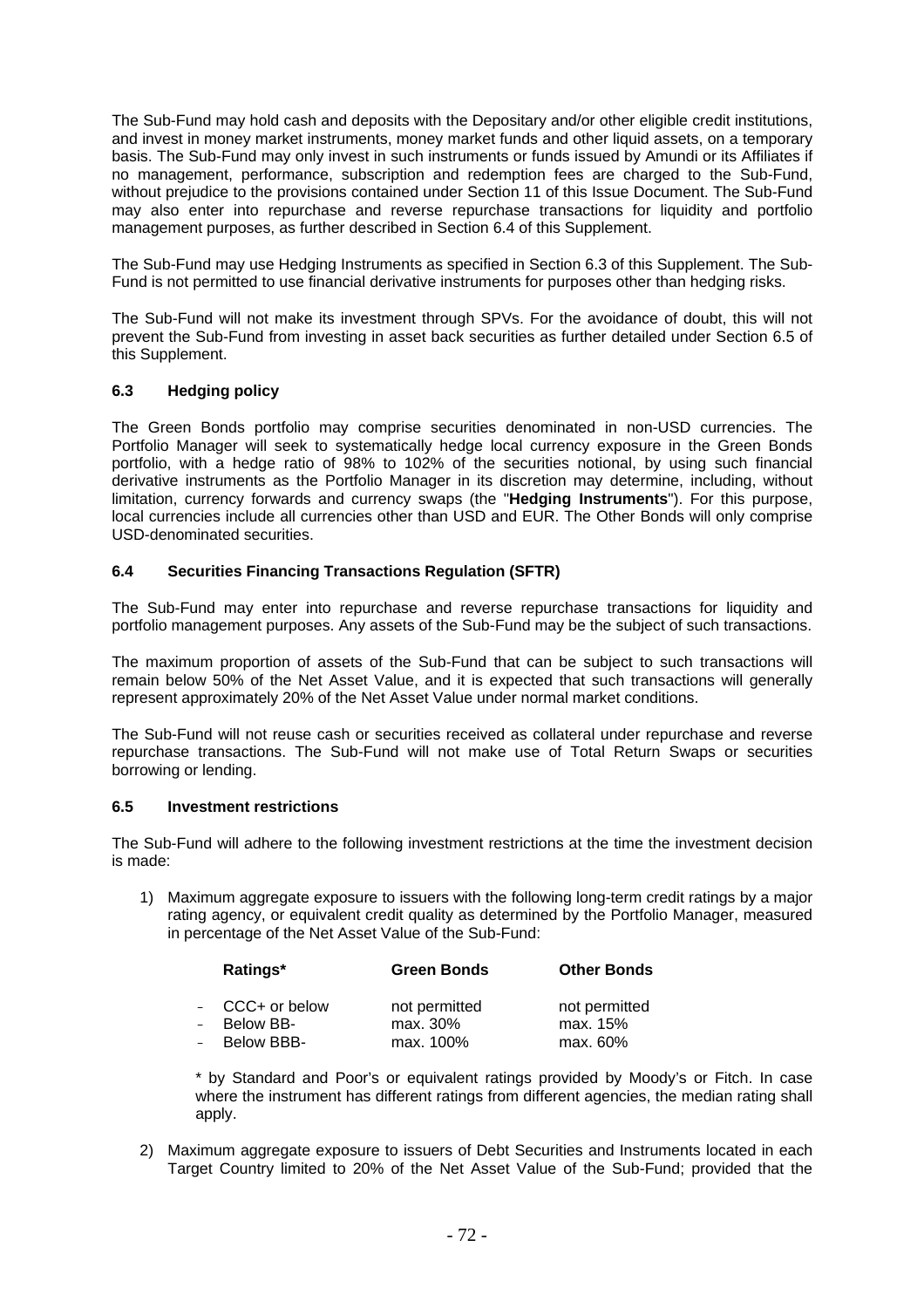The Sub-Fund may hold cash and deposits with the Depositary and/or other eligible credit institutions, and invest in money market instruments, money market funds and other liquid assets, on a temporary basis. The Sub-Fund may only invest in such instruments or funds issued by Amundi or its Affiliates if no management, performance, subscription and redemption fees are charged to the Sub-Fund, without prejudice to the provisions contained under Section 11 of this Issue Document. The Sub-Fund may also enter into repurchase and reverse repurchase transactions for liquidity and portfolio management purposes, as further described in Section 6.4 of this Supplement.

The Sub-Fund may use Hedging Instruments as specified in Section 6.3 of this Supplement. The Sub-Fund is not permitted to use financial derivative instruments for purposes other than hedging risks.

The Sub-Fund will not make its investment through SPVs. For the avoidance of doubt, this will not prevent the Sub-Fund from investing in asset back securities as further detailed under Section 6.5 of this Supplement.

### 6.3 Hedging policy

The Green Bonds portfolio may comprise securities denominated in non-USD currencies. The Portfolio Manager will seek to systematically hedge local currency exposure in the Green Bonds portfolio, with a hedge ratio of 98% to 102% of the securities notional, by using such financial derivative instruments as the Portfolio Manager in its discretion may determine, including, without limitation, currency forwards and currency swaps (the "**Hedging Instruments**"). For this purpose, local currencies include all currencies other than USD and EUR. The Other Bonds will only comprise USD-denominated securities.

### 6.4 Securities Financing Transactions Regulation (SFTR)

The Sub-Fund may enter into repurchase and reverse repurchase transactions for liquidity and portfolio management purposes. Any assets of the Sub-Fund may be the subject of such transactions.

The maximum proportion of assets of the Sub-Fund that can be subject to such transactions will remain below 50% of the Net Asset Value, and it is expected that such transactions will generally represent approximately 20% of the Net Asset Value under normal market conditions.

The Sub-Fund will not reuse cash or securities received as collateral under repurchase and reverse repurchase transactions. The Sub-Fund will not make use of Total Return Swaps or securities borrowing or lending.

### 6.5 Investment restrictions

The Sub-Fund will adhere to the following investment restrictions at the time the investment decision is made:

1) Maximum aggregate exposure to issuers with the following long-term credit ratings by a major rating agency, or equivalent credit quality as determined by the Portfolio Manager, measured in percentage of the Net Asset Value of the Sub-Fund:

| Ratings* | Green Bonds | Other Bonds |
|---|---|---|
| - CCC+ or below | not permitted | not permitted |
| - Below BB- | max. 30% | max. 15% |
| - Below BBB- | max. 100% | max. 60% |

\* by Standard and Poor's or equivalent ratings provided by Moody's or Fitch. In case where the instrument has different ratings from different agencies, the median rating shall apply.

2) Maximum aggregate exposure to issuers of Debt Securities and Instruments located in each Target Country limited to 20% of the Net Asset Value of the Sub-Fund; provided that the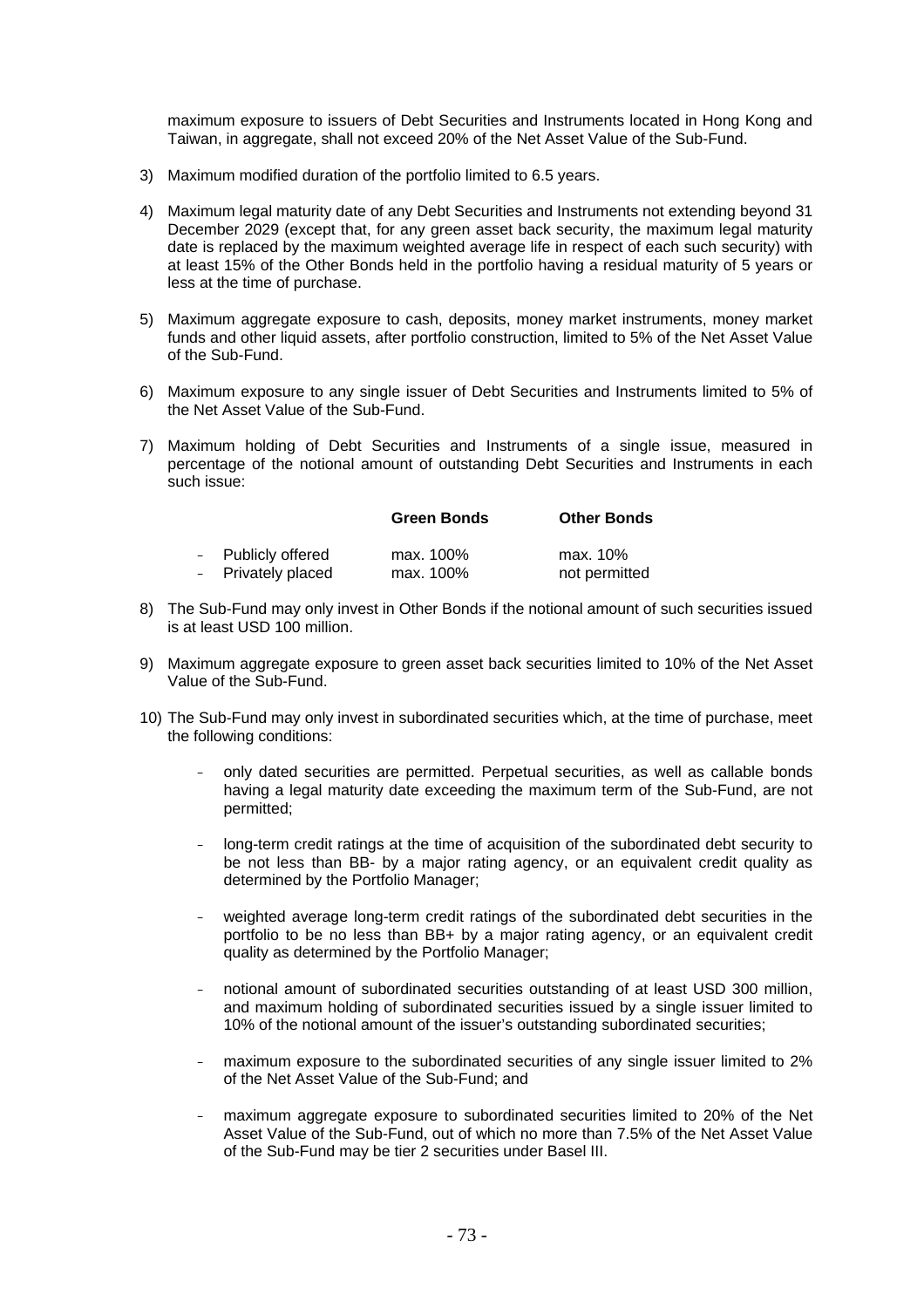maximum exposure to issuers of Debt Securities and Instruments located in Hong Kong and Taiwan, in aggregate, shall not exceed 20% of the Net Asset Value of the Sub-Fund.

3) Maximum modified duration of the portfolio limited to 6.5 years.

4) Maximum legal maturity date of any Debt Securities and Instruments not extending beyond 31 December 2029 (except that, for any green asset back security, the maximum legal maturity date is replaced by the maximum weighted average life in respect of each such security) with at least 15% of the Other Bonds held in the portfolio having a residual maturity of 5 years or less at the time of purchase.

5) Maximum aggregate exposure to cash, deposits, money market instruments, money market funds and other liquid assets, after portfolio construction, limited to 5% of the Net Asset Value of the Sub-Fund.

6) Maximum exposure to any single issuer of Debt Securities and Instruments limited to 5% of the Net Asset Value of the Sub-Fund.

7) Maximum holding of Debt Securities and Instruments of a single issue, measured in percentage of the notional amount of outstanding Debt Securities and Instruments in each such issue:

| | **Green Bonds** | **Other Bonds** |
|---|---|---|
| - Publicly offered | max. 100% | max. 10% |
| - Privately placed | max. 100% | not permitted |

8) The Sub-Fund may only invest in Other Bonds if the notional amount of such securities issued is at least USD 100 million.

9) Maximum aggregate exposure to green asset back securities limited to 10% of the Net Asset Value of the Sub-Fund.

10) The Sub-Fund may only invest in subordinated securities which, at the time of purchase, meet the following conditions:

   - only dated securities are permitted. Perpetual securities, as well as callable bonds having a legal maturity date exceeding the maximum term of the Sub-Fund, are not permitted;

   - long-term credit ratings at the time of acquisition of the subordinated debt security to be not less than BB- by a major rating agency, or an equivalent credit quality as determined by the Portfolio Manager;

   - weighted average long-term credit ratings of the subordinated debt securities in the portfolio to be no less than BB+ by a major rating agency, or an equivalent credit quality as determined by the Portfolio Manager;

   - notional amount of subordinated securities outstanding of at least USD 300 million, and maximum holding of subordinated securities issued by a single issuer limited to 10% of the notional amount of the issuer's outstanding subordinated securities;

   - maximum exposure to the subordinated securities of any single issuer limited to 2% of the Net Asset Value of the Sub-Fund; and

   - maximum aggregate exposure to subordinated securities limited to 20% of the Net Asset Value of the Sub-Fund, out of which no more than 7.5% of the Net Asset Value of the Sub-Fund may be tier 2 securities under Basel III.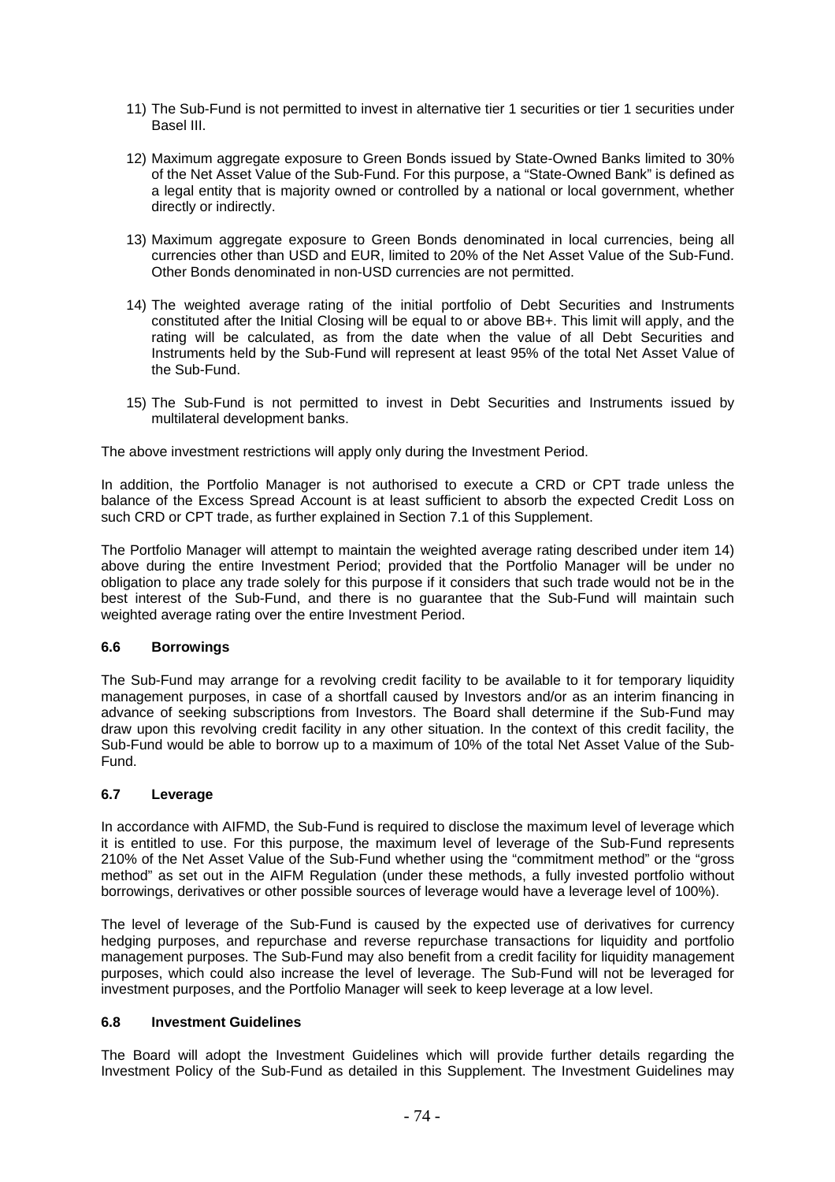11) The Sub-Fund is not permitted to invest in alternative tier 1 securities or tier 1 securities under Basel III.

12) Maximum aggregate exposure to Green Bonds issued by State-Owned Banks limited to 30% of the Net Asset Value of the Sub-Fund. For this purpose, a "State-Owned Bank" is defined as a legal entity that is majority owned or controlled by a national or local government, whether directly or indirectly.

13) Maximum aggregate exposure to Green Bonds denominated in local currencies, being all currencies other than USD and EUR, limited to 20% of the Net Asset Value of the Sub-Fund. Other Bonds denominated in non-USD currencies are not permitted.

14) The weighted average rating of the initial portfolio of Debt Securities and Instruments constituted after the Initial Closing will be equal to or above BB+. This limit will apply, and the rating will be calculated, as from the date when the value of all Debt Securities and Instruments held by the Sub-Fund will represent at least 95% of the total Net Asset Value of the Sub-Fund.

15) The Sub-Fund is not permitted to invest in Debt Securities and Instruments issued by multilateral development banks.

The above investment restrictions will apply only during the Investment Period.

In addition, the Portfolio Manager is not authorised to execute a CRD or CPT trade unless the balance of the Excess Spread Account is at least sufficient to absorb the expected Credit Loss on such CRD or CPT trade, as further explained in Section 7.1 of this Supplement.

The Portfolio Manager will attempt to maintain the weighted average rating described under item 14) above during the entire Investment Period; provided that the Portfolio Manager will be under no obligation to place any trade solely for this purpose if it considers that such trade would not be in the best interest of the Sub-Fund, and there is no guarantee that the Sub-Fund will maintain such weighted average rating over the entire Investment Period.

### 6.6 Borrowings

The Sub-Fund may arrange for a revolving credit facility to be available to it for temporary liquidity management purposes, in case of a shortfall caused by Investors and/or as an interim financing in advance of seeking subscriptions from Investors. The Board shall determine if the Sub-Fund may draw upon this revolving credit facility in any other situation. In the context of this credit facility, the Sub-Fund would be able to borrow up to a maximum of 10% of the total Net Asset Value of the Sub-Fund.

### 6.7 Leverage

In accordance with AIFMD, the Sub-Fund is required to disclose the maximum level of leverage which it is entitled to use. For this purpose, the maximum level of leverage of the Sub-Fund represents 210% of the Net Asset Value of the Sub-Fund whether using the "commitment method" or the "gross method" as set out in the AIFM Regulation (under these methods, a fully invested portfolio without borrowings, derivatives or other possible sources of leverage would have a leverage level of 100%).

The level of leverage of the Sub-Fund is caused by the expected use of derivatives for currency hedging purposes, and repurchase and reverse repurchase transactions for liquidity and portfolio management purposes. The Sub-Fund may also benefit from a credit facility for liquidity management purposes, which could also increase the level of leverage. The Sub-Fund will not be leveraged for investment purposes, and the Portfolio Manager will seek to keep leverage at a low level.

### 6.8 Investment Guidelines

The Board will adopt the Investment Guidelines which will provide further details regarding the Investment Policy of the Sub-Fund as detailed in this Supplement. The Investment Guidelines may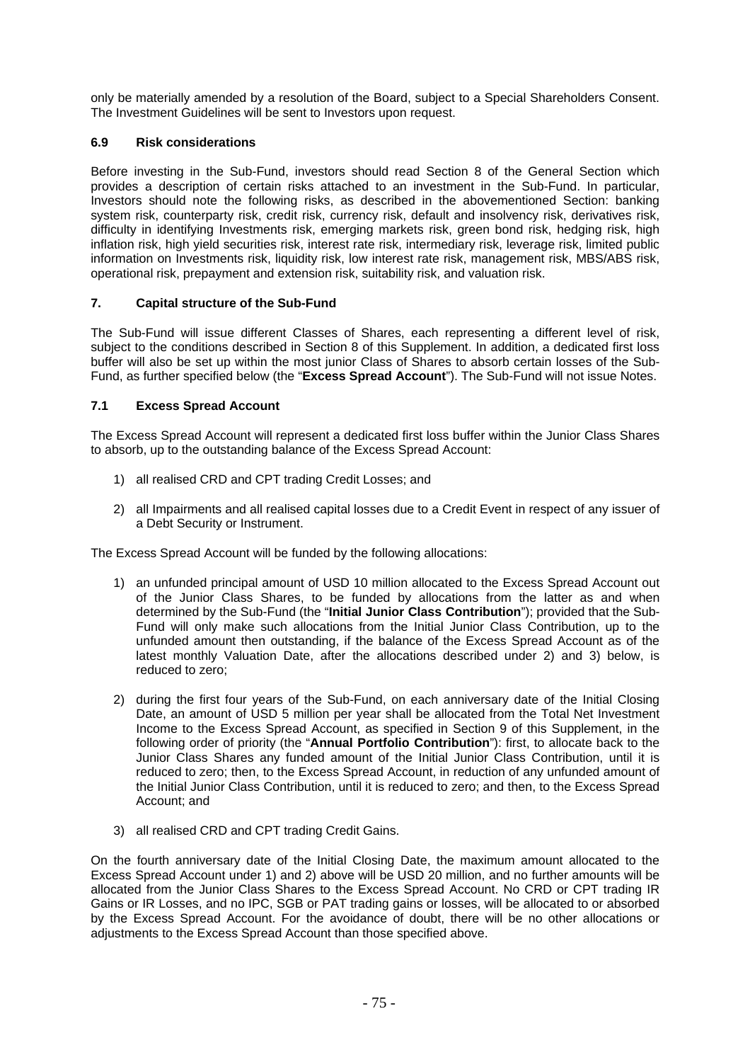only be materially amended by a resolution of the Board, subject to a Special Shareholders Consent. The Investment Guidelines will be sent to Investors upon request.

### 6.9 Risk considerations

Before investing in the Sub-Fund, investors should read Section 8 of the General Section which provides a description of certain risks attached to an investment in the Sub-Fund. In particular, Investors should note the following risks, as described in the abovementioned Section: banking system risk, counterparty risk, credit risk, currency risk, default and insolvency risk, derivatives risk, difficulty in identifying Investments risk, emerging markets risk, green bond risk, hedging risk, high inflation risk, high yield securities risk, interest rate risk, intermediary risk, leverage risk, limited public information on Investments risk, liquidity risk, low interest rate risk, management risk, MBS/ABS risk, operational risk, prepayment and extension risk, suitability risk, and valuation risk.

## 7. Capital structure of the Sub-Fund

The Sub-Fund will issue different Classes of Shares, each representing a different level of risk, subject to the conditions described in Section 8 of this Supplement. In addition, a dedicated first loss buffer will also be set up within the most junior Class of Shares to absorb certain losses of the Sub-Fund, as further specified below (the "**Excess Spread Account**"). The Sub-Fund will not issue Notes.

### 7.1 Excess Spread Account

The Excess Spread Account will represent a dedicated first loss buffer within the Junior Class Shares to absorb, up to the outstanding balance of the Excess Spread Account:

1) all realised CRD and CPT trading Credit Losses; and

2) all Impairments and all realised capital losses due to a Credit Event in respect of any issuer of a Debt Security or Instrument.

The Excess Spread Account will be funded by the following allocations:

1) an unfunded principal amount of USD 10 million allocated to the Excess Spread Account out of the Junior Class Shares, to be funded by allocations from the latter as and when determined by the Sub-Fund (the "**Initial Junior Class Contribution**"); provided that the Sub-Fund will only make such allocations from the Initial Junior Class Contribution, up to the unfunded amount then outstanding, if the balance of the Excess Spread Account as of the latest monthly Valuation Date, after the allocations described under 2) and 3) below, is reduced to zero;

2) during the first four years of the Sub-Fund, on each anniversary date of the Initial Closing Date, an amount of USD 5 million per year shall be allocated from the Total Net Investment Income to the Excess Spread Account, as specified in Section 9 of this Supplement, in the following order of priority (the "**Annual Portfolio Contribution**"): first, to allocate back to the Junior Class Shares any funded amount of the Initial Junior Class Contribution, until it is reduced to zero; then, to the Excess Spread Account, in reduction of any unfunded amount of the Initial Junior Class Contribution, until it is reduced to zero; and then, to the Excess Spread Account; and

3) all realised CRD and CPT trading Credit Gains.

On the fourth anniversary date of the Initial Closing Date, the maximum amount allocated to the Excess Spread Account under 1) and 2) above will be USD 20 million, and no further amounts will be allocated from the Junior Class Shares to the Excess Spread Account. No CRD or CPT trading IR Gains or IR Losses, and no IPC, SGB or PAT trading gains or losses, will be allocated to or absorbed by the Excess Spread Account. For the avoidance of doubt, there will be no other allocations or adjustments to the Excess Spread Account than those specified above.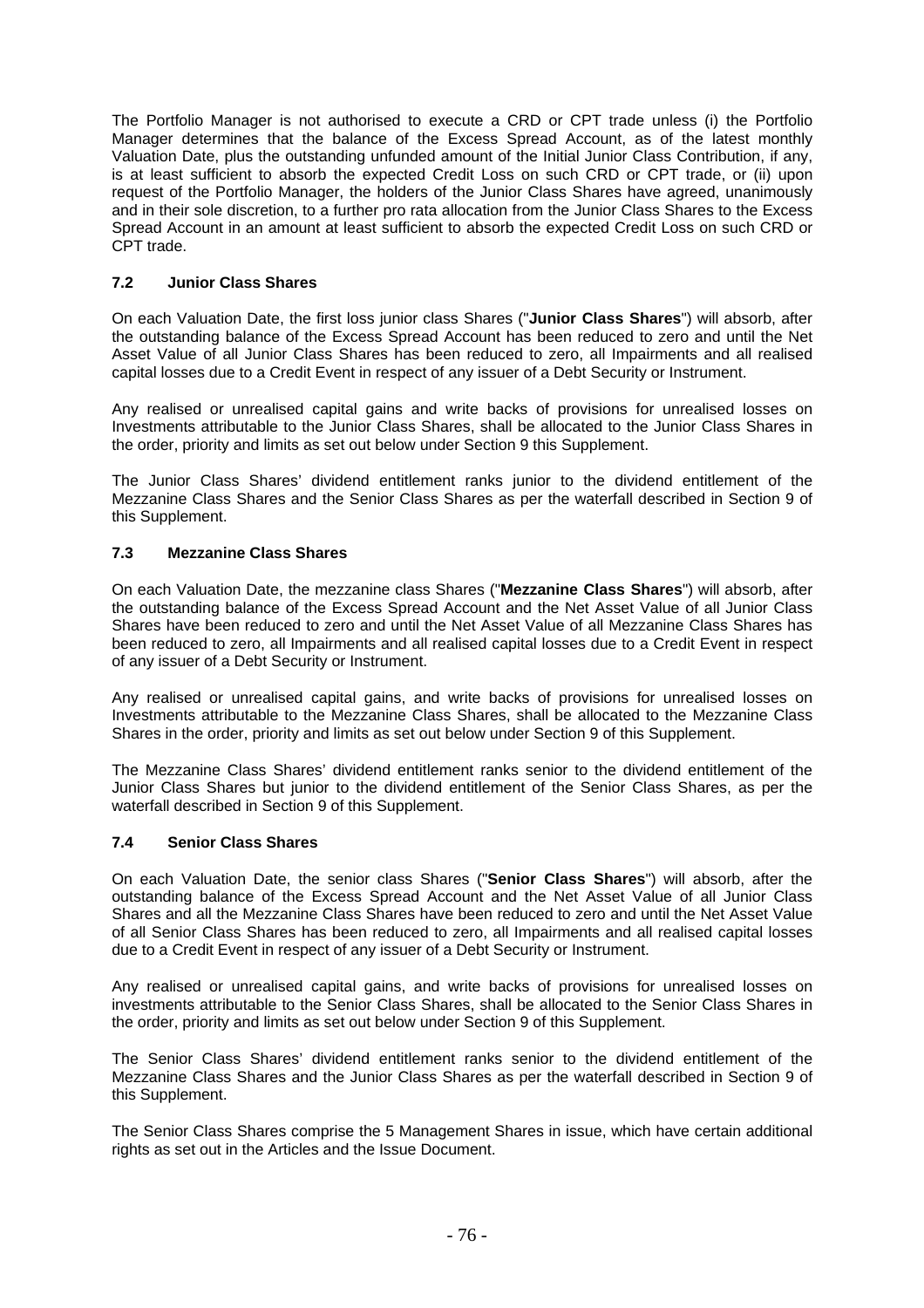The Portfolio Manager is not authorised to execute a CRD or CPT trade unless (i) the Portfolio Manager determines that the balance of the Excess Spread Account, as of the latest monthly Valuation Date, plus the outstanding unfunded amount of the Initial Junior Class Contribution, if any, is at least sufficient to absorb the expected Credit Loss on such CRD or CPT trade, or (ii) upon request of the Portfolio Manager, the holders of the Junior Class Shares have agreed, unanimously and in their sole discretion, to a further pro rata allocation from the Junior Class Shares to the Excess Spread Account in an amount at least sufficient to absorb the expected Credit Loss on such CRD or CPT trade.

### 7.2 Junior Class Shares

On each Valuation Date, the first loss junior class Shares ("**Junior Class Shares**") will absorb, after the outstanding balance of the Excess Spread Account has been reduced to zero and until the Net Asset Value of all Junior Class Shares has been reduced to zero, all Impairments and all realised capital losses due to a Credit Event in respect of any issuer of a Debt Security or Instrument.

Any realised or unrealised capital gains and write backs of provisions for unrealised losses on Investments attributable to the Junior Class Shares, shall be allocated to the Junior Class Shares in the order, priority and limits as set out below under Section 9 this Supplement.

The Junior Class Shares' dividend entitlement ranks junior to the dividend entitlement of the Mezzanine Class Shares and the Senior Class Shares as per the waterfall described in Section 9 of this Supplement.

### 7.3 Mezzanine Class Shares

On each Valuation Date, the mezzanine class Shares ("**Mezzanine Class Shares**") will absorb, after the outstanding balance of the Excess Spread Account and the Net Asset Value of all Junior Class Shares have been reduced to zero and until the Net Asset Value of all Mezzanine Class Shares has been reduced to zero, all Impairments and all realised capital losses due to a Credit Event in respect of any issuer of a Debt Security or Instrument.

Any realised or unrealised capital gains, and write backs of provisions for unrealised losses on Investments attributable to the Mezzanine Class Shares, shall be allocated to the Mezzanine Class Shares in the order, priority and limits as set out below under Section 9 of this Supplement.

The Mezzanine Class Shares' dividend entitlement ranks senior to the dividend entitlement of the Junior Class Shares but junior to the dividend entitlement of the Senior Class Shares, as per the waterfall described in Section 9 of this Supplement.

### 7.4 Senior Class Shares

On each Valuation Date, the senior class Shares ("**Senior Class Shares**") will absorb, after the outstanding balance of the Excess Spread Account and the Net Asset Value of all Junior Class Shares and all the Mezzanine Class Shares have been reduced to zero and until the Net Asset Value of all Senior Class Shares has been reduced to zero, all Impairments and all realised capital losses due to a Credit Event in respect of any issuer of a Debt Security or Instrument.

Any realised or unrealised capital gains, and write backs of provisions for unrealised losses on investments attributable to the Senior Class Shares, shall be allocated to the Senior Class Shares in the order, priority and limits as set out below under Section 9 of this Supplement.

The Senior Class Shares' dividend entitlement ranks senior to the dividend entitlement of the Mezzanine Class Shares and the Junior Class Shares as per the waterfall described in Section 9 of this Supplement.

The Senior Class Shares comprise the 5 Management Shares in issue, which have certain additional rights as set out in the Articles and the Issue Document.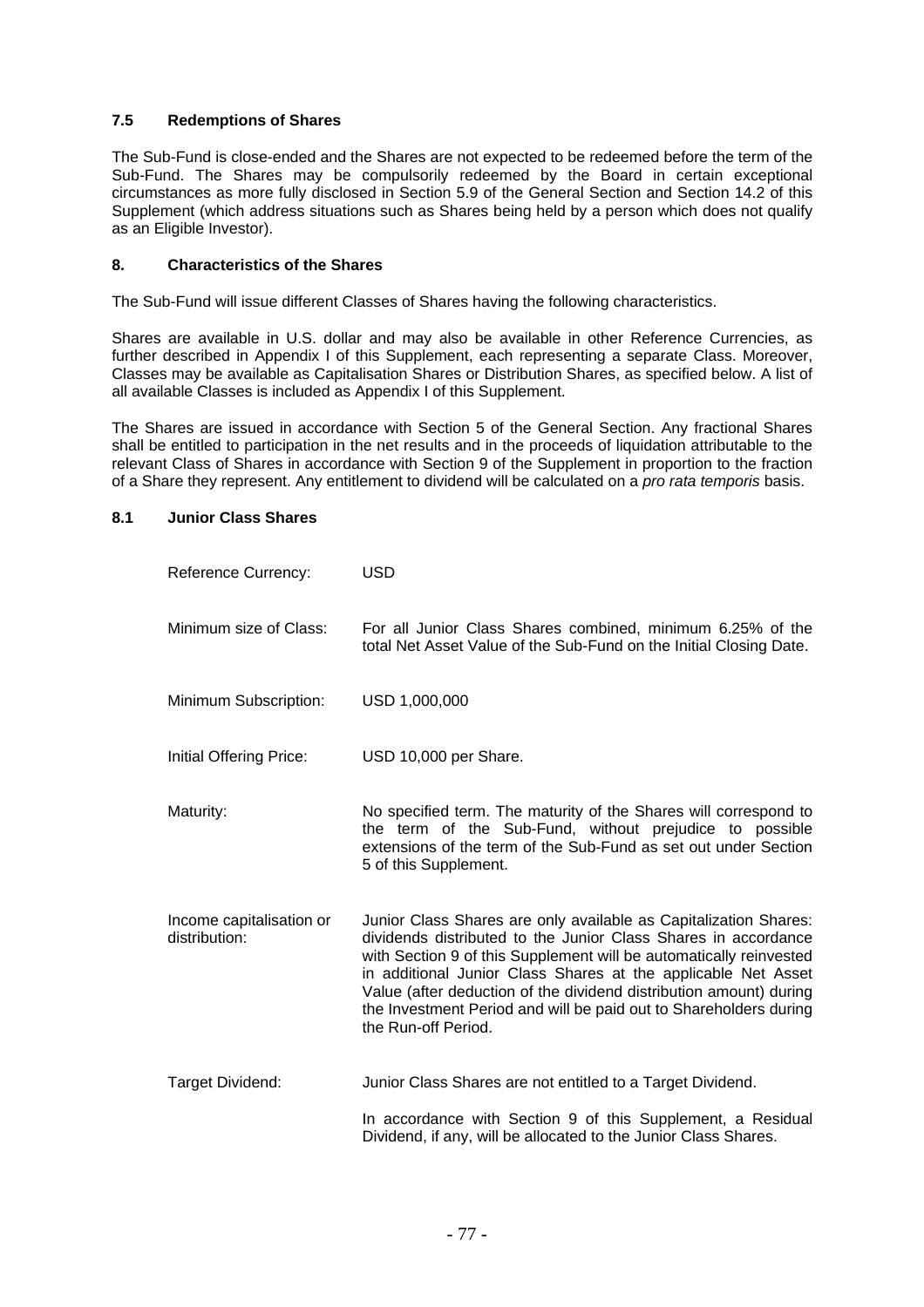### 7.5 Redemptions of Shares

The Sub-Fund is close-ended and the Shares are not expected to be redeemed before the term of the Sub-Fund. The Shares may be compulsorily redeemed by the Board in certain exceptional circumstances as more fully disclosed in Section 5.9 of the General Section and Section 14.2 of this Supplement (which address situations such as Shares being held by a person which does not qualify as an Eligible Investor).

## 8. Characteristics of the Shares

The Sub-Fund will issue different Classes of Shares having the following characteristics.

Shares are available in U.S. dollar and may also be available in other Reference Currencies, as further described in Appendix I of this Supplement, each representing a separate Class. Moreover, Classes may be available as Capitalisation Shares or Distribution Shares, as specified below. A list of all available Classes is included as Appendix I of this Supplement.

The Shares are issued in accordance with Section 5 of the General Section. Any fractional Shares shall be entitled to participation in the net results and in the proceeds of liquidation attributable to the relevant Class of Shares in accordance with Section 9 of the Supplement in proportion to the fraction of a Share they represent. Any entitlement to dividend will be calculated on a *pro rata temporis* basis.

### 8.1 Junior Class Shares

| | |
|---|---|
| Reference Currency: | USD |
| Minimum size of Class: | For all Junior Class Shares combined, minimum 6.25% of the total Net Asset Value of the Sub-Fund on the Initial Closing Date. |
| Minimum Subscription: | USD 1,000,000 |
| Initial Offering Price: | USD 10,000 per Share. |
| Maturity: | No specified term. The maturity of the Shares will correspond to the term of the Sub-Fund, without prejudice to possible extensions of the term of the Sub-Fund as set out under Section 5 of this Supplement. |
| Income capitalisation or distribution: | Junior Class Shares are only available as Capitalization Shares: dividends distributed to the Junior Class Shares in accordance with Section 9 of this Supplement will be automatically reinvested in additional Junior Class Shares at the applicable Net Asset Value (after deduction of the dividend distribution amount) during the Investment Period and will be paid out to Shareholders during the Run-off Period. |
| Target Dividend: | Junior Class Shares are not entitled to a Target Dividend.<br><br>In accordance with Section 9 of this Supplement, a Residual Dividend, if any, will be allocated to the Junior Class Shares. |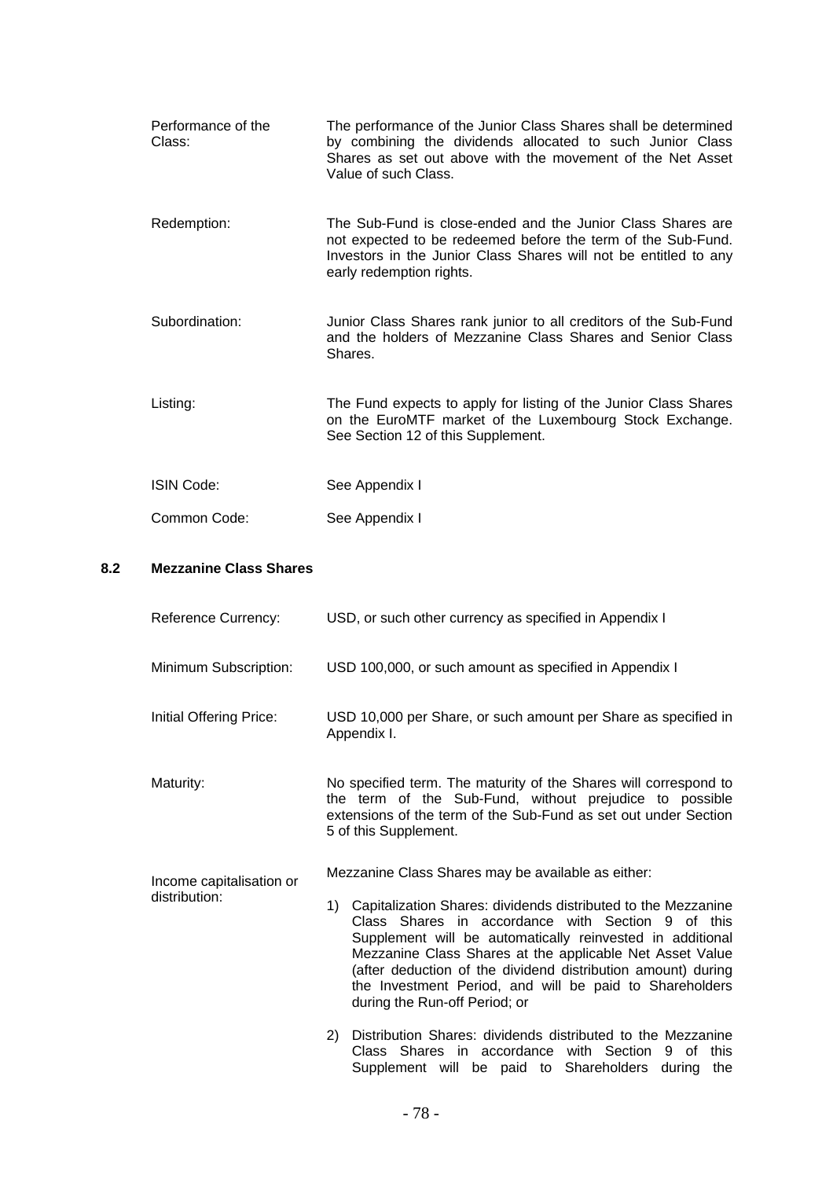| | |
|---|---|
| Performance of the Class: | The performance of the Junior Class Shares shall be determined by combining the dividends allocated to such Junior Class Shares as set out above with the movement of the Net Asset Value of such Class. |
| Redemption: | The Sub-Fund is close-ended and the Junior Class Shares are not expected to be redeemed before the term of the Sub-Fund. Investors in the Junior Class Shares will not be entitled to any early redemption rights. |
| Subordination: | Junior Class Shares rank junior to all creditors of the Sub-Fund and the holders of Mezzanine Class Shares and Senior Class Shares. |
| Listing: | The Fund expects to apply for listing of the Junior Class Shares on the EuroMTF market of the Luxembourg Stock Exchange. See Section 12 of this Supplement. |
| ISIN Code: | See Appendix I |
| Common Code: | See Appendix I |

## 8.2 Mezzanine Class Shares

| | |
|---|---|
| Reference Currency: | USD, or such other currency as specified in Appendix I |
| Minimum Subscription: | USD 100,000, or such amount as specified in Appendix I |
| Initial Offering Price: | USD 10,000 per Share, or such amount per Share as specified in Appendix I. |
| Maturity: | No specified term. The maturity of the Shares will correspond to the term of the Sub-Fund, without prejudice to possible extensions of the term of the Sub-Fund as set out under Section 5 of this Supplement. |
| Income capitalisation or distribution: | Mezzanine Class Shares may be available as either:<br><br>1) Capitalization Shares: dividends distributed to the Mezzanine Class Shares in accordance with Section 9 of this Supplement will be automatically reinvested in additional Mezzanine Class Shares at the applicable Net Asset Value (after deduction of the dividend distribution amount) during the Investment Period, and will be paid to Shareholders during the Run-off Period; or<br><br>2) Distribution Shares: dividends distributed to the Mezzanine Class Shares in accordance with Section 9 of this Supplement will be paid to Shareholders during the |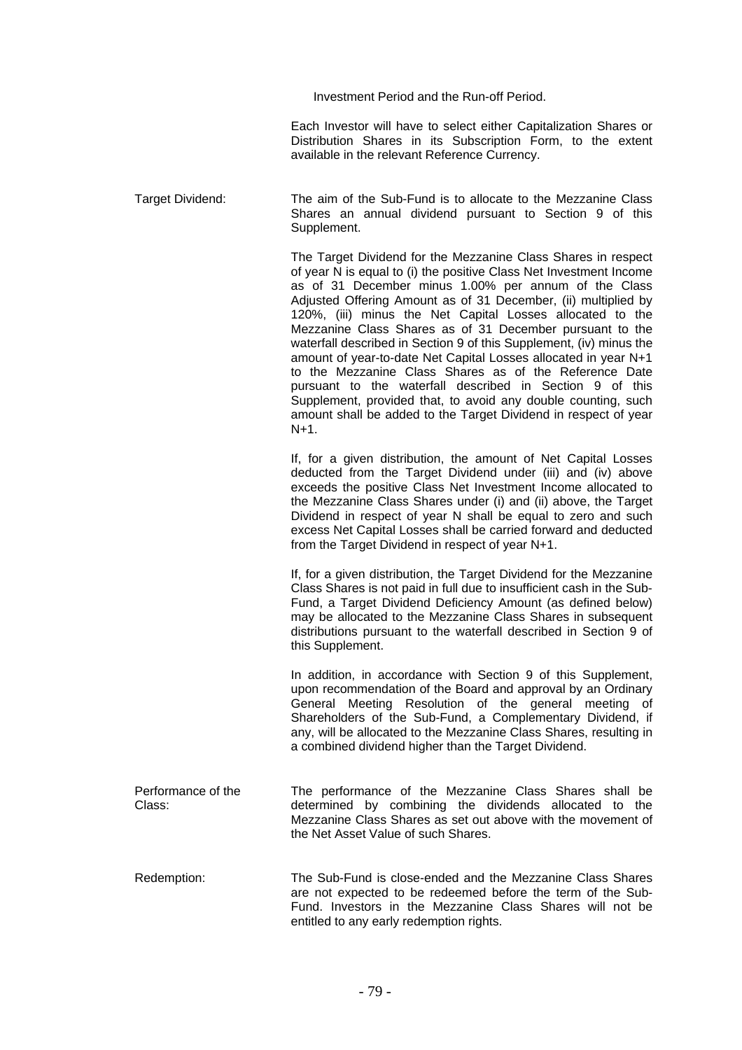Investment Period and the Run-off Period.

Each Investor will have to select either Capitalization Shares or Distribution Shares in its Subscription Form, to the extent available in the relevant Reference Currency.

| | |
|---|---|
| Target Dividend: | The aim of the Sub-Fund is to allocate to the Mezzanine Class Shares an annual dividend pursuant to Section 9 of this Supplement.<br><br>The Target Dividend for the Mezzanine Class Shares in respect of year N is equal to (i) the positive Class Net Investment Income as of 31 December minus 1.00% per annum of the Class Adjusted Offering Amount as of 31 December, (ii) multiplied by 120%, (iii) minus the Net Capital Losses allocated to the Mezzanine Class Shares as of 31 December pursuant to the waterfall described in Section 9 of this Supplement, (iv) minus the amount of year-to-date Net Capital Losses allocated in year N+1 to the Mezzanine Class Shares as of the Reference Date pursuant to the waterfall described in Section 9 of this Supplement, provided that, to avoid any double counting, such amount shall be added to the Target Dividend in respect of year N+1.<br><br>If, for a given distribution, the amount of Net Capital Losses deducted from the Target Dividend under (iii) and (iv) above exceeds the positive Class Net Investment Income allocated to the Mezzanine Class Shares under (i) and (ii) above, the Target Dividend in respect of year N shall be equal to zero and such excess Net Capital Losses shall be carried forward and deducted from the Target Dividend in respect of year N+1.<br><br>If, for a given distribution, the Target Dividend for the Mezzanine Class Shares is not paid in full due to insufficient cash in the Sub-Fund, a Target Dividend Deficiency Amount (as defined below) may be allocated to the Mezzanine Class Shares in subsequent distributions pursuant to the waterfall described in Section 9 of this Supplement.<br><br>In addition, in accordance with Section 9 of this Supplement, upon recommendation of the Board and approval by an Ordinary General Meeting Resolution of the general meeting of Shareholders of the Sub-Fund, a Complementary Dividend, if any, will be allocated to the Mezzanine Class Shares, resulting in a combined dividend higher than the Target Dividend. |
| Performance of the Class: | The performance of the Mezzanine Class Shares shall be determined by combining the dividends allocated to the Mezzanine Class Shares as set out above with the movement of the Net Asset Value of such Shares. |
| Redemption: | The Sub-Fund is close-ended and the Mezzanine Class Shares are not expected to be redeemed before the term of the Sub-Fund. Investors in the Mezzanine Class Shares will not be entitled to any early redemption rights. |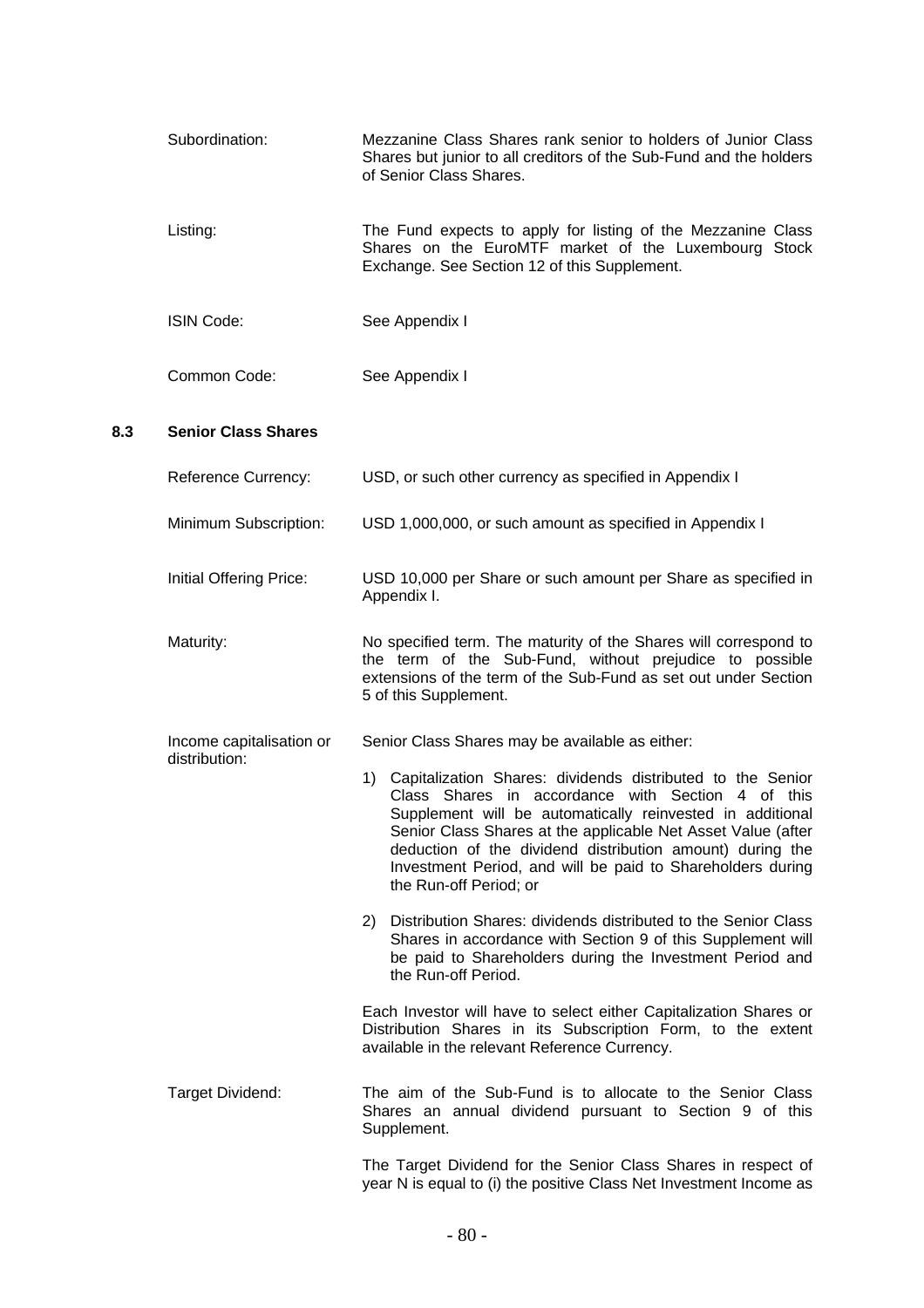| | |
|---|---|
| Subordination: | Mezzanine Class Shares rank senior to holders of Junior Class Shares but junior to all creditors of the Sub-Fund and the holders of Senior Class Shares. |
| Listing: | The Fund expects to apply for listing of the Mezzanine Class Shares on the EuroMTF market of the Luxembourg Stock Exchange. See Section 12 of this Supplement. |
| ISIN Code: | See Appendix I |
| Common Code: | See Appendix I |

## 8.3 Senior Class Shares

| | |
|---|---|
| Reference Currency: | USD, or such other currency as specified in Appendix I |
| Minimum Subscription: | USD 1,000,000, or such amount as specified in Appendix I |
| Initial Offering Price: | USD 10,000 per Share or such amount per Share as specified in Appendix I. |
| Maturity: | No specified term. The maturity of the Shares will correspond to the term of the Sub-Fund, without prejudice to possible extensions of the term of the Sub-Fund as set out under Section 5 of this Supplement. |
| Income capitalisation or distribution: | Senior Class Shares may be available as either:<br><br>1) Capitalization Shares: dividends distributed to the Senior Class Shares in accordance with Section 4 of this Supplement will be automatically reinvested in additional Senior Class Shares at the applicable Net Asset Value (after deduction of the dividend distribution amount) during the Investment Period, and will be paid to Shareholders during the Run-off Period; or<br><br>2) Distribution Shares: dividends distributed to the Senior Class Shares in accordance with Section 9 of this Supplement will be paid to Shareholders during the Investment Period and the Run-off Period.<br><br>Each Investor will have to select either Capitalization Shares or Distribution Shares in its Subscription Form, to the extent available in the relevant Reference Currency. |
| Target Dividend: | The aim of the Sub-Fund is to allocate to the Senior Class Shares an annual dividend pursuant to Section 9 of this Supplement.<br><br>The Target Dividend for the Senior Class Shares in respect of year N is equal to (i) the positive Class Net Investment Income as |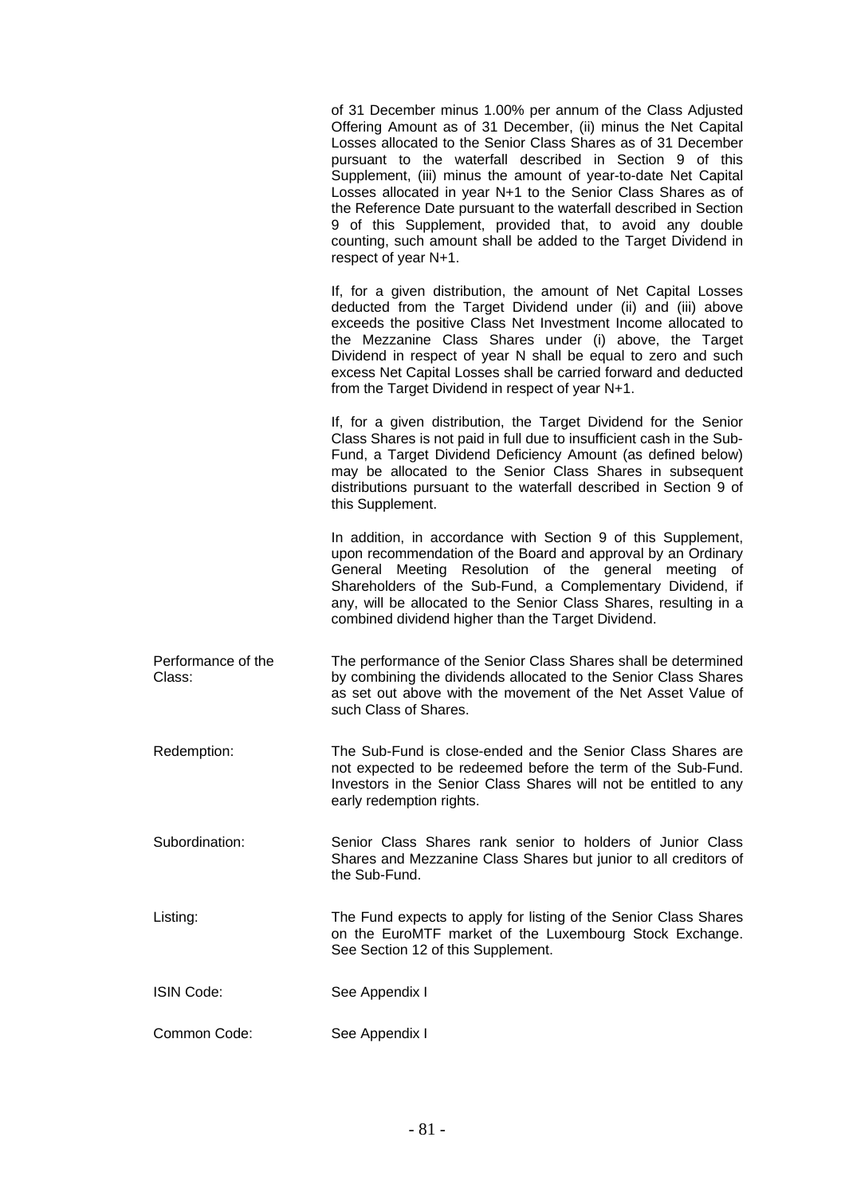of 31 December minus 1.00% per annum of the Class Adjusted Offering Amount as of 31 December, (ii) minus the Net Capital Losses allocated to the Senior Class Shares as of 31 December pursuant to the waterfall described in Section 9 of this Supplement, (iii) minus the amount of year-to-date Net Capital Losses allocated in year N+1 to the Senior Class Shares as of the Reference Date pursuant to the waterfall described in Section 9 of this Supplement, provided that, to avoid any double counting, such amount shall be added to the Target Dividend in respect of year N+1.

If, for a given distribution, the amount of Net Capital Losses deducted from the Target Dividend under (ii) and (iii) above exceeds the positive Class Net Investment Income allocated to the Mezzanine Class Shares under (i) above, the Target Dividend in respect of year N shall be equal to zero and such excess Net Capital Losses shall be carried forward and deducted from the Target Dividend in respect of year N+1.

If, for a given distribution, the Target Dividend for the Senior Class Shares is not paid in full due to insufficient cash in the Sub-Fund, a Target Dividend Deficiency Amount (as defined below) may be allocated to the Senior Class Shares in subsequent distributions pursuant to the waterfall described in Section 9 of this Supplement.

In addition, in accordance with Section 9 of this Supplement, upon recommendation of the Board and approval by an Ordinary General Meeting Resolution of the general meeting of Shareholders of the Sub-Fund, a Complementary Dividend, if any, will be allocated to the Senior Class Shares, resulting in a combined dividend higher than the Target Dividend.

| | |
|---|---|
| Performance of the Class: | The performance of the Senior Class Shares shall be determined by combining the dividends allocated to the Senior Class Shares as set out above with the movement of the Net Asset Value of such Class of Shares. |
| Redemption: | The Sub-Fund is close-ended and the Senior Class Shares are not expected to be redeemed before the term of the Sub-Fund. Investors in the Senior Class Shares will not be entitled to any early redemption rights. |
| Subordination: | Senior Class Shares rank senior to holders of Junior Class Shares and Mezzanine Class Shares but junior to all creditors of the Sub-Fund. |
| Listing: | The Fund expects to apply for listing of the Senior Class Shares on the EuroMTF market of the Luxembourg Stock Exchange. See Section 12 of this Supplement. |
| ISIN Code: | See Appendix I |
| Common Code: | See Appendix I |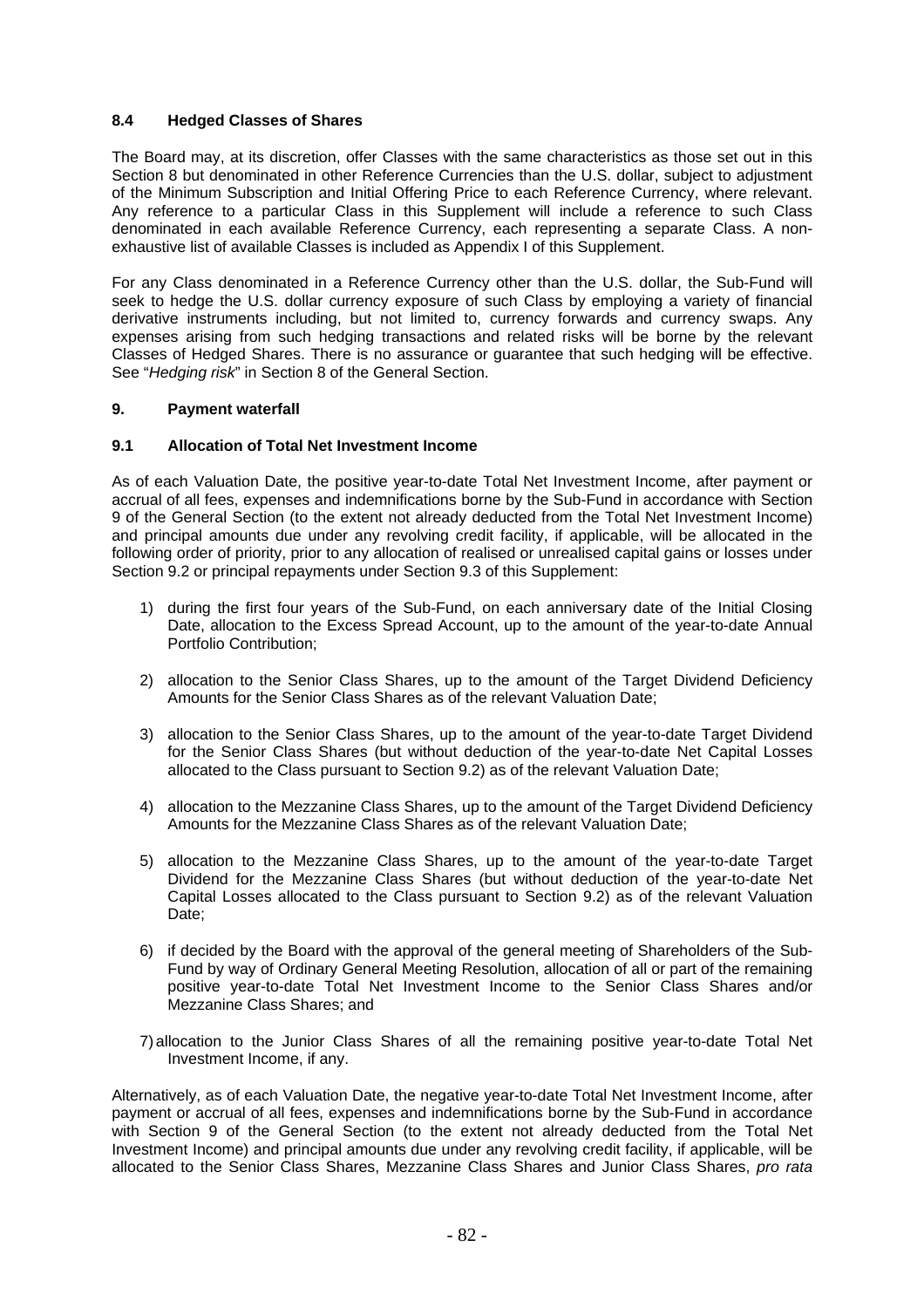### 8.4 Hedged Classes of Shares

The Board may, at its discretion, offer Classes with the same characteristics as those set out in this Section 8 but denominated in other Reference Currencies than the U.S. dollar, subject to adjustment of the Minimum Subscription and Initial Offering Price to each Reference Currency, where relevant. Any reference to a particular Class in this Supplement will include a reference to such Class denominated in each available Reference Currency, each representing a separate Class. A non-exhaustive list of available Classes is included as Appendix I of this Supplement.

For any Class denominated in a Reference Currency other than the U.S. dollar, the Sub-Fund will seek to hedge the U.S. dollar currency exposure of such Class by employing a variety of financial derivative instruments including, but not limited to, currency forwards and currency swaps. Any expenses arising from such hedging transactions and related risks will be borne by the relevant Classes of Hedged Shares. There is no assurance or guarantee that such hedging will be effective. See "*Hedging risk*" in Section 8 of the General Section.

## 9. Payment waterfall

### 9.1 Allocation of Total Net Investment Income

As of each Valuation Date, the positive year-to-date Total Net Investment Income, after payment or accrual of all fees, expenses and indemnifications borne by the Sub-Fund in accordance with Section 9 of the General Section (to the extent not already deducted from the Total Net Investment Income) and principal amounts due under any revolving credit facility, if applicable, will be allocated in the following order of priority, prior to any allocation of realised or unrealised capital gains or losses under Section 9.2 or principal repayments under Section 9.3 of this Supplement:

1) during the first four years of the Sub-Fund, on each anniversary date of the Initial Closing Date, allocation to the Excess Spread Account, up to the amount of the year-to-date Annual Portfolio Contribution;

2) allocation to the Senior Class Shares, up to the amount of the Target Dividend Deficiency Amounts for the Senior Class Shares as of the relevant Valuation Date;

3) allocation to the Senior Class Shares, up to the amount of the year-to-date Target Dividend for the Senior Class Shares (but without deduction of the year-to-date Net Capital Losses allocated to the Class pursuant to Section 9.2) as of the relevant Valuation Date;

4) allocation to the Mezzanine Class Shares, up to the amount of the Target Dividend Deficiency Amounts for the Mezzanine Class Shares as of the relevant Valuation Date;

5) allocation to the Mezzanine Class Shares, up to the amount of the year-to-date Target Dividend for the Mezzanine Class Shares (but without deduction of the year-to-date Net Capital Losses allocated to the Class pursuant to Section 9.2) as of the relevant Valuation Date;

6) if decided by the Board with the approval of the general meeting of Shareholders of the Sub-Fund by way of Ordinary General Meeting Resolution, allocation of all or part of the remaining positive year-to-date Total Net Investment Income to the Senior Class Shares and/or Mezzanine Class Shares; and

7) allocation to the Junior Class Shares of all the remaining positive year-to-date Total Net Investment Income, if any.

Alternatively, as of each Valuation Date, the negative year-to-date Total Net Investment Income, after payment or accrual of all fees, expenses and indemnifications borne by the Sub-Fund in accordance with Section 9 of the General Section (to the extent not already deducted from the Total Net Investment Income) and principal amounts due under any revolving credit facility, if applicable, will be allocated to the Senior Class Shares, Mezzanine Class Shares and Junior Class Shares, *pro rata*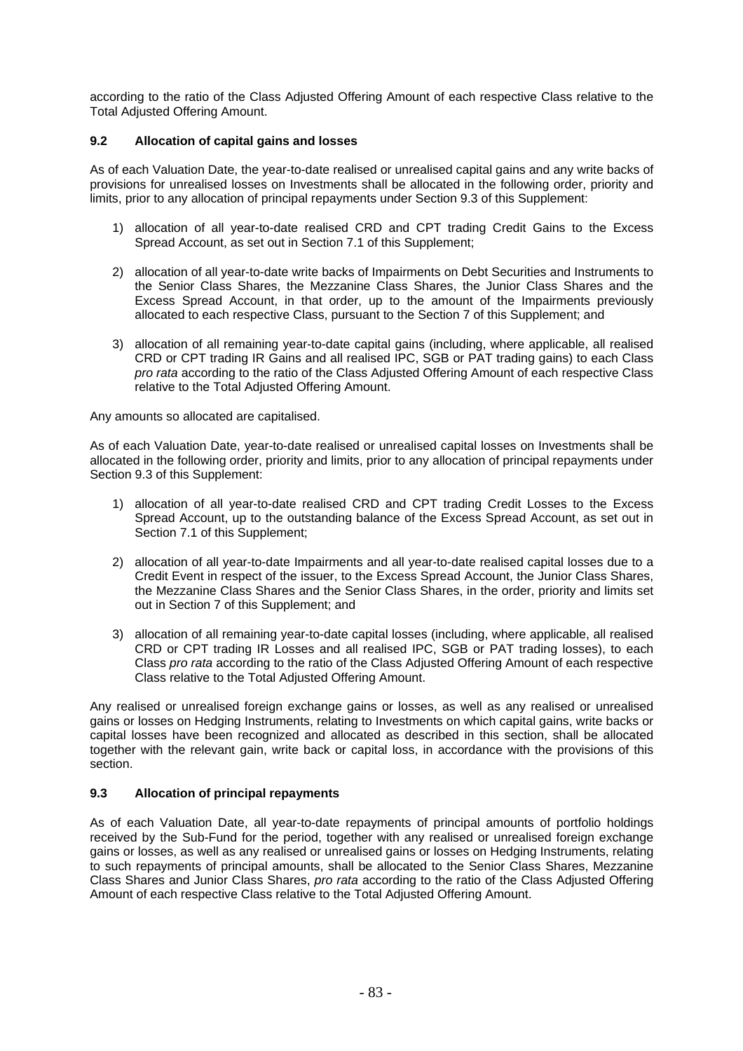according to the ratio of the Class Adjusted Offering Amount of each respective Class relative to the Total Adjusted Offering Amount.

### 9.2 Allocation of capital gains and losses

As of each Valuation Date, the year-to-date realised or unrealised capital gains and any write backs of provisions for unrealised losses on Investments shall be allocated in the following order, priority and limits, prior to any allocation of principal repayments under Section 9.3 of this Supplement:

1) allocation of all year-to-date realised CRD and CPT trading Credit Gains to the Excess Spread Account, as set out in Section 7.1 of this Supplement;

2) allocation of all year-to-date write backs of Impairments on Debt Securities and Instruments to the Senior Class Shares, the Mezzanine Class Shares, the Junior Class Shares and the Excess Spread Account, in that order, up to the amount of the Impairments previously allocated to each respective Class, pursuant to the Section 7 of this Supplement; and

3) allocation of all remaining year-to-date capital gains (including, where applicable, all realised CRD or CPT trading IR Gains and all realised IPC, SGB or PAT trading gains) to each Class *pro rata* according to the ratio of the Class Adjusted Offering Amount of each respective Class relative to the Total Adjusted Offering Amount.

Any amounts so allocated are capitalised.

As of each Valuation Date, year-to-date realised or unrealised capital losses on Investments shall be allocated in the following order, priority and limits, prior to any allocation of principal repayments under Section 9.3 of this Supplement:

1) allocation of all year-to-date realised CRD and CPT trading Credit Losses to the Excess Spread Account, up to the outstanding balance of the Excess Spread Account, as set out in Section 7.1 of this Supplement;

2) allocation of all year-to-date Impairments and all year-to-date realised capital losses due to a Credit Event in respect of the issuer, to the Excess Spread Account, the Junior Class Shares, the Mezzanine Class Shares and the Senior Class Shares, in the order, priority and limits set out in Section 7 of this Supplement; and

3) allocation of all remaining year-to-date capital losses (including, where applicable, all realised CRD or CPT trading IR Losses and all realised IPC, SGB or PAT trading losses), to each Class *pro rata* according to the ratio of the Class Adjusted Offering Amount of each respective Class relative to the Total Adjusted Offering Amount.

Any realised or unrealised foreign exchange gains or losses, as well as any realised or unrealised gains or losses on Hedging Instruments, relating to Investments on which capital gains, write backs or capital losses have been recognized and allocated as described in this section, shall be allocated together with the relevant gain, write back or capital loss, in accordance with the provisions of this section.

### 9.3 Allocation of principal repayments

As of each Valuation Date, all year-to-date repayments of principal amounts of portfolio holdings received by the Sub-Fund for the period, together with any realised or unrealised foreign exchange gains or losses, as well as any realised or unrealised gains or losses on Hedging Instruments, relating to such repayments of principal amounts, shall be allocated to the Senior Class Shares, Mezzanine Class Shares and Junior Class Shares, *pro rata* according to the ratio of the Class Adjusted Offering Amount of each respective Class relative to the Total Adjusted Offering Amount.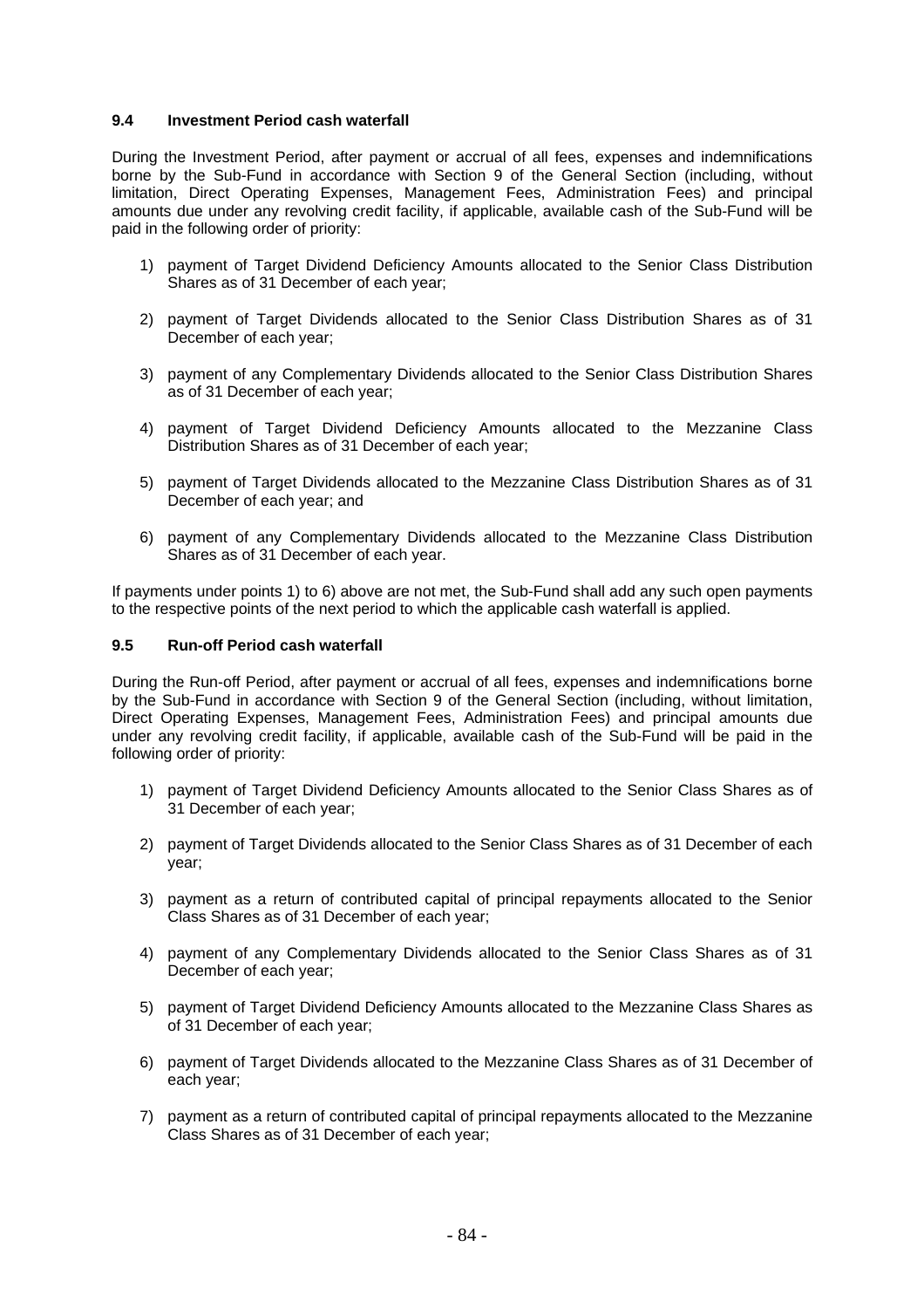### 9.4 Investment Period cash waterfall

During the Investment Period, after payment or accrual of all fees, expenses and indemnifications borne by the Sub-Fund in accordance with Section 9 of the General Section (including, without limitation, Direct Operating Expenses, Management Fees, Administration Fees) and principal amounts due under any revolving credit facility, if applicable, available cash of the Sub-Fund will be paid in the following order of priority:

1) payment of Target Dividend Deficiency Amounts allocated to the Senior Class Distribution Shares as of 31 December of each year;

2) payment of Target Dividends allocated to the Senior Class Distribution Shares as of 31 December of each year;

3) payment of any Complementary Dividends allocated to the Senior Class Distribution Shares as of 31 December of each year;

4) payment of Target Dividend Deficiency Amounts allocated to the Mezzanine Class Distribution Shares as of 31 December of each year;

5) payment of Target Dividends allocated to the Mezzanine Class Distribution Shares as of 31 December of each year; and

6) payment of any Complementary Dividends allocated to the Mezzanine Class Distribution Shares as of 31 December of each year.

If payments under points 1) to 6) above are not met, the Sub-Fund shall add any such open payments to the respective points of the next period to which the applicable cash waterfall is applied.

### 9.5 Run-off Period cash waterfall

During the Run-off Period, after payment or accrual of all fees, expenses and indemnifications borne by the Sub-Fund in accordance with Section 9 of the General Section (including, without limitation, Direct Operating Expenses, Management Fees, Administration Fees) and principal amounts due under any revolving credit facility, if applicable, available cash of the Sub-Fund will be paid in the following order of priority:

1) payment of Target Dividend Deficiency Amounts allocated to the Senior Class Shares as of 31 December of each year;

2) payment of Target Dividends allocated to the Senior Class Shares as of 31 December of each year;

3) payment as a return of contributed capital of principal repayments allocated to the Senior Class Shares as of 31 December of each year;

4) payment of any Complementary Dividends allocated to the Senior Class Shares as of 31 December of each year;

5) payment of Target Dividend Deficiency Amounts allocated to the Mezzanine Class Shares as of 31 December of each year;

6) payment of Target Dividends allocated to the Mezzanine Class Shares as of 31 December of each year;

7) payment as a return of contributed capital of principal repayments allocated to the Mezzanine Class Shares as of 31 December of each year;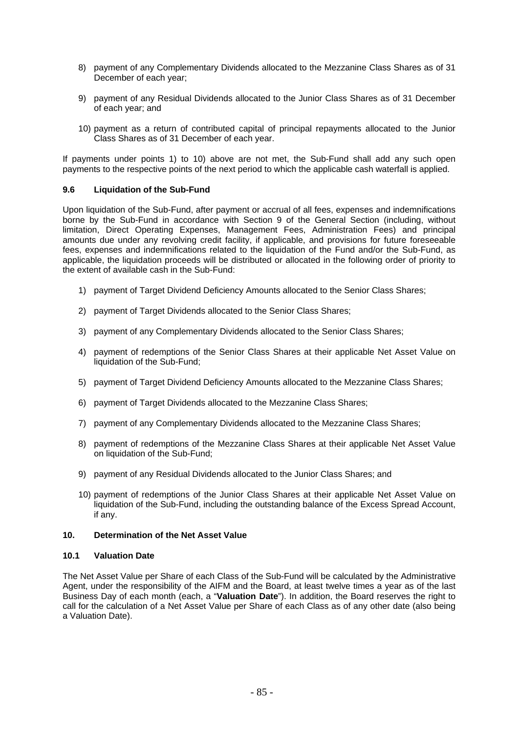8) payment of any Complementary Dividends allocated to the Mezzanine Class Shares as of 31 December of each year;

9) payment of any Residual Dividends allocated to the Junior Class Shares as of 31 December of each year; and

10) payment as a return of contributed capital of principal repayments allocated to the Junior Class Shares as of 31 December of each year.

If payments under points 1) to 10) above are not met, the Sub-Fund shall add any such open payments to the respective points of the next period to which the applicable cash waterfall is applied.

### 9.6 Liquidation of the Sub-Fund

Upon liquidation of the Sub-Fund, after payment or accrual of all fees, expenses and indemnifications borne by the Sub-Fund in accordance with Section 9 of the General Section (including, without limitation, Direct Operating Expenses, Management Fees, Administration Fees) and principal amounts due under any revolving credit facility, if applicable, and provisions for future foreseeable fees, expenses and indemnifications related to the liquidation of the Fund and/or the Sub-Fund, as applicable, the liquidation proceeds will be distributed or allocated in the following order of priority to the extent of available cash in the Sub-Fund:

1) payment of Target Dividend Deficiency Amounts allocated to the Senior Class Shares;

2) payment of Target Dividends allocated to the Senior Class Shares;

3) payment of any Complementary Dividends allocated to the Senior Class Shares;

4) payment of redemptions of the Senior Class Shares at their applicable Net Asset Value on liquidation of the Sub-Fund;

5) payment of Target Dividend Deficiency Amounts allocated to the Mezzanine Class Shares;

6) payment of Target Dividends allocated to the Mezzanine Class Shares;

7) payment of any Complementary Dividends allocated to the Mezzanine Class Shares;

8) payment of redemptions of the Mezzanine Class Shares at their applicable Net Asset Value on liquidation of the Sub-Fund;

9) payment of any Residual Dividends allocated to the Junior Class Shares; and

10) payment of redemptions of the Junior Class Shares at their applicable Net Asset Value on liquidation of the Sub-Fund, including the outstanding balance of the Excess Spread Account, if any.

## 10. Determination of the Net Asset Value

### 10.1 Valuation Date

The Net Asset Value per Share of each Class of the Sub-Fund will be calculated by the Administrative Agent, under the responsibility of the AIFM and the Board, at least twelve times a year as of the last Business Day of each month (each, a "**Valuation Date**"). In addition, the Board reserves the right to call for the calculation of a Net Asset Value per Share of each Class as of any other date (also being a Valuation Date).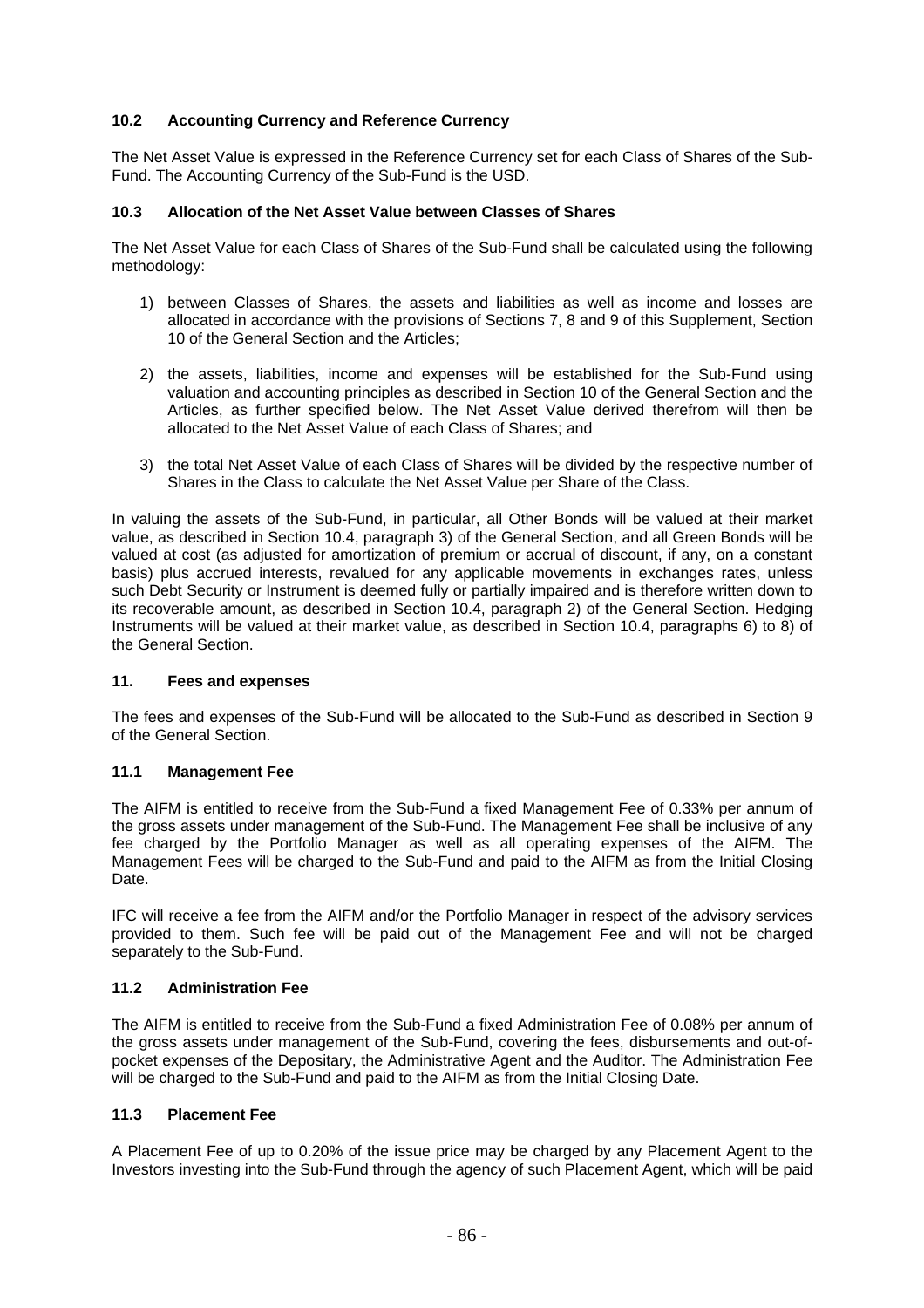### 10.2 Accounting Currency and Reference Currency

The Net Asset Value is expressed in the Reference Currency set for each Class of Shares of the Sub-Fund. The Accounting Currency of the Sub-Fund is the USD.

### 10.3 Allocation of the Net Asset Value between Classes of Shares

The Net Asset Value for each Class of Shares of the Sub-Fund shall be calculated using the following methodology:

1) between Classes of Shares, the assets and liabilities as well as income and losses are allocated in accordance with the provisions of Sections 7, 8 and 9 of this Supplement, Section 10 of the General Section and the Articles;

2) the assets, liabilities, income and expenses will be established for the Sub-Fund using valuation and accounting principles as described in Section 10 of the General Section and the Articles, as further specified below. The Net Asset Value derived therefrom will then be allocated to the Net Asset Value of each Class of Shares; and

3) the total Net Asset Value of each Class of Shares will be divided by the respective number of Shares in the Class to calculate the Net Asset Value per Share of the Class.

In valuing the assets of the Sub-Fund, in particular, all Other Bonds will be valued at their market value, as described in Section 10.4, paragraph 3) of the General Section, and all Green Bonds will be valued at cost (as adjusted for amortization of premium or accrual of discount, if any, on a constant basis) plus accrued interests, revalued for any applicable movements in exchanges rates, unless such Debt Security or Instrument is deemed fully or partially impaired and is therefore written down to its recoverable amount, as described in Section 10.4, paragraph 2) of the General Section. Hedging Instruments will be valued at their market value, as described in Section 10.4, paragraphs 6) to 8) of the General Section.

## 11. Fees and expenses

The fees and expenses of the Sub-Fund will be allocated to the Sub-Fund as described in Section 9 of the General Section.

### 11.1 Management Fee

The AIFM is entitled to receive from the Sub-Fund a fixed Management Fee of 0.33% per annum of the gross assets under management of the Sub-Fund. The Management Fee shall be inclusive of any fee charged by the Portfolio Manager as well as all operating expenses of the AIFM. The Management Fees will be charged to the Sub-Fund and paid to the AIFM as from the Initial Closing Date.

IFC will receive a fee from the AIFM and/or the Portfolio Manager in respect of the advisory services provided to them. Such fee will be paid out of the Management Fee and will not be charged separately to the Sub-Fund.

### 11.2 Administration Fee

The AIFM is entitled to receive from the Sub-Fund a fixed Administration Fee of 0.08% per annum of the gross assets under management of the Sub-Fund, covering the fees, disbursements and out-of-pocket expenses of the Depositary, the Administrative Agent and the Auditor. The Administration Fee will be charged to the Sub-Fund and paid to the AIFM as from the Initial Closing Date.

### 11.3 Placement Fee

A Placement Fee of up to 0.20% of the issue price may be charged by any Placement Agent to the Investors investing into the Sub-Fund through the agency of such Placement Agent, which will be paid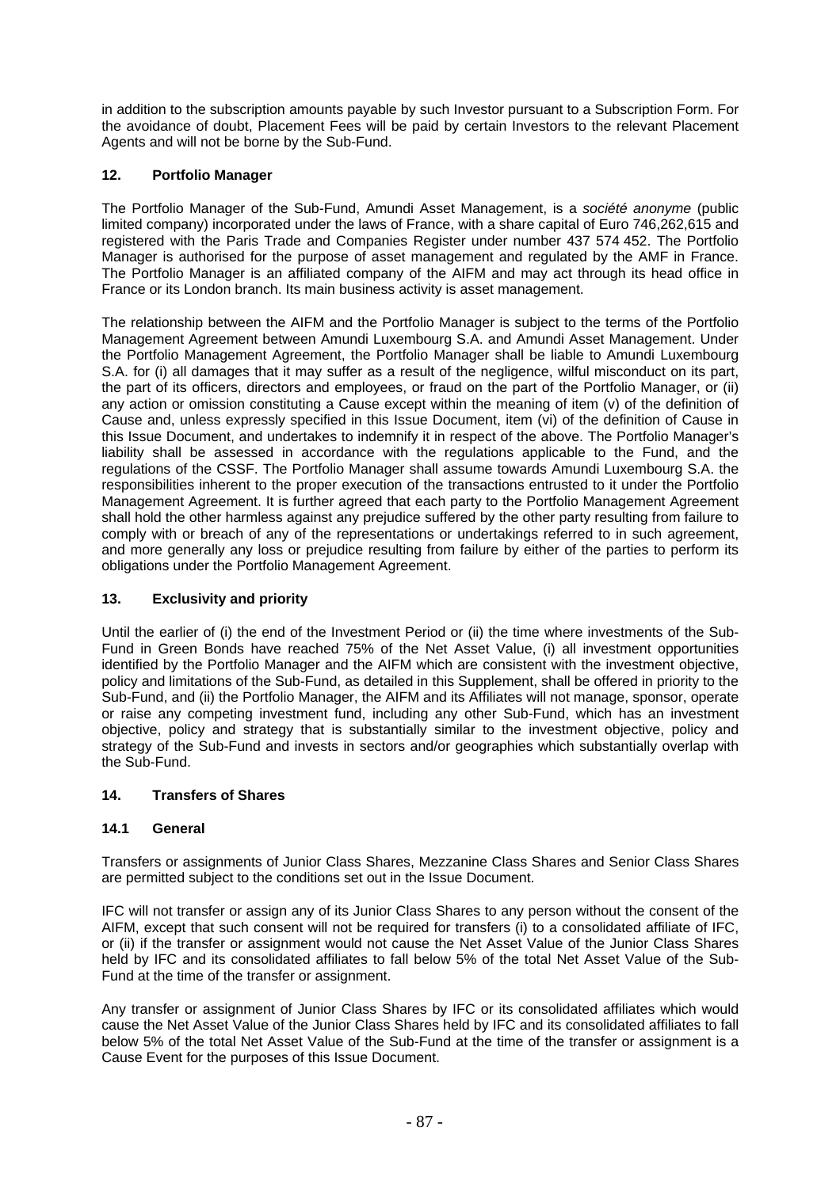in addition to the subscription amounts payable by such Investor pursuant to a Subscription Form. For the avoidance of doubt, Placement Fees will be paid by certain Investors to the relevant Placement Agents and will not be borne by the Sub-Fund.

## 12. Portfolio Manager

The Portfolio Manager of the Sub-Fund, Amundi Asset Management, is a *société anonyme* (public limited company) incorporated under the laws of France, with a share capital of Euro 746,262,615 and registered with the Paris Trade and Companies Register under number 437 574 452. The Portfolio Manager is authorised for the purpose of asset management and regulated by the AMF in France. The Portfolio Manager is an affiliated company of the AIFM and may act through its head office in France or its London branch. Its main business activity is asset management.

The relationship between the AIFM and the Portfolio Manager is subject to the terms of the Portfolio Management Agreement between Amundi Luxembourg S.A. and Amundi Asset Management. Under the Portfolio Management Agreement, the Portfolio Manager shall be liable to Amundi Luxembourg S.A. for (i) all damages that it may suffer as a result of the negligence, wilful misconduct on its part, the part of its officers, directors and employees, or fraud on the part of the Portfolio Manager, or (ii) any action or omission constituting a Cause except within the meaning of item (v) of the definition of Cause and, unless expressly specified in this Issue Document, item (vi) of the definition of Cause in this Issue Document, and undertakes to indemnify it in respect of the above. The Portfolio Manager's liability shall be assessed in accordance with the regulations applicable to the Fund, and the regulations of the CSSF. The Portfolio Manager shall assume towards Amundi Luxembourg S.A. the responsibilities inherent to the proper execution of the transactions entrusted to it under the Portfolio Management Agreement. It is further agreed that each party to the Portfolio Management Agreement shall hold the other harmless against any prejudice suffered by the other party resulting from failure to comply with or breach of any of the representations or undertakings referred to in such agreement, and more generally any loss or prejudice resulting from failure by either of the parties to perform its obligations under the Portfolio Management Agreement.

## 13. Exclusivity and priority

Until the earlier of (i) the end of the Investment Period or (ii) the time where investments of the Sub-Fund in Green Bonds have reached 75% of the Net Asset Value, (i) all investment opportunities identified by the Portfolio Manager and the AIFM which are consistent with the investment objective, policy and limitations of the Sub-Fund, as detailed in this Supplement, shall be offered in priority to the Sub-Fund, and (ii) the Portfolio Manager, the AIFM and its Affiliates will not manage, sponsor, operate or raise any competing investment fund, including any other Sub-Fund, which has an investment objective, policy and strategy that is substantially similar to the investment objective, policy and strategy of the Sub-Fund and invests in sectors and/or geographies which substantially overlap with the Sub-Fund.

## 14. Transfers of Shares

### 14.1 General

Transfers or assignments of Junior Class Shares, Mezzanine Class Shares and Senior Class Shares are permitted subject to the conditions set out in the Issue Document.

IFC will not transfer or assign any of its Junior Class Shares to any person without the consent of the AIFM, except that such consent will not be required for transfers (i) to a consolidated affiliate of IFC, or (ii) if the transfer or assignment would not cause the Net Asset Value of the Junior Class Shares held by IFC and its consolidated affiliates to fall below 5% of the total Net Asset Value of the Sub-Fund at the time of the transfer or assignment.

Any transfer or assignment of Junior Class Shares by IFC or its consolidated affiliates which would cause the Net Asset Value of the Junior Class Shares held by IFC and its consolidated affiliates to fall below 5% of the total Net Asset Value of the Sub-Fund at the time of the transfer or assignment is a Cause Event for the purposes of this Issue Document.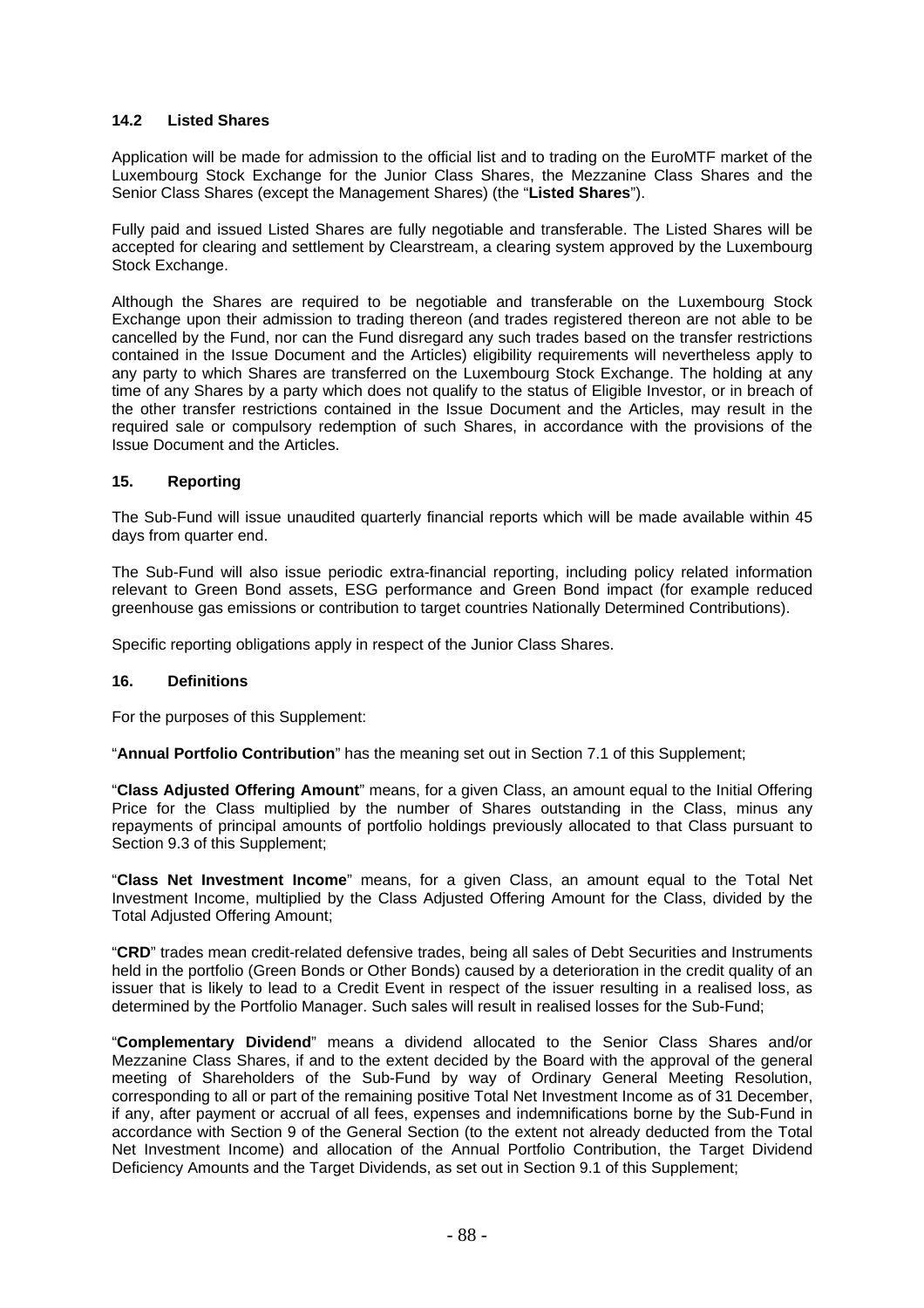### 14.2 Listed Shares

Application will be made for admission to the official list and to trading on the EuroMTF market of the Luxembourg Stock Exchange for the Junior Class Shares, the Mezzanine Class Shares and the Senior Class Shares (except the Management Shares) (the "**Listed Shares**").

Fully paid and issued Listed Shares are fully negotiable and transferable. The Listed Shares will be accepted for clearing and settlement by Clearstream, a clearing system approved by the Luxembourg Stock Exchange.

Although the Shares are required to be negotiable and transferable on the Luxembourg Stock Exchange upon their admission to trading thereon (and trades registered thereon are not able to be cancelled by the Fund, nor can the Fund disregard any such trades based on the transfer restrictions contained in the Issue Document and the Articles) eligibility requirements will nevertheless apply to any party to which Shares are transferred on the Luxembourg Stock Exchange. The holding at any time of any Shares by a party which does not qualify to the status of Eligible Investor, or in breach of the other transfer restrictions contained in the Issue Document and the Articles, may result in the required sale or compulsory redemption of such Shares, in accordance with the provisions of the Issue Document and the Articles.

## 15. Reporting

The Sub-Fund will issue unaudited quarterly financial reports which will be made available within 45 days from quarter end.

The Sub-Fund will also issue periodic extra-financial reporting, including policy related information relevant to Green Bond assets, ESG performance and Green Bond impact (for example reduced greenhouse gas emissions or contribution to target countries Nationally Determined Contributions).

Specific reporting obligations apply in respect of the Junior Class Shares.

## 16. Definitions

For the purposes of this Supplement:

"**Annual Portfolio Contribution**" has the meaning set out in Section 7.1 of this Supplement;

"**Class Adjusted Offering Amount**" means, for a given Class, an amount equal to the Initial Offering Price for the Class multiplied by the number of Shares outstanding in the Class, minus any repayments of principal amounts of portfolio holdings previously allocated to that Class pursuant to Section 9.3 of this Supplement;

"**Class Net Investment Income**" means, for a given Class, an amount equal to the Total Net Investment Income, multiplied by the Class Adjusted Offering Amount for the Class, divided by the Total Adjusted Offering Amount;

"**CRD**" trades mean credit-related defensive trades, being all sales of Debt Securities and Instruments held in the portfolio (Green Bonds or Other Bonds) caused by a deterioration in the credit quality of an issuer that is likely to lead to a Credit Event in respect of the issuer resulting in a realised loss, as determined by the Portfolio Manager. Such sales will result in realised losses for the Sub-Fund;

"**Complementary Dividend**" means a dividend allocated to the Senior Class Shares and/or Mezzanine Class Shares, if and to the extent decided by the Board with the approval of the general meeting of Shareholders of the Sub-Fund by way of Ordinary General Meeting Resolution, corresponding to all or part of the remaining positive Total Net Investment Income as of 31 December, if any, after payment or accrual of all fees, expenses and indemnifications borne by the Sub-Fund in accordance with Section 9 of the General Section (to the extent not already deducted from the Total Net Investment Income) and allocation of the Annual Portfolio Contribution, the Target Dividend Deficiency Amounts and the Target Dividends, as set out in Section 9.1 of this Supplement;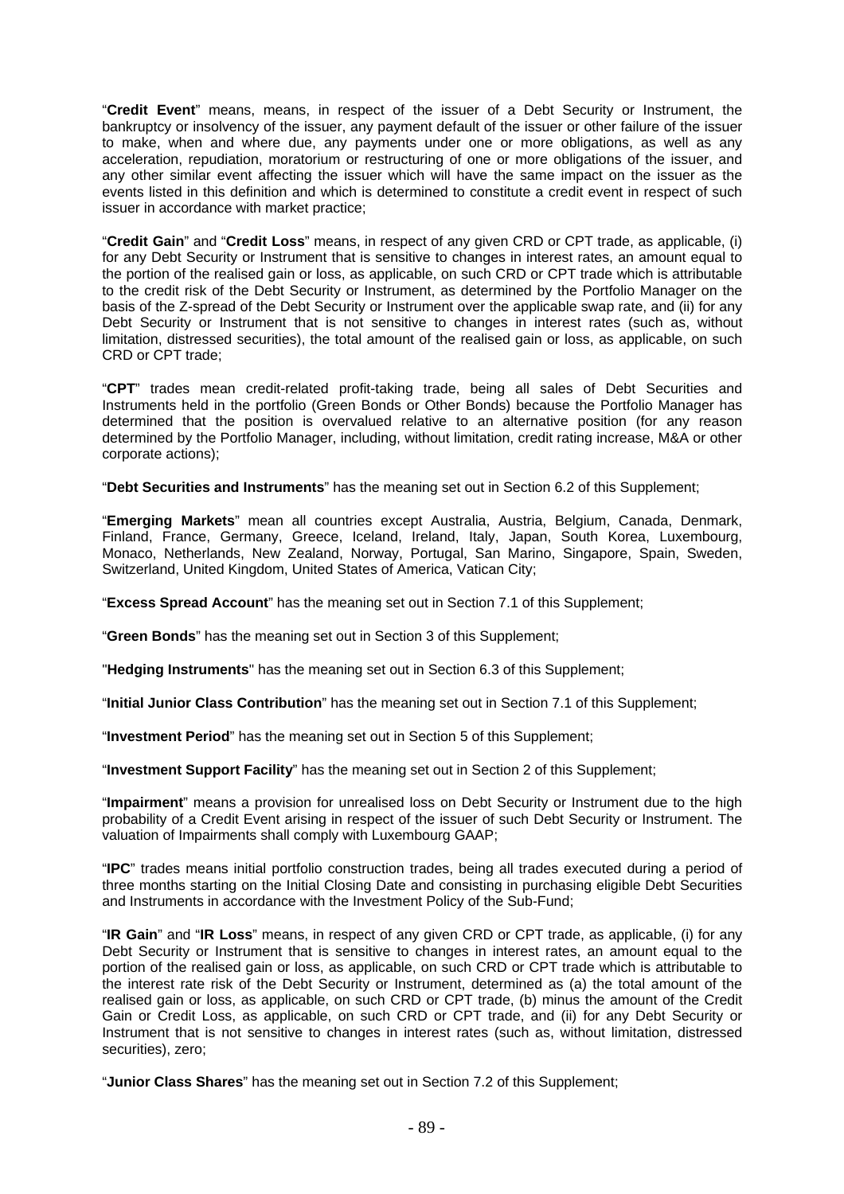"**Credit Event**" means, means, in respect of the issuer of a Debt Security or Instrument, the bankruptcy or insolvency of the issuer, any payment default of the issuer or other failure of the issuer to make, when and where due, any payments under one or more obligations, as well as any acceleration, repudiation, moratorium or restructuring of one or more obligations of the issuer, and any other similar event affecting the issuer which will have the same impact on the issuer as the events listed in this definition and which is determined to constitute a credit event in respect of such issuer in accordance with market practice;

"**Credit Gain**" and "**Credit Loss**" means, in respect of any given CRD or CPT trade, as applicable, (i) for any Debt Security or Instrument that is sensitive to changes in interest rates, an amount equal to the portion of the realised gain or loss, as applicable, on such CRD or CPT trade which is attributable to the credit risk of the Debt Security or Instrument, as determined by the Portfolio Manager on the basis of the Z-spread of the Debt Security or Instrument over the applicable swap rate, and (ii) for any Debt Security or Instrument that is not sensitive to changes in interest rates (such as, without limitation, distressed securities), the total amount of the realised gain or loss, as applicable, on such CRD or CPT trade;

"**CPT**" trades mean credit-related profit-taking trade, being all sales of Debt Securities and Instruments held in the portfolio (Green Bonds or Other Bonds) because the Portfolio Manager has determined that the position is overvalued relative to an alternative position (for any reason determined by the Portfolio Manager, including, without limitation, credit rating increase, M&A or other corporate actions);

"**Debt Securities and Instruments**" has the meaning set out in Section 6.2 of this Supplement;

"**Emerging Markets**" mean all countries except Australia, Austria, Belgium, Canada, Denmark, Finland, France, Germany, Greece, Iceland, Ireland, Italy, Japan, South Korea, Luxembourg, Monaco, Netherlands, New Zealand, Norway, Portugal, San Marino, Singapore, Spain, Sweden, Switzerland, United Kingdom, United States of America, Vatican City;

"**Excess Spread Account**" has the meaning set out in Section 7.1 of this Supplement;

"**Green Bonds**" has the meaning set out in Section 3 of this Supplement;

"**Hedging Instruments**" has the meaning set out in Section 6.3 of this Supplement;

"**Initial Junior Class Contribution**" has the meaning set out in Section 7.1 of this Supplement;

"**Investment Period**" has the meaning set out in Section 5 of this Supplement;

"**Investment Support Facility**" has the meaning set out in Section 2 of this Supplement;

"**Impairment**" means a provision for unrealised loss on Debt Security or Instrument due to the high probability of a Credit Event arising in respect of the issuer of such Debt Security or Instrument. The valuation of Impairments shall comply with Luxembourg GAAP;

"**IPC**" trades means initial portfolio construction trades, being all trades executed during a period of three months starting on the Initial Closing Date and consisting in purchasing eligible Debt Securities and Instruments in accordance with the Investment Policy of the Sub-Fund;

"**IR Gain**" and "**IR Loss**" means, in respect of any given CRD or CPT trade, as applicable, (i) for any Debt Security or Instrument that is sensitive to changes in interest rates, an amount equal to the portion of the realised gain or loss, as applicable, on such CRD or CPT trade which is attributable to the interest rate risk of the Debt Security or Instrument, determined as (a) the total amount of the realised gain or loss, as applicable, on such CRD or CPT trade, (b) minus the amount of the Credit Gain or Credit Loss, as applicable, on such CRD or CPT trade, and (ii) for any Debt Security or Instrument that is not sensitive to changes in interest rates (such as, without limitation, distressed securities), zero;

"**Junior Class Shares**" has the meaning set out in Section 7.2 of this Supplement;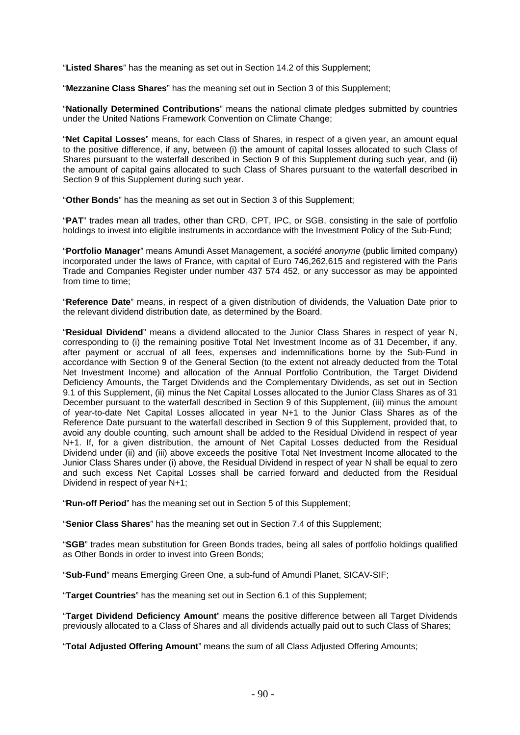"**Listed Shares**" has the meaning as set out in Section 14.2 of this Supplement;

"**Mezzanine Class Shares**" has the meaning set out in Section 3 of this Supplement;

"**Nationally Determined Contributions**" means the national climate pledges submitted by countries under the United Nations Framework Convention on Climate Change;

"**Net Capital Losses**" means, for each Class of Shares, in respect of a given year, an amount equal to the positive difference, if any, between (i) the amount of capital losses allocated to such Class of Shares pursuant to the waterfall described in Section 9 of this Supplement during such year, and (ii) the amount of capital gains allocated to such Class of Shares pursuant to the waterfall described in Section 9 of this Supplement during such year.

"**Other Bonds**" has the meaning as set out in Section 3 of this Supplement;

"**PAT**" trades mean all trades, other than CRD, CPT, IPC, or SGB, consisting in the sale of portfolio holdings to invest into eligible instruments in accordance with the Investment Policy of the Sub-Fund;

"**Portfolio Manager**" means Amundi Asset Management, a *société anonyme* (public limited company) incorporated under the laws of France, with capital of Euro 746,262,615 and registered with the Paris Trade and Companies Register under number 437 574 452, or any successor as may be appointed from time to time;

"**Reference Date**" means, in respect of a given distribution of dividends, the Valuation Date prior to the relevant dividend distribution date, as determined by the Board.

"**Residual Dividend**" means a dividend allocated to the Junior Class Shares in respect of year N, corresponding to (i) the remaining positive Total Net Investment Income as of 31 December, if any, after payment or accrual of all fees, expenses and indemnifications borne by the Sub-Fund in accordance with Section 9 of the General Section (to the extent not already deducted from the Total Net Investment Income) and allocation of the Annual Portfolio Contribution, the Target Dividend Deficiency Amounts, the Target Dividends and the Complementary Dividends, as set out in Section 9.1 of this Supplement, (ii) minus the Net Capital Losses allocated to the Junior Class Shares as of 31 December pursuant to the waterfall described in Section 9 of this Supplement, (iii) minus the amount of year-to-date Net Capital Losses allocated in year N+1 to the Junior Class Shares as of the Reference Date pursuant to the waterfall described in Section 9 of this Supplement, provided that, to avoid any double counting, such amount shall be added to the Residual Dividend in respect of year N+1. If, for a given distribution, the amount of Net Capital Losses deducted from the Residual Dividend under (ii) and (iii) above exceeds the positive Total Net Investment Income allocated to the Junior Class Shares under (i) above, the Residual Dividend in respect of year N shall be equal to zero and such excess Net Capital Losses shall be carried forward and deducted from the Residual Dividend in respect of year N+1;

"**Run-off Period**" has the meaning set out in Section 5 of this Supplement;

"**Senior Class Shares**" has the meaning set out in Section 7.4 of this Supplement;

"**SGB**" trades mean substitution for Green Bonds trades, being all sales of portfolio holdings qualified as Other Bonds in order to invest into Green Bonds;

"**Sub-Fund**" means Emerging Green One, a sub-fund of Amundi Planet, SICAV-SIF;

"**Target Countries**" has the meaning set out in Section 6.1 of this Supplement;

"**Target Dividend Deficiency Amount**" means the positive difference between all Target Dividends previously allocated to a Class of Shares and all dividends actually paid out to such Class of Shares;

"**Total Adjusted Offering Amount**" means the sum of all Class Adjusted Offering Amounts;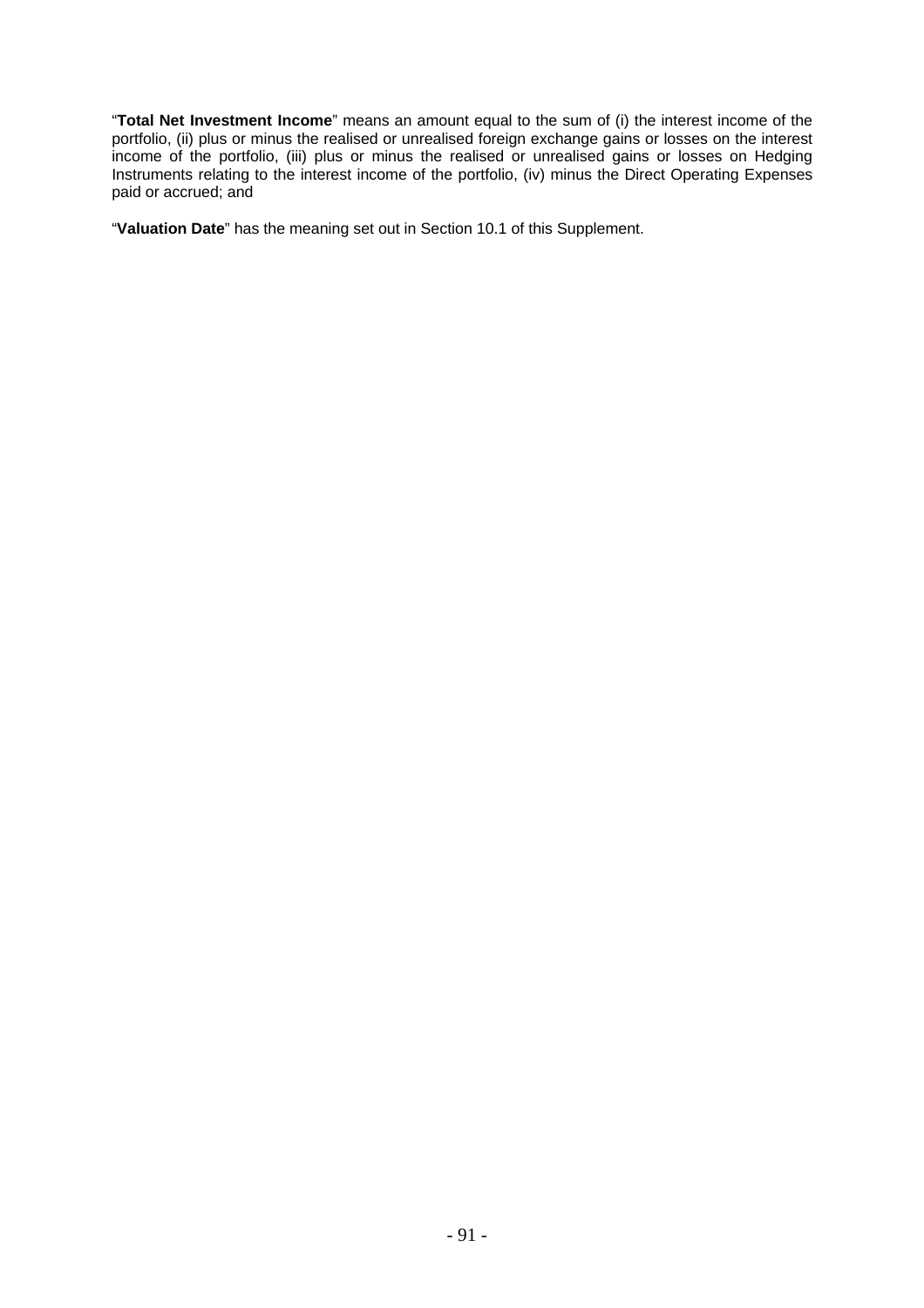"**Total Net Investment Income**" means an amount equal to the sum of (i) the interest income of the portfolio, (ii) plus or minus the realised or unrealised foreign exchange gains or losses on the interest income of the portfolio, (iii) plus or minus the realised or unrealised gains or losses on Hedging Instruments relating to the interest income of the portfolio, (iv) minus the Direct Operating Expenses paid or accrued; and

"**Valuation Date**" has the meaning set out in Section 10.1 of this Supplement.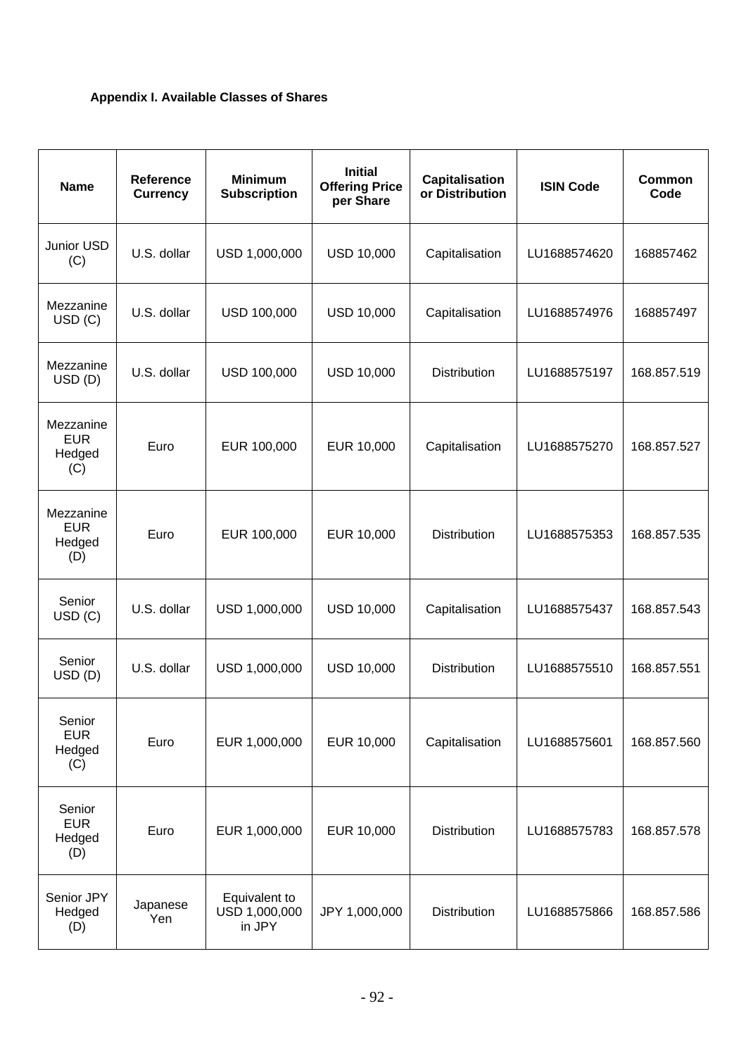**Appendix I. Available Classes of Shares**

| Name | Reference Currency | Minimum Subscription | Initial Offering Price per Share | Capitalisation or Distribution | ISIN Code | Common Code |
|---|---|---|---|---|---|---|
| Junior USD (C) | U.S. dollar | USD 1,000,000 | USD 10,000 | Capitalisation | LU1688574620 | 168857462 |
| Mezzanine USD (C) | U.S. dollar | USD 100,000 | USD 10,000 | Capitalisation | LU1688574976 | 168857497 |
| Mezzanine USD (D) | U.S. dollar | USD 100,000 | USD 10,000 | Distribution | LU1688575197 | 168.857.519 |
| Mezzanine EUR Hedged (C) | Euro | EUR 100,000 | EUR 10,000 | Capitalisation | LU1688575270 | 168.857.527 |
| Mezzanine EUR Hedged (D) | Euro | EUR 100,000 | EUR 10,000 | Distribution | LU1688575353 | 168.857.535 |
| Senior USD (C) | U.S. dollar | USD 1,000,000 | USD 10,000 | Capitalisation | LU1688575437 | 168.857.543 |
| Senior USD (D) | U.S. dollar | USD 1,000,000 | USD 10,000 | Distribution | LU1688575510 | 168.857.551 |
| Senior EUR Hedged (C) | Euro | EUR 1,000,000 | EUR 10,000 | Capitalisation | LU1688575601 | 168.857.560 |
| Senior EUR Hedged (D) | Euro | EUR 1,000,000 | EUR 10,000 | Distribution | LU1688575783 | 168.857.578 |
| Senior JPY Hedged (D) | Japanese Yen | Equivalent to USD 1,000,000 in JPY | JPY 1,000,000 | Distribution | LU1688575866 | 168.857.586 |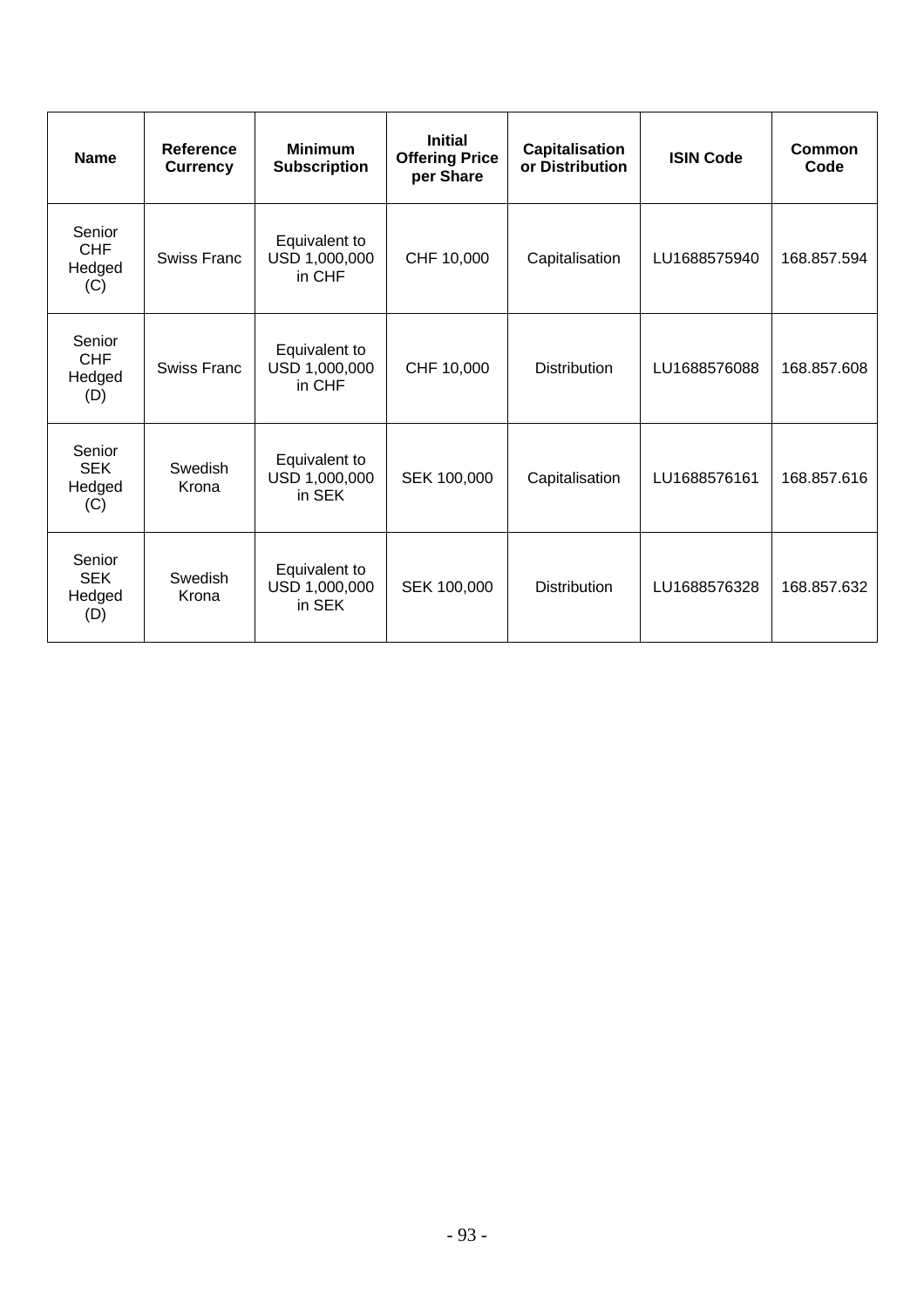| Name | Reference Currency | Minimum Subscription | Initial Offering Price per Share | Capitalisation or Distribution | ISIN Code | Common Code |
|---|---|---|---|---|---|---|
| Senior CHF Hedged (C) | Swiss Franc | Equivalent to USD 1,000,000 in CHF | CHF 10,000 | Capitalisation | LU1688575940 | 168.857.594 |
| Senior CHF Hedged (D) | Swiss Franc | Equivalent to USD 1,000,000 in CHF | CHF 10,000 | Distribution | LU1688576088 | 168.857.608 |
| Senior SEK Hedged (C) | Swedish Krona | Equivalent to USD 1,000,000 in SEK | SEK 100,000 | Capitalisation | LU1688576161 | 168.857.616 |
| Senior SEK Hedged (D) | Swedish Krona | Equivalent to USD 1,000,000 in SEK | SEK 100,000 | Distribution | LU1688576328 | 168.857.632 |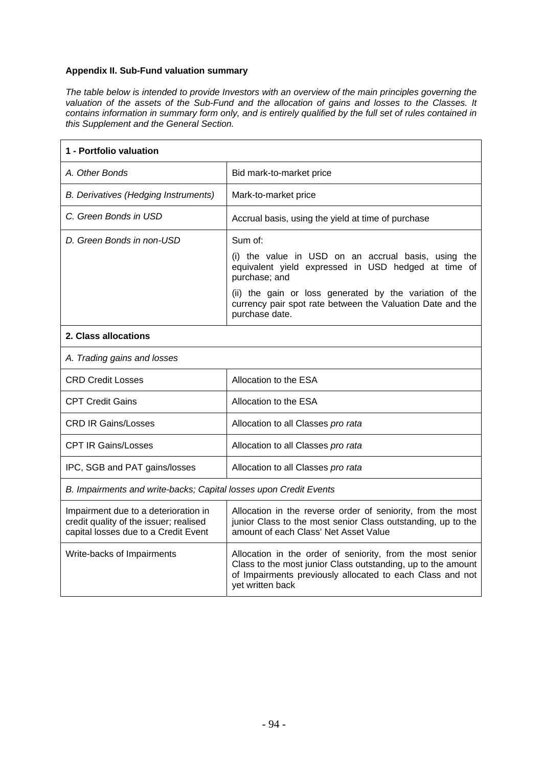**Appendix II. Sub-Fund valuation summary**

*The table below is intended to provide Investors with an overview of the main principles governing the valuation of the assets of the Sub-Fund and the allocation of gains and losses to the Classes. It contains information in summary form only, and is entirely qualified by the full set of rules contained in this Supplement and the General Section.*

| | |
|---|---|
| **1 - Portfolio valuation** | |
| *A. Other Bonds* | Bid mark-to-market price |
| *B. Derivatives (Hedging Instruments)* | Mark-to-market price |
| *C. Green Bonds in USD* | Accrual basis, using the yield at time of purchase |
| *D. Green Bonds in non-USD* | Sum of:<br>(i) the value in USD on an accrual basis, using the equivalent yield expressed in USD hedged at time of purchase; and<br>(ii) the gain or loss generated by the variation of the currency pair spot rate between the Valuation Date and the purchase date. |
| **2. Class allocations** | |
| *A. Trading gains and losses* | |
| CRD Credit Losses | Allocation to the ESA |
| CPT Credit Gains | Allocation to the ESA |
| CRD IR Gains/Losses | Allocation to all Classes *pro rata* |
| CPT IR Gains/Losses | Allocation to all Classes *pro rata* |
| IPC, SGB and PAT gains/losses | Allocation to all Classes *pro rata* |
| *B. Impairments and write-backs; Capital losses upon Credit Events* | |
| Impairment due to a deterioration in credit quality of the issuer; realised capital losses due to a Credit Event | Allocation in the reverse order of seniority, from the most junior Class to the most senior Class outstanding, up to the amount of each Class' Net Asset Value |
| Write-backs of Impairments | Allocation in the order of seniority, from the most senior Class to the most junior Class outstanding, up to the amount of Impairments previously allocated to each Class and not yet written back |